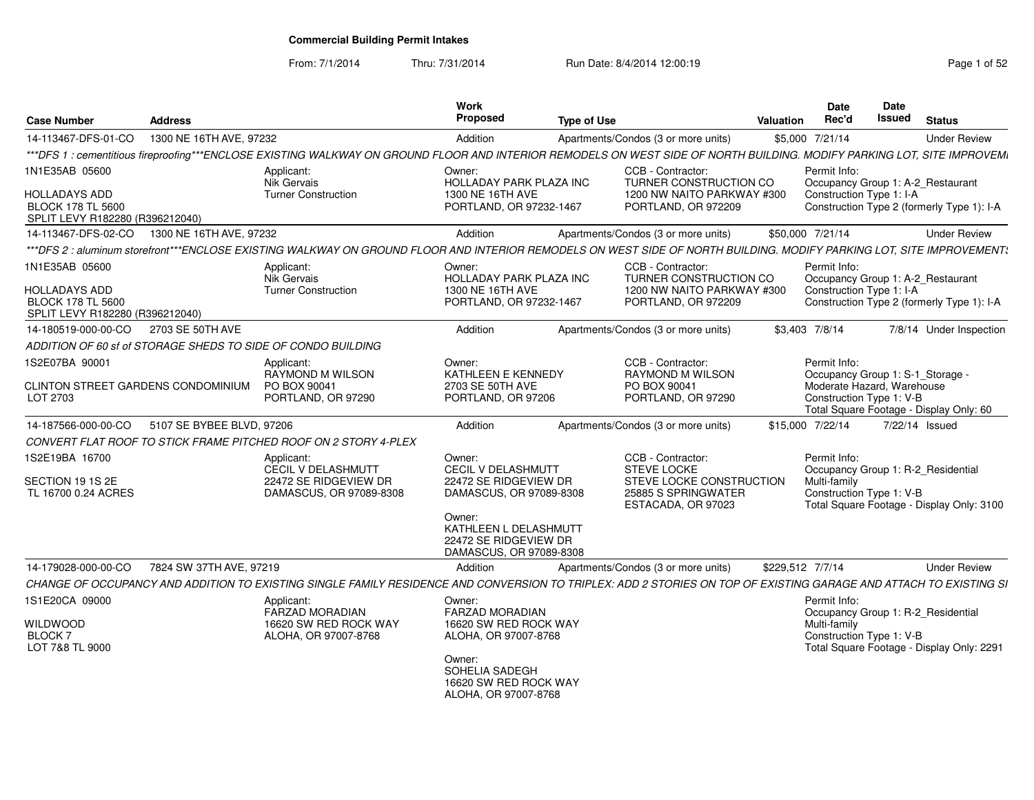# Commercial Building Permit Intakes

From: 7/1/2014 Thru: 7/31/2014 Run Date: 8/4/2014 12:00:19

| Case Number | Address | Work Proposed | Type of Use | Valuation | Date Rec'd | Date Issued | Status |
|---|---|---|---|---|---|---|---|
| 14-113467-DFS-01-CO | 1300 NE 16TH AVE, 97232 | Addition | Apartments/Condos (3 or more units) | $5,000 | 7/21/14 | | Under Review |

***DFS 1 : cementitious fireproofing***ENCLOSE EXISTING WALKWAY ON GROUND FLOOR AND INTERIOR REMODELS ON WEST SIDE OF NORTH BUILDING. MODIFY PARKING LOT, SITE IMPROVEM

1N1E35AB 05600
HOLLADAYS ADD
BLOCK 178 TL 5600
SPLIT LEVY R182280 (R396212040)

Applicant:
Nik Gervais
Turner Construction

Owner:
HOLLADAY PARK PLAZA INC
1300 NE 16TH AVE
PORTLAND, OR 97232-1467

CCB - Contractor:
TURNER CONSTRUCTION CO
1200 NW NAITO PARKWAY #300
PORTLAND, OR 972209

Permit Info:
Occupancy Group 1: A-2_Restaurant
Construction Type 1: I-A
Construction Type 2 (formerly Type 1): I-A

| Case Number | Address | Work Proposed | Type of Use | Valuation | Date Rec'd | Date Issued | Status |
|---|---|---|---|---|---|---|---|
| 14-113467-DFS-02-CO | 1300 NE 16TH AVE, 97232 | Addition | Apartments/Condos (3 or more units) | $50,000 | 7/21/14 | | Under Review |

***DFS 2 : aluminum storefront***ENCLOSE EXISTING WALKWAY ON GROUND FLOOR AND INTERIOR REMODELS ON WEST SIDE OF NORTH BUILDING. MODIFY PARKING LOT, SITE IMPROVEMENTS

1N1E35AB 05600
HOLLADAYS ADD
BLOCK 178 TL 5600
SPLIT LEVY R182280 (R396212040)

Applicant:
Nik Gervais
Turner Construction

Owner:
HOLLADAY PARK PLAZA INC
1300 NE 16TH AVE
PORTLAND, OR 97232-1467

CCB - Contractor:
TURNER CONSTRUCTION CO
1200 NW NAITO PARKWAY #300
PORTLAND, OR 972209

Permit Info:
Occupancy Group 1: A-2_Restaurant
Construction Type 1: I-A
Construction Type 2 (formerly Type 1): I-A

| Case Number | Address | Work Proposed | Type of Use | Valuation | Date Rec'd | Date Issued | Status |
|---|---|---|---|---|---|---|---|
| 14-180519-000-00-CO | 2703 SE 50TH AVE | Addition | Apartments/Condos (3 or more units) | $3,403 | 7/8/14 | 7/8/14 | Under Inspection |

ADDITION OF 60 sf of STORAGE SHEDS TO SIDE OF CONDO BUILDING

1S2E07BA 90001
CLINTON STREET GARDENS CONDOMINIUM
LOT 2703

Applicant:
RAYMOND M WILSON
PO BOX 90041
PORTLAND, OR 97290

Owner:
KATHLEEN E KENNEDY
2703 SE 50TH AVE
PORTLAND, OR 97206

CCB - Contractor:
RAYMOND M WILSON
PO BOX 90041
PORTLAND, OR 97290

Permit Info:
Occupancy Group 1: S-1_Storage - Moderate Hazard, Warehouse
Construction Type 1: V-B
Total Square Footage - Display Only: 60

| Case Number | Address | Work Proposed | Type of Use | Valuation | Date Rec'd | Date Issued | Status |
|---|---|---|---|---|---|---|---|
| 14-187566-000-00-CO | 5107 SE BYBEE BLVD, 97206 | Addition | Apartments/Condos (3 or more units) | $15,000 | 7/22/14 | 7/22/14 | Issued |

CONVERT FLAT ROOF TO STICK FRAME PITCHED ROOF ON 2 STORY 4-PLEX

1S2E19BA 16700
SECTION 19 1S 2E
TL 16700 0.24 ACRES

Applicant:
CECIL V DELASHMUTT
22472 SE RIDGEVIEW DR
DAMASCUS, OR 97089-8308

Owner:
CECIL V DELASHMUTT
22472 SE RIDGEVIEW DR
DAMASCUS, OR 97089-8308

Owner:
KATHLEEN L DELASHMUTT
22472 SE RIDGEVIEW DR
DAMASCUS, OR 97089-8308

CCB - Contractor:
STEVE LOCKE
STEVE LOCKE CONSTRUCTION
25885 S SPRINGWATER
ESTACADA, OR 97023

Permit Info:
Occupancy Group 1: R-2_Residential Multi-family
Construction Type 1: V-B
Total Square Footage - Display Only: 3100

| Case Number | Address | Work Proposed | Type of Use | Valuation | Date Rec'd | Date Issued | Status |
|---|---|---|---|---|---|---|---|
| 14-179028-000-00-CO | 7824 SW 37TH AVE, 97219 | Addition | Apartments/Condos (3 or more units) | $229,512 | 7/7/14 | | Under Review |

CHANGE OF OCCUPANCY AND ADDITION TO EXISTING SINGLE FAMILY RESIDENCE AND CONVERSION TO TRIPLEX: ADD 2 STORIES ON TOP OF EXISTING GARAGE AND ATTACH TO EXISTING SI

1S1E20CA 09000
WILDWOOD
BLOCK 7
LOT 7&8 TL 9000

Applicant:
FARZAD MORADIAN
16620 SW RED ROCK WAY
ALOHA, OR 97007-8768

Owner:
FARZAD MORADIAN
16620 SW RED ROCK WAY
ALOHA, OR 97007-8768

Owner:
SOHELIA SADEGH
16620 SW RED ROCK WAY
ALOHA, OR 97007-8768

Permit Info:
Occupancy Group 1: R-2_Residential Multi-family
Construction Type 1: V-B
Total Square Footage - Display Only: 2291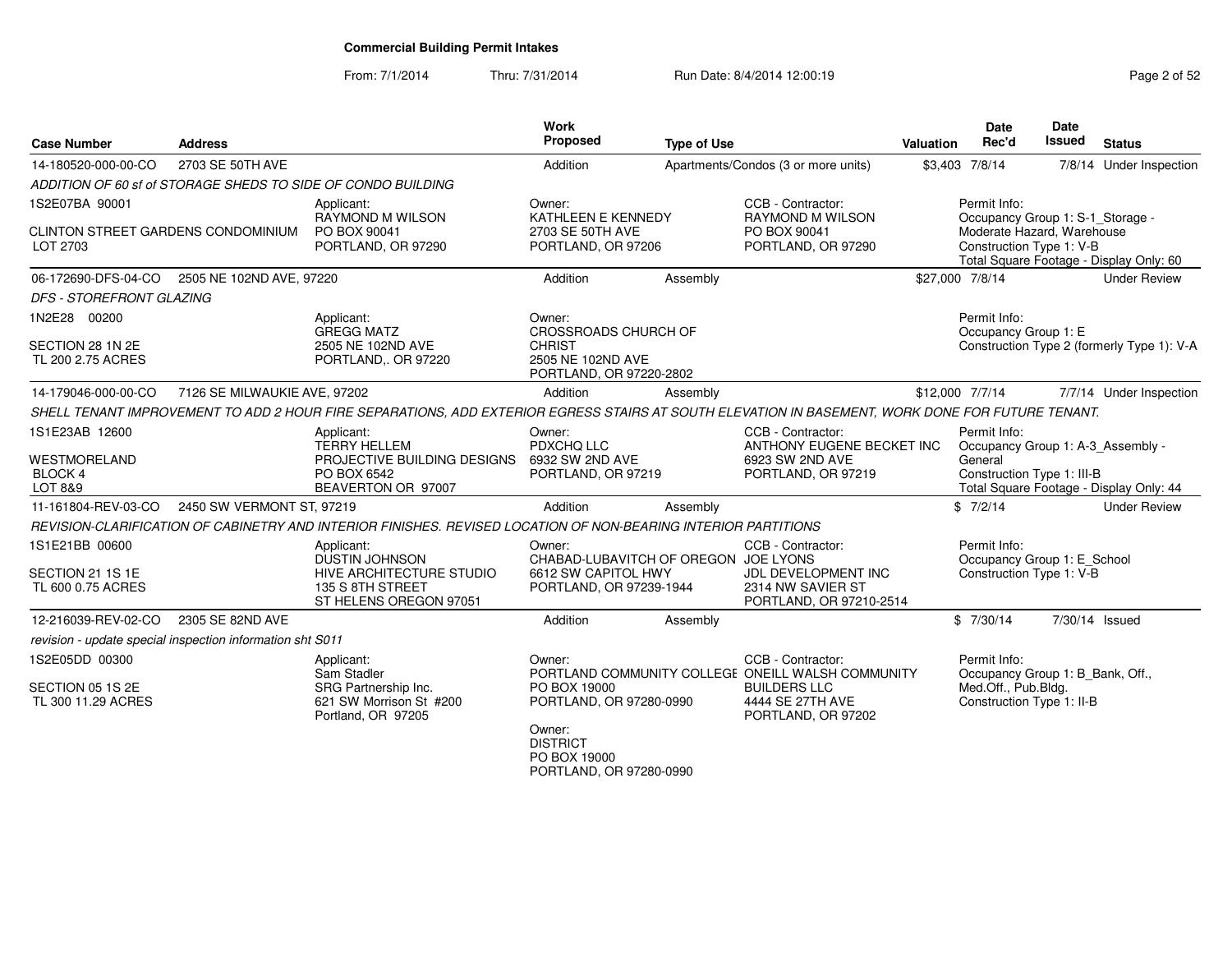**Commercial Building Permit Intakes**

From: 7/1/2014 Thru: 7/31/2014 Run Date: 8/4/2014 12:00:19

| Case Number | Address | Work Proposed | Type of Use | Valuation | Date Rec'd | Date Issued | Status |
|---|---|---|---|---|---|---|---|
| 14-180520-000-00-CO | 2703 SE 50TH AVE | Addition | Apartments/Condos (3 or more units) | $3,403 | 7/8/14 | 7/8/14 | Under Inspection |
| 06-172690-DFS-04-CO | 2505 NE 102ND AVE, 97220 | Addition | Assembly | $27,000 | 7/8/14 | | Under Review |
| 14-179046-000-00-CO | 7126 SE MILWAUKIE AVE, 97202 | Addition | Assembly | $12,000 | 7/7/14 | 7/7/14 | Under Inspection |
| 11-161804-REV-03-CO | 2450 SW VERMONT ST, 97219 | Addition | Assembly | $ | 7/2/14 | | Under Review |
| 12-216039-REV-02-CO | 2305 SE 82ND AVE | Addition | Assembly | $ | 7/30/14 | 7/30/14 | Issued |

**14-180520-000-00-CO** — 2703 SE 50TH AVE

*ADDITION OF 60 sf of STORAGE SHEDS TO SIDE OF CONDO BUILDING*

- 1S2E07BA 90001 — CLINTON STREET GARDENS CONDOMINIUM, LOT 2703
- Applicant: RAYMOND M WILSON, PO BOX 90041, PORTLAND, OR 97290
- Owner: KATHLEEN E KENNEDY, 2703 SE 50TH AVE, PORTLAND, OR 97206
- CCB - Contractor: RAYMOND M WILSON, PO BOX 90041, PORTLAND, OR 97290
- Permit Info: Occupancy Group 1: S-1_Storage - Moderate Hazard, Warehouse; Construction Type 1: V-B; Total Square Footage - Display Only: 60

**06-172690-DFS-04-CO** — 2505 NE 102ND AVE, 97220

*DFS - STOREFRONT GLAZING*

- 1N2E28 00200 — SECTION 28 1N 2E, TL 200 2.75 ACRES
- Applicant: GREGG MATZ, 2505 NE 102ND AVE, PORTLAND,. OR 97220
- Owner: CROSSROADS CHURCH OF CHRIST, 2505 NE 102ND AVE, PORTLAND, OR 97220-2802
- Permit Info: Occupancy Group 1: E; Construction Type 2 (formerly Type 1): V-A

**14-179046-000-00-CO** — 7126 SE MILWAUKIE AVE, 97202

*SHELL TENANT IMPROVEMENT TO ADD 2 HOUR FIRE SEPARATIONS, ADD EXTERIOR EGRESS STAIRS AT SOUTH ELEVATION IN BASEMENT, WORK DONE FOR FUTURE TENANT.*

- 1S1E23AB 12600 — WESTMORELAND, BLOCK 4, LOT 8&9
- Applicant: TERRY HELLEM, PROJECTIVE BUILDING DESIGNS, PO BOX 6542, BEAVERTON OR 97007
- Owner: PDXCHQ LLC, 6932 SW 2ND AVE, PORTLAND, OR 97219
- CCB - Contractor: ANTHONY EUGENE BECKET INC, 6923 SW 2ND AVE, PORTLAND, OR 97219
- Permit Info: Occupancy Group 1: A-3_Assembly - General; Construction Type 1: III-B; Total Square Footage - Display Only: 44

**11-161804-REV-03-CO** — 2450 SW VERMONT ST, 97219

*REVISION-CLARIFICATION OF CABINETRY AND INTERIOR FINISHES. REVISED LOCATION OF NON-BEARING INTERIOR PARTITIONS*

- 1S1E21BB 00600 — SECTION 21 1S 1E, TL 600 0.75 ACRES
- Applicant: DUSTIN JOHNSON, HIVE ARCHITECTURE STUDIO, 135 S 8TH STREET, ST HELENS OREGON 97051
- Owner: CHABAD-LUBAVITCH OF OREGON, 6612 SW CAPITOL HWY, PORTLAND, OR 97239-1944
- CCB - Contractor: JOE LYONS, JDL DEVELOPMENT INC, 2314 NW SAVIER ST, PORTLAND, OR 97210-2514
- Permit Info: Occupancy Group 1: E_School; Construction Type 1: V-B

**12-216039-REV-02-CO** — 2305 SE 82ND AVE

*revision - update special inspection information sht S011*

- 1S2E05DD 00300 — SECTION 05 1S 2E, TL 300 11.29 ACRES
- Applicant: Sam Stadler, SRG Partnership Inc., 621 SW Morrison St #200, Portland, OR 97205
- Owner: PORTLAND COMMUNITY COLLEGE, PO BOX 19000, PORTLAND, OR 97280-0990
- Owner: DISTRICT, PO BOX 19000, PORTLAND, OR 97280-0990
- CCB - Contractor: ONEILL WALSH COMMUNITY BUILDERS LLC, 4444 SE 27TH AVE, PORTLAND, OR 97202
- Permit Info: Occupancy Group 1: B_Bank, Off., Med.Off., Pub.Bldg.; Construction Type 1: II-B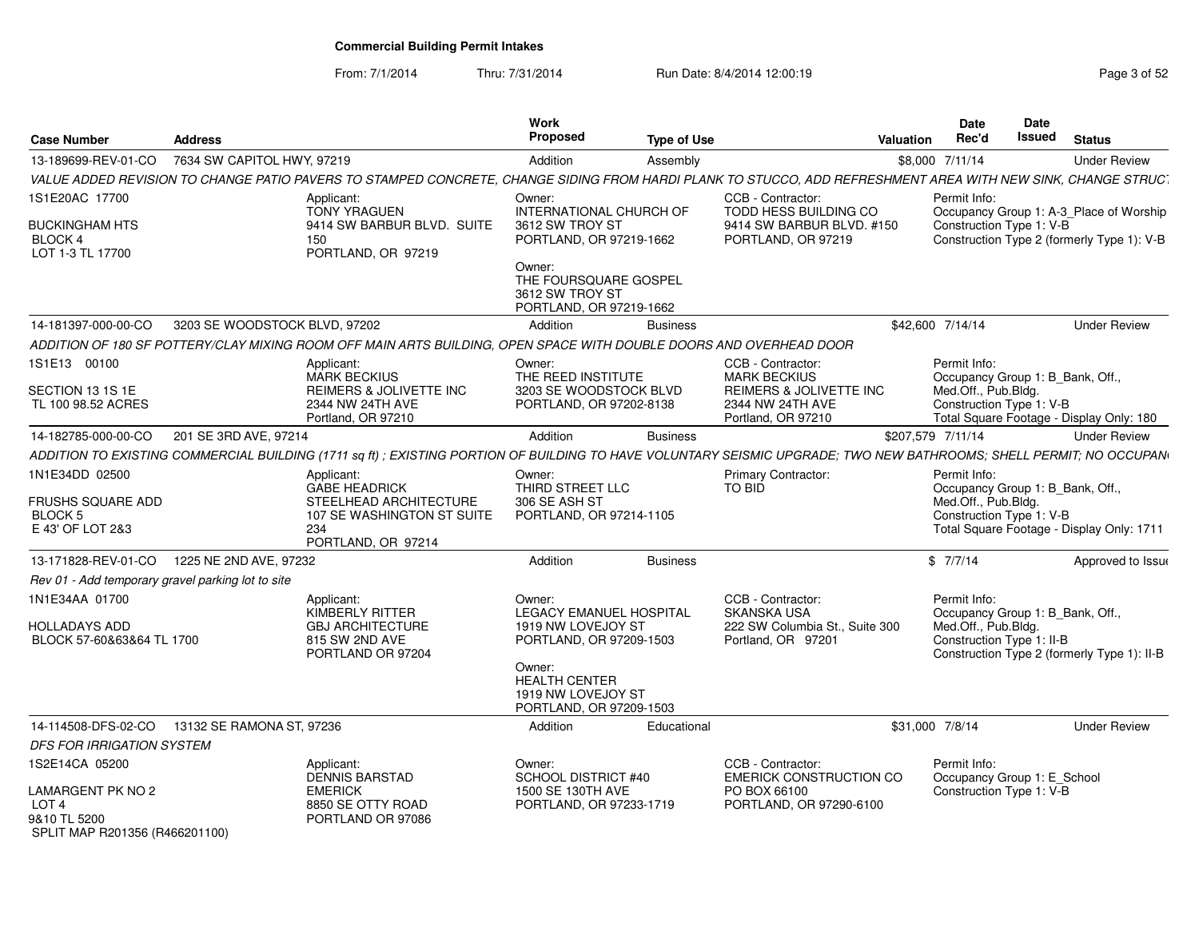# Commercial Building Permit Intakes

From: 7/1/2014 Thru: 7/31/2014 Run Date: 8/4/2014 12:00:19

| Case Number | Address | Work Proposed | Type of Use | Valuation | Date Rec'd | Date Issued | Status |
|---|---|---|---|---|---|---|---|
| 13-189699-REV-01-CO | 7634 SW CAPITOL HWY, 97219 | Addition | Assembly | $8,000 | 7/11/14 | | Under Review |

VALUE ADDED REVISION TO CHANGE PATIO PAVERS TO STAMPED CONCRETE, CHANGE SIDING FROM HARDI PLANK TO STUCCO, ADD REFRESHMENT AREA WITH NEW SINK, CHANGE STRUC

1S1E20AC 17700

BUCKINGHAM HTS
BLOCK 4
LOT 1-3 TL 17700

Applicant:
TONY YRAGUEN
9414 SW BARBUR BLVD. SUITE 150
PORTLAND, OR 97219

Owner:
INTERNATIONAL CHURCH OF
3612 SW TROY ST
PORTLAND, OR 97219-1662

Owner:
THE FOURSQUARE GOSPEL
3612 SW TROY ST
PORTLAND, OR 97219-1662

CCB - Contractor:
TODD HESS BUILDING CO
9414 SW BARBUR BLVD. #150
PORTLAND, OR 97219

Permit Info:
Occupancy Group 1: A-3_Place of Worship
Construction Type 1: V-B
Construction Type 2 (formerly Type 1): V-B

| Case Number | Address | Work Proposed | Type of Use | Valuation | Date Rec'd | Date Issued | Status |
|---|---|---|---|---|---|---|---|
| 14-181397-000-00-CO | 3203 SE WOODSTOCK BLVD, 97202 | Addition | Business | $42,600 | 7/14/14 | | Under Review |

ADDITION OF 180 SF POTTERY/CLAY MIXING ROOM OFF MAIN ARTS BUILDING, OPEN SPACE WITH DOUBLE DOORS AND OVERHEAD DOOR

1S1E13 00100

SECTION 13 1S 1E
TL 100 98.52 ACRES

Applicant:
MARK BECKIUS
REIMERS & JOLIVETTE INC
2344 NW 24TH AVE
Portland, OR 97210

Owner:
THE REED INSTITUTE
3203 SE WOODSTOCK BLVD
PORTLAND, OR 97202-8138

CCB - Contractor:
MARK BECKIUS
REIMERS & JOLIVETTE INC
2344 NW 24TH AVE
Portland, OR 97210

Permit Info:
Occupancy Group 1: B_Bank, Off., Med.Off., Pub.Bldg.
Construction Type 1: V-B
Total Square Footage - Display Only: 180

| Case Number | Address | Work Proposed | Type of Use | Valuation | Date Rec'd | Date Issued | Status |
|---|---|---|---|---|---|---|---|
| 14-182785-000-00-CO | 201 SE 3RD AVE, 97214 | Addition | Business | $207,579 | 7/11/14 | | Under Review |

ADDITION TO EXISTING COMMERCIAL BUILDING (1711 sq ft) ; EXISTING PORTION OF BUILDING TO HAVE VOLUNTARY SEISMIC UPGRADE; TWO NEW BATHROOMS; SHELL PERMIT; NO OCCUPAN

1N1E34DD 02500

FRUSHS SQUARE ADD
BLOCK 5
E 43' OF LOT 2&3

Applicant:
GABE HEADRICK
STEELHEAD ARCHITECTURE
107 SE WASHINGTON ST SUITE 234
PORTLAND, OR 97214

Owner:
THIRD STREET LLC
306 SE ASH ST
PORTLAND, OR 97214-1105

Primary Contractor:
TO BID

Permit Info:
Occupancy Group 1: B_Bank, Off., Med.Off., Pub.Bldg.
Construction Type 1: V-B
Total Square Footage - Display Only: 1711

| Case Number | Address | Work Proposed | Type of Use | Valuation | Date Rec'd | Date Issued | Status |
|---|---|---|---|---|---|---|---|
| 13-171828-REV-01-CO | 1225 NE 2ND AVE, 97232 | Addition | Business | $ | 7/7/14 | | Approved to Issue |

Rev 01 - Add temporary gravel parking lot to site

1N1E34AA 01700

HOLLADAYS ADD
BLOCK 57-60&63&64 TL 1700

Applicant:
KIMBERLY RITTER
GBJ ARCHITECTURE
815 SW 2ND AVE
PORTLAND OR 97204

Owner:
LEGACY EMANUEL HOSPITAL
1919 NW LOVEJOY ST
PORTLAND, OR 97209-1503

Owner:
HEALTH CENTER
1919 NW LOVEJOY ST
PORTLAND, OR 97209-1503

CCB - Contractor:
SKANSKA USA
222 SW Columbia St., Suite 300
Portland, OR 97201

Permit Info:
Occupancy Group 1: B_Bank, Off., Med.Off., Pub.Bldg.
Construction Type 1: II-B
Construction Type 2 (formerly Type 1): II-B

| Case Number | Address | Work Proposed | Type of Use | Valuation | Date Rec'd | Date Issued | Status |
|---|---|---|---|---|---|---|---|
| 14-114508-DFS-02-CO | 13132 SE RAMONA ST, 97236 | Addition | Educational | $31,000 | 7/8/14 | | Under Review |

DFS FOR IRRIGATION SYSTEM

1S2E14CA 05200

LAMARGENT PK NO 2
LOT 4
9&10 TL 5200
SPLIT MAP R201356 (R466201100)

Applicant:
DENNIS BARSTAD
EMERICK
8850 SE OTTY ROAD
PORTLAND OR 97086

Owner:
SCHOOL DISTRICT #40
1500 SE 130TH AVE
PORTLAND, OR 97233-1719

CCB - Contractor:
EMERICK CONSTRUCTION CO
PO BOX 66100
PORTLAND, OR 97290-6100

Permit Info:
Occupancy Group 1: E_School
Construction Type 1: V-B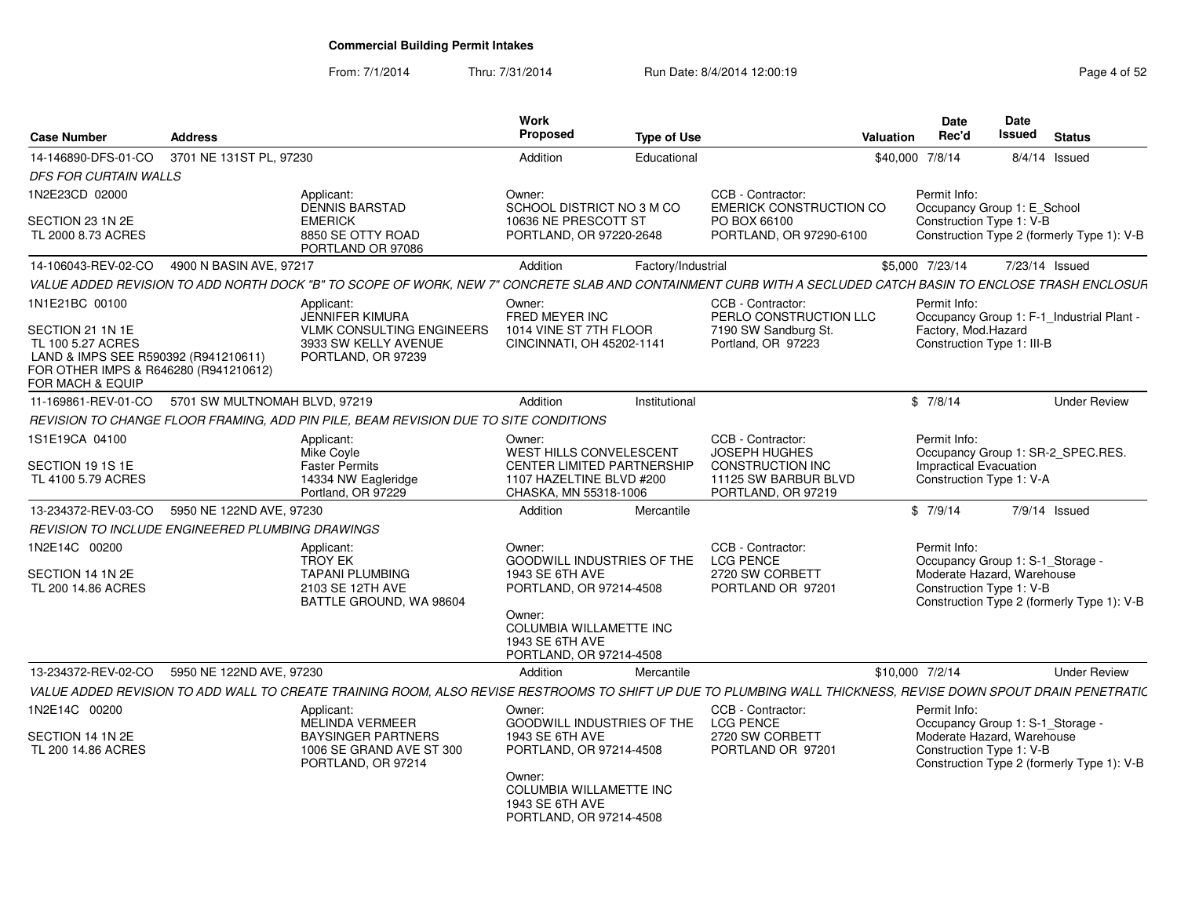# Commercial Building Permit Intakes

From: 7/1/2014 Thru: 7/31/2014 Run Date: 8/4/2014 12:00:19

| Case Number | Address | Work Proposed | Type of Use | Valuation | Date Rec'd | Date Issued | Status |
|---|---|---|---|---|---|---|---|
| 14-146890-DFS-01-CO | 3701 NE 131ST PL, 97230 | Addition | Educational | $40,000 | 7/8/14 | 8/4/14 | Issued |

*DFS FOR CURTAIN WALLS*

1N2E23CD 02000
SECTION 23 1N 2E
TL 2000 8.73 ACRES

Applicant: DENNIS BARSTAD, EMERICK, 8850 SE OTTY ROAD, PORTLAND OR 97086

Owner: SCHOOL DISTRICT NO 3 M CO, 10636 NE PRESCOTT ST, PORTLAND, OR 97220-2648

CCB - Contractor: EMERICK CONSTRUCTION CO, PO BOX 66100, PORTLAND, OR 97290-6100

Permit Info: Occupancy Group 1: E_School; Construction Type 1: V-B; Construction Type 2 (formerly Type 1): V-B

| Case Number | Address | Work Proposed | Type of Use | Valuation | Date Rec'd | Date Issued | Status |
|---|---|---|---|---|---|---|---|
| 14-106043-REV-02-CO | 4900 N BASIN AVE, 97217 | Addition | Factory/Industrial | $5,000 | 7/23/14 | 7/23/14 | Issued |

*VALUE ADDED REVISION TO ADD NORTH DOCK "B" TO SCOPE OF WORK, NEW 7" CONCRETE SLAB AND CONTAINMENT CURB WITH A SECLUDED CATCH BASIN TO ENCLOSE TRASH ENCLOSUR*

1N1E21BC 00100
SECTION 21 1N 1E
TL 100 5.27 ACRES
LAND & IMPS SEE R590392 (R941210611) FOR OTHER IMPS & R646280 (R941210612) FOR MACH & EQUIP

Applicant: JENNIFER KIMURA, VLMK CONSULTING ENGINEERS, 3933 SW KELLY AVENUE, PORTLAND, OR 97239

Owner: FRED MEYER INC, 1014 VINE ST 7TH FLOOR, CINCINNATI, OH 45202-1141

CCB - Contractor: PERLO CONSTRUCTION LLC, 7190 SW Sandburg St., Portland, OR 97223

Permit Info: Occupancy Group 1: F-1_Industrial Plant - Factory, Mod.Hazard; Construction Type 1: III-B

| Case Number | Address | Work Proposed | Type of Use | Valuation | Date Rec'd | Date Issued | Status |
|---|---|---|---|---|---|---|---|
| 11-169861-REV-01-CO | 5701 SW MULTNOMAH BLVD, 97219 | Addition | Institutional | $ | 7/8/14 | | Under Review |

*REVISION TO CHANGE FLOOR FRAMING, ADD PIN PILE, BEAM REVISION DUE TO SITE CONDITIONS*

1S1E19CA 04100
SECTION 19 1S 1E
TL 4100 5.79 ACRES

Applicant: Mike Coyle, Faster Permits, 14334 NW Eagleridge, Portland, OR 97229

Owner: WEST HILLS CONVELESCENT CENTER LIMITED PARTNERSHIP, 1107 HAZELTINE BLVD #200, CHASKA, MN 55318-1006

CCB - Contractor: JOSEPH HUGHES, CONSTRUCTION INC, 11125 SW BARBUR BLVD, PORTLAND, OR 97219

Permit Info: Occupancy Group 1: SR-2_SPEC.RES. Impractical Evacuation; Construction Type 1: V-A

| Case Number | Address | Work Proposed | Type of Use | Valuation | Date Rec'd | Date Issued | Status |
|---|---|---|---|---|---|---|---|
| 13-234372-REV-03-CO | 5950 NE 122ND AVE, 97230 | Addition | Mercantile | $ | 7/9/14 | 7/9/14 | Issued |

*REVISION TO INCLUDE ENGINEERED PLUMBING DRAWINGS*

1N2E14C 00200
SECTION 14 1N 2E
TL 200 14.86 ACRES

Applicant: TROY EK, TAPANI PLUMBING, 2103 SE 12TH AVE, BATTLE GROUND, WA 98604

Owner: GOODWILL INDUSTRIES OF THE, 1943 SE 6TH AVE, PORTLAND, OR 97214-4508

Owner: COLUMBIA WILLAMETTE INC, 1943 SE 6TH AVE, PORTLAND, OR 97214-4508

CCB - Contractor: LCG PENCE, 2720 SW CORBETT, PORTLAND OR 97201

Permit Info: Occupancy Group 1: S-1_Storage - Moderate Hazard, Warehouse; Construction Type 1: V-B; Construction Type 2 (formerly Type 1): V-B

| Case Number | Address | Work Proposed | Type of Use | Valuation | Date Rec'd | Date Issued | Status |
|---|---|---|---|---|---|---|---|
| 13-234372-REV-02-CO | 5950 NE 122ND AVE, 97230 | Addition | Mercantile | $10,000 | 7/2/14 | | Under Review |

*VALUE ADDED REVISION TO ADD WALL TO CREATE TRAINING ROOM, ALSO REVISE RESTROOMS TO SHIFT UP DUE TO PLUMBING WALL THICKNESS, REVISE DOWN SPOUT DRAIN PENETRATIC*

1N2E14C 00200
SECTION 14 1N 2E
TL 200 14.86 ACRES

Applicant: MELINDA VERMEER, BAYSINGER PARTNERS, 1006 SE GRAND AVE ST 300, PORTLAND, OR 97214

Owner: GOODWILL INDUSTRIES OF THE, 1943 SE 6TH AVE, PORTLAND, OR 97214-4508

Owner: COLUMBIA WILLAMETTE INC, 1943 SE 6TH AVE, PORTLAND, OR 97214-4508

CCB - Contractor: LCG PENCE, 2720 SW CORBETT, PORTLAND OR 97201

Permit Info: Occupancy Group 1: S-1_Storage - Moderate Hazard, Warehouse; Construction Type 1: V-B; Construction Type 2 (formerly Type 1): V-B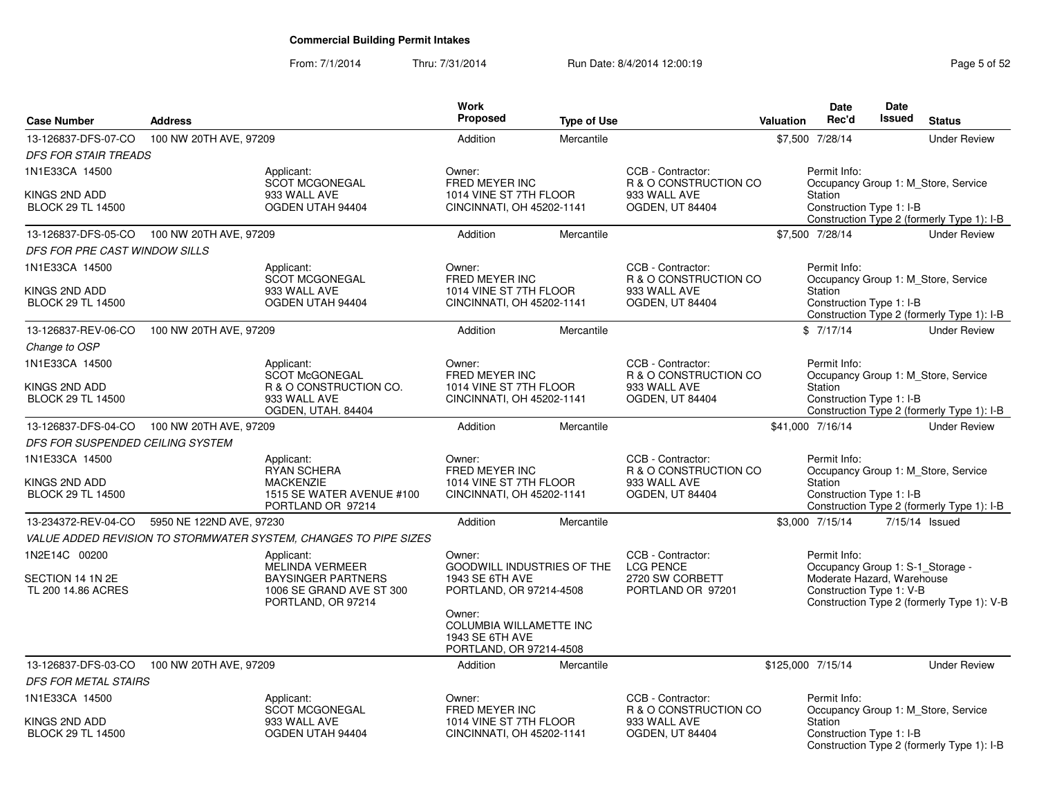# Commercial Building Permit Intakes

From: 7/1/2014 Thru: 7/31/2014 Run Date: 8/4/2014 12:00:19

| Case Number | Address | Work Proposed | Type of Use | Valuation | Date Rec'd | Date Issued | Status |
|---|---|---|---|---|---|---|---|
| 13-126837-DFS-07-CO | 100 NW 20TH AVE, 97209 | Addition | Mercantile | $7,500 | 7/28/14 | | Under Review |
| 13-126837-DFS-05-CO | 100 NW 20TH AVE, 97209 | Addition | Mercantile | $7,500 | 7/28/14 | | Under Review |
| 13-126837-REV-06-CO | 100 NW 20TH AVE, 97209 | Addition | Mercantile | $ | 7/17/14 | | Under Review |
| 13-126837-DFS-04-CO | 100 NW 20TH AVE, 97209 | Addition | Mercantile | $41,000 | 7/16/14 | | Under Review |
| 13-234372-REV-04-CO | 5950 NE 122ND AVE, 97230 | Addition | Mercantile | $3,000 | 7/15/14 | 7/15/14 | Issued |
| 13-126837-DFS-03-CO | 100 NW 20TH AVE, 97209 | Addition | Mercantile | $125,000 | 7/15/14 | | Under Review |

**13-126837-DFS-07-CO** — *DFS FOR STAIR TREADS*

- 1N1E33CA 14500 / KINGS 2ND ADD / BLOCK 29 TL 14500
- Applicant: SCOT MCGONEGAL, 933 WALL AVE, OGDEN UTAH 94404
- Owner: FRED MEYER INC, 1014 VINE ST 7TH FLOOR, CINCINNATI, OH 45202-1141
- CCB - Contractor: R & O CONSTRUCTION CO, 933 WALL AVE, OGDEN, UT 84404
- Permit Info: Occupancy Group 1: M_Store, Service Station; Construction Type 1: I-B; Construction Type 2 (formerly Type 1): I-B

**13-126837-DFS-05-CO** — *DFS FOR PRE CAST WINDOW SILLS*

- 1N1E33CA 14500 / KINGS 2ND ADD / BLOCK 29 TL 14500
- Applicant: SCOT MCGONEGAL, 933 WALL AVE, OGDEN UTAH 94404
- Owner: FRED MEYER INC, 1014 VINE ST 7TH FLOOR, CINCINNATI, OH 45202-1141
- CCB - Contractor: R & O CONSTRUCTION CO, 933 WALL AVE, OGDEN, UT 84404
- Permit Info: Occupancy Group 1: M_Store, Service Station; Construction Type 1: I-B; Construction Type 2 (formerly Type 1): I-B

**13-126837-REV-06-CO** — *Change to OSP*

- 1N1E33CA 14500 / KINGS 2ND ADD / BLOCK 29 TL 14500
- Applicant: SCOT McGONEGAL, R & O CONSTRUCTION CO., 933 WALL AVE, OGDEN, UTAH. 84404
- Owner: FRED MEYER INC, 1014 VINE ST 7TH FLOOR, CINCINNATI, OH 45202-1141
- CCB - Contractor: R & O CONSTRUCTION CO, 933 WALL AVE, OGDEN, UT 84404
- Permit Info: Occupancy Group 1: M_Store, Service Station; Construction Type 1: I-B; Construction Type 2 (formerly Type 1): I-B

**13-126837-DFS-04-CO** — *DFS FOR SUSPENDED CEILING SYSTEM*

- 1N1E33CA 14500 / KINGS 2ND ADD / BLOCK 29 TL 14500
- Applicant: RYAN SCHERA, MACKENZIE, 1515 SE WATER AVENUE #100, PORTLAND OR 97214
- Owner: FRED MEYER INC, 1014 VINE ST 7TH FLOOR, CINCINNATI, OH 45202-1141
- CCB - Contractor: R & O CONSTRUCTION CO, 933 WALL AVE, OGDEN, UT 84404
- Permit Info: Occupancy Group 1: M_Store, Service Station; Construction Type 1: I-B; Construction Type 2 (formerly Type 1): I-B

**13-234372-REV-04-CO** — *VALUE ADDED REVISION TO STORMWATER SYSTEM, CHANGES TO PIPE SIZES*

- 1N2E14C 00200 / SECTION 14 1N 2E / TL 200 14.86 ACRES
- Applicant: MELINDA VERMEER, BAYSINGER PARTNERS, 1006 SE GRAND AVE ST 300, PORTLAND, OR 97214
- Owner: GOODWILL INDUSTRIES OF THE, 1943 SE 6TH AVE, PORTLAND, OR 97214-4508
- Owner: COLUMBIA WILLAMETTE INC, 1943 SE 6TH AVE, PORTLAND, OR 97214-4508
- CCB - Contractor: LCG PENCE, 2720 SW CORBETT, PORTLAND OR 97201
- Permit Info: Occupancy Group 1: S-1_Storage - Moderate Hazard, Warehouse; Construction Type 1: V-B; Construction Type 2 (formerly Type 1): V-B

**13-126837-DFS-03-CO** — *DFS FOR METAL STAIRS*

- 1N1E33CA 14500 / KINGS 2ND ADD / BLOCK 29 TL 14500
- Applicant: SCOT MCGONEGAL, 933 WALL AVE, OGDEN UTAH 94404
- Owner: FRED MEYER INC, 1014 VINE ST 7TH FLOOR, CINCINNATI, OH 45202-1141
- CCB - Contractor: R & O CONSTRUCTION CO, 933 WALL AVE, OGDEN, UT 84404
- Permit Info: Occupancy Group 1: M_Store, Service Station; Construction Type 1: I-B; Construction Type 2 (formerly Type 1): I-B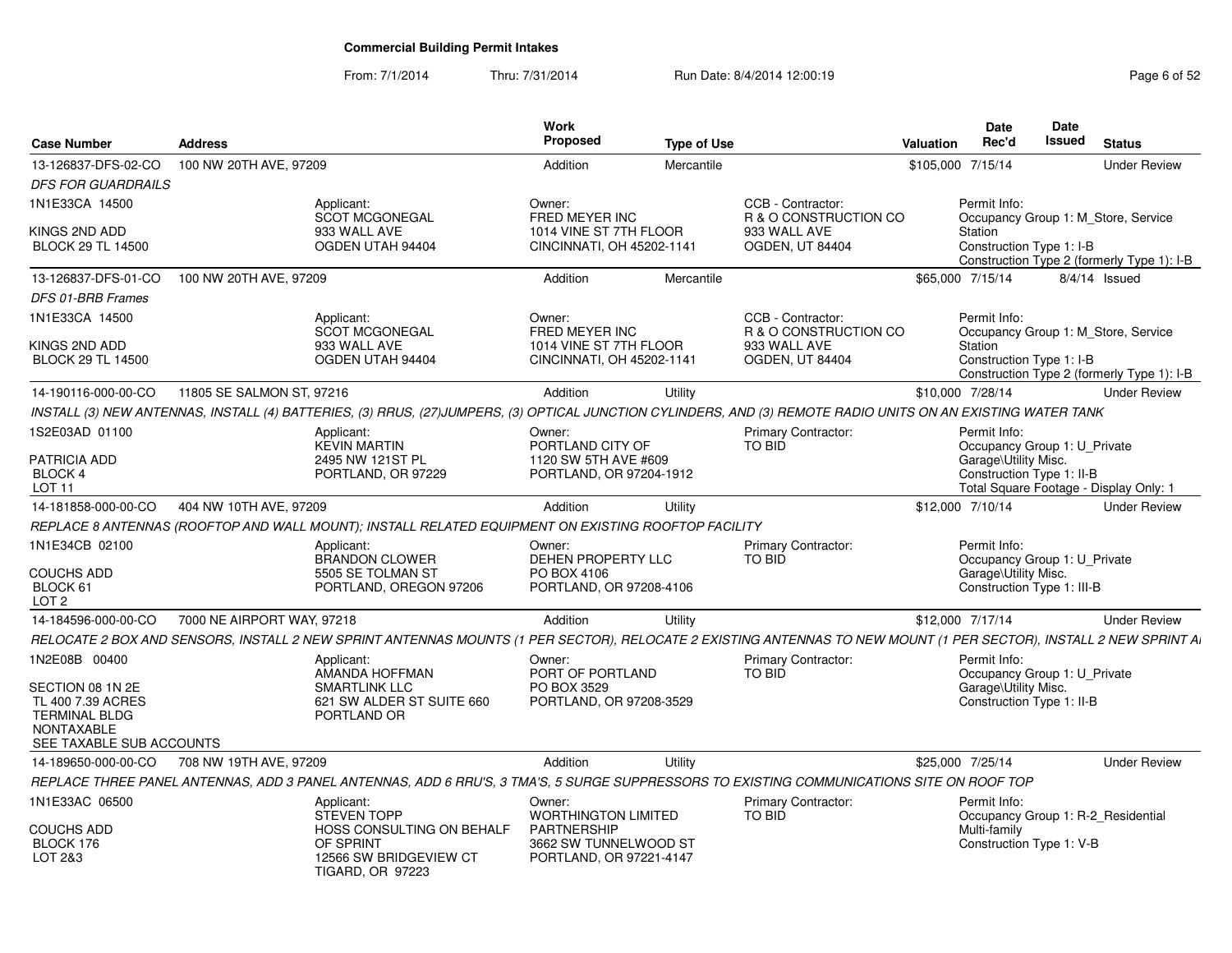# Commercial Building Permit Intakes

From: 7/1/2014 Thru: 7/31/2014 Run Date: 8/4/2014 12:00:19

| Case Number | Address | Work Proposed | Type of Use | Valuation | Date Rec'd | Date Issued | Status |
|---|---|---|---|---|---|---|---|
| 13-126837-DFS-02-CO | 100 NW 20TH AVE, 97209 | Addition | Mercantile | $105,000 | 7/15/14 | | Under Review |
| 13-126837-DFS-01-CO | 100 NW 20TH AVE, 97209 | Addition | Mercantile | $65,000 | 7/15/14 | 8/4/14 | Issued |
| 14-190116-000-00-CO | 11805 SE SALMON ST, 97216 | Addition | Utility | $10,000 | 7/28/14 | | Under Review |
| 14-181858-000-00-CO | 404 NW 10TH AVE, 97209 | Addition | Utility | $12,000 | 7/10/14 | | Under Review |
| 14-184596-000-00-CO | 7000 NE AIRPORT WAY, 97218 | Addition | Utility | $12,000 | 7/17/14 | | Under Review |
| 14-189650-000-00-CO | 708 NW 19TH AVE, 97209 | Addition | Utility | $25,000 | 7/25/14 | | Under Review |

**13-126837-DFS-02-CO** — 100 NW 20TH AVE, 97209

*DFS FOR GUARDRAILS*

- 1N1E33CA 14500, KINGS 2ND ADD, BLOCK 29 TL 14500
- Applicant: SCOT MCGONEGAL, 933 WALL AVE, OGDEN UTAH 94404
- Owner: FRED MEYER INC, 1014 VINE ST 7TH FLOOR, CINCINNATI, OH 45202-1141
- CCB - Contractor: R & O CONSTRUCTION CO, 933 WALL AVE, OGDEN, UT 84404
- Permit Info: Occupancy Group 1: M_Store, Service Station; Construction Type 1: I-B; Construction Type 2 (formerly Type 1): I-B

**13-126837-DFS-01-CO** — 100 NW 20TH AVE, 97209

*DFS 01-BRB Frames*

- 1N1E33CA 14500, KINGS 2ND ADD, BLOCK 29 TL 14500
- Applicant: SCOT MCGONEGAL, 933 WALL AVE, OGDEN UTAH 94404
- Owner: FRED MEYER INC, 1014 VINE ST 7TH FLOOR, CINCINNATI, OH 45202-1141
- CCB - Contractor: R & O CONSTRUCTION CO, 933 WALL AVE, OGDEN, UT 84404
- Permit Info: Occupancy Group 1: M_Store, Service Station; Construction Type 1: I-B; Construction Type 2 (formerly Type 1): I-B

**14-190116-000-00-CO** — 11805 SE SALMON ST, 97216

*INSTALL (3) NEW ANTENNAS, INSTALL (4) BATTERIES, (3) RRUS, (27)JUMPERS, (3) OPTICAL JUNCTION CYLINDERS, AND (3) REMOTE RADIO UNITS ON AN EXISTING WATER TANK*

- 1S2E03AD 01100, PATRICIA ADD, BLOCK 4, LOT 11
- Applicant: KEVIN MARTIN, 2495 NW 121ST PL, PORTLAND, OR 97229
- Owner: PORTLAND CITY OF, 1120 SW 5TH AVE #609, PORTLAND, OR 97204-1912
- Primary Contractor: TO BID
- Permit Info: Occupancy Group 1: U_Private Garage\Utility Misc.; Construction Type 1: II-B; Total Square Footage - Display Only: 1

**14-181858-000-00-CO** — 404 NW 10TH AVE, 97209

*REPLACE 8 ANTENNAS (ROOFTOP AND WALL MOUNT); INSTALL RELATED EQUIPMENT ON EXISTING ROOFTOP FACILITY*

- 1N1E34CB 02100, COUCHS ADD, BLOCK 61, LOT 2
- Applicant: BRANDON CLOWER, 5505 SE TOLMAN ST, PORTLAND, OREGON 97206
- Owner: DEHEN PROPERTY LLC, PO BOX 4106, PORTLAND, OR 97208-4106
- Primary Contractor: TO BID
- Permit Info: Occupancy Group 1: U_Private Garage\Utility Misc.; Construction Type 1: III-B

**14-184596-000-00-CO** — 7000 NE AIRPORT WAY, 97218

*RELOCATE 2 BOX AND SENSORS, INSTALL 2 NEW SPRINT ANTENNAS MOUNTS (1 PER SECTOR), RELOCATE 2 EXISTING ANTENNAS TO NEW MOUNT (1 PER SECTOR), INSTALL 2 NEW SPRINT A*

- 1N2E08B 00400, SECTION 08 1N 2E, TL 400 7.39 ACRES, TERMINAL BLDG, NONTAXABLE, SEE TAXABLE SUB ACCOUNTS
- Applicant: AMANDA HOFFMAN, SMARTLINK LLC, 621 SW ALDER ST SUITE 660, PORTLAND OR
- Owner: PORT OF PORTLAND, PO BOX 3529, PORTLAND, OR 97208-3529
- Primary Contractor: TO BID
- Permit Info: Occupancy Group 1: U_Private Garage\Utility Misc.; Construction Type 1: II-B

**14-189650-000-00-CO** — 708 NW 19TH AVE, 97209

*REPLACE THREE PANEL ANTENNAS, ADD 3 PANEL ANTENNAS, ADD 6 RRU'S, 3 TMA'S, 5 SURGE SUPPRESSORS TO EXISTING COMMUNICATIONS SITE ON ROOF TOP*

- 1N1E33AC 06500, COUCHS ADD, BLOCK 176, LOT 2&3
- Applicant: STEVEN TOPP, HOSS CONSULTING ON BEHALF OF SPRINT, 12566 SW BRIDGEVIEW CT, TIGARD, OR 97223
- Owner: WORTHINGTON LIMITED PARTNERSHIP, 3662 SW TUNNELWOOD ST, PORTLAND, OR 97221-4147
- Primary Contractor: TO BID
- Permit Info: Occupancy Group 1: R-2_Residential Multi-family; Construction Type 1: V-B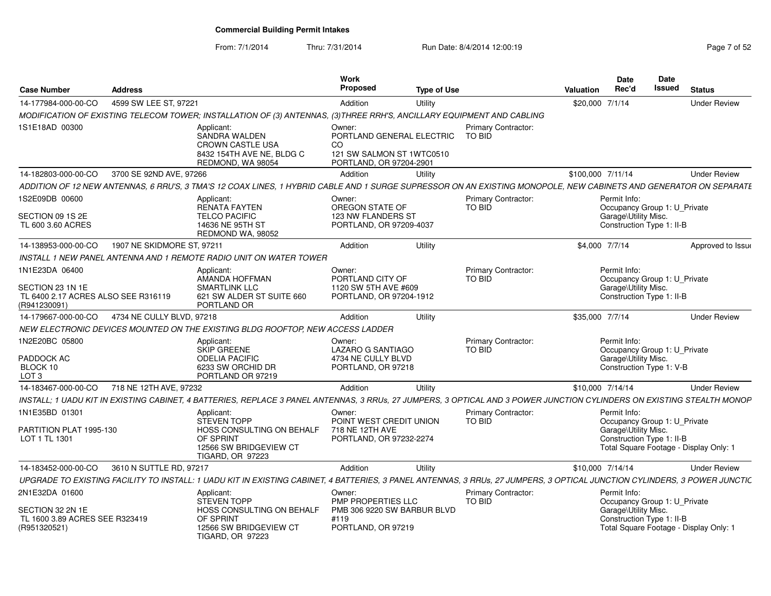# Commercial Building Permit Intakes

From: 7/1/2014 Thru: 7/31/2014 Run Date: 8/4/2014 12:00:19

| Case Number | Address | | Work Proposed | Type of Use | | Valuation | Date Rec'd | Date Issued | Status |
|---|---|---|---|---|---|---|---|---|---|
| 14-177984-000-00-CO | 4599 SW LEE ST, 97221 | | Addition | Utility | | $20,000 | 7/1/14 | | Under Review |
| MODIFICATION OF EXISTING TELECOM TOWER; INSTALLATION OF (3) ANTENNAS, (3)THREE RRH'S, ANCILLARY EQUIPMENT AND CABLING | | | | | | | | | |
| 1S1E18AD 00300 | | Applicant: SANDRA WALDEN CROWN CASTLE USA 8432 154TH AVE NE, BLDG C REDMOND, WA 98054 | Owner: PORTLAND GENERAL ELECTRIC CO 121 SW SALMON ST 1WTC0510 PORTLAND, OR 97204-2901 | | Primary Contractor: TO BID | | | | |
| 14-182803-000-00-CO | 3700 SE 92ND AVE, 97266 | | Addition | Utility | | $100,000 | 7/11/14 | | Under Review |
| ADDITION OF 12 NEW ANTENNAS, 6 RRU'S, 3 TMA'S 12 COAX LINES, 1 HYBRID CABLE AND 1 SURGE SUPRESSOR ON AN EXISTING MONOPOLE, NEW CABINETS AND GENERATOR ON SEPARATE | | | | | | | | | |
| 1S2E09DB 00600 SECTION 09 1S 2E TL 600 3.60 ACRES | | Applicant: RENATA FAYTEN TELCO PACIFIC 14636 NE 95TH ST REDMOND WA, 98052 | Owner: OREGON STATE OF 123 NW FLANDERS ST PORTLAND, OR 97209-4037 | | Primary Contractor: TO BID | | Permit Info: Occupancy Group 1: U_Private Garage\Utility Misc. Construction Type 1: II-B | | |
| 14-138953-000-00-CO | 1907 NE SKIDMORE ST, 97211 | | Addition | Utility | | $4,000 | 7/7/14 | | Approved to Issue |
| INSTALL 1 NEW PANEL ANTENNA AND 1 REMOTE RADIO UNIT ON WATER TOWER | | | | | | | | | |
| 1N1E23DA 06400 SECTION 23 1N 1E TL 6400 2.17 ACRES ALSO SEE R316119 (R941230091) | | Applicant: AMANDA HOFFMAN SMARTLINK LLC 621 SW ALDER ST SUITE 660 PORTLAND OR | Owner: PORTLAND CITY OF 1120 SW 5TH AVE #609 PORTLAND, OR 97204-1912 | | Primary Contractor: TO BID | | Permit Info: Occupancy Group 1: U_Private Garage\Utility Misc. Construction Type 1: II-B | | |
| 14-179667-000-00-CO | 4734 NE CULLY BLVD, 97218 | | Addition | Utility | | $35,000 | 7/7/14 | | Under Review |
| NEW ELECTRONIC DEVICES MOUNTED ON THE EXISTING BLDG ROOFTOP, NEW ACCESS LADDER | | | | | | | | | |
| 1N2E20BC 05800 PADDOCK AC BLOCK 10 LOT 3 | | Applicant: SKIP GREENE ODELIA PACIFIC 6233 SW ORCHID DR PORTLAND OR 97219 | Owner: LAZARO G SANTIAGO 4734 NE CULLY BLVD PORTLAND, OR 97218 | | Primary Contractor: TO BID | | Permit Info: Occupancy Group 1: U_Private Garage\Utility Misc. Construction Type 1: V-B | | |
| 14-183467-000-00-CO | 718 NE 12TH AVE, 97232 | | Addition | Utility | | $10,000 | 7/14/14 | | Under Review |
| INSTALL; 1 UADU KIT IN EXISTING CABINET, 4 BATTERIES, REPLACE 3 PANEL ANTENNAS, 3 RRUs, 27 JUMPERS, 3 OPTICAL AND 3 POWER JUNCTION CYLINDERS ON EXISTING STEALTH MONOP | | | | | | | | | |
| 1N1E35BD 01301 PARTITION PLAT 1995-130 LOT 1 TL 1301 | | Applicant: STEVEN TOPP HOSS CONSULTING ON BEHALF OF SPRINT 12566 SW BRIDGEVIEW CT TIGARD, OR 97223 | Owner: POINT WEST CREDIT UNION 718 NE 12TH AVE PORTLAND, OR 97232-2274 | | Primary Contractor: TO BID | | Permit Info: Occupancy Group 1: U_Private Garage\Utility Misc. Construction Type 1: II-B Total Square Footage - Display Only: 1 | | |
| 14-183452-000-00-CO | 3610 N SUTTLE RD, 97217 | | Addition | Utility | | $10,000 | 7/14/14 | | Under Review |
| UPGRADE TO EXISTING FACILITY TO INSTALL: 1 UADU KIT IN EXISTING CABINET, 4 BATTERIES, 3 PANEL ANTENNAS, 3 RRUs, 27 JUMPERS, 3 OPTICAL JUNCTION CYLINDERS, 3 POWER JUNCTIC | | | | | | | | | |
| 2N1E32DA 01600 SECTION 32 2N 1E TL 1600 3.89 ACRES SEE R323419 (R951320521) | | Applicant: STEVEN TOPP HOSS CONSULTING ON BEHALF OF SPRINT 12566 SW BRIDGEVIEW CT TIGARD, OR 97223 | Owner: PMP PROPERTIES LLC PMB 306 9220 SW BARBUR BLVD #119 PORTLAND, OR 97219 | | Primary Contractor: TO BID | | Permit Info: Occupancy Group 1: U_Private Garage\Utility Misc. Construction Type 1: II-B Total Square Footage - Display Only: 1 | | |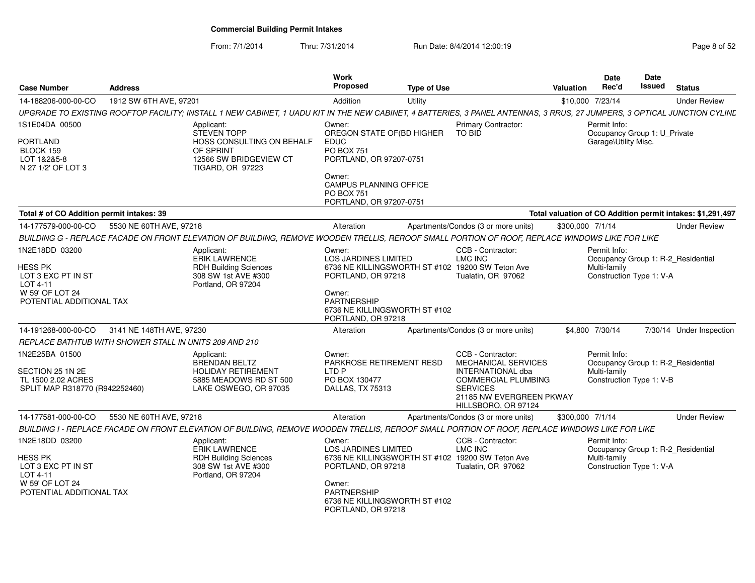## Commercial Building Permit Intakes

From: 7/1/2014 Thru: 7/31/2014 Run Date: 8/4/2014 12:00:19

| Case Number | Address | Work Proposed | Type of Use | Valuation | Date Rec'd | Date Issued | Status |
|---|---|---|---|---|---|---|---|
| 14-188206-000-00-CO | 1912 SW 6TH AVE, 97201 | Addition | Utility | $10,000 | 7/23/14 | | Under Review |

UPGRADE TO EXISTING ROOFTOP FACILITY; INSTALL 1 NEW CABINET, 1 UADU KIT IN THE NEW CABINET, 4 BATTERIES, 3 PANEL ANTENNAS, 3 RRUS, 27 JUMPERS, 3 OPTICAL JUNCTION CYLINE

1S1E04DA 00500
PORTLAND
BLOCK 159
LOT 1&2&5-8
N 27 1/2' OF LOT 3

Applicant:
STEVEN TOPP
HOSS CONSULTING ON BEHALF OF SPRINT
12566 SW BRIDGEVIEW CT
TIGARD, OR 97223

Owner:
OREGON STATE OF(BD HIGHER EDUC
PO BOX 751
PORTLAND, OR 97207-0751

Owner:
CAMPUS PLANNING OFFICE
PO BOX 751
PORTLAND, OR 97207-0751

Primary Contractor:
TO BID

Permit Info:
Occupancy Group 1: U_Private Garage\Utility Misc.

**Total # of CO Addition permit intakes: 39**

**Total valuation of CO Addition permit intakes: $1,291,497**

| Case Number | Address | Work Proposed | Type of Use | Valuation | Date Rec'd | Date Issued | Status |
|---|---|---|---|---|---|---|---|
| 14-177579-000-00-CO | 5530 NE 60TH AVE, 97218 | Alteration | Apartments/Condos (3 or more units) | $300,000 | 7/1/14 | | Under Review |

BUILDING G - REPLACE FACADE ON FRONT ELEVATION OF BUILDING, REMOVE WOODEN TRELLIS, REROOF SMALL PORTION OF ROOF, REPLACE WINDOWS LIKE FOR LIKE

1N2E18DD 03200
HESS PK
LOT 3 EXC PT IN ST
LOT 4-11
W 59' OF LOT 24
POTENTIAL ADDITIONAL TAX

Applicant:
ERIK LAWRENCE
RDH Building Sciences
308 SW 1st AVE #300
Portland, OR 97204

Owner:
LOS JARDINES LIMITED
6736 NE KILLINGSWORTH ST #102
PORTLAND, OR 97218

Owner:
PARTNERSHIP
6736 NE KILLINGSWORTH ST #102
PORTLAND, OR 97218

CCB - Contractor:
LMC INC
19200 SW Teton Ave
Tualatin, OR 97062

Permit Info:
Occupancy Group 1: R-2_Residential Multi-family
Construction Type 1: V-A

| Case Number | Address | Work Proposed | Type of Use | Valuation | Date Rec'd | Date Issued | Status |
|---|---|---|---|---|---|---|---|
| 14-191268-000-00-CO | 3141 NE 148TH AVE, 97230 | Alteration | Apartments/Condos (3 or more units) | $4,800 | 7/30/14 | 7/30/14 | Under Inspection |

REPLACE BATHTUB WITH SHOWER STALL IN UNITS 209 AND 210

1N2E25BA 01500
SECTION 25 1N 2E
TL 1500 2.02 ACRES
SPLIT MAP R318770 (R942252460)

Applicant:
BRENDAN BELTZ
HOLIDAY RETIREMENT
5885 MEADOWS RD ST 500
LAKE OSWEGO, OR 97035

Owner:
PARKROSE RETIREMENT RESD LTD P
PO BOX 130477
DALLAS, TX 75313

CCB - Contractor:
MECHANICAL SERVICES INTERNATIONAL dba COMMERCIAL PLUMBING SERVICES
21185 NW EVERGREEN PKWAY
HILLSBORO, OR 97124

Permit Info:
Occupancy Group 1: R-2_Residential Multi-family
Construction Type 1: V-B

| Case Number | Address | Work Proposed | Type of Use | Valuation | Date Rec'd | Date Issued | Status |
|---|---|---|---|---|---|---|---|
| 14-177581-000-00-CO | 5530 NE 60TH AVE, 97218 | Alteration | Apartments/Condos (3 or more units) | $300,000 | 7/1/14 | | Under Review |

BUILDING I - REPLACE FACADE ON FRONT ELEVATION OF BUILDING, REMOVE WOODEN TRELLIS, REROOF SMALL PORTION OF ROOF, REPLACE WINDOWS LIKE FOR LIKE

1N2E18DD 03200
HESS PK
LOT 3 EXC PT IN ST
LOT 4-11
W 59' OF LOT 24
POTENTIAL ADDITIONAL TAX

Applicant:
ERIK LAWRENCE
RDH Building Sciences
308 SW 1st AVE #300
Portland, OR 97204

Owner:
LOS JARDINES LIMITED
6736 NE KILLINGSWORTH ST #102
PORTLAND, OR 97218

Owner:
PARTNERSHIP
6736 NE KILLINGSWORTH ST #102
PORTLAND, OR 97218

CCB - Contractor:
LMC INC
19200 SW Teton Ave
Tualatin, OR 97062

Permit Info:
Occupancy Group 1: R-2_Residential Multi-family
Construction Type 1: V-A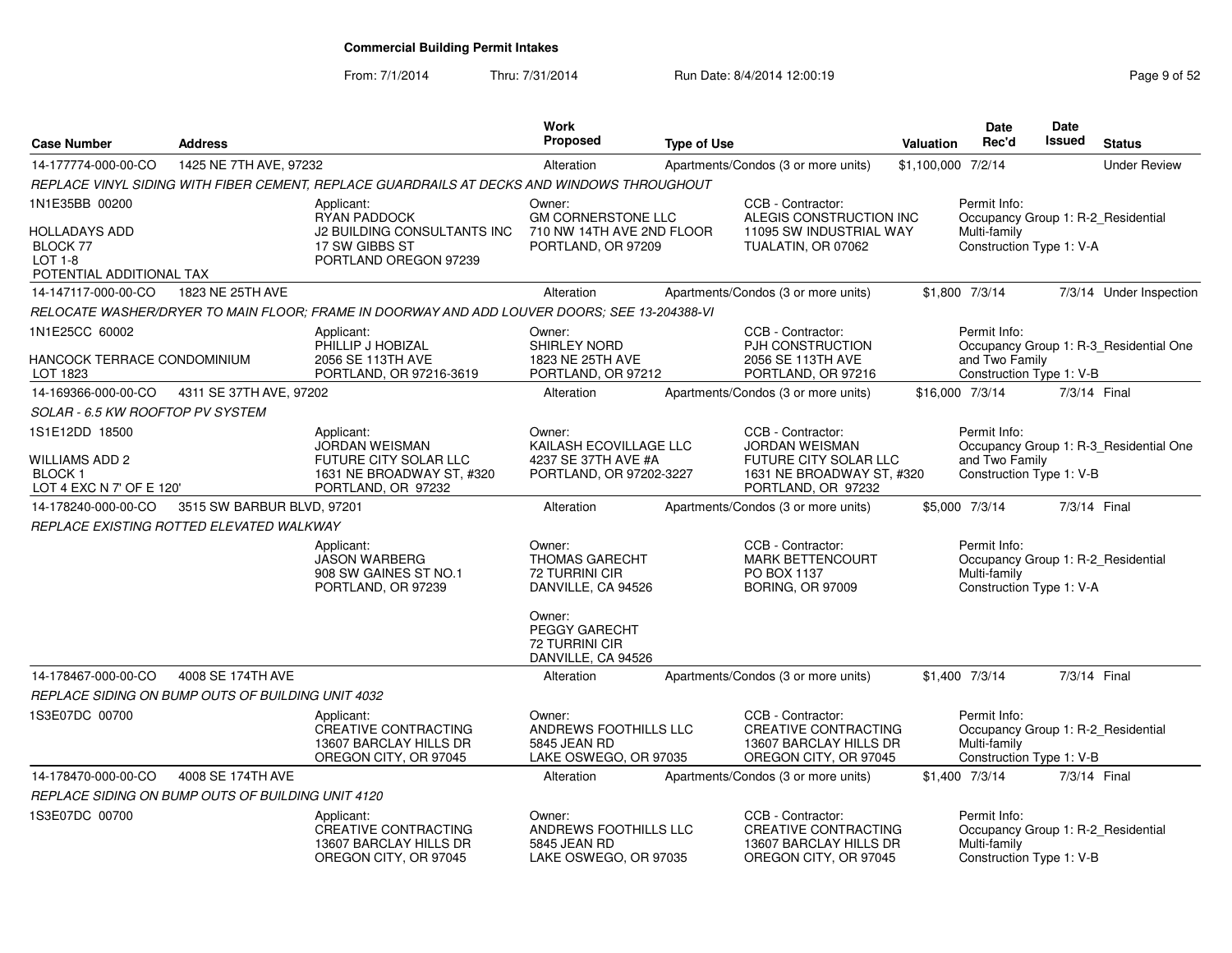# Commercial Building Permit Intakes

From: 7/1/2014 Thru: 7/31/2014 Run Date: 8/4/2014 12:00:19

| Case Number | Address | Work Proposed | Type of Use | Valuation | Date Rec'd | Date Issued | Status |
|---|---|---|---|---|---|---|---|
| 14-177774-000-00-CO | 1425 NE 7TH AVE, 97232 | Alteration | Apartments/Condos (3 or more units) | $1,100,000 | 7/2/14 | | Under Review |

REPLACE VINYL SIDING WITH FIBER CEMENT, REPLACE GUARDRAILS AT DECKS AND WINDOWS THROUGHOUT

1N1E35BB 00200
HOLLADAYS ADD
BLOCK 77
LOT 1-8
POTENTIAL ADDITIONAL TAX

Applicant: RYAN PADDOCK, J2 BUILDING CONSULTANTS INC, 17 SW GIBBS ST, PORTLAND OREGON 97239

Owner: GM CORNERSTONE LLC, 710 NW 14TH AVE 2ND FLOOR, PORTLAND, OR 97209

CCB - Contractor: ALEGIS CONSTRUCTION INC, 11095 SW INDUSTRIAL WAY, TUALATIN, OR 07062

Permit Info: Occupancy Group 1: R-2_Residential Multi-family; Construction Type 1: V-A

| Case Number | Address | Work Proposed | Type of Use | Valuation | Date Rec'd | Date Issued | Status |
|---|---|---|---|---|---|---|---|
| 14-147117-000-00-CO | 1823 NE 25TH AVE | Alteration | Apartments/Condos (3 or more units) | $1,800 | 7/3/14 | 7/3/14 | Under Inspection |

RELOCATE WASHER/DRYER TO MAIN FLOOR; FRAME IN DOORWAY AND ADD LOUVER DOORS; SEE 13-204388-VI

1N1E25CC 60002
HANCOCK TERRACE CONDOMINIUM
LOT 1823

Applicant: PHILLIP J HOBIZAL, 2056 SE 113TH AVE, PORTLAND, OR 97216-3619

Owner: SHIRLEY NORD, 1823 NE 25TH AVE, PORTLAND, OR 97212

CCB - Contractor: PJH CONSTRUCTION, 2056 SE 113TH AVE, PORTLAND, OR 97216

Permit Info: Occupancy Group 1: R-3_Residential One and Two Family; Construction Type 1: V-B

| Case Number | Address | Work Proposed | Type of Use | Valuation | Date Rec'd | Date Issued | Status |
|---|---|---|---|---|---|---|---|
| 14-169366-000-00-CO | 4311 SE 37TH AVE, 97202 | Alteration | Apartments/Condos (3 or more units) | $16,000 | 7/3/14 | 7/3/14 | Final |

SOLAR - 6.5 KW ROOFTOP PV SYSTEM

1S1E12DD 18500
WILLIAMS ADD 2
BLOCK 1
LOT 4 EXC N 7' OF E 120'

Applicant: JORDAN WEISMAN, FUTURE CITY SOLAR LLC, 1631 NE BROADWAY ST, #320, PORTLAND, OR 97232

Owner: KAILASH ECOVILLAGE LLC, 4237 SE 37TH AVE #A, PORTLAND, OR 97202-3227

CCB - Contractor: JORDAN WEISMAN, FUTURE CITY SOLAR LLC, 1631 NE BROADWAY ST, #320, PORTLAND, OR 97232

Permit Info: Occupancy Group 1: R-3_Residential One and Two Family; Construction Type 1: V-B

| Case Number | Address | Work Proposed | Type of Use | Valuation | Date Rec'd | Date Issued | Status |
|---|---|---|---|---|---|---|---|
| 14-178240-000-00-CO | 3515 SW BARBUR BLVD, 97201 | Alteration | Apartments/Condos (3 or more units) | $5,000 | 7/3/14 | 7/3/14 | Final |

REPLACE EXISTING ROTTED ELEVATED WALKWAY

Applicant: JASON WARBERG, 908 SW GAINES ST NO.1, PORTLAND, OR 97239

Owner: THOMAS GARECHT, 72 TURRINI CIR, DANVILLE, CA 94526

Owner: PEGGY GARECHT, 72 TURRINI CIR, DANVILLE, CA 94526

CCB - Contractor: MARK BETTENCOURT, PO BOX 1137, BORING, OR 97009

Permit Info: Occupancy Group 1: R-2_Residential Multi-family; Construction Type 1: V-A

| Case Number | Address | Work Proposed | Type of Use | Valuation | Date Rec'd | Date Issued | Status |
|---|---|---|---|---|---|---|---|
| 14-178467-000-00-CO | 4008 SE 174TH AVE | Alteration | Apartments/Condos (3 or more units) | $1,400 | 7/3/14 | 7/3/14 | Final |

REPLACE SIDING ON BUMP OUTS OF BUILDING UNIT 4032

1S3E07DC 00700

Applicant: CREATIVE CONTRACTING, 13607 BARCLAY HILLS DR, OREGON CITY, OR 97045

Owner: ANDREWS FOOTHILLS LLC, 5845 JEAN RD, LAKE OSWEGO, OR 97035

CCB - Contractor: CREATIVE CONTRACTING, 13607 BARCLAY HILLS DR, OREGON CITY, OR 97045

Permit Info: Occupancy Group 1: R-2_Residential Multi-family; Construction Type 1: V-B

| Case Number | Address | Work Proposed | Type of Use | Valuation | Date Rec'd | Date Issued | Status |
|---|---|---|---|---|---|---|---|
| 14-178470-000-00-CO | 4008 SE 174TH AVE | Alteration | Apartments/Condos (3 or more units) | $1,400 | 7/3/14 | 7/3/14 | Final |

REPLACE SIDING ON BUMP OUTS OF BUILDING UNIT 4120

1S3E07DC 00700

Applicant: CREATIVE CONTRACTING, 13607 BARCLAY HILLS DR, OREGON CITY, OR 97045

Owner: ANDREWS FOOTHILLS LLC, 5845 JEAN RD, LAKE OSWEGO, OR 97035

CCB - Contractor: CREATIVE CONTRACTING, 13607 BARCLAY HILLS DR, OREGON CITY, OR 97045

Permit Info: Occupancy Group 1: R-2_Residential Multi-family; Construction Type 1: V-B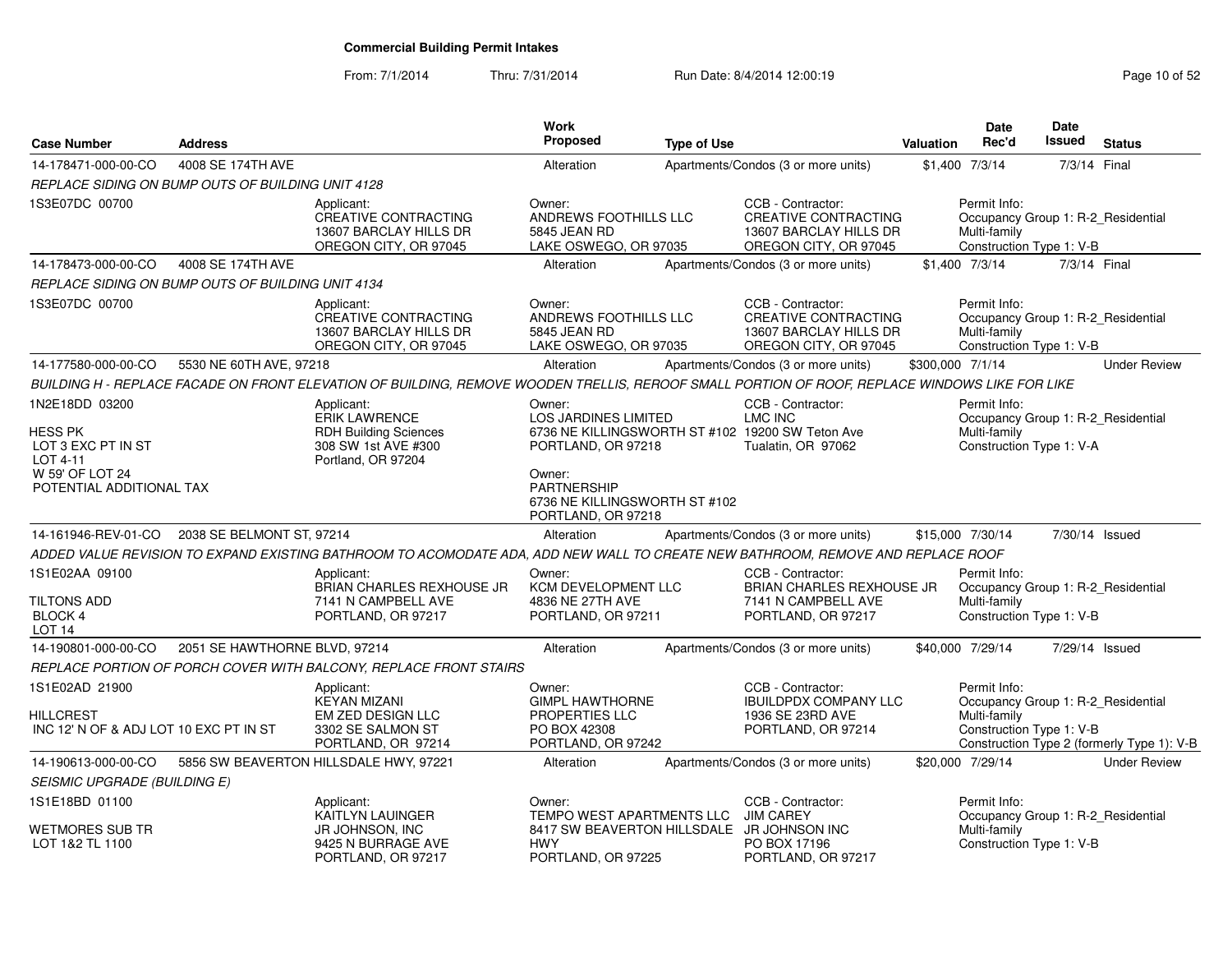# Commercial Building Permit Intakes

From: 7/1/2014 Thru: 7/31/2014 Run Date: 8/4/2014 12:00:19

| Case Number | Address | Work Proposed | Type of Use | Valuation | Date Rec'd | Date Issued | Status |
|---|---|---|---|---|---|---|---|
| 14-178471-000-00-CO | 4008 SE 174TH AVE | Alteration | Apartments/Condos (3 or more units) | $1,400 | 7/3/14 | 7/3/14 | Final |

*REPLACE SIDING ON BUMP OUTS OF BUILDING UNIT 4128*

1S3E07DC 00700

Applicant: CREATIVE CONTRACTING, 13607 BARCLAY HILLS DR, OREGON CITY, OR 97045

Owner: ANDREWS FOOTHILLS LLC, 5845 JEAN RD, LAKE OSWEGO, OR 97035

CCB - Contractor: CREATIVE CONTRACTING, 13607 BARCLAY HILLS DR, OREGON CITY, OR 97045

Permit Info: Occupancy Group 1: R-2_Residential Multi-family; Construction Type 1: V-B

| Case Number | Address | Work Proposed | Type of Use | Valuation | Date Rec'd | Date Issued | Status |
|---|---|---|---|---|---|---|---|
| 14-178473-000-00-CO | 4008 SE 174TH AVE | Alteration | Apartments/Condos (3 or more units) | $1,400 | 7/3/14 | 7/3/14 | Final |

*REPLACE SIDING ON BUMP OUTS OF BUILDING UNIT 4134*

1S3E07DC 00700

Applicant: CREATIVE CONTRACTING, 13607 BARCLAY HILLS DR, OREGON CITY, OR 97045

Owner: ANDREWS FOOTHILLS LLC, 5845 JEAN RD, LAKE OSWEGO, OR 97035

CCB - Contractor: CREATIVE CONTRACTING, 13607 BARCLAY HILLS DR, OREGON CITY, OR 97045

Permit Info: Occupancy Group 1: R-2_Residential Multi-family; Construction Type 1: V-B

| Case Number | Address | Work Proposed | Type of Use | Valuation | Date Rec'd | Date Issued | Status |
|---|---|---|---|---|---|---|---|
| 14-177580-000-00-CO | 5530 NE 60TH AVE, 97218 | Alteration | Apartments/Condos (3 or more units) | $300,000 | 7/1/14 | | Under Review |

*BUILDING H - REPLACE FACADE ON FRONT ELEVATION OF BUILDING, REMOVE WOODEN TRELLIS, REROOF SMALL PORTION OF ROOF, REPLACE WINDOWS LIKE FOR LIKE*

1N2E18DD 03200
HESS PK
LOT 3 EXC PT IN ST
LOT 4-11
W 59' OF LOT 24
POTENTIAL ADDITIONAL TAX

Applicant: ERIK LAWRENCE, RDH Building Sciences, 308 SW 1st AVE #300, Portland, OR 97204

Owner: LOS JARDINES LIMITED, 6736 NE KILLINGSWORTH ST #102, PORTLAND, OR 97218

Owner: PARTNERSHIP, 6736 NE KILLINGSWORTH ST #102, PORTLAND, OR 97218

CCB - Contractor: LMC INC, 19200 SW Teton Ave, Tualatin, OR 97062

Permit Info: Occupancy Group 1: R-2_Residential Multi-family; Construction Type 1: V-A

| Case Number | Address | Work Proposed | Type of Use | Valuation | Date Rec'd | Date Issued | Status |
|---|---|---|---|---|---|---|---|
| 14-161946-REV-01-CO | 2038 SE BELMONT ST, 97214 | Alteration | Apartments/Condos (3 or more units) | $15,000 | 7/30/14 | 7/30/14 | Issued |

*ADDED VALUE REVISION TO EXPAND EXISTING BATHROOM TO ACOMODATE ADA, ADD NEW WALL TO CREATE NEW BATHROOM, REMOVE AND REPLACE ROOF*

1S1E02AA 09100
TILTONS ADD
BLOCK 4
LOT 14

Applicant: BRIAN CHARLES REXHOUSE JR, 7141 N CAMPBELL AVE, PORTLAND, OR 97217

Owner: KCM DEVELOPMENT LLC, 4836 NE 27TH AVE, PORTLAND, OR 97211

CCB - Contractor: BRIAN CHARLES REXHOUSE JR, 7141 N CAMPBELL AVE, PORTLAND, OR 97217

Permit Info: Occupancy Group 1: R-2_Residential Multi-family; Construction Type 1: V-B

| Case Number | Address | Work Proposed | Type of Use | Valuation | Date Rec'd | Date Issued | Status |
|---|---|---|---|---|---|---|---|
| 14-190801-000-00-CO | 2051 SE HAWTHORNE BLVD, 97214 | Alteration | Apartments/Condos (3 or more units) | $40,000 | 7/29/14 | 7/29/14 | Issued |

*REPLACE PORTION OF PORCH COVER WITH BALCONY, REPLACE FRONT STAIRS*

1S1E02AD 21900
HILLCREST
INC 12' N OF & ADJ LOT 10 EXC PT IN ST

Applicant: KEYAN MIZANI, EM ZED DESIGN LLC, 3302 SE SALMON ST, PORTLAND, OR 97214

Owner: GIMPL HAWTHORNE PROPERTIES LLC, PO BOX 42308, PORTLAND, OR 97242

CCB - Contractor: IBUILDPDX COMPANY LLC, 1936 SE 23RD AVE, PORTLAND, OR 97214

Permit Info: Occupancy Group 1: R-2_Residential Multi-family; Construction Type 1: V-B; Construction Type 2 (formerly Type 1): V-B

| Case Number | Address | Work Proposed | Type of Use | Valuation | Date Rec'd | Date Issued | Status |
|---|---|---|---|---|---|---|---|
| 14-190613-000-00-CO | 5856 SW BEAVERTON HILLSDALE HWY, 97221 | Alteration | Apartments/Condos (3 or more units) | $20,000 | 7/29/14 | | Under Review |

*SEISMIC UPGRADE (BUILDING E)*

1S1E18BD 01100
WETMORES SUB TR
LOT 1&2 TL 1100

Applicant: KAITLYN LAUINGER, JR JOHNSON, INC, 9425 N BURRAGE AVE, PORTLAND, OR 97217

Owner: TEMPO WEST APARTMENTS LLC, 8417 SW BEAVERTON HILLSDALE HWY, PORTLAND, OR 97225

CCB - Contractor: JIM CAREY, JR JOHNSON INC, PO BOX 17196, PORTLAND, OR 97217

Permit Info: Occupancy Group 1: R-2_Residential Multi-family; Construction Type 1: V-B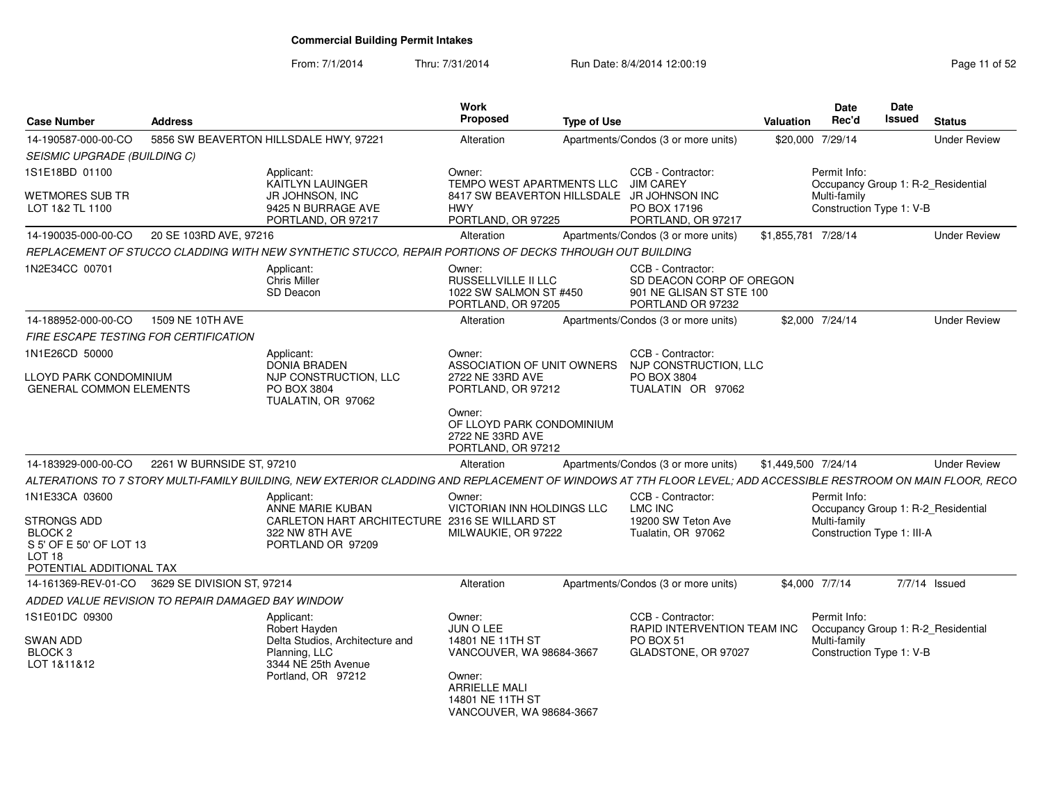# Commercial Building Permit Intakes

From: 7/1/2014 Thru: 7/31/2014 Run Date: 8/4/2014 12:00:19

| Case Number | Address | Work Proposed | Type of Use | Valuation | Date Rec'd | Date Issued | Status |
|---|---|---|---|---|---|---|---|
| 14-190587-000-00-CO | 5856 SW BEAVERTON HILLSDALE HWY, 97221 | Alteration | Apartments/Condos (3 or more units) | $20,000 | 7/29/14 | | Under Review |
| 14-190035-000-00-CO | 20 SE 103RD AVE, 97216 | Alteration | Apartments/Condos (3 or more units) | $1,855,781 | 7/28/14 | | Under Review |
| 14-188952-000-00-CO | 1509 NE 10TH AVE | Alteration | Apartments/Condos (3 or more units) | $2,000 | 7/24/14 | | Under Review |
| 14-183929-000-00-CO | 2261 W BURNSIDE ST, 97210 | Alteration | Apartments/Condos (3 or more units) | $1,449,500 | 7/24/14 | | Under Review |
| 14-161369-REV-01-CO | 3629 SE DIVISION ST, 97214 | Alteration | Apartments/Condos (3 or more units) | $4,000 | 7/7/14 | 7/7/14 | Issued |

**14-190587-000-00-CO** — *SEISMIC UPGRADE (BUILDING C)*

1S1E18BD 01100
WETMORES SUB TR
LOT 1&2 TL 1100

Applicant: KAITLYN LAUINGER, JR JOHNSON, INC, 9425 N BURRAGE AVE, PORTLAND, OR 97217

Owner: TEMPO WEST APARTMENTS LLC, 8417 SW BEAVERTON HILLSDALE HWY, PORTLAND, OR 97225

CCB - Contractor: JIM CAREY, JR JOHNSON INC, PO BOX 17196, PORTLAND, OR 97217

Permit Info: Occupancy Group 1: R-2_Residential Multi-family; Construction Type 1: V-B

**14-190035-000-00-CO** — *REPLACEMENT OF STUCCO CLADDING WITH NEW SYNTHETIC STUCCO, REPAIR PORTIONS OF DECKS THROUGH OUT BUILDING*

1N2E34CC 00701

Applicant: Chris Miller, SD Deacon

Owner: RUSSELLVILLE II LLC, 1022 SW SALMON ST #450, PORTLAND, OR 97205

CCB - Contractor: SD DEACON CORP OF OREGON, 901 NE GLISAN ST STE 100, PORTLAND OR 97232

**14-188952-000-00-CO** — *FIRE ESCAPE TESTING FOR CERTIFICATION*

1N1E26CD 50000
LLOYD PARK CONDOMINIUM
GENERAL COMMON ELEMENTS

Applicant: DONIA BRADEN, NJP CONSTRUCTION, LLC, PO BOX 3804, TUALATIN, OR 97062

Owner: ASSOCIATION OF UNIT OWNERS, 2722 NE 33RD AVE, PORTLAND, OR 97212

Owner: OF LLOYD PARK CONDOMINIUM, 2722 NE 33RD AVE, PORTLAND, OR 97212

CCB - Contractor: NJP CONSTRUCTION, LLC, PO BOX 3804, TUALATIN OR 97062

**14-183929-000-00-CO** — *ALTERATIONS TO 7 STORY MULTI-FAMILY BUILDING, NEW EXTERIOR CLADDING AND REPLACEMENT OF WINDOWS AT 7TH FLOOR LEVEL; ADD ACCESSIBLE RESTROOM ON MAIN FLOOR, RECO*

1N1E33CA 03600
STRONGS ADD
BLOCK 2
S 5' OF E 50' OF LOT 13
LOT 18
POTENTIAL ADDITIONAL TAX

Applicant: ANNE MARIE KUBAN, CARLETON HART ARCHITECTURE, 322 NW 8TH AVE, PORTLAND OR 97209

Owner: VICTORIAN INN HOLDINGS LLC, 2316 SE WILLARD ST, MILWAUKIE, OR 97222

CCB - Contractor: LMC INC, 19200 SW Teton Ave, Tualatin, OR 97062

Permit Info: Occupancy Group 1: R-2_Residential Multi-family; Construction Type 1: III-A

**14-161369-REV-01-CO** — *ADDED VALUE REVISION TO REPAIR DAMAGED BAY WINDOW*

1S1E01DC 09300
SWAN ADD
BLOCK 3
LOT 1&11&12

Applicant: Robert Hayden, Delta Studios, Architecture and Planning, LLC, 3344 NE 25th Avenue, Portland, OR 97212

Owner: JUN O LEE, 14801 NE 11TH ST, VANCOUVER, WA 98684-3667

Owner: ARRIELLE MALI, 14801 NE 11TH ST, VANCOUVER, WA 98684-3667

CCB - Contractor: RAPID INTERVENTION TEAM INC, PO BOX 51, GLADSTONE, OR 97027

Permit Info: Occupancy Group 1: R-2_Residential Multi-family; Construction Type 1: V-B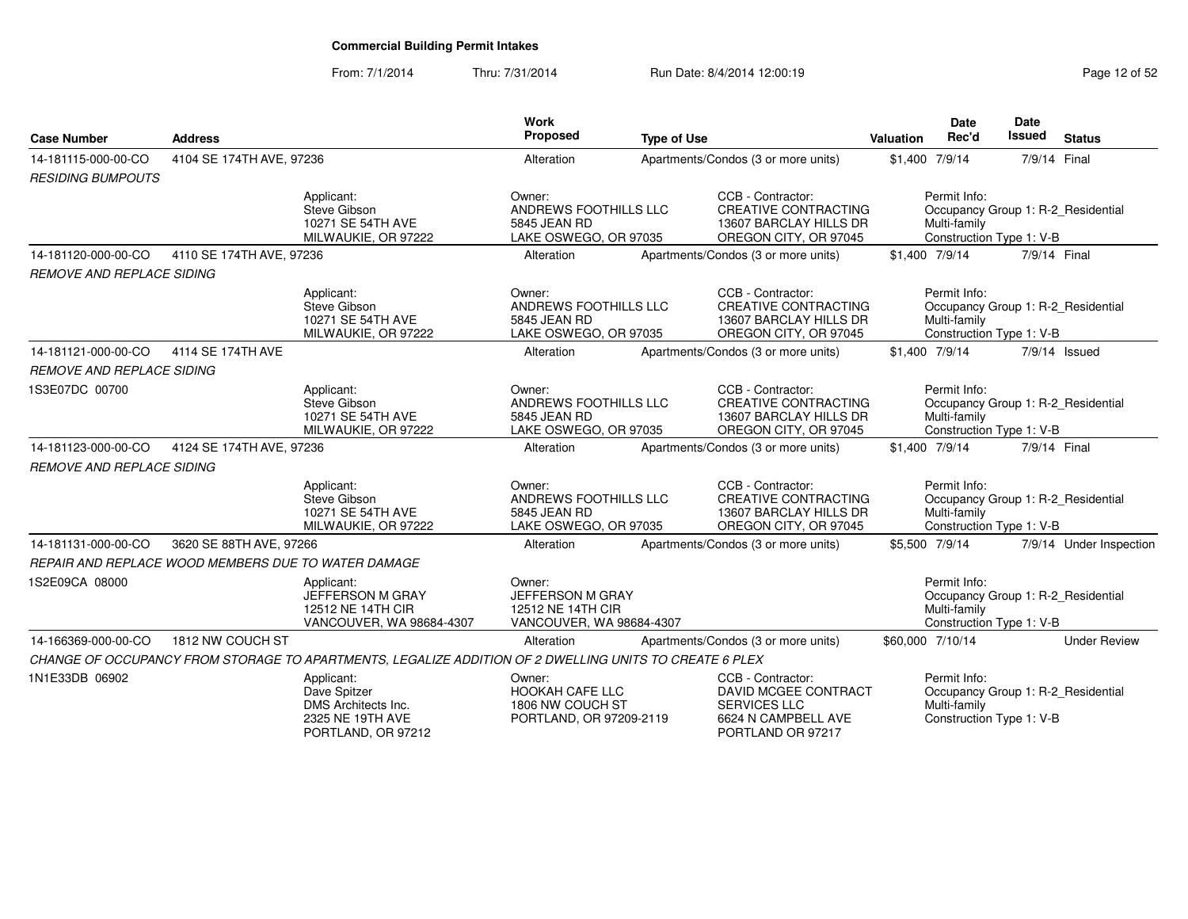## Commercial Building Permit Intakes

From: 7/1/2014 Thru: 7/31/2014 Run Date: 8/4/2014 12:00:19

| Case Number | Address | Work Proposed | Type of Use | Valuation | Date Rec'd | Date Issued | Status |
|---|---|---|---|---|---|---|---|
| 14-181115-000-00-CO | 4104 SE 174TH AVE, 97236 | Alteration | Apartments/Condos (3 or more units) | $1,400 | 7/9/14 | 7/9/14 | Final |

*RESIDING BUMPOUTS*

Applicant: Steve Gibson, 10271 SE 54TH AVE, MILWAUKIE, OR 97222
Owner: ANDREWS FOOTHILLS LLC, 5845 JEAN RD, LAKE OSWEGO, OR 97035
CCB - Contractor: CREATIVE CONTRACTING, 13607 BARCLAY HILLS DR, OREGON CITY, OR 97045
Permit Info: Occupancy Group 1: R-2_Residential Multi-family; Construction Type 1: V-B

| Case Number | Address | Work Proposed | Type of Use | Valuation | Date Rec'd | Date Issued | Status |
|---|---|---|---|---|---|---|---|
| 14-181120-000-00-CO | 4110 SE 174TH AVE, 97236 | Alteration | Apartments/Condos (3 or more units) | $1,400 | 7/9/14 | 7/9/14 | Final |

*REMOVE AND REPLACE SIDING*

Applicant: Steve Gibson, 10271 SE 54TH AVE, MILWAUKIE, OR 97222
Owner: ANDREWS FOOTHILLS LLC, 5845 JEAN RD, LAKE OSWEGO, OR 97035
CCB - Contractor: CREATIVE CONTRACTING, 13607 BARCLAY HILLS DR, OREGON CITY, OR 97045
Permit Info: Occupancy Group 1: R-2_Residential Multi-family; Construction Type 1: V-B

| Case Number | Address | Work Proposed | Type of Use | Valuation | Date Rec'd | Date Issued | Status |
|---|---|---|---|---|---|---|---|
| 14-181121-000-00-CO | 4114 SE 174TH AVE | Alteration | Apartments/Condos (3 or more units) | $1,400 | 7/9/14 | 7/9/14 | Issued |

*REMOVE AND REPLACE SIDING*

1S3E07DC 00700

Applicant: Steve Gibson, 10271 SE 54TH AVE, MILWAUKIE, OR 97222
Owner: ANDREWS FOOTHILLS LLC, 5845 JEAN RD, LAKE OSWEGO, OR 97035
CCB - Contractor: CREATIVE CONTRACTING, 13607 BARCLAY HILLS DR, OREGON CITY, OR 97045
Permit Info: Occupancy Group 1: R-2_Residential Multi-family; Construction Type 1: V-B

| Case Number | Address | Work Proposed | Type of Use | Valuation | Date Rec'd | Date Issued | Status |
|---|---|---|---|---|---|---|---|
| 14-181123-000-00-CO | 4124 SE 174TH AVE, 97236 | Alteration | Apartments/Condos (3 or more units) | $1,400 | 7/9/14 | 7/9/14 | Final |

*REMOVE AND REPLACE SIDING*

Applicant: Steve Gibson, 10271 SE 54TH AVE, MILWAUKIE, OR 97222
Owner: ANDREWS FOOTHILLS LLC, 5845 JEAN RD, LAKE OSWEGO, OR 97035
CCB - Contractor: CREATIVE CONTRACTING, 13607 BARCLAY HILLS DR, OREGON CITY, OR 97045
Permit Info: Occupancy Group 1: R-2_Residential Multi-family; Construction Type 1: V-B

| Case Number | Address | Work Proposed | Type of Use | Valuation | Date Rec'd | Date Issued | Status |
|---|---|---|---|---|---|---|---|
| 14-181131-000-00-CO | 3620 SE 88TH AVE, 97266 | Alteration | Apartments/Condos (3 or more units) | $5,500 | 7/9/14 | 7/9/14 | Under Inspection |

*REPAIR AND REPLACE WOOD MEMBERS DUE TO WATER DAMAGE*

1S2E09CA 08000

Applicant: JEFFERSON M GRAY, 12512 NE 14TH CIR, VANCOUVER, WA 98684-4307
Owner: JEFFERSON M GRAY, 12512 NE 14TH CIR, VANCOUVER, WA 98684-4307
Permit Info: Occupancy Group 1: R-2_Residential Multi-family; Construction Type 1: V-B

| Case Number | Address | Work Proposed | Type of Use | Valuation | Date Rec'd | Date Issued | Status |
|---|---|---|---|---|---|---|---|
| 14-166369-000-00-CO | 1812 NW COUCH ST | Alteration | Apartments/Condos (3 or more units) | $60,000 | 7/10/14 | | Under Review |

*CHANGE OF OCCUPANCY FROM STORAGE TO APARTMENTS, LEGALIZE ADDITION OF 2 DWELLING UNITS TO CREATE 6 PLEX*

1N1E33DB 06902

Applicant: Dave Spitzer, DMS Architects Inc., 2325 NE 19TH AVE, PORTLAND, OR 97212
Owner: HOOKAH CAFE LLC, 1806 NW COUCH ST, PORTLAND, OR 97209-2119
CCB - Contractor: DAVID MCGEE CONTRACT SERVICES LLC, 6624 N CAMPBELL AVE, PORTLAND OR 97217
Permit Info: Occupancy Group 1: R-2_Residential Multi-family; Construction Type 1: V-B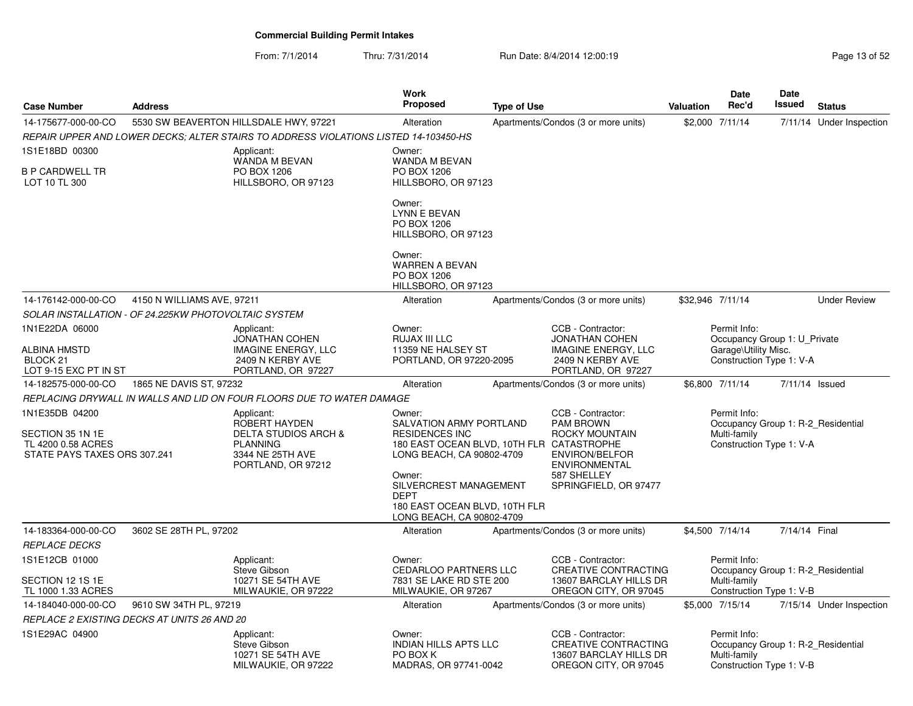# Commercial Building Permit Intakes

From: 7/1/2014 Thru: 7/31/2014 Run Date: 8/4/2014 12:00:19

| Case Number | Address | Work Proposed | Type of Use | Valuation | Date Rec'd | Date Issued | Status |
|---|---|---|---|---|---|---|---|
| 14-175677-000-00-CO | 5530 SW BEAVERTON HILLSDALE HWY, 97221 | Alteration | Apartments/Condos (3 or more units) | $2,000 | 7/11/14 | 7/11/14 | Under Inspection |

*REPAIR UPPER AND LOWER DECKS; ALTER STAIRS TO ADDRESS VIOLATIONS LISTED 14-103450-HS*

1S1E18BD 00300
B P CARDWELL TR
LOT 10 TL 300

Applicant:
WANDA M BEVAN
PO BOX 1206
HILLSBORO, OR 97123

Owner:
WANDA M BEVAN
PO BOX 1206
HILLSBORO, OR 97123

Owner:
LYNN E BEVAN
PO BOX 1206
HILLSBORO, OR 97123

Owner:
WARREN A BEVAN
PO BOX 1206
HILLSBORO, OR 97123

| Case Number | Address | Work Proposed | Type of Use | Valuation | Date Rec'd | Date Issued | Status |
|---|---|---|---|---|---|---|---|
| 14-176142-000-00-CO | 4150 N WILLIAMS AVE, 97211 | Alteration | Apartments/Condos (3 or more units) | $32,946 | 7/11/14 | | Under Review |

*SOLAR INSTALLATION - OF 24.225KW PHOTOVOLTAIC SYSTEM*

1N1E22DA 06000
ALBINA HMSTD
BLOCK 21
LOT 9-15 EXC PT IN ST

Applicant:
JONATHAN COHEN
IMAGINE ENERGY, LLC
2409 N KERBY AVE
PORTLAND, OR 97227

Owner:
RUJAX III LLC
11359 NE HALSEY ST
PORTLAND, OR 97220-2095

CCB - Contractor:
JONATHAN COHEN
IMAGINE ENERGY, LLC
2409 N KERBY AVE
PORTLAND, OR 97227

Permit Info:
Occupancy Group 1: U_Private Garage\Utility Misc.
Construction Type 1: V-A

| Case Number | Address | Work Proposed | Type of Use | Valuation | Date Rec'd | Date Issued | Status |
|---|---|---|---|---|---|---|---|
| 14-182575-000-00-CO | 1865 NE DAVIS ST, 97232 | Alteration | Apartments/Condos (3 or more units) | $6,800 | 7/11/14 | 7/11/14 | Issued |

*REPLACING DRYWALL IN WALLS AND LID ON FOUR FLOORS DUE TO WATER DAMAGE*

1N1E35DB 04200
SECTION 35 1N 1E
TL 4200 0.58 ACRES
STATE PAYS TAXES ORS 307.241

Applicant:
ROBERT HAYDEN
DELTA STUDIOS ARCH & PLANNING
3344 NE 25TH AVE
PORTLAND, OR 97212

Owner:
SALVATION ARMY PORTLAND RESIDENCES INC
180 EAST OCEAN BLVD, 10TH FLR
LONG BEACH, CA 90802-4709

Owner:
SILVERCREST MANAGEMENT DEPT
180 EAST OCEAN BLVD, 10TH FLR
LONG BEACH, CA 90802-4709

CCB - Contractor:
PAM BROWN
ROCKY MOUNTAIN CATASTROPHE ENVIRON/BELFOR ENVIRONMENTAL
587 SHELLEY
SPRINGFIELD, OR 97477

Permit Info:
Occupancy Group 1: R-2_Residential Multi-family
Construction Type 1: V-A

| Case Number | Address | Work Proposed | Type of Use | Valuation | Date Rec'd | Date Issued | Status |
|---|---|---|---|---|---|---|---|
| 14-183364-000-00-CO | 3602 SE 28TH PL, 97202 | Alteration | Apartments/Condos (3 or more units) | $4,500 | 7/14/14 | 7/14/14 | Final |

*REPLACE DECKS*

1S1E12CB 01000
SECTION 12 1S 1E
TL 1000 1.33 ACRES

Applicant:
Steve Gibson
10271 SE 54TH AVE
MILWAUKIE, OR 97222

Owner:
CEDARLOO PARTNERS LLC
7831 SE LAKE RD STE 200
MILWAUKIE, OR 97267

CCB - Contractor:
CREATIVE CONTRACTING
13607 BARCLAY HILLS DR
OREGON CITY, OR 97045

Permit Info:
Occupancy Group 1: R-2_Residential Multi-family
Construction Type 1: V-B

| Case Number | Address | Work Proposed | Type of Use | Valuation | Date Rec'd | Date Issued | Status |
|---|---|---|---|---|---|---|---|
| 14-184040-000-00-CO | 9610 SW 34TH PL, 97219 | Alteration | Apartments/Condos (3 or more units) | $5,000 | 7/15/14 | 7/15/14 | Under Inspection |

*REPLACE 2 EXISTING DECKS AT UNITS 26 AND 20*

1S1E29AC 04900

Applicant:
Steve Gibson
10271 SE 54TH AVE
MILWAUKIE, OR 97222

Owner:
INDIAN HILLS APTS LLC
PO BOX K
MADRAS, OR 97741-0042

CCB - Contractor:
CREATIVE CONTRACTING
13607 BARCLAY HILLS DR
OREGON CITY, OR 97045

Permit Info:
Occupancy Group 1: R-2_Residential Multi-family
Construction Type 1: V-B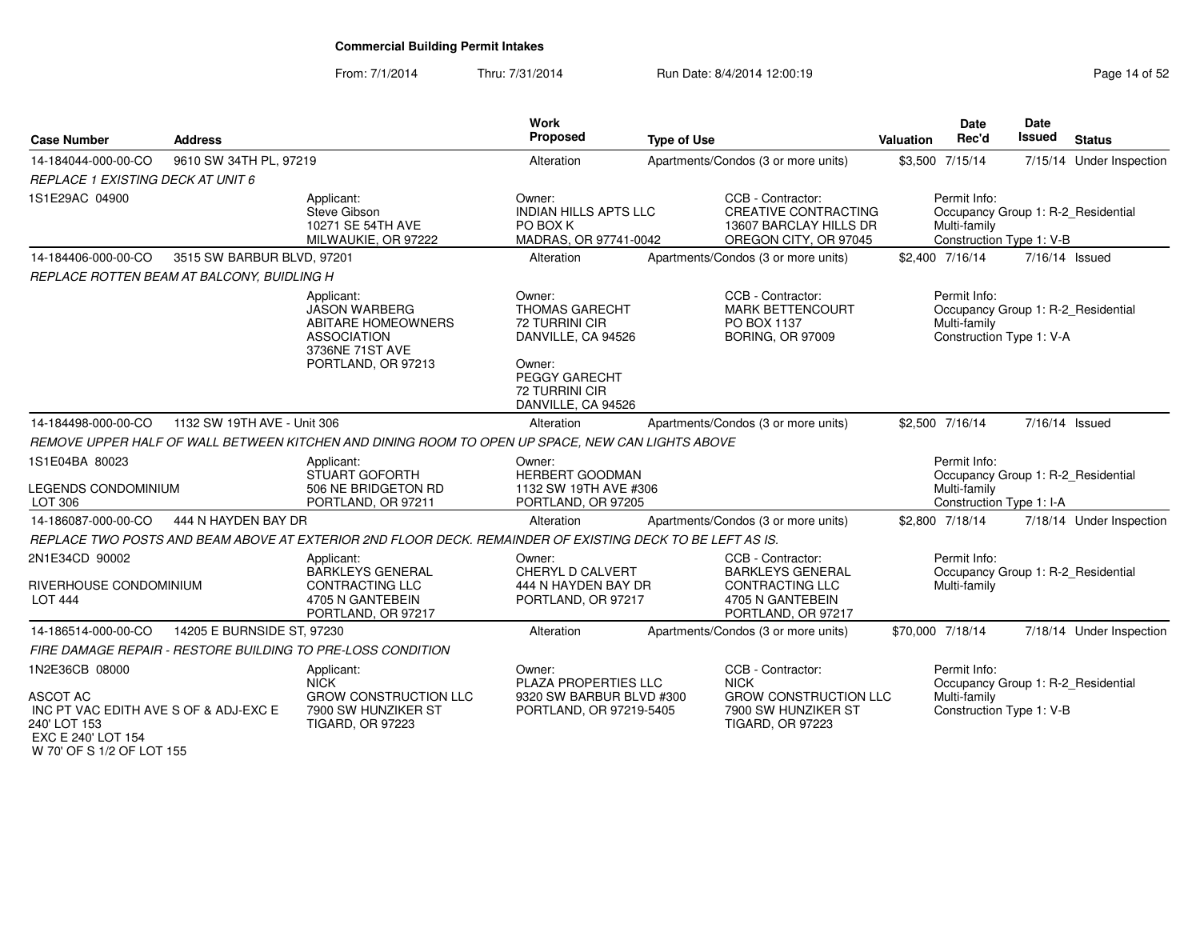**Commercial Building Permit Intakes**

From: 7/1/2014 Thru: 7/31/2014 Run Date: 8/4/2014 12:00:19

| Case Number | Address | Work Proposed | Type of Use | Valuation | Date Rec'd | Date Issued | Status |
|---|---|---|---|---|---|---|---|
| 14-184044-000-00-CO | 9610 SW 34TH PL, 97219 | Alteration | Apartments/Condos (3 or more units) | $3,500 | 7/15/14 | 7/15/14 | Under Inspection |

REPLACE 1 EXISTING DECK AT UNIT 6

1S1E29AC 04900

Applicant: Steve Gibson, 10271 SE 54TH AVE, MILWAUKIE, OR 97222

Owner: INDIAN HILLS APTS LLC, PO BOX K, MADRAS, OR 97741-0042

CCB - Contractor: CREATIVE CONTRACTING, 13607 BARCLAY HILLS DR, OREGON CITY, OR 97045

Permit Info: Occupancy Group 1: R-2_Residential Multi-family; Construction Type 1: V-B

| Case Number | Address | Work Proposed | Type of Use | Valuation | Date Rec'd | Date Issued | Status |
|---|---|---|---|---|---|---|---|
| 14-184406-000-00-CO | 3515 SW BARBUR BLVD, 97201 | Alteration | Apartments/Condos (3 or more units) | $2,400 | 7/16/14 | 7/16/14 | Issued |

REPLACE ROTTEN BEAM AT BALCONY, BUIDLING H

Applicant: JASON WARBERG, ABITARE HOMEOWNERS ASSOCIATION, 3736NE 71ST AVE, PORTLAND, OR 97213

Owner: THOMAS GARECHT, 72 TURRINI CIR, DANVILLE, CA 94526

Owner: PEGGY GARECHT, 72 TURRINI CIR, DANVILLE, CA 94526

CCB - Contractor: MARK BETTENCOURT, PO BOX 1137, BORING, OR 97009

Permit Info: Occupancy Group 1: R-2_Residential Multi-family; Construction Type 1: V-A

| Case Number | Address | Work Proposed | Type of Use | Valuation | Date Rec'd | Date Issued | Status |
|---|---|---|---|---|---|---|---|
| 14-184498-000-00-CO | 1132 SW 19TH AVE - Unit 306 | Alteration | Apartments/Condos (3 or more units) | $2,500 | 7/16/14 | 7/16/14 | Issued |

REMOVE UPPER HALF OF WALL BETWEEN KITCHEN AND DINING ROOM TO OPEN UP SPACE, NEW CAN LIGHTS ABOVE

1S1E04BA 80023
LEGENDS CONDOMINIUM
LOT 306

Applicant: STUART GOFORTH, 506 NE BRIDGETON RD, PORTLAND, OR 97211

Owner: HERBERT GOODMAN, 1132 SW 19TH AVE #306, PORTLAND, OR 97205

Permit Info: Occupancy Group 1: R-2_Residential Multi-family; Construction Type 1: I-A

| Case Number | Address | Work Proposed | Type of Use | Valuation | Date Rec'd | Date Issued | Status |
|---|---|---|---|---|---|---|---|
| 14-186087-000-00-CO | 444 N HAYDEN BAY DR | Alteration | Apartments/Condos (3 or more units) | $2,800 | 7/18/14 | 7/18/14 | Under Inspection |

REPLACE TWO POSTS AND BEAM ABOVE AT EXTERIOR 2ND FLOOR DECK. REMAINDER OF EXISTING DECK TO BE LEFT AS IS.

2N1E34CD 90002
RIVERHOUSE CONDOMINIUM
LOT 444

Applicant: BARKLEYS GENERAL CONTRACTING LLC, 4705 N GANTEBEIN, PORTLAND, OR 97217

Owner: CHERYL D CALVERT, 444 N HAYDEN BAY DR, PORTLAND, OR 97217

CCB - Contractor: BARKLEYS GENERAL CONTRACTING LLC, 4705 N GANTEBEIN, PORTLAND, OR 97217

Permit Info: Occupancy Group 1: R-2_Residential Multi-family

| Case Number | Address | Work Proposed | Type of Use | Valuation | Date Rec'd | Date Issued | Status |
|---|---|---|---|---|---|---|---|
| 14-186514-000-00-CO | 14205 E BURNSIDE ST, 97230 | Alteration | Apartments/Condos (3 or more units) | $70,000 | 7/18/14 | 7/18/14 | Under Inspection |

FIRE DAMAGE REPAIR - RESTORE BUILDING TO PRE-LOSS CONDITION

1N2E36CB 08000
ASCOT AC
INC PT VAC EDITH AVE S OF & ADJ-EXC E 240' LOT 153
EXC E 240' LOT 154
W 70' OF S 1/2 OF LOT 155

Applicant: NICK, GROW CONSTRUCTION LLC, 7900 SW HUNZIKER ST, TIGARD, OR 97223

Owner: PLAZA PROPERTIES LLC, 9320 SW BARBUR BLVD #300, PORTLAND, OR 97219-5405

CCB - Contractor: NICK, GROW CONSTRUCTION LLC, 7900 SW HUNZIKER ST, TIGARD, OR 97223

Permit Info: Occupancy Group 1: R-2_Residential Multi-family; Construction Type 1: V-B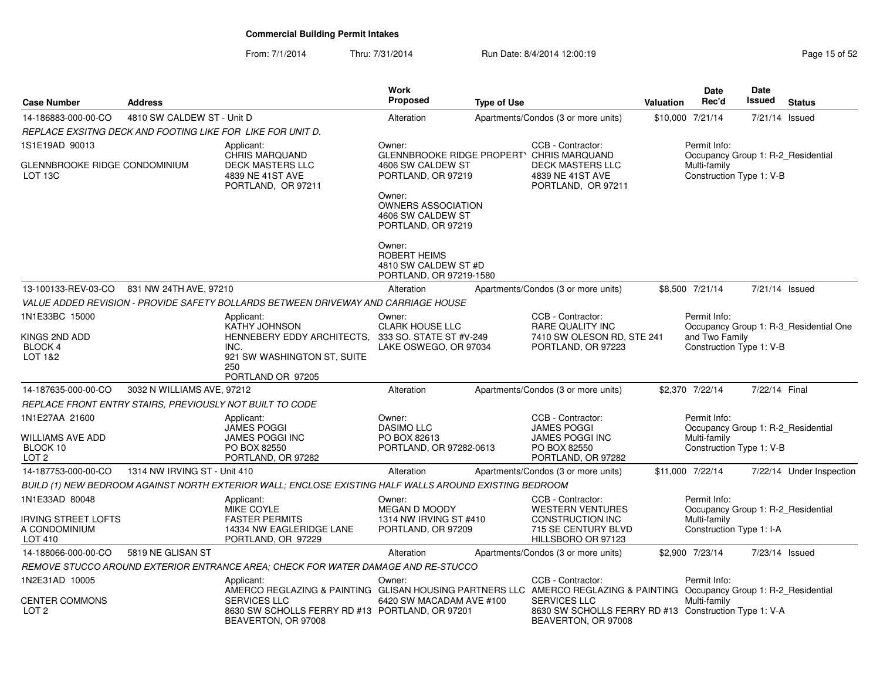# Commercial Building Permit Intakes

From: 7/1/2014 Thru: 7/31/2014 Run Date: 8/4/2014 12:00:19

| Case Number | Address | Work Proposed | Type of Use | Valuation | Date Rec'd | Date Issued | Status |
|---|---|---|---|---|---|---|---|
| 14-186883-000-00-CO | 4810 SW CALDEW ST - Unit D | Alteration | Apartments/Condos (3 or more units) | $10,000 | 7/21/14 | 7/21/14 | Issued |

REPLACE EXSITNG DECK AND FOOTING LIKE FOR LIKE FOR UNIT D.

1S1E19AD 90013

GLENNBROOKE RIDGE CONDOMINIUM
LOT 13C

Applicant:
CHRIS MARQUAND
DECK MASTERS LLC
4839 NE 41ST AVE
PORTLAND, OR 97211

Owner:
GLENNBROOKE RIDGE PROPERTY
4606 SW CALDEW ST
PORTLAND, OR 97219

Owner:
OWNERS ASSOCIATION
4606 SW CALDEW ST
PORTLAND, OR 97219

Owner:
ROBERT HEIMS
4810 SW CALDEW ST #D
PORTLAND, OR 97219-1580

CCB - Contractor:
CHRIS MARQUAND
DECK MASTERS LLC
4839 NE 41ST AVE
PORTLAND, OR 97211

Permit Info:
Occupancy Group 1: R-2_Residential Multi-family
Construction Type 1: V-B

| Case Number | Address | Work Proposed | Type of Use | Valuation | Date Rec'd | Date Issued | Status |
|---|---|---|---|---|---|---|---|
| 13-100133-REV-03-CO | 831 NW 24TH AVE, 97210 | Alteration | Apartments/Condos (3 or more units) | $8,500 | 7/21/14 | 7/21/14 | Issued |

VALUE ADDED REVISION - PROVIDE SAFETY BOLLARDS BETWEEN DRIVEWAY AND CARRIAGE HOUSE

1N1E33BC 15000

KINGS 2ND ADD
BLOCK 4
LOT 1&2

Applicant:
KATHY JOHNSON
HENNEBERY EDDY ARCHITECTS, INC.
921 SW WASHINGTON ST, SUITE 250
PORTLAND OR 97205

Owner:
CLARK HOUSE LLC
333 SO. STATE ST #V-249
LAKE OSWEGO, OR 97034

CCB - Contractor:
RARE QUALITY INC
7410 SW OLESON RD, STE 241
PORTLAND, OR 97223

Permit Info:
Occupancy Group 1: R-3_Residential One and Two Family
Construction Type 1: V-B

| Case Number | Address | Work Proposed | Type of Use | Valuation | Date Rec'd | Date Issued | Status |
|---|---|---|---|---|---|---|---|
| 14-187635-000-00-CO | 3032 N WILLIAMS AVE, 97212 | Alteration | Apartments/Condos (3 or more units) | $2,370 | 7/22/14 | 7/22/14 | Final |

REPLACE FRONT ENTRY STAIRS, PREVIOUSLY NOT BUILT TO CODE

1N1E27AA 21600

WILLIAMS AVE ADD
BLOCK 10
LOT 2

Applicant:
JAMES POGGI
JAMES POGGI INC
PO BOX 82550
PORTLAND, OR 97282

Owner:
DASIMO LLC
PO BOX 82613
PORTLAND, OR 97282-0613

CCB - Contractor:
JAMES POGGI
JAMES POGGI INC
PO BOX 82550
PORTLAND, OR 97282

Permit Info:
Occupancy Group 1: R-2_Residential Multi-family
Construction Type 1: V-B

| Case Number | Address | Work Proposed | Type of Use | Valuation | Date Rec'd | Date Issued | Status |
|---|---|---|---|---|---|---|---|
| 14-187753-000-00-CO | 1314 NW IRVING ST - Unit 410 | Alteration | Apartments/Condos (3 or more units) | $11,000 | 7/22/14 | 7/22/14 | Under Inspection |

BUILD (1) NEW BEDROOM AGAINST NORTH EXTERIOR WALL; ENCLOSE EXISTING HALF WALLS AROUND EXISTING BEDROOM

1N1E33AD 80048

IRVING STREET LOFTS A CONDOMINIUM
LOT 410

Applicant:
MIKE COYLE
FASTER PERMITS
14334 NW EAGLERIDGE LANE
PORTLAND, OR 97229

Owner:
MEGAN D MOODY
1314 NW IRVING ST #410
PORTLAND, OR 97209

CCB - Contractor:
WESTERN VENTURES CONSTRUCTION INC
715 SE CENTURY BLVD
HILLSBORO OR 97123

Permit Info:
Occupancy Group 1: R-2_Residential Multi-family
Construction Type 1: I-A

| Case Number | Address | Work Proposed | Type of Use | Valuation | Date Rec'd | Date Issued | Status |
|---|---|---|---|---|---|---|---|
| 14-188066-000-00-CO | 5819 NE GLISAN ST | Alteration | Apartments/Condos (3 or more units) | $2,900 | 7/23/14 | 7/23/14 | Issued |

REMOVE STUCCO AROUND EXTERIOR ENTRANCE AREA; CHECK FOR WATER DAMAGE AND RE-STUCCO

1N2E31AD 10005

CENTER COMMONS
LOT 2

Applicant:
AMERCO REGLAZING & PAINTING SERVICES LLC
8630 SW SCHOLLS FERRY RD #13
BEAVERTON, OR 97008

Owner:
GLISAN HOUSING PARTNERS LLC
6420 SW MACADAM AVE #100
PORTLAND, OR 97201

CCB - Contractor:
AMERCO REGLAZING & PAINTING SERVICES LLC
8630 SW SCHOLLS FERRY RD #13
BEAVERTON, OR 97008

Permit Info:
Occupancy Group 1: R-2_Residential Multi-family
Construction Type 1: V-A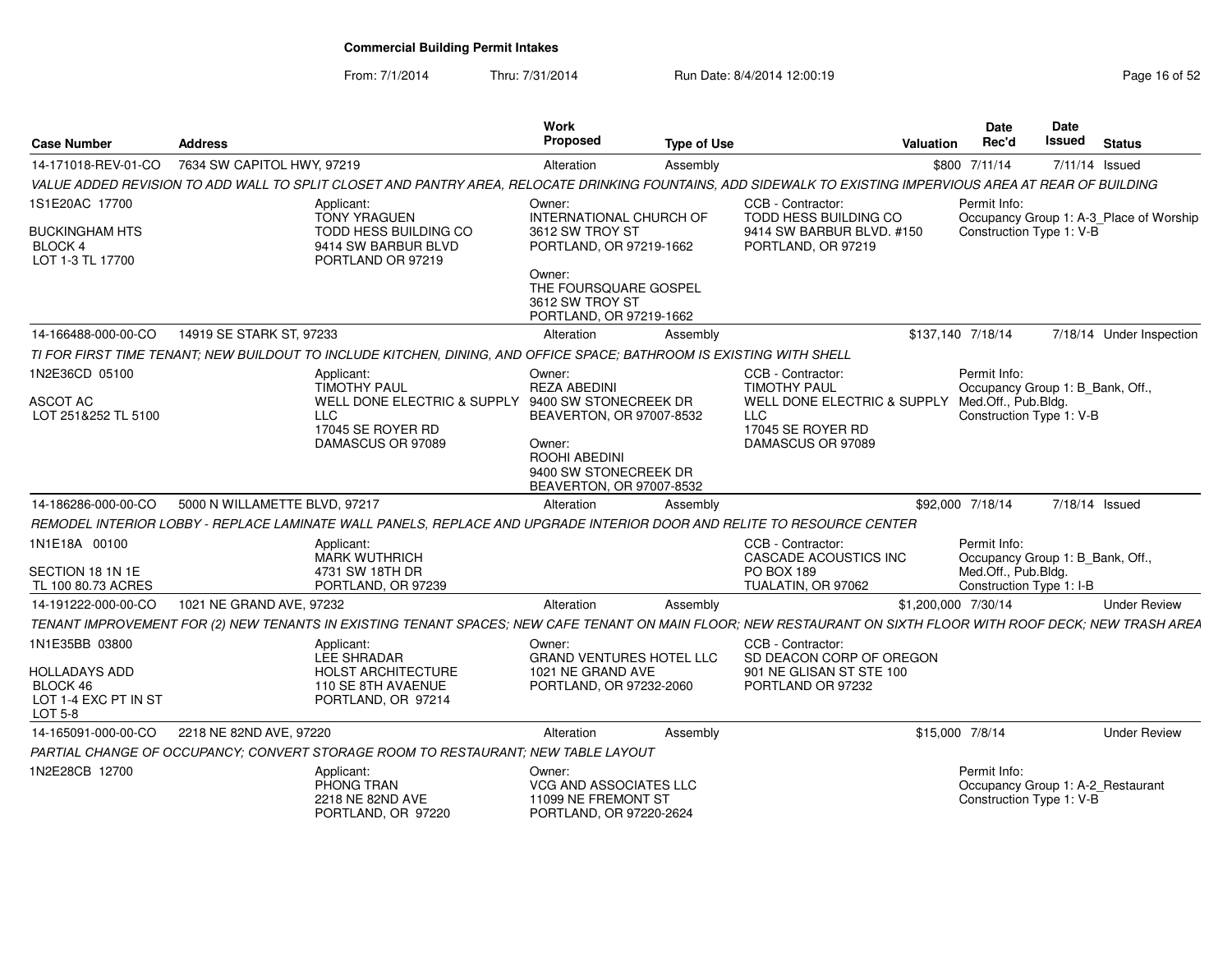# Commercial Building Permit Intakes

From: 7/1/2014 Thru: 7/31/2014 Run Date: 8/4/2014 12:00:19

| Case Number | Address | Work Proposed | Type of Use | Valuation | Date Rec'd | Date Issued | Status |
|---|---|---|---|---|---|---|---|
| 14-171018-REV-01-CO | 7634 SW CAPITOL HWY, 97219 | Alteration | Assembly | $800 | 7/11/14 | 7/11/14 | Issued |

*VALUE ADDED REVISION TO ADD WALL TO SPLIT CLOSET AND PANTRY AREA, RELOCATE DRINKING FOUNTAINS, ADD SIDEWALK TO EXISTING IMPERVIOUS AREA AT REAR OF BUILDING*

1S1E20AC 17700
BUCKINGHAM HTS
BLOCK 4
LOT 1-3 TL 17700

Applicant:
TONY YRAGUEN
TODD HESS BUILDING CO
9414 SW BARBUR BLVD
PORTLAND OR 97219

Owner:
INTERNATIONAL CHURCH OF
3612 SW TROY ST
PORTLAND, OR 97219-1662

Owner:
THE FOURSQUARE GOSPEL
3612 SW TROY ST
PORTLAND, OR 97219-1662

CCB - Contractor:
TODD HESS BUILDING CO
9414 SW BARBUR BLVD. #150
PORTLAND, OR 97219

Permit Info:
Occupancy Group 1: A-3_Place of Worship
Construction Type 1: V-B

| Case Number | Address | Work Proposed | Type of Use | Valuation | Date Rec'd | Date Issued | Status |
|---|---|---|---|---|---|---|---|
| 14-166488-000-00-CO | 14919 SE STARK ST, 97233 | Alteration | Assembly | $137,140 | 7/18/14 | 7/18/14 | Under Inspection |

*TI FOR FIRST TIME TENANT; NEW BUILDOUT TO INCLUDE KITCHEN, DINING, AND OFFICE SPACE; BATHROOM IS EXISTING WITH SHELL*

1N2E36CD 05100
ASCOT AC
LOT 251&252 TL 5100

Applicant:
TIMOTHY PAUL
WELL DONE ELECTRIC & SUPPLY LLC
17045 SE ROYER RD
DAMASCUS OR 97089

Owner:
REZA ABEDINI
9400 SW STONECREEK DR
BEAVERTON, OR 97007-8532

Owner:
ROOHI ABEDINI
9400 SW STONECREEK DR
BEAVERTON, OR 97007-8532

CCB - Contractor:
TIMOTHY PAUL
WELL DONE ELECTRIC & SUPPLY LLC
17045 SE ROYER RD
DAMASCUS OR 97089

Permit Info:
Occupancy Group 1: B_Bank, Off., Med.Off., Pub.Bldg.
Construction Type 1: V-B

| Case Number | Address | Work Proposed | Type of Use | Valuation | Date Rec'd | Date Issued | Status |
|---|---|---|---|---|---|---|---|
| 14-186286-000-00-CO | 5000 N WILLAMETTE BLVD, 97217 | Alteration | Assembly | $92,000 | 7/18/14 | 7/18/14 | Issued |

*REMODEL INTERIOR LOBBY - REPLACE LAMINATE WALL PANELS, REPLACE AND UPGRADE INTERIOR DOOR AND RELITE TO RESOURCE CENTER*

1N1E18A 00100
SECTION 18 1N 1E
TL 100 80.73 ACRES

Applicant:
MARK WUTHRICH
4731 SW 18TH DR
PORTLAND, OR 97239

CCB - Contractor:
CASCADE ACOUSTICS INC
PO BOX 189
TUALATIN, OR 97062

Permit Info:
Occupancy Group 1: B_Bank, Off., Med.Off., Pub.Bldg.
Construction Type 1: I-B

| Case Number | Address | Work Proposed | Type of Use | Valuation | Date Rec'd | Date Issued | Status |
|---|---|---|---|---|---|---|---|
| 14-191222-000-00-CO | 1021 NE GRAND AVE, 97232 | Alteration | Assembly | $1,200,000 | 7/30/14 | | Under Review |

*TENANT IMPROVEMENT FOR (2) NEW TENANTS IN EXISTING TENANT SPACES; NEW CAFE TENANT ON MAIN FLOOR; NEW RESTAURANT ON SIXTH FLOOR WITH ROOF DECK; NEW TRASH AREA*

1N1E35BB 03800
HOLLADAYS ADD
BLOCK 46
LOT 1-4 EXC PT IN ST
LOT 5-8

Applicant:
LEE SHRADAR
HOLST ARCHITECTURE
110 SE 8TH AVAENUE
PORTLAND, OR 97214

Owner:
GRAND VENTURES HOTEL LLC
1021 NE GRAND AVE
PORTLAND, OR 97232-2060

CCB - Contractor:
SD DEACON CORP OF OREGON
901 NE GLISAN ST STE 100
PORTLAND OR 97232

| Case Number | Address | Work Proposed | Type of Use | Valuation | Date Rec'd | Date Issued | Status |
|---|---|---|---|---|---|---|---|
| 14-165091-000-00-CO | 2218 NE 82ND AVE, 97220 | Alteration | Assembly | $15,000 | 7/8/14 | | Under Review |

*PARTIAL CHANGE OF OCCUPANCY; CONVERT STORAGE ROOM TO RESTAURANT; NEW TABLE LAYOUT*

1N2E28CB 12700

Applicant:
PHONG TRAN
2218 NE 82ND AVE
PORTLAND, OR 97220

Owner:
VCG AND ASSOCIATES LLC
11099 NE FREMONT ST
PORTLAND, OR 97220-2624

Permit Info:
Occupancy Group 1: A-2_Restaurant
Construction Type 1: V-B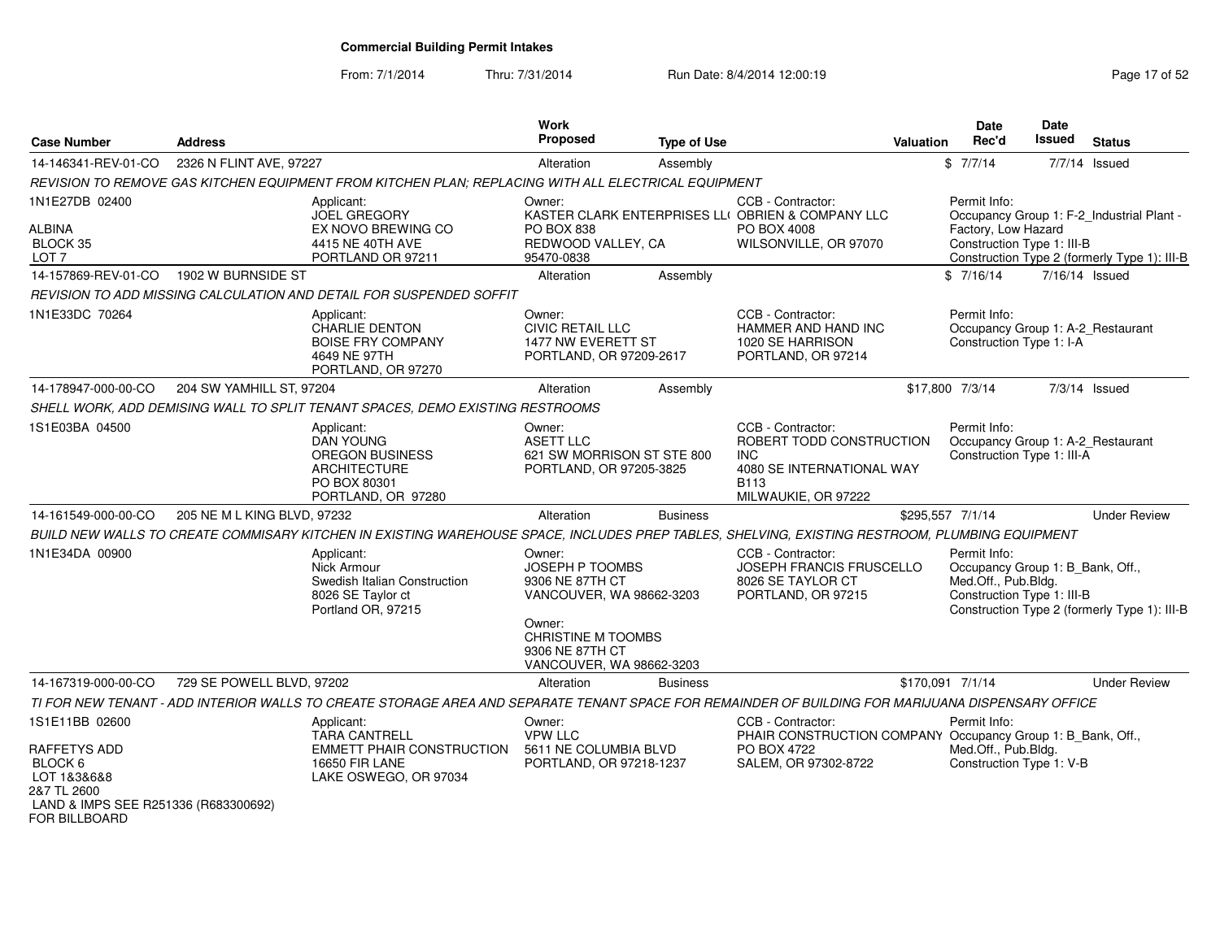# Commercial Building Permit Intakes

From: 7/1/2014 Thru: 7/31/2014 Run Date: 8/4/2014 12:00:19

| Case Number | Address | Work Proposed | Type of Use | Valuation | Date Rec'd | Date Issued | Status |
|---|---|---|---|---|---|---|---|
| 14-146341-REV-01-CO | 2326 N FLINT AVE, 97227 | Alteration | Assembly | $ | 7/7/14 | 7/7/14 | Issued |

REVISION TO REMOVE GAS KITCHEN EQUIPMENT FROM KITCHEN PLAN; REPLACING WITH ALL ELECTRICAL EQUIPMENT

1N1E27DB 02400
ALBINA
BLOCK 35
LOT 7

Applicant: JOEL GREGORY, EX NOVO BREWING CO, 4415 NE 40TH AVE, PORTLAND OR 97211

Owner: KASTER CLARK ENTERPRISES LL( PO BOX 838, REDWOOD VALLEY, CA 95470-0838

CCB - Contractor: OBRIEN & COMPANY LLC, PO BOX 4008, WILSONVILLE, OR 97070

Permit Info: Occupancy Group 1: F-2_Industrial Plant - Factory, Low Hazard; Construction Type 1: III-B; Construction Type 2 (formerly Type 1): III-B

| Case Number | Address | Work Proposed | Type of Use | Valuation | Date Rec'd | Date Issued | Status |
|---|---|---|---|---|---|---|---|
| 14-157869-REV-01-CO | 1902 W BURNSIDE ST | Alteration | Assembly | $ | 7/16/14 | 7/16/14 | Issued |

REVISION TO ADD MISSING CALCULATION AND DETAIL FOR SUSPENDED SOFFIT

1N1E33DC 70264

Applicant: CHARLIE DENTON, BOISE FRY COMPANY, 4649 NE 97TH, PORTLAND, OR 97270

Owner: CIVIC RETAIL LLC, 1477 NW EVERETT ST, PORTLAND, OR 97209-2617

CCB - Contractor: HAMMER AND HAND INC, 1020 SE HARRISON, PORTLAND, OR 97214

Permit Info: Occupancy Group 1: A-2_Restaurant; Construction Type 1: I-A

| Case Number | Address | Work Proposed | Type of Use | Valuation | Date Rec'd | Date Issued | Status |
|---|---|---|---|---|---|---|---|
| 14-178947-000-00-CO | 204 SW YAMHILL ST, 97204 | Alteration | Assembly | $17,800 | 7/3/14 | 7/3/14 | Issued |

SHELL WORK, ADD DEMISING WALL TO SPLIT TENANT SPACES, DEMO EXISTING RESTROOMS

1S1E03BA 04500

Applicant: DAN YOUNG, OREGON BUSINESS ARCHITECTURE, PO BOX 80301, PORTLAND, OR 97280

Owner: ASETT LLC, 621 SW MORRISON ST STE 800, PORTLAND, OR 97205-3825

CCB - Contractor: ROBERT TODD CONSTRUCTION INC, 4080 SE INTERNATIONAL WAY B113, MILWAUKIE, OR 97222

Permit Info: Occupancy Group 1: A-2_Restaurant; Construction Type 1: III-A

| Case Number | Address | Work Proposed | Type of Use | Valuation | Date Rec'd | Date Issued | Status |
|---|---|---|---|---|---|---|---|
| 14-161549-000-00-CO | 205 NE M L KING BLVD, 97232 | Alteration | Business | $295,557 | 7/1/14 | | Under Review |

BUILD NEW WALLS TO CREATE COMMISARY KITCHEN IN EXISTING WAREHOUSE SPACE, INCLUDES PREP TABLES, SHELVING, EXISTING RESTROOM, PLUMBING EQUIPMENT

1N1E34DA 00900

Applicant: Nick Armour, Swedish Italian Construction, 8026 SE Taylor ct, Portland OR, 97215

Owner: JOSEPH P TOOMBS, 9306 NE 87TH CT, VANCOUVER, WA 98662-3203

Owner: CHRISTINE M TOOMBS, 9306 NE 87TH CT, VANCOUVER, WA 98662-3203

CCB - Contractor: JOSEPH FRANCIS FRUSCELLO, 8026 SE TAYLOR CT, PORTLAND, OR 97215

Permit Info: Occupancy Group 1: B_Bank, Off., Med.Off., Pub.Bldg.; Construction Type 1: III-B; Construction Type 2 (formerly Type 1): III-B

| Case Number | Address | Work Proposed | Type of Use | Valuation | Date Rec'd | Date Issued | Status |
|---|---|---|---|---|---|---|---|
| 14-167319-000-00-CO | 729 SE POWELL BLVD, 97202 | Alteration | Business | $170,091 | 7/1/14 | | Under Review |

TI FOR NEW TENANT - ADD INTERIOR WALLS TO CREATE STORAGE AREA AND SEPARATE TENANT SPACE FOR REMAINDER OF BUILDING FOR MARIJUANA DISPENSARY OFFICE

1S1E11BB 02600
RAFFETYS ADD
BLOCK 6
LOT 1&3&6&8
2&7 TL 2600
LAND & IMPS SEE R251336 (R683300692)
FOR BILLBOARD

Applicant: TARA CANTRELL, EMMETT PHAIR CONSTRUCTION, 16650 FIR LANE, LAKE OSWEGO, OR 97034

Owner: VPW LLC, 5611 NE COLUMBIA BLVD, PORTLAND, OR 97218-1237

CCB - Contractor: PHAIR CONSTRUCTION COMPANY, PO BOX 4722, SALEM, OR 97302-8722

Permit Info: Occupancy Group 1: B_Bank, Off., Med.Off., Pub.Bldg.; Construction Type 1: V-B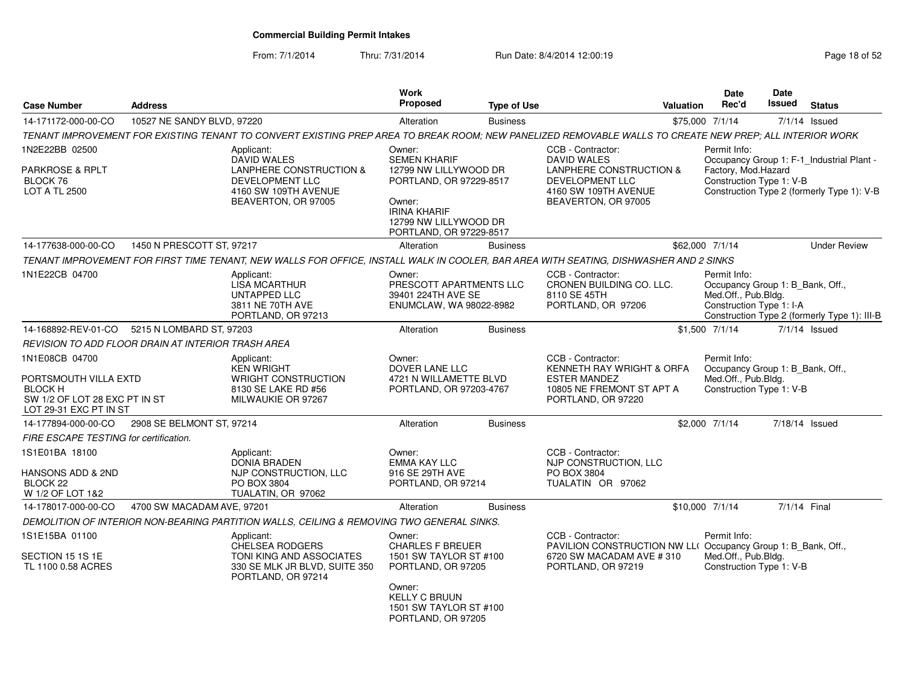# Commercial Building Permit Intakes

From: 7/1/2014 Thru: 7/31/2014 Run Date: 8/4/2014 12:00:19

| Case Number | Address | Work Proposed | Type of Use | Valuation | Date Rec'd | Date Issued | Status |
|---|---|---|---|---|---|---|---|
| 14-171172-000-00-CO | 10527 NE SANDY BLVD, 97220 | Alteration | Business | $75,000 | 7/1/14 | 7/1/14 | Issued |

TENANT IMPROVEMENT FOR EXISTING TENANT TO CONVERT EXISTING PREP AREA TO BREAK ROOM; NEW PANELIZED REMOVABLE WALLS TO CREATE NEW PREP; ALL INTERIOR WORK

1N2E22BB 02500
PARKROSE & RPLT
BLOCK 76
LOT A TL 2500

Applicant:
DAVID WALES
LANPHERE CONSTRUCTION & DEVELOPMENT LLC
4160 SW 109TH AVENUE
BEAVERTON, OR 97005

Owner:
SEMEN KHARIF
12799 NW LILLYWOOD DR
PORTLAND, OR 97229-8517

Owner:
IRINA KHARIF
12799 NW LILLYWOOD DR
PORTLAND, OR 97229-8517

CCB - Contractor:
DAVID WALES
LANPHERE CONSTRUCTION & DEVELOPMENT LLC
4160 SW 109TH AVENUE
BEAVERTON, OR 97005

Permit Info:
Occupancy Group 1: F-1_Industrial Plant - Factory, Mod.Hazard
Construction Type 1: V-B
Construction Type 2 (formerly Type 1): V-B

| Case Number | Address | Work Proposed | Type of Use | Valuation | Date Rec'd | Date Issued | Status |
|---|---|---|---|---|---|---|---|
| 14-177638-000-00-CO | 1450 N PRESCOTT ST, 97217 | Alteration | Business | $62,000 | 7/1/14 | | Under Review |

TENANT IMPROVEMENT FOR FIRST TIME TENANT, NEW WALLS FOR OFFICE, INSTALL WALK IN COOLER, BAR AREA WITH SEATING, DISHWASHER AND 2 SINKS

1N1E22CB 04700

Applicant:
LISA MCARTHUR
UNTAPPED LLC
3811 NE 70TH AVE
PORTLAND, OR 97213

Owner:
PRESCOTT APARTMENTS LLC
39401 224TH AVE SE
ENUMCLAW, WA 98022-8982

CCB - Contractor:
CRONEN BUILDING CO. LLC.
8110 SE 45TH
PORTLAND, OR 97206

Permit Info:
Occupancy Group 1: B_Bank, Off., Med.Off., Pub.Bldg.
Construction Type 1: I-A
Construction Type 2 (formerly Type 1): III-B

| Case Number | Address | Work Proposed | Type of Use | Valuation | Date Rec'd | Date Issued | Status |
|---|---|---|---|---|---|---|---|
| 14-168892-REV-01-CO | 5215 N LOMBARD ST, 97203 | Alteration | Business | $1,500 | 7/1/14 | 7/1/14 | Issued |

REVISION TO ADD FLOOR DRAIN AT INTERIOR TRASH AREA

1N1E08CB 04700
PORTSMOUTH VILLA EXTD
BLOCK H
SW 1/2 OF LOT 28 EXC PT IN ST
LOT 29-31 EXC PT IN ST

Applicant:
KEN WRIGHT
WRIGHT CONSTRUCTION
8130 SE LAKE RD #56
MILWAUKIE OR 97267

Owner:
DOVER LANE LLC
4721 N WILLAMETTE BLVD
PORTLAND, OR 97203-4767

CCB - Contractor:
KENNETH RAY WRIGHT & ORFA ESTER MANDEZ
10805 NE FREMONT ST APT A
PORTLAND, OR 97220

Permit Info:
Occupancy Group 1: B_Bank, Off., Med.Off., Pub.Bldg.
Construction Type 1: V-B

| Case Number | Address | Work Proposed | Type of Use | Valuation | Date Rec'd | Date Issued | Status |
|---|---|---|---|---|---|---|---|
| 14-177894-000-00-CO | 2908 SE BELMONT ST, 97214 | Alteration | Business | $2,000 | 7/1/14 | 7/18/14 | Issued |

FIRE ESCAPE TESTING for certification.

1S1E01BA 18100
HANSONS ADD & 2ND
BLOCK 22
W 1/2 OF LOT 1&2

Applicant:
DONIA BRADEN
NJP CONSTRUCTION, LLC
PO BOX 3804
TUALATIN, OR 97062

Owner:
EMMA KAY LLC
916 SE 29TH AVE
PORTLAND, OR 97214

CCB - Contractor:
NJP CONSTRUCTION, LLC
PO BOX 3804
TUALATIN OR 97062

| Case Number | Address | Work Proposed | Type of Use | Valuation | Date Rec'd | Date Issued | Status |
|---|---|---|---|---|---|---|---|
| 14-178017-000-00-CO | 4700 SW MACADAM AVE, 97201 | Alteration | Business | $10,000 | 7/1/14 | 7/1/14 | Final |

DEMOLITION OF INTERIOR NON-BEARING PARTITION WALLS, CEILING & REMOVING TWO GENERAL SINKS.

1S1E15BA 01100
SECTION 15 1S 1E
TL 1100 0.58 ACRES

Applicant:
CHELSEA RODGERS
TONI KING AND ASSOCIATES
330 SE MLK JR BLVD, SUITE 350
PORTLAND, OR 97214

Owner:
CHARLES F BREUER
1501 SW TAYLOR ST #100
PORTLAND, OR 97205

Owner:
KELLY C BRUUN
1501 SW TAYLOR ST #100
PORTLAND, OR 97205

CCB - Contractor:
PAVILION CONSTRUCTION NW LL(
6720 SW MACADAM AVE # 310
PORTLAND, OR 97219

Permit Info:
Occupancy Group 1: B_Bank, Off., Med.Off., Pub.Bldg.
Construction Type 1: V-B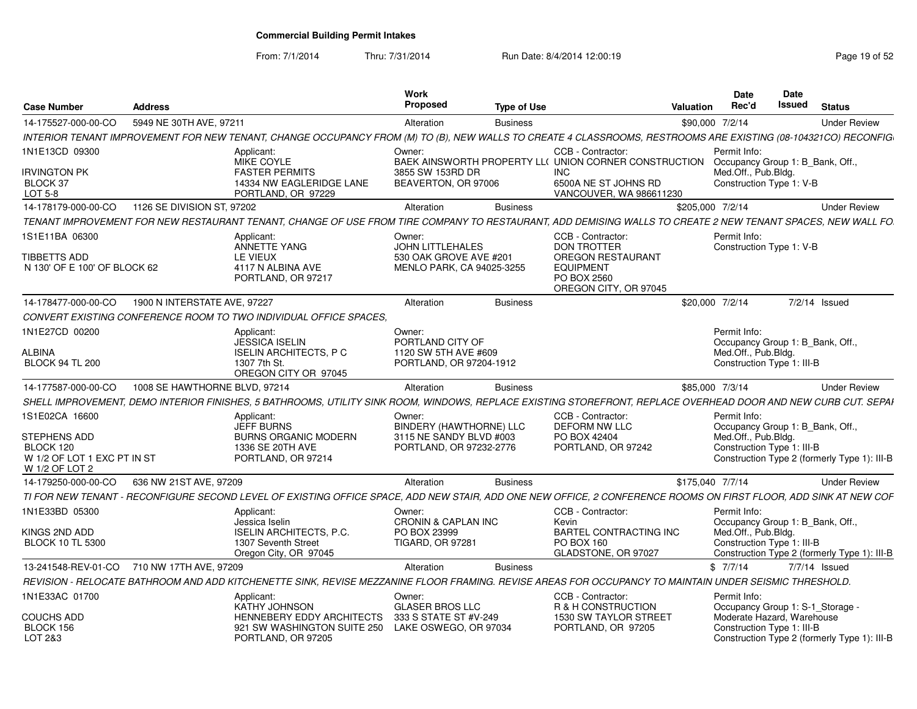# Commercial Building Permit Intakes

From: 7/1/2014 Thru: 7/31/2014 Run Date: 8/4/2014 12:00:19

| Case Number | Address | Work Proposed | Type of Use | Valuation | Date Rec'd | Date Issued | Status |
|---|---|---|---|---|---|---|---|
| 14-175527-000-00-CO | 5949 NE 30TH AVE, 97211 | Alteration | Business | $90,000 | 7/2/14 | | Under Review |

INTERIOR TENANT IMPROVEMENT FOR NEW TENANT, CHANGE OCCUPANCY FROM (M) TO (B), NEW WALLS TO CREATE 4 CLASSROOMS, RESTROOMS ARE EXISTING (08-104321CO) RECONFIG

1N1E13CD 09300
IRVINGTON PK
BLOCK 37
LOT 5-8

Applicant: MIKE COYLE, FASTER PERMITS, 14334 NW EAGLERIDGE LANE, PORTLAND, OR 97229

Owner: BAEK AINSWORTH PROPERTY LL(, 3855 SW 153RD DR, BEAVERTON, OR 97006

CCB - Contractor: UNION CORNER CONSTRUCTION INC, 6500A NE ST JOHNS RD, VANCOUVER, WA 986611230

Permit Info: Occupancy Group 1: B_Bank, Off., Med.Off., Pub.Bldg. Construction Type 1: V-B

| Case Number | Address | Work Proposed | Type of Use | Valuation | Date Rec'd | Date Issued | Status |
|---|---|---|---|---|---|---|---|
| 14-178179-000-00-CO | 1126 SE DIVISION ST, 97202 | Alteration | Business | $205,000 | 7/2/14 | | Under Review |

TENANT IMPROVEMENT FOR NEW RESTAURANT TENANT, CHANGE OF USE FROM TIRE COMPANY TO RESTAURANT, ADD DEMISING WALLS TO CREATE 2 NEW TENANT SPACES, NEW WALL FO

1S1E11BA 06300
TIBBETTS ADD
N 130' OF E 100' OF BLOCK 62

Applicant: ANNETTE YANG, LE VIEUX, 4117 N ALBINA AVE, PORTLAND, OR 97217

Owner: JOHN LITTLEHALES, 530 OAK GROVE AVE #201, MENLO PARK, CA 94025-3255

CCB - Contractor: DON TROTTER, OREGON RESTAURANT EQUIPMENT, PO BOX 2560, OREGON CITY, OR 97045

Permit Info: Construction Type 1: V-B

| Case Number | Address | Work Proposed | Type of Use | Valuation | Date Rec'd | Date Issued | Status |
|---|---|---|---|---|---|---|---|
| 14-178477-000-00-CO | 1900 N INTERSTATE AVE, 97227 | Alteration | Business | $20,000 | 7/2/14 | 7/2/14 | Issued |

CONVERT EXISTING CONFERENCE ROOM TO TWO INDIVIDUAL OFFICE SPACES,

1N1E27CD 00200
ALBINA
BLOCK 94 TL 200

Applicant: JESSICA ISELIN, ISELIN ARCHITECTS, P C, 1307 7th St., OREGON CITY OR 97045

Owner: PORTLAND CITY OF, 1120 SW 5TH AVE #609, PORTLAND, OR 97204-1912

Permit Info: Occupancy Group 1: B_Bank, Off., Med.Off., Pub.Bldg. Construction Type 1: III-B

| Case Number | Address | Work Proposed | Type of Use | Valuation | Date Rec'd | Date Issued | Status |
|---|---|---|---|---|---|---|---|
| 14-177587-000-00-CO | 1008 SE HAWTHORNE BLVD, 97214 | Alteration | Business | $85,000 | 7/3/14 | | Under Review |

SHELL IMPROVEMENT, DEMO INTERIOR FINISHES, 5 BATHROOMS, UTILITY SINK ROOM, WINDOWS, REPLACE EXISTING STOREFRONT, REPLACE OVERHEAD DOOR AND NEW CURB CUT. SEPAI

1S1E02CA 16600
STEPHENS ADD
BLOCK 120
W 1/2 OF LOT 1 EXC PT IN ST
W 1/2 OF LOT 2

Applicant: JEFF BURNS, BURNS ORGANIC MODERN, 1336 SE 20TH AVE, PORTLAND, OR 97214

Owner: BINDERY (HAWTHORNE) LLC, 3115 NE SANDY BLVD #003, PORTLAND, OR 97232-2776

CCB - Contractor: DEFORM NW LLC, PO BOX 42404, PORTLAND, OR 97242

Permit Info: Occupancy Group 1: B_Bank, Off., Med.Off., Pub.Bldg. Construction Type 1: III-B Construction Type 2 (formerly Type 1): III-B

| Case Number | Address | Work Proposed | Type of Use | Valuation | Date Rec'd | Date Issued | Status |
|---|---|---|---|---|---|---|---|
| 14-179250-000-00-CO | 636 NW 21ST AVE, 97209 | Alteration | Business | $175,040 | 7/7/14 | | Under Review |

TI FOR NEW TENANT - RECONFIGURE SECOND LEVEL OF EXISTING OFFICE SPACE, ADD NEW STAIR, ADD ONE NEW OFFICE, 2 CONFERENCE ROOMS ON FIRST FLOOR, ADD SINK AT NEW COF

1N1E33BD 05300
KINGS 2ND ADD
BLOCK 10 TL 5300

Applicant: Jessica Iselin, ISELIN ARCHITECTS, P.C., 1307 Seventh Street, Oregon City, OR 97045

Owner: CRONIN & CAPLAN INC, PO BOX 23999, TIGARD, OR 97281

CCB - Contractor: Kevin, BARTEL CONTRACTING INC, PO BOX 160, GLADSTONE, OR 97027

Permit Info: Occupancy Group 1: B_Bank, Off., Med.Off., Pub.Bldg. Construction Type 1: III-B Construction Type 2 (formerly Type 1): III-B

| Case Number | Address | Work Proposed | Type of Use | Valuation | Date Rec'd | Date Issued | Status |
|---|---|---|---|---|---|---|---|
| 13-241548-REV-01-CO | 710 NW 17TH AVE, 97209 | Alteration | Business | $ | 7/7/14 | 7/7/14 | Issued |

REVISION - RELOCATE BATHROOM AND ADD KITCHENETTE SINK, REVISE MEZZANINE FLOOR FRAMING. REVISE AREAS FOR OCCUPANCY TO MAINTAIN UNDER SEISMIC THRESHOLD.

1N1E33AC 01700
COUCHS ADD
BLOCK 156
LOT 2&3

Applicant: KATHY JOHNSON, HENNEBERY EDDY ARCHITECTS, 921 SW WASHINGTON SUITE 250, PORTLAND, OR 97205

Owner: GLASER BROS LLC, 333 S STATE ST #V-249, LAKE OSWEGO, OR 97034

CCB - Contractor: R & H CONSTRUCTION, 1530 SW TAYLOR STREET, PORTLAND, OR 97205

Permit Info: Occupancy Group 1: S-1_Storage - Moderate Hazard, Warehouse Construction Type 1: III-B Construction Type 2 (formerly Type 1): III-B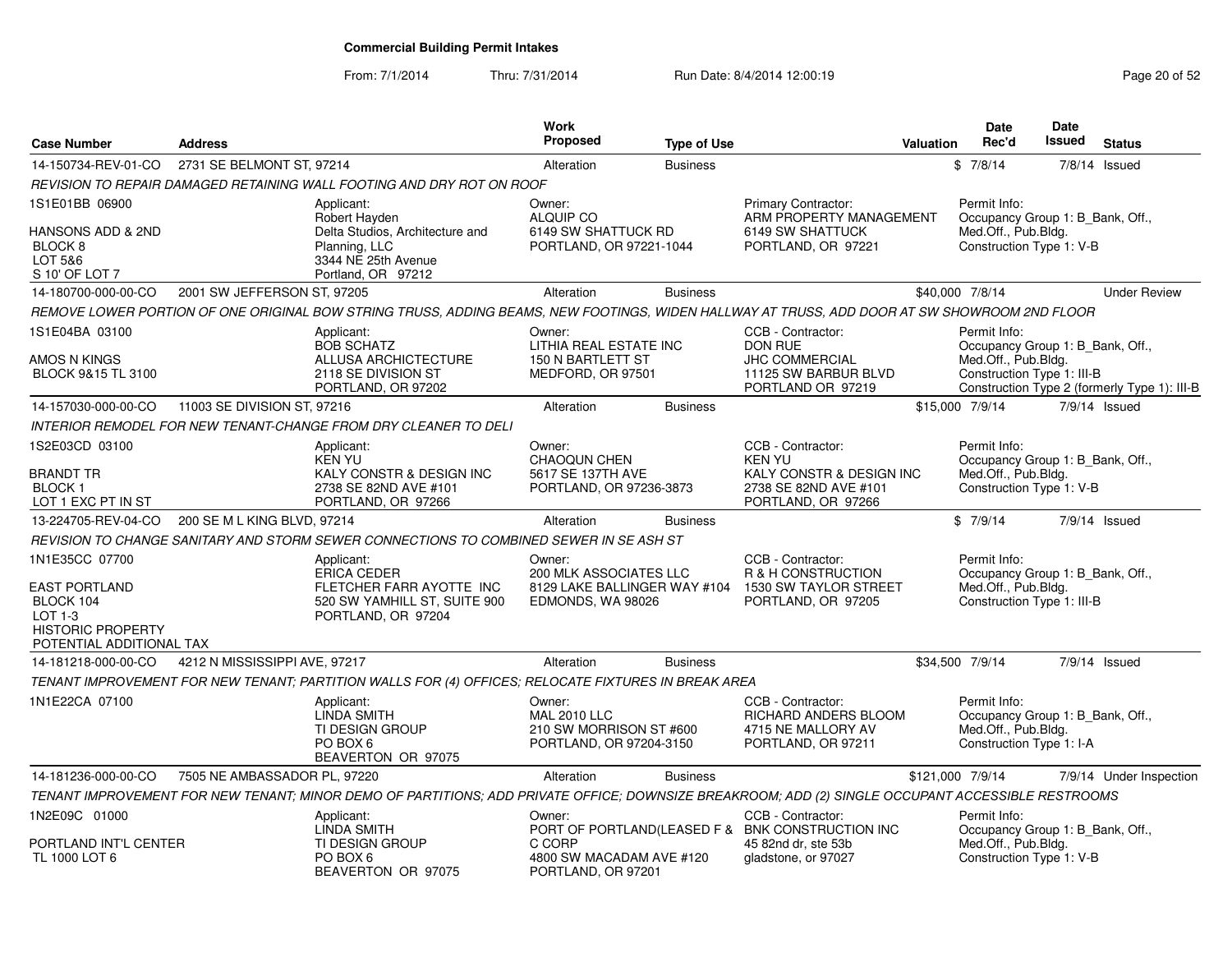## Commercial Building Permit Intakes

From: 7/1/2014 Thru: 7/31/2014 Run Date: 8/4/2014 12:00:19

| Case Number | Address | Work Proposed | Type of Use | Valuation | Date Rec'd | Date Issued | Status |
|---|---|---|---|---|---|---|---|
| 14-150734-REV-01-CO | 2731 SE BELMONT ST, 97214 | Alteration | Business | $ | 7/8/14 | 7/8/14 | Issued |

*REVISION TO REPAIR DAMAGED RETAINING WALL FOOTING AND DRY ROT ON ROOF*

1S1E01BB 06900

HANSONS ADD & 2ND
BLOCK 8
LOT 5&6
S 10' OF LOT 7

Applicant: Robert Hayden, Delta Studios, Architecture and Planning, LLC, 3344 NE 25th Avenue, Portland, OR 97212

Owner: ALQUIP CO, 6149 SW SHATTUCK RD, PORTLAND, OR 97221-1044

Primary Contractor: ARM PROPERTY MANAGEMENT, 6149 SW SHATTUCK, PORTLAND, OR 97221

Permit Info: Occupancy Group 1: B_Bank, Off., Med.Off., Pub.Bldg. Construction Type 1: V-B

---

| Case Number | Address | Work Proposed | Type of Use | Valuation | Date Rec'd | Date Issued | Status |
|---|---|---|---|---|---|---|---|
| 14-180700-000-00-CO | 2001 SW JEFFERSON ST, 97205 | Alteration | Business | $40,000 | 7/8/14 | | Under Review |

*REMOVE LOWER PORTION OF ONE ORIGINAL BOW STRING TRUSS, ADDING BEAMS, NEW FOOTINGS, WIDEN HALLWAY AT TRUSS, ADD DOOR AT SW SHOWROOM 2ND FLOOR*

1S1E04BA 03100

AMOS N KINGS
BLOCK 9&15 TL 3100

Applicant: BOB SCHATZ, ALLUSA ARCHICTECTURE, 2118 SE DIVISION ST, PORTLAND, OR 97202

Owner: LITHIA REAL ESTATE INC, 150 N BARTLETT ST, MEDFORD, OR 97501

CCB - Contractor: DON RUE, JHC COMMERCIAL, 11125 SW BARBUR BLVD, PORTLAND OR 97219

Permit Info: Occupancy Group 1: B_Bank, Off., Med.Off., Pub.Bldg. Construction Type 1: III-B; Construction Type 2 (formerly Type 1): III-B

---

| Case Number | Address | Work Proposed | Type of Use | Valuation | Date Rec'd | Date Issued | Status |
|---|---|---|---|---|---|---|---|
| 14-157030-000-00-CO | 11003 SE DIVISION ST, 97216 | Alteration | Business | $15,000 | 7/9/14 | 7/9/14 | Issued |

*INTERIOR REMODEL FOR NEW TENANT-CHANGE FROM DRY CLEANER TO DELI*

1S2E03CD 03100

BRANDT TR
BLOCK 1
LOT 1 EXC PT IN ST

Applicant: KEN YU, KALY CONSTR & DESIGN INC, 2738 SE 82ND AVE #101, PORTLAND, OR 97266

Owner: CHAOQUN CHEN, 5617 SE 137TH AVE, PORTLAND, OR 97236-3873

CCB - Contractor: KEN YU, KALY CONSTR & DESIGN INC, 2738 SE 82ND AVE #101, PORTLAND, OR 97266

Permit Info: Occupancy Group 1: B_Bank, Off., Med.Off., Pub.Bldg. Construction Type 1: V-B

---

| Case Number | Address | Work Proposed | Type of Use | Valuation | Date Rec'd | Date Issued | Status |
|---|---|---|---|---|---|---|---|
| 13-224705-REV-04-CO | 200 SE M L KING BLVD, 97214 | Alteration | Business | $ | 7/9/14 | 7/9/14 | Issued |

*REVISION TO CHANGE SANITARY AND STORM SEWER CONNECTIONS TO COMBINED SEWER IN SE ASH ST*

1N1E35CC 07700

EAST PORTLAND
BLOCK 104
LOT 1-3
HISTORIC PROPERTY
POTENTIAL ADDITIONAL TAX

Applicant: ERICA CEDER, FLETCHER FARR AYOTTE INC, 520 SW YAMHILL ST, SUITE 900, PORTLAND, OR 97204

Owner: 200 MLK ASSOCIATES LLC, 8129 LAKE BALLINGER WAY #104, EDMONDS, WA 98026

CCB - Contractor: R & H CONSTRUCTION, 1530 SW TAYLOR STREET, PORTLAND, OR 97205

Permit Info: Occupancy Group 1: B_Bank, Off., Med.Off., Pub.Bldg. Construction Type 1: III-B

---

| Case Number | Address | Work Proposed | Type of Use | Valuation | Date Rec'd | Date Issued | Status |
|---|---|---|---|---|---|---|---|
| 14-181218-000-00-CO | 4212 N MISSISSIPPI AVE, 97217 | Alteration | Business | $34,500 | 7/9/14 | 7/9/14 | Issued |

*TENANT IMPROVEMENT FOR NEW TENANT; PARTITION WALLS FOR (4) OFFICES; RELOCATE FIXTURES IN BREAK AREA*

1N1E22CA 07100

Applicant: LINDA SMITH, TI DESIGN GROUP, PO BOX 6, BEAVERTON OR 97075

Owner: MAL 2010 LLC, 210 SW MORRISON ST #600, PORTLAND, OR 97204-3150

CCB - Contractor: RICHARD ANDERS BLOOM, 4715 NE MALLORY AV, PORTLAND, OR 97211

Permit Info: Occupancy Group 1: B_Bank, Off., Med.Off., Pub.Bldg. Construction Type 1: I-A

---

| Case Number | Address | Work Proposed | Type of Use | Valuation | Date Rec'd | Date Issued | Status |
|---|---|---|---|---|---|---|---|
| 14-181236-000-00-CO | 7505 NE AMBASSADOR PL, 97220 | Alteration | Business | $121,000 | 7/9/14 | 7/9/14 | Under Inspection |

*TENANT IMPROVEMENT FOR NEW TENANT; MINOR DEMO OF PARTITIONS; ADD PRIVATE OFFICE; DOWNSIZE BREAKROOM; ADD (2) SINGLE OCCUPANT ACCESSIBLE RESTROOMS*

1N2E09C 01000

PORTLAND INT'L CENTER
TL 1000 LOT 6

Applicant: LINDA SMITH, TI DESIGN GROUP, PO BOX 6, BEAVERTON OR 97075

Owner: PORT OF PORTLAND(LEASED F & C CORP, 4800 SW MACADAM AVE #120, PORTLAND, OR 97201

CCB - Contractor: BNK CONSTRUCTION INC, 45 82nd dr, ste 53b, gladstone, or 97027

Permit Info: Occupancy Group 1: B_Bank, Off., Med.Off., Pub.Bldg. Construction Type 1: V-B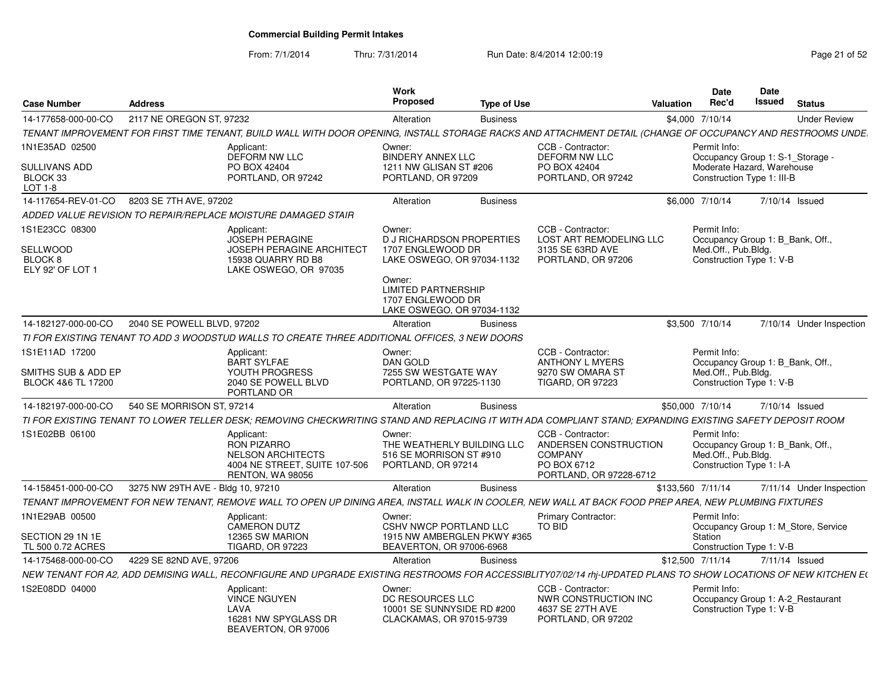# Commercial Building Permit Intakes

From: 7/1/2014 Thru: 7/31/2014 Run Date: 8/4/2014 12:00:19

| Case Number | Address | Work Proposed | Type of Use | Valuation | Date Rec'd | Date Issued | Status |
|---|---|---|---|---|---|---|---|
| 14-177658-000-00-CO | 2117 NE OREGON ST, 97232 | Alteration | Business | $4,000 | 7/10/14 | | Under Review |
| 14-117654-REV-01-CO | 8203 SE 7TH AVE, 97202 | Alteration | Business | $6,000 | 7/10/14 | 7/10/14 | Issued |
| 14-182127-000-00-CO | 2040 SE POWELL BLVD, 97202 | Alteration | Business | $3,500 | 7/10/14 | 7/10/14 | Under Inspection |
| 14-182197-000-00-CO | 540 SE MORRISON ST, 97214 | Alteration | Business | $50,000 | 7/10/14 | 7/10/14 | Issued |
| 14-158451-000-00-CO | 3275 NW 29TH AVE - Bldg 10, 97210 | Alteration | Business | $133,560 | 7/11/14 | 7/11/14 | Under Inspection |
| 14-175468-000-00-CO | 4229 SE 82ND AVE, 97206 | Alteration | Business | $12,500 | 7/11/14 | 7/11/14 | Issued |

## 14-177658-000-00-CO — 2117 NE OREGON ST, 97232

TENANT IMPROVEMENT FOR FIRST TIME TENANT, BUILD WALL WITH DOOR OPENING, INSTALL STORAGE RACKS AND ATTACHMENT DETAIL (CHANGE OF OCCUPANCY AND RESTROOMS UNDE

- 1N1E35AD 02500, SULLIVANS ADD, BLOCK 33, LOT 1-8
- Applicant: DEFORM NW LLC, PO BOX 42404, PORTLAND, OR 97242
- Owner: BINDERY ANNEX LLC, 1211 NW GLISAN ST #206, PORTLAND, OR 97209
- CCB - Contractor: DEFORM NW LLC, PO BOX 42404, PORTLAND, OR 97242
- Permit Info: Occupancy Group 1: S-1_Storage - Moderate Hazard, Warehouse; Construction Type 1: III-B

## 14-117654-REV-01-CO — 8203 SE 7TH AVE, 97202

ADDED VALUE REVISION TO REPAIR/REPLACE MOISTURE DAMAGED STAIR

- 1S1E23CC 08300, SELLWOOD, BLOCK 8, ELY 92' OF LOT 1
- Applicant: JOSEPH PERAGINE, JOSEPH PERAGINE ARCHITECT, 15938 QUARRY RD B8, LAKE OSWEGO, OR 97035
- Owner: D J RICHARDSON PROPERTIES, 1707 ENGLEWOOD DR, LAKE OSWEGO, OR 97034-1132
- Owner: LIMITED PARTNERSHIP, 1707 ENGLEWOOD DR, LAKE OSWEGO, OR 97034-1132
- CCB - Contractor: LOST ART REMODELING LLC, 3135 SE 63RD AVE, PORTLAND, OR 97206
- Permit Info: Occupancy Group 1: B_Bank, Off., Med.Off., Pub.Bldg.; Construction Type 1: V-B

## 14-182127-000-00-CO — 2040 SE POWELL BLVD, 97202

TI FOR EXISTING TENANT TO ADD 3 WOODSTUD WALLS TO CREATE THREE ADDITIONAL OFFICES, 3 NEW DOORS

- 1S1E11AD 17200, SMITHS SUB & ADD EP, BLOCK 4&6 TL 17200
- Applicant: BART SYLFAE, YOUTH PROGRESS, 2040 SE POWELL BLVD, PORTLAND OR
- Owner: DAN GOLD, 7255 SW WESTGATE WAY, PORTLAND, OR 97225-1130
- CCB - Contractor: ANTHONY L MYERS, 9270 SW OMARA ST, TIGARD, OR 97223
- Permit Info: Occupancy Group 1: B_Bank, Off., Med.Off., Pub.Bldg.; Construction Type 1: V-B

## 14-182197-000-00-CO — 540 SE MORRISON ST, 97214

TI FOR EXISTING TENANT TO LOWER TELLER DESK; REMOVING CHECKWRITING STAND AND REPLACING IT WITH ADA COMPLIANT STAND; EXPANDING EXISTING SAFETY DEPOSIT ROOM

- 1S1E02BB 06100
- Applicant: RON PIZARRO, NELSON ARCHITECTS, 4004 NE STREET, SUITE 107-506, RENTON, WA 98056
- Owner: THE WEATHERLY BUILDING LLC, 516 SE MORRISON ST #910, PORTLAND, OR 97214
- CCB - Contractor: ANDERSEN CONSTRUCTION COMPANY, PO BOX 6712, PORTLAND, OR 97228-6712
- Permit Info: Occupancy Group 1: B_Bank, Off., Med.Off., Pub.Bldg.; Construction Type 1: I-A

## 14-158451-000-00-CO — 3275 NW 29TH AVE - Bldg 10, 97210

TENANT IMPROVEMENT FOR NEW TENANT, REMOVE WALL TO OPEN UP DINING AREA, INSTALL WALK IN COOLER, NEW WALL AT BACK FOOD PREP AREA, NEW PLUMBING FIXTURES

- 1N1E29AB 00500, SECTION 29 1N 1E, TL 500 0.72 ACRES
- Applicant: CAMERON DUTZ, 12365 SW MARION, TIGARD, OR 97223
- Owner: CSHV NWCP PORTLAND LLC, 1915 NW AMBERGLEN PKWY #365, BEAVERTON, OR 97006-6968
- Primary Contractor: TO BID
- Permit Info: Occupancy Group 1: M_Store, Service Station; Construction Type 1: V-B

## 14-175468-000-00-CO — 4229 SE 82ND AVE, 97206

NEW TENANT FOR A2, ADD DEMISING WALL, RECONFIGURE AND UPGRADE EXISTING RESTROOMS FOR ACCESSIBLITY07/02/14 rhj-UPDATED PLANS TO SHOW LOCATIONS OF NEW KITCHEN E(

- 1S2E08DD 04000
- Applicant: VINCE NGUYEN, LAVA, 16281 NW SPYGLASS DR, BEAVERTON, OR 97006
- Owner: DC RESOURCES LLC, 10001 SE SUNNYSIDE RD #200, CLACKAMAS, OR 97015-9739
- CCB - Contractor: NWR CONSTRUCTION INC, 4637 SE 27TH AVE, PORTLAND, OR 97202
- Permit Info: Occupancy Group 1: A-2_Restaurant; Construction Type 1: V-B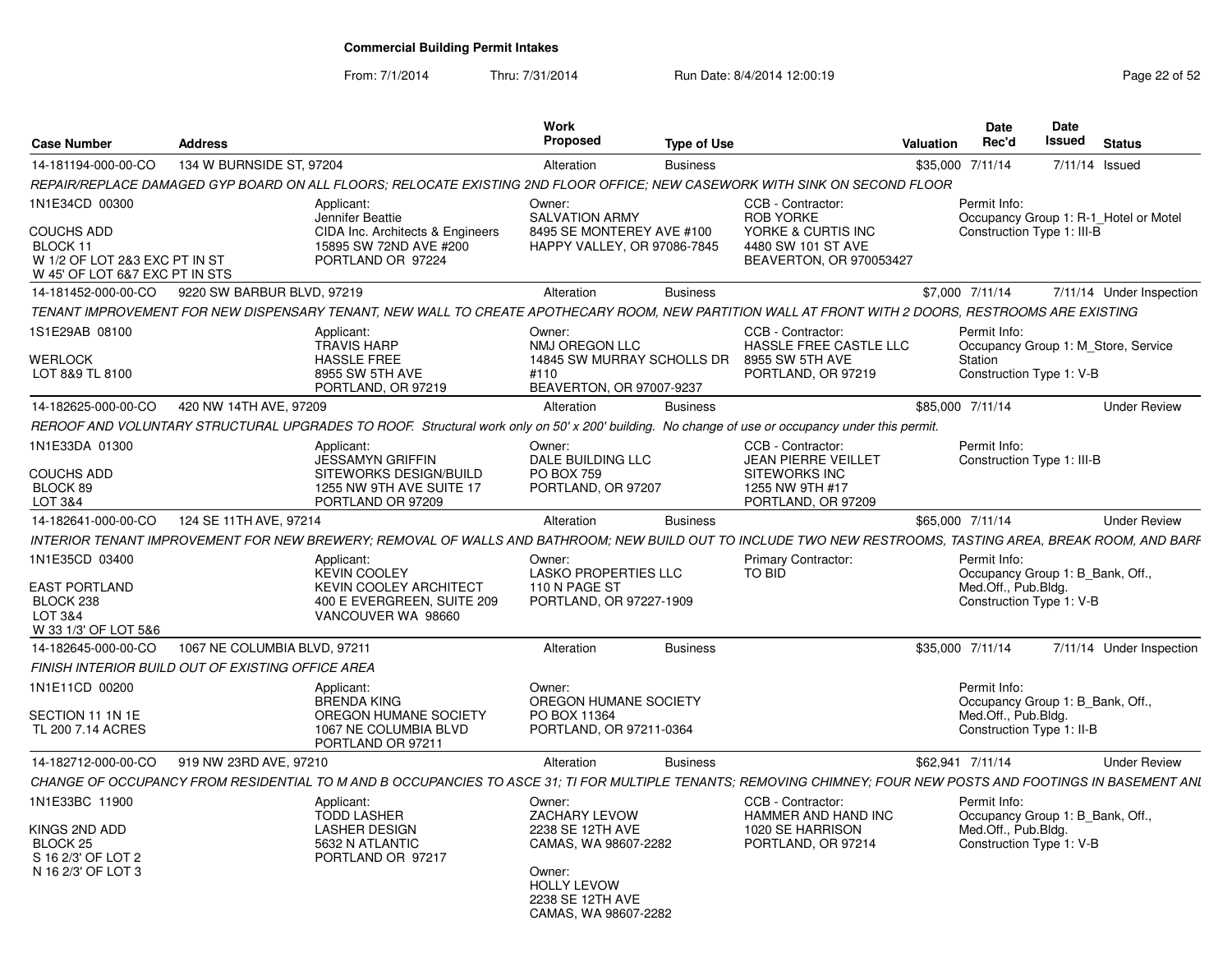# Commercial Building Permit Intakes

From: 7/1/2014 Thru: 7/31/2014 Run Date: 8/4/2014 12:00:19

| Case Number | Address | Work Proposed | Type of Use | Valuation | Date Rec'd | Date Issued | Status |
|---|---|---|---|---|---|---|---|
| 14-181194-000-00-CO | 134 W BURNSIDE ST, 97204 | Alteration | Business | $35,000 | 7/11/14 | 7/11/14 | Issued |

*REPAIR/REPLACE DAMAGED GYP BOARD ON ALL FLOORS; RELOCATE EXISTING 2ND FLOOR OFFICE; NEW CASEWORK WITH SINK ON SECOND FLOOR*

1N1E34CD 00300
COUCHS ADD
BLOCK 11
W 1/2 OF LOT 2&3 EXC PT IN ST
W 45' OF LOT 6&7 EXC PT IN STS

Applicant: Jennifer Beattie, CIDA Inc. Architects & Engineers, 15895 SW 72ND AVE #200, PORTLAND OR 97224

Owner: SALVATION ARMY, 8495 SE MONTEREY AVE #100, HAPPY VALLEY, OR 97086-7845

CCB - Contractor: ROB YORKE, YORKE & CURTIS INC, 4480 SW 101 ST AVE, BEAVERTON, OR 970053427

Permit Info: Occupancy Group 1: R-1_Hotel or Motel; Construction Type 1: III-B

| Case Number | Address | Work Proposed | Type of Use | Valuation | Date Rec'd | Date Issued | Status |
|---|---|---|---|---|---|---|---|
| 14-181452-000-00-CO | 9220 SW BARBUR BLVD, 97219 | Alteration | Business | $7,000 | 7/11/14 | 7/11/14 | Under Inspection |

*TENANT IMPROVEMENT FOR NEW DISPENSARY TENANT, NEW WALL TO CREATE APOTHECARY ROOM, NEW PARTITION WALL AT FRONT WITH 2 DOORS, RESTROOMS ARE EXISTING*

1S1E29AB 08100
WERLOCK
LOT 8&9 TL 8100

Applicant: TRAVIS HARP, HASSLE FREE, 8955 SW 5TH AVE, PORTLAND, OR 97219

Owner: NMJ OREGON LLC, 14845 SW MURRAY SCHOLLS DR #110, BEAVERTON, OR 97007-9237

CCB - Contractor: HASSLE FREE CASTLE LLC, 8955 SW 5TH AVE, PORTLAND, OR 97219

Permit Info: Occupancy Group 1: M_Store, Service Station; Construction Type 1: V-B

| Case Number | Address | Work Proposed | Type of Use | Valuation | Date Rec'd | Date Issued | Status |
|---|---|---|---|---|---|---|---|
| 14-182625-000-00-CO | 420 NW 14TH AVE, 97209 | Alteration | Business | $85,000 | 7/11/14 | | Under Review |

*REROOF AND VOLUNTARY STRUCTURAL UPGRADES TO ROOF. Structural work only on 50' x 200' building. No change of use or occupancy under this permit.*

1N1E33DA 01300
COUCHS ADD
BLOCK 89
LOT 3&4

Applicant: JESSAMYN GRIFFIN, SITEWORKS DESIGN/BUILD, 1255 NW 9TH AVE SUITE 17, PORTLAND OR 97209

Owner: DALE BUILDING LLC, PO BOX 759, PORTLAND, OR 97207

CCB - Contractor: JEAN PIERRE VEILLET, SITEWORKS INC, 1255 NW 9TH #17, PORTLAND, OR 97209

Permit Info: Construction Type 1: III-B

| Case Number | Address | Work Proposed | Type of Use | Valuation | Date Rec'd | Date Issued | Status |
|---|---|---|---|---|---|---|---|
| 14-182641-000-00-CO | 124 SE 11TH AVE, 97214 | Alteration | Business | $65,000 | 7/11/14 | | Under Review |

*INTERIOR TENANT IMPROVEMENT FOR NEW BREWERY; REMOVAL OF WALLS AND BATHROOM; NEW BUILD OUT TO INCLUDE TWO NEW RESTROOMS, TASTING AREA, BREAK ROOM, AND BARF*

1N1E35CD 03400
EAST PORTLAND
BLOCK 238
LOT 3&4
W 33 1/3' OF LOT 5&6

Applicant: KEVIN COOLEY, KEVIN COOLEY ARCHITECT, 400 E EVERGREEN, SUITE 209, VANCOUVER WA 98660

Owner: LASKO PROPERTIES LLC, 110 N PAGE ST, PORTLAND, OR 97227-1909

Primary Contractor: TO BID

Permit Info: Occupancy Group 1: B_Bank, Off., Med.Off., Pub.Bldg.; Construction Type 1: V-B

| Case Number | Address | Work Proposed | Type of Use | Valuation | Date Rec'd | Date Issued | Status |
|---|---|---|---|---|---|---|---|
| 14-182645-000-00-CO | 1067 NE COLUMBIA BLVD, 97211 | Alteration | Business | $35,000 | 7/11/14 | 7/11/14 | Under Inspection |

*FINISH INTERIOR BUILD OUT OF EXISTING OFFICE AREA*

1N1E11CD 00200
SECTION 11 1N 1E
TL 200 7.14 ACRES

Applicant: BRENDA KING, OREGON HUMANE SOCIETY, 1067 NE COLUMBIA BLVD, PORTLAND OR 97211

Owner: OREGON HUMANE SOCIETY, PO BOX 11364, PORTLAND, OR 97211-0364

Permit Info: Occupancy Group 1: B_Bank, Off., Med.Off., Pub.Bldg.; Construction Type 1: II-B

| Case Number | Address | Work Proposed | Type of Use | Valuation | Date Rec'd | Date Issued | Status |
|---|---|---|---|---|---|---|---|
| 14-182712-000-00-CO | 919 NW 23RD AVE, 97210 | Alteration | Business | $62,941 | 7/11/14 | | Under Review |

*CHANGE OF OCCUPANCY FROM RESIDENTIAL TO M AND B OCCUPANCIES TO ASCE 31; TI FOR MULTIPLE TENANTS; REMOVING CHIMNEY; FOUR NEW POSTS AND FOOTINGS IN BASEMENT ANI*

1N1E33BC 11900
KINGS 2ND ADD
BLOCK 25
S 16 2/3' OF LOT 2
N 16 2/3' OF LOT 3

Applicant: TODD LASHER, LASHER DESIGN, 5632 N ATLANTIC, PORTLAND OR 97217

Owner: ZACHARY LEVOW, 2238 SE 12TH AVE, CAMAS, WA 98607-2282

Owner: HOLLY LEVOW, 2238 SE 12TH AVE, CAMAS, WA 98607-2282

CCB - Contractor: HAMMER AND HAND INC, 1020 SE HARRISON, PORTLAND, OR 97214

Permit Info: Occupancy Group 1: B_Bank, Off., Med.Off., Pub.Bldg.; Construction Type 1: V-B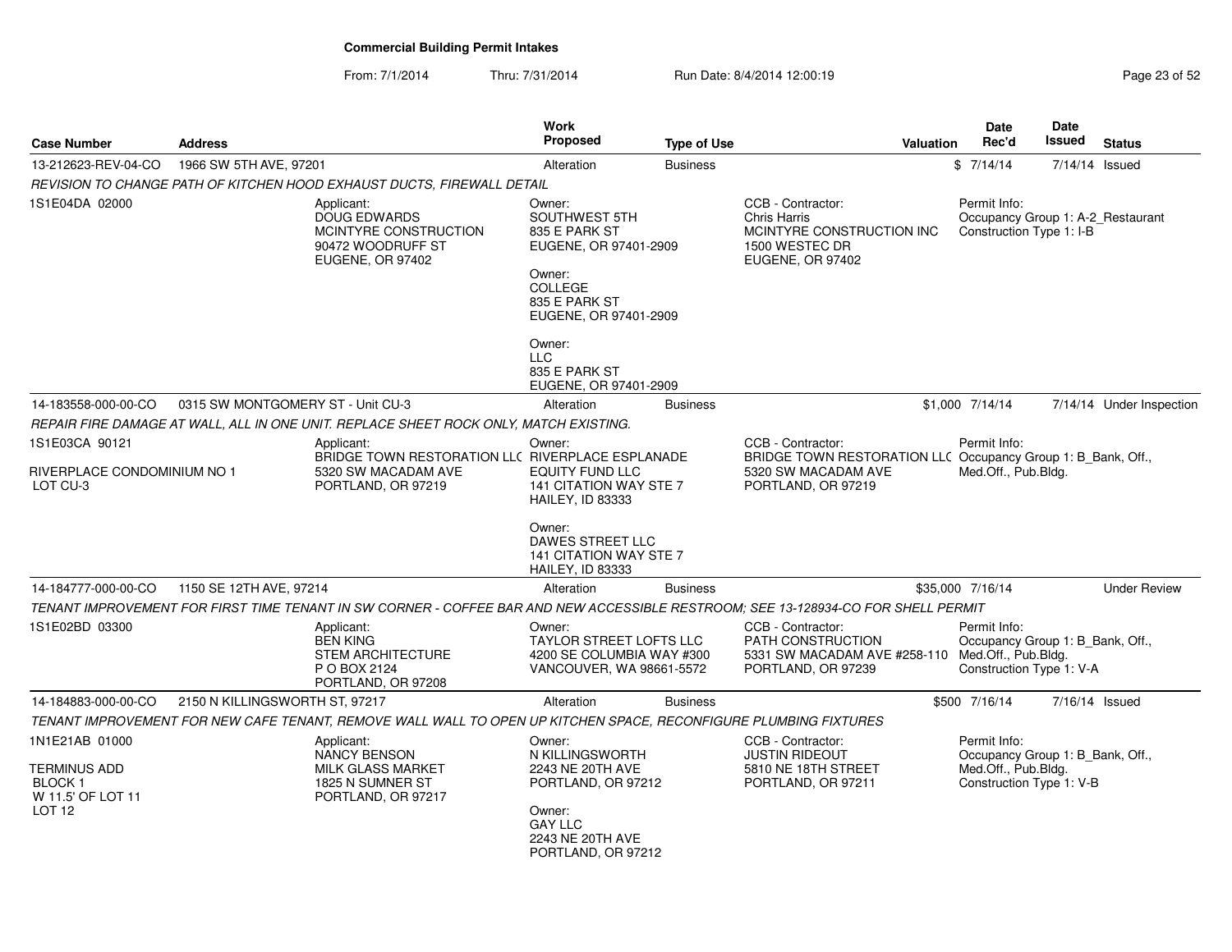# Commercial Building Permit Intakes

From: 7/1/2014 Thru: 7/31/2014 Run Date: 8/4/2014 12:00:19

| Case Number | Address | Work Proposed | Type of Use | Valuation | Date Rec'd | Date Issued | Status |
|---|---|---|---|---|---|---|---|
| 13-212623-REV-04-CO | 1966 SW 5TH AVE, 97201 | Alteration | Business | $ | 7/14/14 | 7/14/14 | Issued |

*REVISION TO CHANGE PATH OF KITCHEN HOOD EXHAUST DUCTS, FIREWALL DETAIL*

1S1E04DA 02000

Applicant: DOUG EDWARDS, MCINTYRE CONSTRUCTION, 90472 WOODRUFF ST, EUGENE, OR 97402

Owner: SOUTHWEST 5TH, 835 E PARK ST, EUGENE, OR 97401-2909

Owner: COLLEGE, 835 E PARK ST, EUGENE, OR 97401-2909

Owner: LLC, 835 E PARK ST, EUGENE, OR 97401-2909

CCB - Contractor: Chris Harris, MCINTYRE CONSTRUCTION INC, 1500 WESTEC DR, EUGENE, OR 97402

Permit Info: Occupancy Group 1: A-2_Restaurant; Construction Type 1: I-B

| Case Number | Address | Work Proposed | Type of Use | Valuation | Date Rec'd | Date Issued | Status |
|---|---|---|---|---|---|---|---|
| 14-183558-000-00-CO | 0315 SW MONTGOMERY ST - Unit CU-3 | Alteration | Business | $1,000 | 7/14/14 | 7/14/14 | Under Inspection |

*REPAIR FIRE DAMAGE AT WALL, ALL IN ONE UNIT. REPLACE SHEET ROCK ONLY, MATCH EXISTING.*

1S1E03CA 90121

RIVERPLACE CONDOMINIUM NO 1
LOT CU-3

Applicant: BRIDGE TOWN RESTORATION LLC, 5320 SW MACADAM AVE, PORTLAND, OR 97219

Owner: RIVERPLACE ESPLANADE EQUITY FUND LLC, 141 CITATION WAY STE 7, HAILEY, ID 83333

Owner: DAWES STREET LLC, 141 CITATION WAY STE 7, HAILEY, ID 83333

CCB - Contractor: BRIDGE TOWN RESTORATION LLC, 5320 SW MACADAM AVE, PORTLAND, OR 97219

Permit Info: Occupancy Group 1: B_Bank, Off., Med.Off., Pub.Bldg.

| Case Number | Address | Work Proposed | Type of Use | Valuation | Date Rec'd | Date Issued | Status |
|---|---|---|---|---|---|---|---|
| 14-184777-000-00-CO | 1150 SE 12TH AVE, 97214 | Alteration | Business | $35,000 | 7/16/14 | | Under Review |

*TENANT IMPROVEMENT FOR FIRST TIME TENANT IN SW CORNER - COFFEE BAR AND NEW ACCESSIBLE RESTROOM; SEE 13-128934-CO FOR SHELL PERMIT*

1S1E02BD 03300

Applicant: BEN KING, STEM ARCHITECTURE, P O BOX 2124, PORTLAND, OR 97208

Owner: TAYLOR STREET LOFTS LLC, 4200 SE COLUMBIA WAY #300, VANCOUVER, WA 98661-5572

CCB - Contractor: PATH CONSTRUCTION, 5331 SW MACADAM AVE #258-110, PORTLAND, OR 97239

Permit Info: Occupancy Group 1: B_Bank, Off., Med.Off., Pub.Bldg.; Construction Type 1: V-A

| Case Number | Address | Work Proposed | Type of Use | Valuation | Date Rec'd | Date Issued | Status |
|---|---|---|---|---|---|---|---|
| 14-184883-000-00-CO | 2150 N KILLINGSWORTH ST, 97217 | Alteration | Business | $500 | 7/16/14 | 7/16/14 | Issued |

*TENANT IMPROVEMENT FOR NEW CAFE TENANT, REMOVE WALL WALL TO OPEN UP KITCHEN SPACE, RECONFIGURE PLUMBING FIXTURES*

1N1E21AB 01000

TERMINUS ADD
BLOCK 1
W 11.5' OF LOT 11
LOT 12

Applicant: NANCY BENSON, MILK GLASS MARKET, 1825 N SUMNER ST, PORTLAND, OR 97217

Owner: N KILLINGSWORTH, 2243 NE 20TH AVE, PORTLAND, OR 97212

Owner: GAY LLC, 2243 NE 20TH AVE, PORTLAND, OR 97212

CCB - Contractor: JUSTIN RIDEOUT, 5810 NE 18TH STREET, PORTLAND, OR 97211

Permit Info: Occupancy Group 1: B_Bank, Off., Med.Off., Pub.Bldg.; Construction Type 1: V-B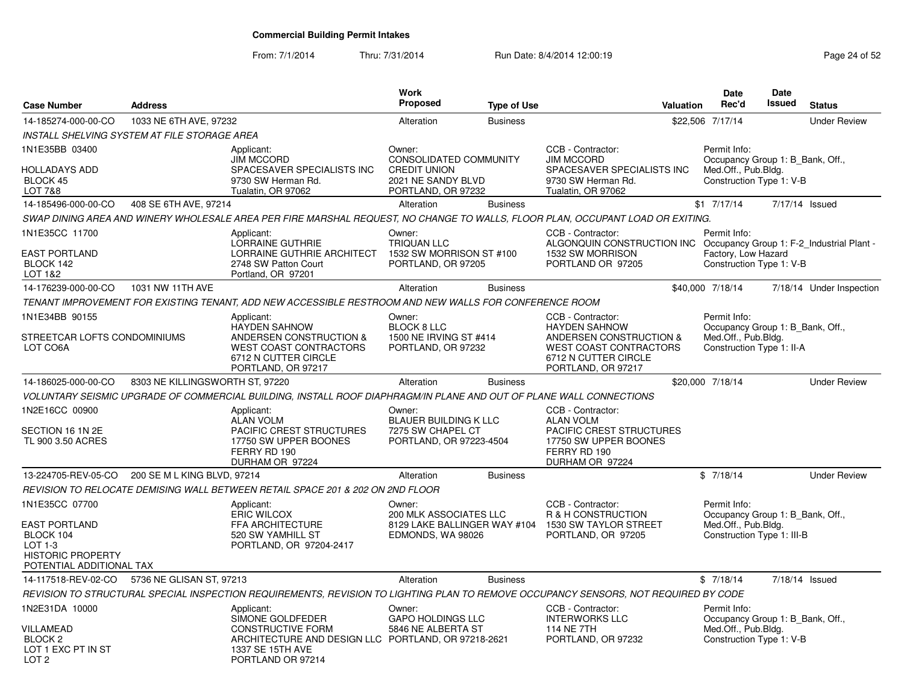# Commercial Building Permit Intakes

From: 7/1/2014 Thru: 7/31/2014 Run Date: 8/4/2014 12:00:19

| Case Number | Address | Work Proposed | Type of Use | Valuation | Date Rec'd | Date Issued | Status |
|---|---|---|---|---|---|---|---|
| 14-185274-000-00-CO | 1033 NE 6TH AVE, 97232 | Alteration | Business | $22,506 | 7/17/14 | | Under Review |

*INSTALL SHELVING SYSTEM AT FILE STORAGE AREA*

- 1N1E35BB 03400 — HOLLADAYS ADD, BLOCK 45, LOT 7&8
- Applicant: JIM MCCORD, SPACESAVER SPECIALISTS INC, 9730 SW Herman Rd., Tualatin, OR 97062
- Owner: CONSOLIDATED COMMUNITY CREDIT UNION, 2021 NE SANDY BLVD, PORTLAND, OR 97232
- CCB - Contractor: JIM MCCORD, SPACESAVER SPECIALISTS INC, 9730 SW Herman Rd., Tualatin, OR 97062
- Permit Info: Occupancy Group 1: B_Bank, Off., Med.Off., Pub.Bldg. Construction Type 1: V-B

| Case Number | Address | Work Proposed | Type of Use | Valuation | Date Rec'd | Date Issued | Status |
|---|---|---|---|---|---|---|---|
| 14-185496-000-00-CO | 408 SE 6TH AVE, 97214 | Alteration | Business | $1 | 7/17/14 | 7/17/14 | Issued |

*SWAP DINING AREA AND WINERY WHOLESALE AREA PER FIRE MARSHAL REQUEST, NO CHANGE TO WALLS, FLOOR PLAN, OCCUPANT LOAD OR EXITING.*

- 1N1E35CC 11700 — EAST PORTLAND, BLOCK 142, LOT 1&2
- Applicant: LORRAINE GUTHRIE, LORRAINE GUTHRIE ARCHITECT, 2748 SW Patton Court, Portland, OR 97201
- Owner: TRIQUAN LLC, 1532 SW MORRISON ST #100, PORTLAND, OR 97205
- CCB - Contractor: ALGONQUIN CONSTRUCTION INC, 1532 SW MORRISON, PORTLAND OR 97205
- Permit Info: Occupancy Group 1: F-2_Industrial Plant - Factory, Low Hazard. Construction Type 1: V-B

| Case Number | Address | Work Proposed | Type of Use | Valuation | Date Rec'd | Date Issued | Status |
|---|---|---|---|---|---|---|---|
| 14-176239-000-00-CO | 1031 NW 11TH AVE | Alteration | Business | $40,000 | 7/18/14 | 7/18/14 | Under Inspection |

*TENANT IMPROVEMENT FOR EXISTING TENANT, ADD NEW ACCESSIBLE RESTROOM AND NEW WALLS FOR CONFERENCE ROOM*

- 1N1E34BB 90155 — STREETCAR LOFTS CONDOMINIUMS, LOT CO6A
- Applicant: HAYDEN SAHNOW, ANDERSEN CONSTRUCTION & WEST COAST CONTRACTORS, 6712 N CUTTER CIRCLE, PORTLAND, OR 97217
- Owner: BLOCK 8 LLC, 1500 NE IRVING ST #414, PORTLAND, OR 97232
- CCB - Contractor: HAYDEN SAHNOW, ANDERSEN CONSTRUCTION & WEST COAST CONTRACTORS, 6712 N CUTTER CIRCLE, PORTLAND, OR 97217
- Permit Info: Occupancy Group 1: B_Bank, Off., Med.Off., Pub.Bldg. Construction Type 1: II-A

| Case Number | Address | Work Proposed | Type of Use | Valuation | Date Rec'd | Date Issued | Status |
|---|---|---|---|---|---|---|---|
| 14-186025-000-00-CO | 8303 NE KILLINGSWORTH ST, 97220 | Alteration | Business | $20,000 | 7/18/14 | | Under Review |

*VOLUNTARY SEISMIC UPGRADE OF COMMERCIAL BUILDING, INSTALL ROOF DIAPHRAGM/IN PLANE AND OUT OF PLANE WALL CONNECTIONS*

- 1N2E16CC 00900 — SECTION 16 1N 2E, TL 900 3.50 ACRES
- Applicant: ALAN VOLM, PACIFIC CREST STRUCTURES, 17750 SW UPPER BOONES FERRY RD 190, DURHAM OR 97224
- Owner: BLAUER BUILDING K LLC, 7275 SW CHAPEL CT, PORTLAND, OR 97223-4504
- CCB - Contractor: ALAN VOLM, PACIFIC CREST STRUCTURES, 17750 SW UPPER BOONES FERRY RD 190, DURHAM OR 97224

| Case Number | Address | Work Proposed | Type of Use | Valuation | Date Rec'd | Date Issued | Status |
|---|---|---|---|---|---|---|---|
| 13-224705-REV-05-CO | 200 SE M L KING BLVD, 97214 | Alteration | Business | $ | 7/18/14 | | Under Review |

*REVISION TO RELOCATE DEMISING WALL BETWEEN RETAIL SPACE 201 & 202 ON 2ND FLOOR*

- 1N1E35CC 07700 — EAST PORTLAND, BLOCK 104, LOT 1-3, HISTORIC PROPERTY, POTENTIAL ADDITIONAL TAX
- Applicant: ERIC WILCOX, FFA ARCHITECTURE, 520 SW YAMHILL ST, PORTLAND, OR 97204-2417
- Owner: 200 MLK ASSOCIATES LLC, 8129 LAKE BALLINGER WAY #104, EDMONDS, WA 98026
- CCB - Contractor: R & H CONSTRUCTION, 1530 SW TAYLOR STREET, PORTLAND, OR 97205
- Permit Info: Occupancy Group 1: B_Bank, Off., Med.Off., Pub.Bldg. Construction Type 1: III-B

| Case Number | Address | Work Proposed | Type of Use | Valuation | Date Rec'd | Date Issued | Status |
|---|---|---|---|---|---|---|---|
| 14-117518-REV-02-CO | 5736 NE GLISAN ST, 97213 | Alteration | Business | $ | 7/18/14 | 7/18/14 | Issued |

*REVISION TO STRUCTURAL SPECIAL INSPECTION REQUIREMENTS, REVISION TO LIGHTING PLAN TO REMOVE OCCUPANCY SENSORS, NOT REQUIRED BY CODE*

- 1N2E31DA 10000 — VILLAMEAD, BLOCK 2, LOT 1 EXC PT IN ST, LOT 2
- Applicant: SIMONE GOLDFEDER, CONSTRUCTIVE FORM ARCHITECTURE AND DESIGN LLC, 1337 SE 15TH AVE, PORTLAND OR 97214
- Owner: GAPO HOLDINGS LLC, 5846 NE ALBERTA ST, PORTLAND, OR 97218-2621
- CCB - Contractor: INTERWORKS LLC, 114 NE 7TH, PORTLAND, OR 97232
- Permit Info: Occupancy Group 1: B_Bank, Off., Med.Off., Pub.Bldg. Construction Type 1: V-B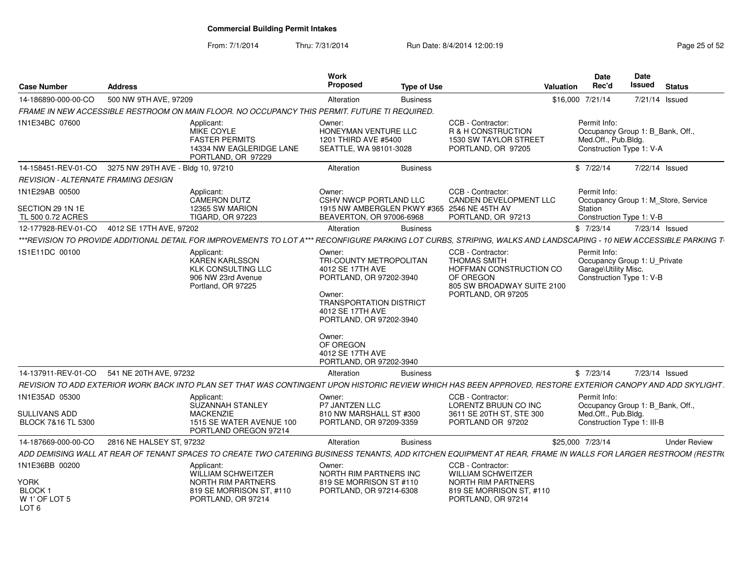**Commercial Building Permit Intakes**

From: 7/1/2014 Thru: 7/31/2014 Run Date: 8/4/2014 12:00:19

| Case Number | Address | Work Proposed | Type of Use | Valuation | Date Rec'd | Date Issued | Status |
|---|---|---|---|---|---|---|---|
| 14-186890-000-00-CO | 500 NW 9TH AVE, 97209 | Alteration | Business | $16,000 | 7/21/14 | 7/21/14 | Issued |

FRAME IN NEW ACCESSIBLE RESTROOM ON MAIN FLOOR. NO OCCUPANCY THIS PERMIT. FUTURE TI REQUIRED.

1N1E34BC 07600

Applicant: MIKE COYLE, FASTER PERMITS, 14334 NW EAGLERIDGE LANE, PORTLAND, OR 97229

Owner: HONEYMAN VENTURE LLC, 1201 THIRD AVE #5400, SEATTLE, WA 98101-3028

CCB - Contractor: R & H CONSTRUCTION, 1530 SW TAYLOR STREET, PORTLAND, OR 97205

Permit Info: Occupancy Group 1: B_Bank, Off., Med.Off., Pub.Bldg. Construction Type 1: V-A

| Case Number | Address | Work Proposed | Type of Use | Valuation | Date Rec'd | Date Issued | Status |
|---|---|---|---|---|---|---|---|
| 14-158451-REV-01-CO | 3275 NW 29TH AVE - Bldg 10, 97210 | Alteration | Business | $ | 7/22/14 | 7/22/14 | Issued |

REVISION - ALTERNATE FRAMING DESIGN

1N1E29AB 00500

SECTION 29 1N 1E
TL 500 0.72 ACRES

Applicant: CAMERON DUTZ, 12365 SW MARION, TIGARD, OR 97223

Owner: CSHV NWCP PORTLAND LLC, 1915 NW AMBERGLEN PKWY #365, BEAVERTON, OR 97006-6968

CCB - Contractor: CANDEN DEVELOPMENT LLC, 2546 NE 45TH AV, PORTLAND, OR 97213

Permit Info: Occupancy Group 1: M_Store, Service Station. Construction Type 1: V-B

| Case Number | Address | Work Proposed | Type of Use | Valuation | Date Rec'd | Date Issued | Status |
|---|---|---|---|---|---|---|---|
| 12-177928-REV-01-CO | 4012 SE 17TH AVE, 97202 | Alteration | Business | $ | 7/23/14 | 7/23/14 | Issued |

***REVISION TO PROVIDE ADDITIONAL DETAIL FOR IMPROVEMENTS TO LOT A*** RECONFIGURE PARKING LOT CURBS, STRIPING, WALKS AND LANDSCAPING - 10 NEW ACCESSIBLE PARKING T

1S1E11DC 00100

Applicant: KAREN KARLSSON, KLK CONSULTING LLC, 906 NW 23rd Avenue, Portland, OR 97225

Owner: TRI-COUNTY METROPOLITAN, 4012 SE 17TH AVE, PORTLAND, OR 97202-3940

Owner: TRANSPORTATION DISTRICT, 4012 SE 17TH AVE, PORTLAND, OR 97202-3940

Owner: OF OREGON, 4012 SE 17TH AVE, PORTLAND, OR 97202-3940

CCB - Contractor: THOMAS SMITH, HOFFMAN CONSTRUCTION CO OF OREGON, 805 SW BROADWAY SUITE 2100, PORTLAND, OR 97205

Permit Info: Occupancy Group 1: U_Private Garage\Utility Misc. Construction Type 1: V-B

| Case Number | Address | Work Proposed | Type of Use | Valuation | Date Rec'd | Date Issued | Status |
|---|---|---|---|---|---|---|---|
| 14-137911-REV-01-CO | 541 NE 20TH AVE, 97232 | Alteration | Business | $ | 7/23/14 | 7/23/14 | Issued |

REVISION TO ADD EXTERIOR WORK BACK INTO PLAN SET THAT WAS CONTINGENT UPON HISTORIC REVIEW WHICH HAS BEEN APPROVED, RESTORE EXTERIOR CANOPY AND ADD SKYLIGHT.

1N1E35AD 05300

SULLIVANS ADD
BLOCK 7&16 TL 5300

Applicant: SUZANNAH STANLEY, MACKENZIE, 1515 SE WATER AVENUE 100, PORTLAND OREGON 97214

Owner: P7 JANTZEN LLC, 810 NW MARSHALL ST #300, PORTLAND, OR 97209-3359

CCB - Contractor: LORENTZ BRUUN CO INC, 3611 SE 20TH ST, STE 300, PORTLAND OR 97202

Permit Info: Occupancy Group 1: B_Bank, Off., Med.Off., Pub.Bldg. Construction Type 1: III-B

| Case Number | Address | Work Proposed | Type of Use | Valuation | Date Rec'd | Date Issued | Status |
|---|---|---|---|---|---|---|---|
| 14-187669-000-00-CO | 2816 NE HALSEY ST, 97232 | Alteration | Business | $25,000 | 7/23/14 | | Under Review |

ADD DEMISING WALL AT REAR OF TENANT SPACES TO CREATE TWO CATERING BUSINESS TENANTS, ADD KITCHEN EQUIPMENT AT REAR, FRAME IN WALLS FOR LARGER RESTROOM (RESTR

1N1E36BB 00200

YORK
BLOCK 1
W 1' OF LOT 5
LOT 6

Applicant: WILLIAM SCHWEITZER, NORTH RIM PARTNERS, 819 SE MORRISON ST, #110, PORTLAND, OR 97214

Owner: NORTH RIM PARTNERS INC, 819 SE MORRISON ST #110, PORTLAND, OR 97214-6308

CCB - Contractor: WILLIAM SCHWEITZER, NORTH RIM PARTNERS, 819 SE MORRISON ST, #110, PORTLAND, OR 97214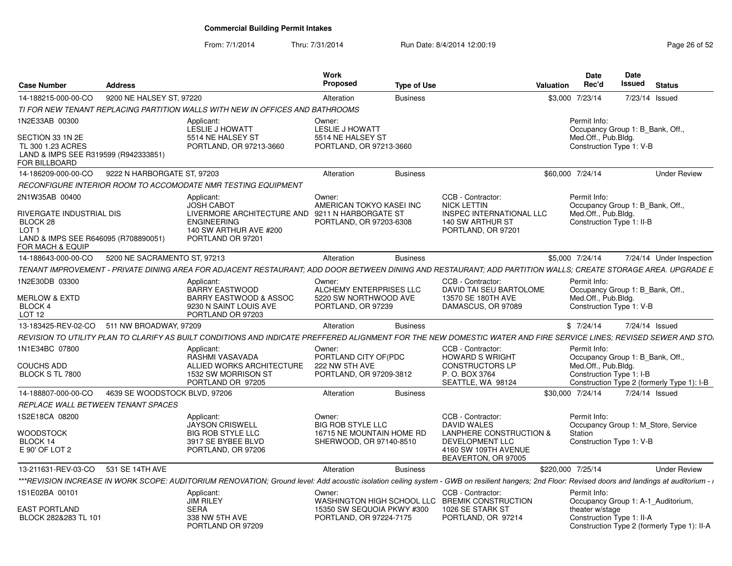**Commercial Building Permit Intakes**

From: 7/1/2014 Thru: 7/31/2014 Run Date: 8/4/2014 12:00:19

| Case Number | Address | | Work Proposed | Type of Use | | Valuation | Date Rec'd | Date Issued | Status |
|---|---|---|---|---|---|---|---|---|---|
| 14-188215-000-00-CO | 9200 NE HALSEY ST, 97220 | | Alteration | Business | | $3,000 | 7/23/14 | 7/23/14 | Issued |
| *TI FOR NEW TENANT REPLACING PARTITION WALLS WITH NEW IN OFFICES AND BATHROOMS* | | | | | | | | | |
| 1N2E33AB 00300<br>SECTION 33 1N 2E<br>TL 300 1.23 ACRES<br>LAND & IMPS SEE R319599 (R942333851) FOR BILLBOARD | | Applicant:<br>LESLIE J HOWATT<br>5514 NE HALSEY ST<br>PORTLAND, OR 97213-3660 | Owner:<br>LESLIE J HOWATT<br>5514 NE HALSEY ST<br>PORTLAND, OR 97213-3660 | | | | Permit Info:<br>Occupancy Group 1: B_Bank, Off., Med.Off., Pub.Bldg.<br>Construction Type 1: V-B | | |
| 14-186209-000-00-CO | 9222 N HARBORGATE ST, 97203 | | Alteration | Business | | $60,000 | 7/24/14 | | Under Review |
| *RECONFIGURE INTERIOR ROOM TO ACCOMODATE NMR TESTING EQUIPMENT* | | | | | | | | | |
| 2N1W35AB 00400<br>RIVERGATE INDUSTRIAL DIS<br>BLOCK 28<br>LOT 1<br>LAND & IMPS SEE R646095 (R708890051) FOR MACH & EQUIP | | Applicant:<br>JOSH CABOT<br>LIVERMORE ARCHITECTURE AND ENGINEERING<br>140 SW ARTHUR AVE #200<br>PORTLAND OR 97201 | Owner:<br>AMERICAN TOKYO KASEI INC<br>9211 N HARBORGATE ST<br>PORTLAND, OR 97203-6308 | | CCB - Contractor:<br>NICK LETTIN<br>INSPEC INTERNATIONAL LLC<br>140 SW ARTHUR ST<br>PORTLAND, OR 97201 | | Permit Info:<br>Occupancy Group 1: B_Bank, Off., Med.Off., Pub.Bldg.<br>Construction Type 1: II-B | | |
| 14-188643-000-00-CO | 5200 NE SACRAMENTO ST, 97213 | | Alteration | Business | | $5,000 | 7/24/14 | 7/24/14 | Under Inspection |
| *TENANT IMPROVEMENT - PRIVATE DINING AREA FOR ADJACENT RESTAURANT; ADD DOOR BETWEEN DINING AND RESTAURANT; ADD PARTITION WALLS; CREATE STORAGE AREA. UPGRADE E* | | | | | | | | | |
| 1N2E30DB 03300<br>MERLOW & EXTD<br>BLOCK 4<br>LOT 12 | | Applicant:<br>BARRY EASTWOOD<br>BARRY EASTWOOD & ASSOC<br>9230 N SAINT LOUIS AVE<br>PORTLAND OR 97203 | Owner:<br>ALCHEMY ENTERPRISES LLC<br>5220 SW NORTHWOOD AVE<br>PORTLAND, OR 97239 | | CCB - Contractor:<br>DAVID TAI SEU BARTOLOME<br>13570 SE 180TH AVE<br>DAMASCUS, OR 97089 | | Permit Info:<br>Occupancy Group 1: B_Bank, Off., Med.Off., Pub.Bldg.<br>Construction Type 1: V-B | | |
| 13-183425-REV-02-CO | 511 NW BROADWAY, 97209 | | Alteration | Business | | $ | 7/24/14 | 7/24/14 | Issued |
| *REVISION TO UTILITY PLAN TO CLARIFY AS BUILT CONDITIONS AND INDICATE PREFFERED ALIGNMENT FOR THE NEW DOMESTIC WATER AND FIRE SERVICE LINES; REVISED SEWER AND STO* | | | | | | | | | |
| 1N1E34BC 07800<br>COUCHS ADD<br>BLOCK S TL 7800 | | Applicant:<br>RASHMI VASAVADA<br>ALLIED WORKS ARCHITECTURE<br>1532 SW MORRISON ST<br>PORTLAND OR 97205 | Owner:<br>PORTLAND CITY OF(PDC<br>222 NW 5TH AVE<br>PORTLAND, OR 97209-3812 | | CCB - Contractor:<br>HOWARD S WRIGHT CONSTRUCTORS LP<br>P. O. BOX 3764<br>SEATTLE, WA 98124 | | Permit Info:<br>Occupancy Group 1: B_Bank, Off., Med.Off., Pub.Bldg.<br>Construction Type 1: I-B<br>Construction Type 2 (formerly Type 1): I-B | | |
| 14-188807-000-00-CO | 4639 SE WOODSTOCK BLVD, 97206 | | Alteration | Business | | $30,000 | 7/24/14 | 7/24/14 | Issued |
| *REPLACE WALL BETWEEN TENANT SPACES* | | | | | | | | | |
| 1S2E18CA 08200<br>WOODSTOCK<br>BLOCK 14<br>E 90' OF LOT 2 | | Applicant:<br>JAYSON CRISWELL<br>BIG ROB STYLE LLC<br>3917 SE BYBEE BLVD<br>PORTLAND, OR 97206 | Owner:<br>BIG ROB STYLE LLC<br>16715 NE MOUNTAIN HOME RD<br>SHERWOOD, OR 97140-8510 | | CCB - Contractor:<br>DAVID WALES<br>LANPHERE CONSTRUCTION & DEVELOPMENT LLC<br>4160 SW 109TH AVENUE<br>BEAVERTON, OR 97005 | | Permit Info:<br>Occupancy Group 1: M_Store, Service Station<br>Construction Type 1: V-B | | |
| 13-211631-REV-03-CO | 531 SE 14TH AVE | | Alteration | Business | | $220,000 | 7/25/14 | | Under Review |
| *\*\*\*REVISION INCREASE IN WORK SCOPE: AUDITORIUM RENOVATION; Ground level: Add acoustic isolation ceiling system - GWB on resilient hangers; 2nd Floor: Revised doors and landings at auditorium - i* | | | | | | | | | |
| 1S1E02BA 00101<br>EAST PORTLAND<br>BLOCK 282&283 TL 101 | | Applicant:<br>JIM RILEY<br>SERA<br>338 NW 5TH AVE<br>PORTLAND OR 97209 | Owner:<br>WASHINGTON HIGH SCHOOL LLC<br>15350 SW SEQUOIA PKWY #300<br>PORTLAND, OR 97224-7175 | | CCB - Contractor:<br>BREMIK CONSTRUCTION<br>1026 SE STARK ST<br>PORTLAND, OR 97214 | | Permit Info:<br>Occupancy Group 1: A-1_Auditorium, theater w/stage<br>Construction Type 1: II-A<br>Construction Type 2 (formerly Type 1): II-A | | |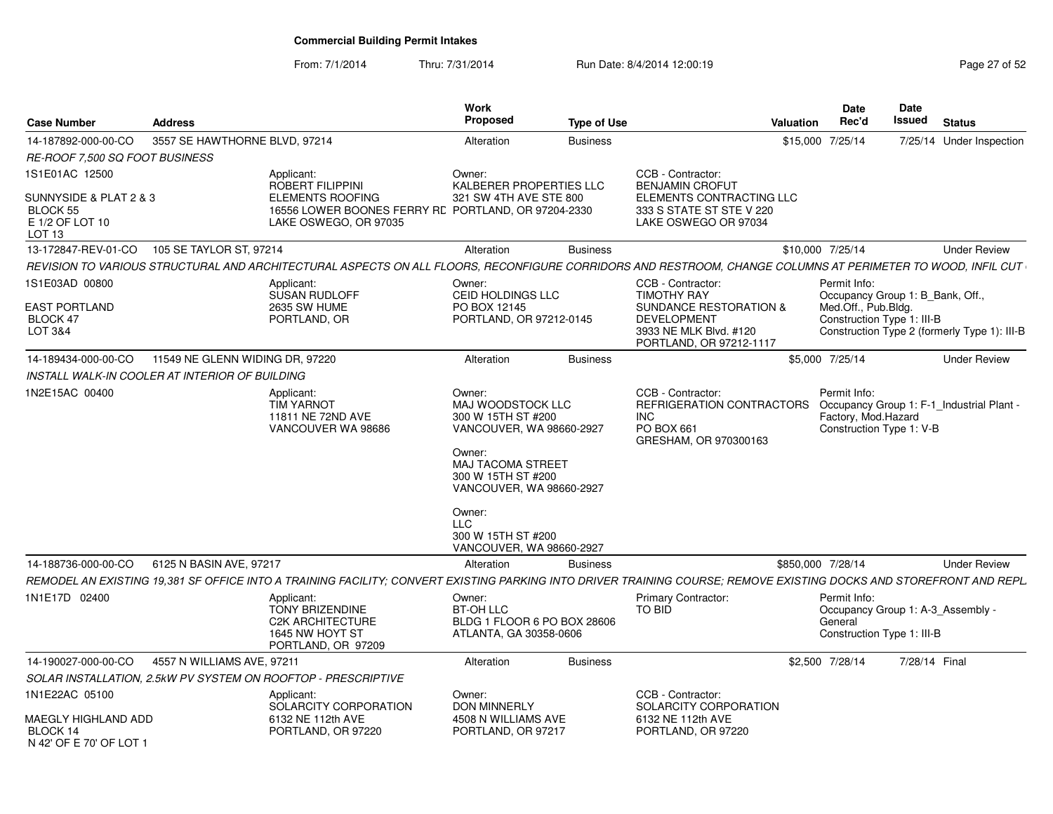**Commercial Building Permit Intakes**

From: 7/1/2014 Thru: 7/31/2014 Run Date: 8/4/2014 12:00:19

| Case Number | Address | Work Proposed | Type of Use | Valuation | Date Rec'd | Date Issued | Status |
|---|---|---|---|---|---|---|---|
| 14-187892-000-00-CO | 3557 SE HAWTHORNE BLVD, 97214 | Alteration | Business | $15,000 | 7/25/14 | 7/25/14 | Under Inspection |

*RE-ROOF 7,500 SQ FOOT BUSINESS*

1S1E01AC 12500

SUNNYSIDE & PLAT 2 & 3
BLOCK 55
E 1/2 OF LOT 10
LOT 13

Applicant:
ROBERT FILIPPINI
ELEMENTS ROOFING
16556 LOWER BOONES FERRY RD
LAKE OSWEGO, OR 97035

Owner:
KALBERER PROPERTIES LLC
321 SW 4TH AVE STE 800
PORTLAND, OR 97204-2330

CCB - Contractor:
BENJAMIN CROFUT
ELEMENTS CONTRACTING LLC
333 S STATE ST STE V 220
LAKE OSWEGO OR 97034

| Case Number | Address | Work Proposed | Type of Use | Valuation | Date Rec'd | Date Issued | Status |
|---|---|---|---|---|---|---|---|
| 13-172847-REV-01-CO | 105 SE TAYLOR ST, 97214 | Alteration | Business | $10,000 | 7/25/14 | | Under Review |

*REVISION TO VARIOUS STRUCTURAL AND ARCHITECTURAL ASPECTS ON ALL FLOORS, RECONFIGURE CORRIDORS AND RESTROOM, CHANGE COLUMNS AT PERIMETER TO WOOD, INFIL CUT*

1S1E03AD 00800

EAST PORTLAND
BLOCK 47
LOT 3&4

Applicant:
SUSAN RUDLOFF
2635 SW HUME
PORTLAND, OR

Owner:
CEID HOLDINGS LLC
PO BOX 12145
PORTLAND, OR 97212-0145

CCB - Contractor:
TIMOTHY RAY
SUNDANCE RESTORATION & DEVELOPMENT
3933 NE MLK Blvd. #120
PORTLAND, OR 97212-1117

Permit Info:
Occupancy Group 1: B_Bank, Off., Med.Off., Pub.Bldg.
Construction Type 1: III-B
Construction Type 2 (formerly Type 1): III-B

| Case Number | Address | Work Proposed | Type of Use | Valuation | Date Rec'd | Date Issued | Status |
|---|---|---|---|---|---|---|---|
| 14-189434-000-00-CO | 11549 NE GLENN WIDING DR, 97220 | Alteration | Business | $5,000 | 7/25/14 | | Under Review |

*INSTALL WALK-IN COOLER AT INTERIOR OF BUILDING*

1N2E15AC 00400

Applicant:
TIM YARNOT
11811 NE 72ND AVE
VANCOUVER WA 98686

Owner:
MAJ WOODSTOCK LLC
300 W 15TH ST #200
VANCOUVER, WA 98660-2927

Owner:
MAJ TACOMA STREET
300 W 15TH ST #200
VANCOUVER, WA 98660-2927

Owner:
LLC
300 W 15TH ST #200
VANCOUVER, WA 98660-2927

CCB - Contractor:
REFRIGERATION CONTRACTORS INC
PO BOX 661
GRESHAM, OR 970300163

Permit Info:
Occupancy Group 1: F-1_Industrial Plant - Factory, Mod.Hazard
Construction Type 1: V-B

| Case Number | Address | Work Proposed | Type of Use | Valuation | Date Rec'd | Date Issued | Status |
|---|---|---|---|---|---|---|---|
| 14-188736-000-00-CO | 6125 N BASIN AVE, 97217 | Alteration | Business | $850,000 | 7/28/14 | | Under Review |

*REMODEL AN EXISTING 19,381 SF OFFICE INTO A TRAINING FACILITY; CONVERT EXISTING PARKING INTO DRIVER TRAINING COURSE; REMOVE EXISTING DOCKS AND STOREFRONT AND REPL*

1N1E17D 02400

Applicant:
TONY BRIZENDINE
C2K ARCHITECTURE
1645 NW HOYT ST
PORTLAND, OR 97209

Owner:
BT-OH LLC
BLDG 1 FLOOR 6 PO BOX 28606
ATLANTA, GA 30358-0606

Primary Contractor:
TO BID

Permit Info:
Occupancy Group 1: A-3_Assembly - General
Construction Type 1: III-B

| Case Number | Address | Work Proposed | Type of Use | Valuation | Date Rec'd | Date Issued | Status |
|---|---|---|---|---|---|---|---|
| 14-190027-000-00-CO | 4557 N WILLIAMS AVE, 97211 | Alteration | Business | $2,500 | 7/28/14 | 7/28/14 | Final |

*SOLAR INSTALLATION, 2.5kW PV SYSTEM ON ROOFTOP - PRESCRIPTIVE*

1N1E22AC 05100

MAEGLY HIGHLAND ADD
BLOCK 14
N 42' OF E 70' OF LOT 1

Applicant:
SOLARCITY CORPORATION
6132 NE 112th AVE
PORTLAND, OR 97220

Owner:
DON MINNERLY
4508 N WILLIAMS AVE
PORTLAND, OR 97217

CCB - Contractor:
SOLARCITY CORPORATION
6132 NE 112th AVE
PORTLAND, OR 97220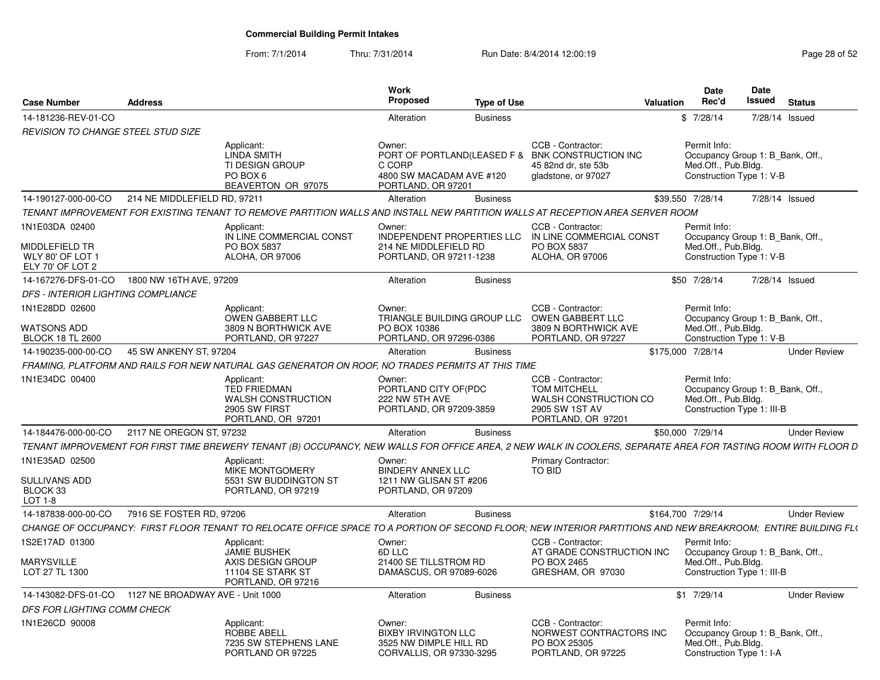**Commercial Building Permit Intakes**

From: 7/1/2014 Thru: 7/31/2014 Run Date: 8/4/2014 12:00:19

| Case Number | Address | Work Proposed | Type of Use | Valuation | Date Rec'd | Date Issued | Status |
|---|---|---|---|---|---|---|---|
| 14-181236-REV-01-CO | | Alteration | Business | $ | 7/28/14 | 7/28/14 | Issued |

*REVISION TO CHANGE STEEL STUD SIZE*

Applicant: LINDA SMITH, TI DESIGN GROUP, PO BOX 6, BEAVERTON OR 97075
Owner: PORT OF PORTLAND(LEASED F & C CORP, 4800 SW MACADAM AVE #120, PORTLAND, OR 97201
CCB - Contractor: BNK CONSTRUCTION INC, 45 82nd dr, ste 53b, gladstone, or 97027
Permit Info: Occupancy Group 1: B_Bank, Off., Med.Off., Pub.Bldg. Construction Type 1: V-B

---

| Case Number | Address | Work Proposed | Type of Use | Valuation | Date Rec'd | Date Issued | Status |
|---|---|---|---|---|---|---|---|
| 14-190127-000-00-CO | 214 NE MIDDLEFIELD RD, 97211 | Alteration | Business | $39,550 | 7/28/14 | 7/28/14 | Issued |

*TENANT IMPROVEMENT FOR EXISTING TENANT TO REMOVE PARTITION WALLS AND INSTALL NEW PARTITION WALLS AT RECEPTION AREA SERVER ROOM*

1N1E03DA 02400 — MIDDLEFIELD TR, WLY 80' OF LOT 1, ELY 70' OF LOT 2

Applicant: IN LINE COMMERCIAL CONST, PO BOX 5837, ALOHA, OR 97006
Owner: INDEPENDENT PROPERTIES LLC, 214 NE MIDDLEFIELD RD, PORTLAND, OR 97211-1238
CCB - Contractor: IN LINE COMMERCIAL CONST, PO BOX 5837, ALOHA, OR 97006
Permit Info: Occupancy Group 1: B_Bank, Off., Med.Off., Pub.Bldg. Construction Type 1: V-B

---

| Case Number | Address | Work Proposed | Type of Use | Valuation | Date Rec'd | Date Issued | Status |
|---|---|---|---|---|---|---|---|
| 14-167276-DFS-01-CO | 1800 NW 16TH AVE, 97209 | Alteration | Business | $50 | 7/28/14 | 7/28/14 | Issued |

*DFS - INTERIOR LIGHTING COMPLIANCE*

1N1E28DD 02600 — WATSONS ADD, BLOCK 18 TL 2600

Applicant: OWEN GABBERT LLC, 3809 N BORTHWICK AVE, PORTLAND, OR 97227
Owner: TRIANGLE BUILDING GROUP LLC, PO BOX 10386, PORTLAND, OR 97296-0386
CCB - Contractor: OWEN GABBERT LLC, 3809 N BORTHWICK AVE, PORTLAND, OR 97227
Permit Info: Occupancy Group 1: B_Bank, Off., Med.Off., Pub.Bldg. Construction Type 1: V-B

---

| Case Number | Address | Work Proposed | Type of Use | Valuation | Date Rec'd | Date Issued | Status |
|---|---|---|---|---|---|---|---|
| 14-190235-000-00-CO | 45 SW ANKENY ST, 97204 | Alteration | Business | $175,000 | 7/28/14 | | Under Review |

*FRAMING, PLATFORM AND RAILS FOR NEW NATURAL GAS GENERATOR ON ROOF, NO TRADES PERMITS AT THIS TIME*

1N1E34DC 00400

Applicant: TED FRIEDMAN, WALSH CONSTRUCTION, 2905 SW FIRST, PORTLAND, OR 97201
Owner: PORTLAND CITY OF(PDC, 222 NW 5TH AVE, PORTLAND, OR 97209-3859
CCB - Contractor: TOM MITCHELL, WALSH CONSTRUCTION CO, 2905 SW 1ST AV, PORTLAND, OR 97201
Permit Info: Occupancy Group 1: B_Bank, Off., Med.Off., Pub.Bldg. Construction Type 1: III-B

---

| Case Number | Address | Work Proposed | Type of Use | Valuation | Date Rec'd | Date Issued | Status |
|---|---|---|---|---|---|---|---|
| 14-184476-000-00-CO | 2117 NE OREGON ST, 97232 | Alteration | Business | $50,000 | 7/29/14 | | Under Review |

*TENANT IMPROVEMENT FOR FIRST TIME BREWERY TENANT (B) OCCUPANCY, NEW WALLS FOR OFFICE AREA, 2 NEW WALK IN COOLERS, SEPARATE AREA FOR TASTING ROOM WITH FLOOR D*

1N1E35AD 02500 — SULLIVANS ADD, BLOCK 33, LOT 1-8

Applicant: MIKE MONTGOMERY, 5531 SW BUDDINGTON ST, PORTLAND, OR 97219
Owner: BINDERY ANNEX LLC, 1211 NW GLISAN ST #206, PORTLAND, OR 97209
Primary Contractor: TO BID

---

| Case Number | Address | Work Proposed | Type of Use | Valuation | Date Rec'd | Date Issued | Status |
|---|---|---|---|---|---|---|---|
| 14-187838-000-00-CO | 7916 SE FOSTER RD, 97206 | Alteration | Business | $164,700 | 7/29/14 | | Under Review |

*CHANGE OF OCCUPANCY: FIRST FLOOR TENANT TO RELOCATE OFFICE SPACE TO A PORTION OF SECOND FLOOR; NEW INTERIOR PARTITIONS AND NEW BREAKROOM; ENTIRE BUILDING FL(*

1S2E17AD 01300 — MARYSVILLE, LOT 27 TL 1300

Applicant: JAMIE BUSHEK, AXIS DESIGN GROUP, 11104 SE STARK ST, PORTLAND, OR 97216
Owner: 6D LLC, 21400 SE TILLSTROM RD, DAMASCUS, OR 97089-6026
CCB - Contractor: AT GRADE CONSTRUCTION INC, PO BOX 2465, GRESHAM, OR 97030
Permit Info: Occupancy Group 1: B_Bank, Off., Med.Off., Pub.Bldg. Construction Type 1: III-B

---

| Case Number | Address | Work Proposed | Type of Use | Valuation | Date Rec'd | Date Issued | Status |
|---|---|---|---|---|---|---|---|
| 14-143082-DFS-01-CO | 1127 NE BROADWAY AVE - Unit 1000 | Alteration | Business | $1 | 7/29/14 | | Under Review |

*DFS FOR LIGHTING COMM CHECK*

1N1E26CD 90008

Applicant: ROBBE ABELL, 7235 SW STEPHENS LANE, PORTLAND OR 97225
Owner: BIXBY IRVINGTON LLC, 3525 NW DIMPLE HILL RD, CORVALLIS, OR 97330-3295
CCB - Contractor: NORWEST CONTRACTORS INC, PO BOX 25305, PORTLAND, OR 97225
Permit Info: Occupancy Group 1: B_Bank, Off., Med.Off., Pub.Bldg. Construction Type 1: I-A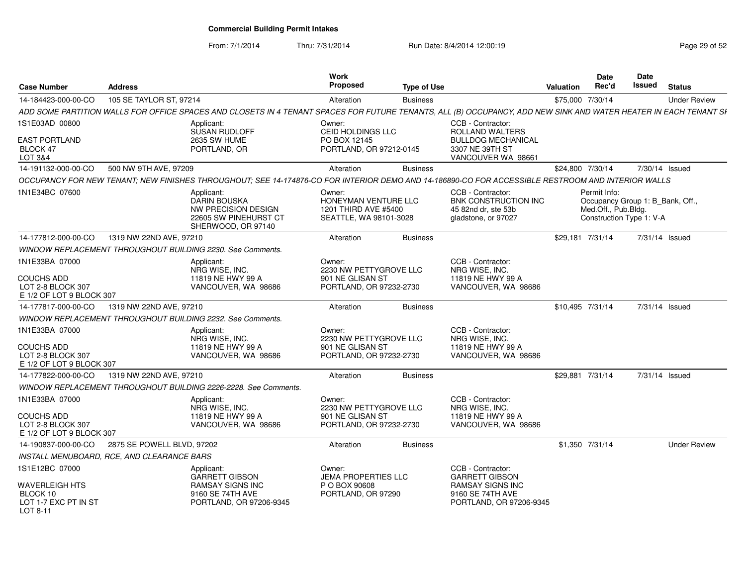# Commercial Building Permit Intakes

From: 7/1/2014 Thru: 7/31/2014 Run Date: 8/4/2014 12:00:19

| Case Number | Address | Work Proposed | Type of Use | Valuation | Date Rec'd | Date Issued | Status |
|---|---|---|---|---|---|---|---|
| 14-184423-000-00-CO | 105 SE TAYLOR ST, 97214 | Alteration | Business | $75,000 | 7/30/14 | | Under Review |

ADD SOME PARTITION WALLS FOR OFFICE SPACES AND CLOSETS IN 4 TENANT SPACES FOR FUTURE TENANTS, ALL (B) OCCUPANCY, ADD NEW SINK AND WATER HEATER IN EACH TENANT SP

1S1E03AD 00800
EAST PORTLAND
BLOCK 47
LOT 3&4

Applicant: SUSAN RUDLOFF, 2635 SW HUME, PORTLAND, OR

Owner: CEID HOLDINGS LLC, PO BOX 12145, PORTLAND, OR 97212-0145

CCB - Contractor: ROLLAND WALTERS, BULLDOG MECHANICAL, 3307 NE 39TH ST, VANCOUVER WA 98661

---

| Case Number | Address | Work Proposed | Type of Use | Valuation | Date Rec'd | Date Issued | Status |
|---|---|---|---|---|---|---|---|
| 14-191132-000-00-CO | 500 NW 9TH AVE, 97209 | Alteration | Business | $24,800 | 7/30/14 | 7/30/14 | Issued |

OCCUPANCY FOR NEW TENANT; NEW FINISHES THROUGHOUT; SEE 14-174876-CO FOR INTERIOR DEMO AND 14-186890-CO FOR ACCESSIBLE RESTROOM AND INTERIOR WALLS

1N1E34BC 07600

Applicant: DARIN BOUSKA, NW PRECISION DESIGN, 22605 SW PINEHURST CT, SHERWOOD, OR 97140

Owner: HONEYMAN VENTURE LLC, 1201 THIRD AVE #5400, SEATTLE, WA 98101-3028

CCB - Contractor: BNK CONSTRUCTION INC, 45 82nd dr, ste 53b, gladstone, or 97027

Permit Info: Occupancy Group 1: B_Bank, Off., Med.Off., Pub.Bldg. Construction Type 1: V-A

---

| Case Number | Address | Work Proposed | Type of Use | Valuation | Date Rec'd | Date Issued | Status |
|---|---|---|---|---|---|---|---|
| 14-177812-000-00-CO | 1319 NW 22ND AVE, 97210 | Alteration | Business | $29,181 | 7/31/14 | 7/31/14 | Issued |

WINDOW REPLACEMENT THROUGHOUT BUILDING 2230. See Comments.

1N1E33BA 07000
COUCHS ADD
LOT 2-8 BLOCK 307
E 1/2 OF LOT 9 BLOCK 307

Applicant: NRG WISE, INC., 11819 NE HWY 99 A, VANCOUVER, WA 98686

Owner: 2230 NW PETTYGROVE LLC, 901 NE GLISAN ST, PORTLAND, OR 97232-2730

CCB - Contractor: NRG WISE, INC., 11819 NE HWY 99 A, VANCOUVER, WA 98686

---

| Case Number | Address | Work Proposed | Type of Use | Valuation | Date Rec'd | Date Issued | Status |
|---|---|---|---|---|---|---|---|
| 14-177817-000-00-CO | 1319 NW 22ND AVE, 97210 | Alteration | Business | $10,495 | 7/31/14 | 7/31/14 | Issued |

WINDOW REPLACEMENT THROUGHOUT BUILDING 2232. See Comments.

1N1E33BA 07000
COUCHS ADD
LOT 2-8 BLOCK 307
E 1/2 OF LOT 9 BLOCK 307

Applicant: NRG WISE, INC., 11819 NE HWY 99 A, VANCOUVER, WA 98686

Owner: 2230 NW PETTYGROVE LLC, 901 NE GLISAN ST, PORTLAND, OR 97232-2730

CCB - Contractor: NRG WISE, INC., 11819 NE HWY 99 A, VANCOUVER, WA 98686

---

| Case Number | Address | Work Proposed | Type of Use | Valuation | Date Rec'd | Date Issued | Status |
|---|---|---|---|---|---|---|---|
| 14-177822-000-00-CO | 1319 NW 22ND AVE, 97210 | Alteration | Business | $29,881 | 7/31/14 | 7/31/14 | Issued |

WINDOW REPLACEMENT THROUGHOUT BUILDING 2226-2228. See Comments.

1N1E33BA 07000
COUCHS ADD
LOT 2-8 BLOCK 307
E 1/2 OF LOT 9 BLOCK 307

Applicant: NRG WISE, INC., 11819 NE HWY 99 A, VANCOUVER, WA 98686

Owner: 2230 NW PETTYGROVE LLC, 901 NE GLISAN ST, PORTLAND, OR 97232-2730

CCB - Contractor: NRG WISE, INC., 11819 NE HWY 99 A, VANCOUVER, WA 98686

---

| Case Number | Address | Work Proposed | Type of Use | Valuation | Date Rec'd | Date Issued | Status |
|---|---|---|---|---|---|---|---|
| 14-190837-000-00-CO | 2875 SE POWELL BLVD, 97202 | Alteration | Business | $1,350 | 7/31/14 | | Under Review |

INSTALL MENUBOARD, RCE, AND CLEARANCE BARS

1S1E12BC 07000
WAVERLEIGH HTS
BLOCK 10
LOT 1-7 EXC PT IN ST
LOT 8-11

Applicant: GARRETT GIBSON, RAMSAY SIGNS INC, 9160 SE 74TH AVE, PORTLAND, OR 97206-9345

Owner: JEMA PROPERTIES LLC, P O BOX 90608, PORTLAND, OR 97290

CCB - Contractor: GARRETT GIBSON, RAMSAY SIGNS INC, 9160 SE 74TH AVE, PORTLAND, OR 97206-9345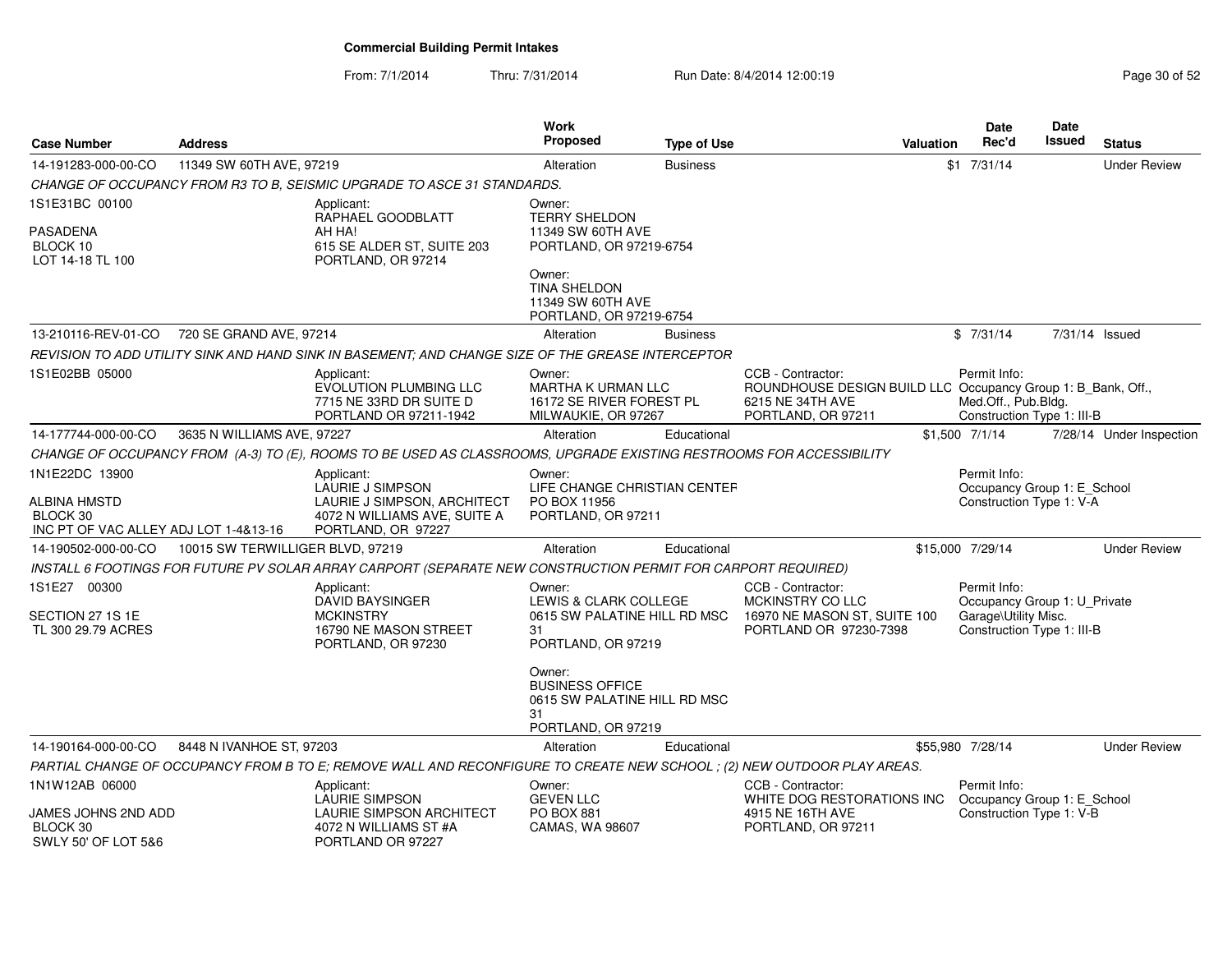# Commercial Building Permit Intakes

From: 7/1/2014 Thru: 7/31/2014 Run Date: 8/4/2014 12:00:19

| Case Number | Address | Work Proposed | Type of Use | Valuation | Date Rec'd | Date Issued | Status |
|---|---|---|---|---|---|---|---|
| 14-191283-000-00-CO | 11349 SW 60TH AVE, 97219 | Alteration | Business | $1 | 7/31/14 | | Under Review |

*CHANGE OF OCCUPANCY FROM R3 TO B, SEISMIC UPGRADE TO ASCE 31 STANDARDS.*

1S1E31BC 00100
PASADENA
BLOCK 10
LOT 14-18 TL 100

Applicant:
RAPHAEL GOODBLATT
AH HA!
615 SE ALDER ST, SUITE 203
PORTLAND, OR 97214

Owner:
TERRY SHELDON
11349 SW 60TH AVE
PORTLAND, OR 97219-6754

Owner:
TINA SHELDON
11349 SW 60TH AVE
PORTLAND, OR 97219-6754

| Case Number | Address | Work Proposed | Type of Use | Valuation | Date Rec'd | Date Issued | Status |
|---|---|---|---|---|---|---|---|
| 13-210116-REV-01-CO | 720 SE GRAND AVE, 97214 | Alteration | Business | $ | 7/31/14 | 7/31/14 | Issued |

*REVISION TO ADD UTILITY SINK AND HAND SINK IN BASEMENT; AND CHANGE SIZE OF THE GREASE INTERCEPTOR*

1S1E02BB 05000

Applicant:
EVOLUTION PLUMBING LLC
7715 NE 33RD DR SUITE D
PORTLAND OR 97211-1942

Owner:
MARTHA K URMAN LLC
16172 SE RIVER FOREST PL
MILWAUKIE, OR 97267

CCB - Contractor:
ROUNDHOUSE DESIGN BUILD LLC
6215 NE 34TH AVE
PORTLAND, OR 97211

Permit Info:
Occupancy Group 1: B_Bank, Off., Med.Off., Pub.Bldg.
Construction Type 1: III-B

| Case Number | Address | Work Proposed | Type of Use | Valuation | Date Rec'd | Date Issued | Status |
|---|---|---|---|---|---|---|---|
| 14-177744-000-00-CO | 3635 N WILLIAMS AVE, 97227 | Alteration | Educational | $1,500 | 7/1/14 | 7/28/14 | Under Inspection |

*CHANGE OF OCCUPANCY FROM (A-3) TO (E), ROOMS TO BE USED AS CLASSROOMS, UPGRADE EXISTING RESTROOMS FOR ACCESSIBILITY*

1N1E22DC 13900
ALBINA HMSTD
BLOCK 30
INC PT OF VAC ALLEY ADJ LOT 1-4&13-16

Applicant:
LAURIE J SIMPSON
LAURIE J SIMPSON, ARCHITECT
4072 N WILLIAMS AVE, SUITE A
PORTLAND, OR 97227

Owner:
LIFE CHANGE CHRISTIAN CENTEF
PO BOX 11956
PORTLAND, OR 97211

Permit Info:
Occupancy Group 1: E_School
Construction Type 1: V-A

| Case Number | Address | Work Proposed | Type of Use | Valuation | Date Rec'd | Date Issued | Status |
|---|---|---|---|---|---|---|---|
| 14-190502-000-00-CO | 10015 SW TERWILLIGER BLVD, 97219 | Alteration | Educational | $15,000 | 7/29/14 | | Under Review |

*INSTALL 6 FOOTINGS FOR FUTURE PV SOLAR ARRAY CARPORT (SEPARATE NEW CONSTRUCTION PERMIT FOR CARPORT REQUIRED)*

1S1E27 00300
SECTION 27 1S 1E
TL 300 29.79 ACRES

Applicant:
DAVID BAYSINGER
MCKINSTRY
16790 NE MASON STREET
PORTLAND, OR 97230

Owner:
LEWIS & CLARK COLLEGE
0615 SW PALATINE HILL RD MSC 31
PORTLAND, OR 97219

Owner:
BUSINESS OFFICE
0615 SW PALATINE HILL RD MSC 31
PORTLAND, OR 97219

CCB - Contractor:
MCKINSTRY CO LLC
16970 NE MASON ST, SUITE 100
PORTLAND OR 97230-7398

Permit Info:
Occupancy Group 1: U_Private Garage\Utility Misc.
Construction Type 1: III-B

| Case Number | Address | Work Proposed | Type of Use | Valuation | Date Rec'd | Date Issued | Status |
|---|---|---|---|---|---|---|---|
| 14-190164-000-00-CO | 8448 N IVANHOE ST, 97203 | Alteration | Educational | $55,980 | 7/28/14 | | Under Review |

*PARTIAL CHANGE OF OCCUPANCY FROM B TO E; REMOVE WALL AND RECONFIGURE TO CREATE NEW SCHOOL ; (2) NEW OUTDOOR PLAY AREAS.*

1N1W12AB 06000
JAMES JOHNS 2ND ADD
BLOCK 30
SWLY 50' OF LOT 5&6

Applicant:
LAURIE SIMPSON
LAURIE SIMPSON ARCHITECT
4072 N WILLIAMS ST #A
PORTLAND OR 97227

Owner:
GEVEN LLC
PO BOX 881
CAMAS, WA 98607

CCB - Contractor:
WHITE DOG RESTORATIONS INC
4915 NE 16TH AVE
PORTLAND, OR 97211

Permit Info:
Occupancy Group 1: E_School
Construction Type 1: V-B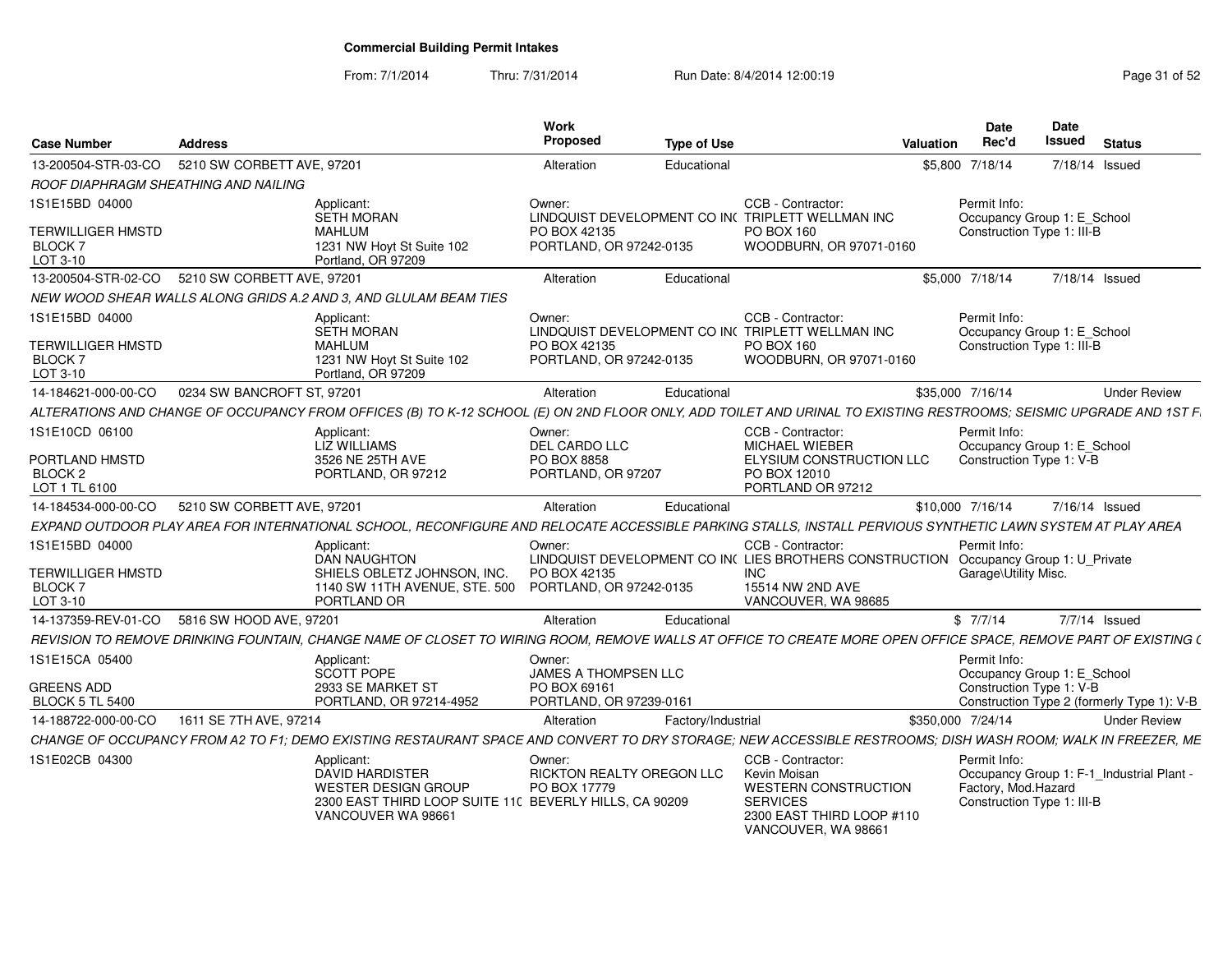## Commercial Building Permit Intakes

From: 7/1/2014 Thru: 7/31/2014 Run Date: 8/4/2014 12:00:19

| Case Number | Address | Work Proposed | Type of Use | Valuation | Date Rec'd | Date Issued | Status |
|---|---|---|---|---|---|---|---|
| 13-200504-STR-03-CO | 5210 SW CORBETT AVE, 97201 | Alteration | Educational | $5,800 | 7/18/14 | 7/18/14 | Issued |

ROOF DIAPHRAGM SHEATHING AND NAILING

1S1E15BD 04000
TERWILLIGER HMSTD
BLOCK 7
LOT 3-10

Applicant: SETH MORAN, MAHLUM, 1231 NW Hoyt St Suite 102, Portland, OR 97209

Owner: LINDQUIST DEVELOPMENT CO INC, PO BOX 42135, PORTLAND, OR 97242-0135

CCB - Contractor: TRIPLETT WELLMAN INC, PO BOX 160, WOODBURN, OR 97071-0160

Permit Info: Occupancy Group 1: E_School; Construction Type 1: III-B

---

| Case Number | Address | Work Proposed | Type of Use | Valuation | Date Rec'd | Date Issued | Status |
|---|---|---|---|---|---|---|---|
| 13-200504-STR-02-CO | 5210 SW CORBETT AVE, 97201 | Alteration | Educational | $5,000 | 7/18/14 | 7/18/14 | Issued |

NEW WOOD SHEAR WALLS ALONG GRIDS A.2 AND 3, AND GLULAM BEAM TIES

1S1E15BD 04000
TERWILLIGER HMSTD
BLOCK 7
LOT 3-10

Applicant: SETH MORAN, MAHLUM, 1231 NW Hoyt St Suite 102, Portland, OR 97209

Owner: LINDQUIST DEVELOPMENT CO INC, PO BOX 42135, PORTLAND, OR 97242-0135

CCB - Contractor: TRIPLETT WELLMAN INC, PO BOX 160, WOODBURN, OR 97071-0160

Permit Info: Occupancy Group 1: E_School; Construction Type 1: III-B

---

| Case Number | Address | Work Proposed | Type of Use | Valuation | Date Rec'd | Date Issued | Status |
|---|---|---|---|---|---|---|---|
| 14-184621-000-00-CO | 0234 SW BANCROFT ST, 97201 | Alteration | Educational | $35,000 | 7/16/14 | | Under Review |

ALTERATIONS AND CHANGE OF OCCUPANCY FROM OFFICES (B) TO K-12 SCHOOL (E) ON 2ND FLOOR ONLY, ADD TOILET AND URINAL TO EXISTING RESTROOMS; SEISMIC UPGRADE AND 1ST F

1S1E10CD 06100
PORTLAND HMSTD
BLOCK 2
LOT 1 TL 6100

Applicant: LIZ WILLIAMS, 3526 NE 25TH AVE, PORTLAND, OR 97212

Owner: DEL CARDO LLC, PO BOX 8858, PORTLAND, OR 97207

CCB - Contractor: MICHAEL WIEBER, ELYSIUM CONSTRUCTION LLC, PO BOX 12010, PORTLAND OR 97212

Permit Info: Occupancy Group 1: E_School; Construction Type 1: V-B

---

| Case Number | Address | Work Proposed | Type of Use | Valuation | Date Rec'd | Date Issued | Status |
|---|---|---|---|---|---|---|---|
| 14-184534-000-00-CO | 5210 SW CORBETT AVE, 97201 | Alteration | Educational | $10,000 | 7/16/14 | 7/16/14 | Issued |

EXPAND OUTDOOR PLAY AREA FOR INTERNATIONAL SCHOOL, RECONFIGURE AND RELOCATE ACCESSIBLE PARKING STALLS, INSTALL PERVIOUS SYNTHETIC LAWN SYSTEM AT PLAY AREA

1S1E15BD 04000
TERWILLIGER HMSTD
BLOCK 7
LOT 3-10

Applicant: DAN NAUGHTON, SHIELS OBLETZ JOHNSON, INC., 1140 SW 11TH AVENUE, STE. 500, PORTLAND OR

Owner: LINDQUIST DEVELOPMENT CO INC, PO BOX 42135, PORTLAND, OR 97242-0135

CCB - Contractor: LIES BROTHERS CONSTRUCTION INC, 15514 NW 2ND AVE, VANCOUVER, WA 98685

Permit Info: Occupancy Group 1: U_Private Garage\Utility Misc.

---

| Case Number | Address | Work Proposed | Type of Use | Valuation | Date Rec'd | Date Issued | Status |
|---|---|---|---|---|---|---|---|
| 14-137359-REV-01-CO | 5816 SW HOOD AVE, 97201 | Alteration | Educational | $ | 7/7/14 | 7/7/14 | Issued |

REVISION TO REMOVE DRINKING FOUNTAIN, CHANGE NAME OF CLOSET TO WIRING ROOM, REMOVE WALLS AT OFFICE TO CREATE MORE OPEN OFFICE SPACE, REMOVE PART OF EXISTING (

1S1E15CA 05400
GREENS ADD
BLOCK 5 TL 5400

Applicant: SCOTT POPE, 2933 SE MARKET ST, PORTLAND, OR 97214-4952

Owner: JAMES A THOMPSEN LLC, PO BOX 69161, PORTLAND, OR 97239-0161

Permit Info: Occupancy Group 1: E_School; Construction Type 1: V-B; Construction Type 2 (formerly Type 1): V-B

---

| Case Number | Address | Work Proposed | Type of Use | Valuation | Date Rec'd | Date Issued | Status |
|---|---|---|---|---|---|---|---|
| 14-188722-000-00-CO | 1611 SE 7TH AVE, 97214 | Alteration | Factory/Industrial | $350,000 | 7/24/14 | | Under Review |

CHANGE OF OCCUPANCY FROM A2 TO F1; DEMO EXISTING RESTAURANT SPACE AND CONVERT TO DRY STORAGE; NEW ACCESSIBLE RESTROOMS; DISH WASH ROOM; WALK IN FREEZER, ME

1S1E02CB 04300

Applicant: DAVID HARDISTER, WESTER DESIGN GROUP, 2300 EAST THIRD LOOP SUITE 110, VANCOUVER WA 98661

Owner: RICKTON REALTY OREGON LLC, PO BOX 17779, BEVERLY HILLS, CA 90209

CCB - Contractor: Kevin Moisan, WESTERN CONSTRUCTION SERVICES, 2300 EAST THIRD LOOP #110, VANCOUVER, WA 98661

Permit Info: Occupancy Group 1: F-1_Industrial Plant - Factory, Mod.Hazard; Construction Type 1: III-B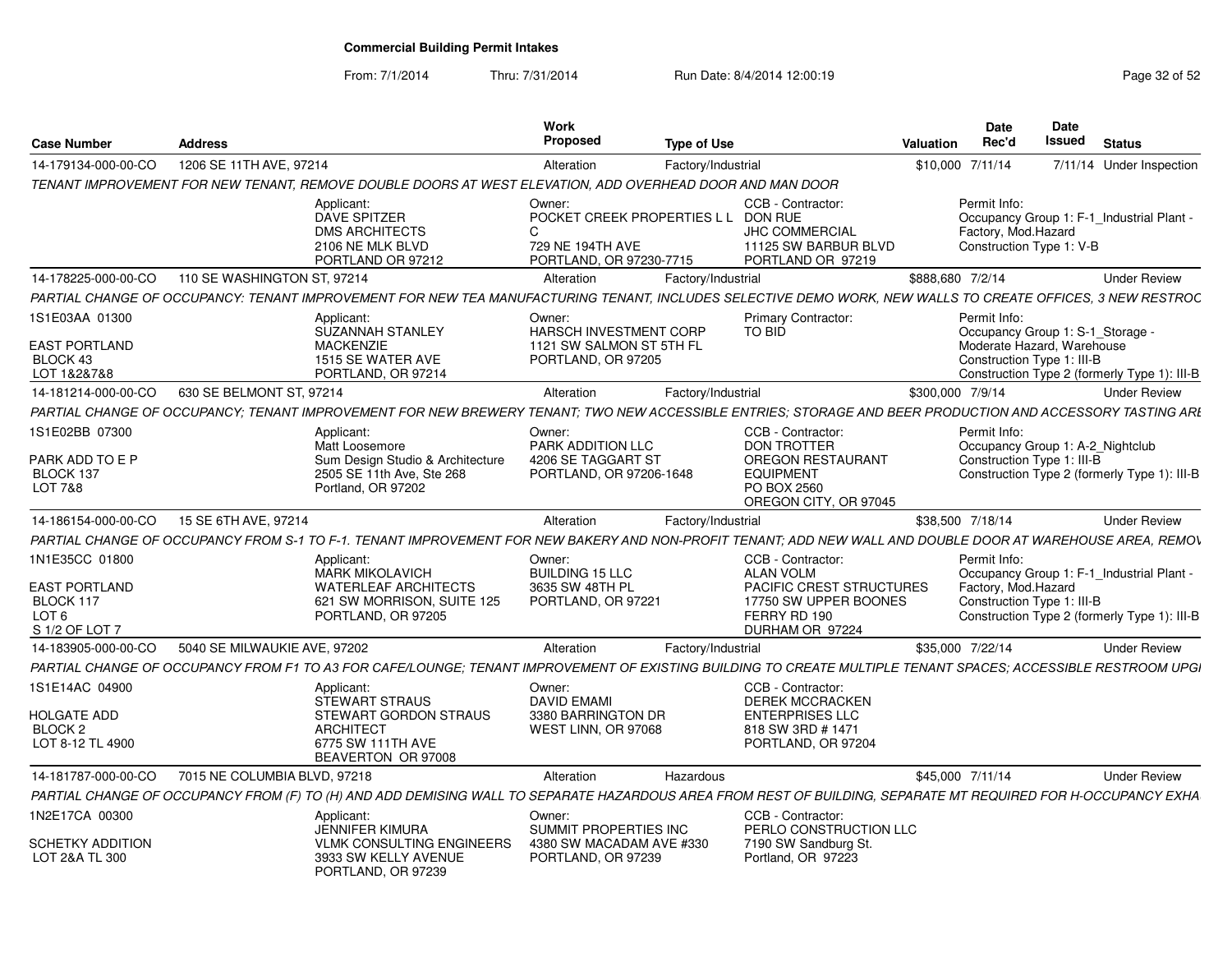**Commercial Building Permit Intakes**

From: 7/1/2014 Thru: 7/31/2014 Run Date: 8/4/2014 12:00:19

| Case Number | Address | Work Proposed | Type of Use | Valuation | Date Rec'd | Date Issued | Status |
|---|---|---|---|---|---|---|---|
| 14-179134-000-00-CO | 1206 SE 11TH AVE, 97214 | Alteration | Factory/Industrial | $10,000 | 7/11/14 | 7/11/14 | Under Inspection |

TENANT IMPROVEMENT FOR NEW TENANT, REMOVE DOUBLE DOORS AT WEST ELEVATION, ADD OVERHEAD DOOR AND MAN DOOR

- Applicant: DAVE SPITZER, DMS ARCHITECTS, 2106 NE MLK BLVD, PORTLAND OR 97212
- Owner: POCKET CREEK PROPERTIES L L C, 729 NE 194TH AVE, PORTLAND, OR 97230-7715
- CCB - Contractor: DON RUE, JHC COMMERCIAL, 11125 SW BARBUR BLVD, PORTLAND OR 97219
- Permit Info: Occupancy Group 1: F-1_Industrial Plant - Factory, Mod.Hazard; Construction Type 1: V-B

| Case Number | Address | Work Proposed | Type of Use | Valuation | Date Rec'd | Date Issued | Status |
|---|---|---|---|---|---|---|---|
| 14-178225-000-00-CO | 110 SE WASHINGTON ST, 97214 | Alteration | Factory/Industrial | $888,680 | 7/2/14 | | Under Review |

PARTIAL CHANGE OF OCCUPANCY: TENANT IMPROVEMENT FOR NEW TEA MANUFACTURING TENANT, INCLUDES SELECTIVE DEMO WORK, NEW WALLS TO CREATE OFFICES, 3 NEW RESTROC

- 1S1E03AA 01300, EAST PORTLAND, BLOCK 43, LOT 1&2&7&8
- Applicant: SUZANNAH STANLEY MACKENZIE, 1515 SE WATER AVE, PORTLAND, OR 97214
- Owner: HARSCH INVESTMENT CORP, 1121 SW SALMON ST 5TH FL, PORTLAND, OR 97205
- Primary Contractor: TO BID
- Permit Info: Occupancy Group 1: S-1_Storage - Moderate Hazard, Warehouse; Construction Type 1: III-B; Construction Type 2 (formerly Type 1): III-B

| Case Number | Address | Work Proposed | Type of Use | Valuation | Date Rec'd | Date Issued | Status |
|---|---|---|---|---|---|---|---|
| 14-181214-000-00-CO | 630 SE BELMONT ST, 97214 | Alteration | Factory/Industrial | $300,000 | 7/9/14 | | Under Review |

PARTIAL CHANGE OF OCCUPANCY; TENANT IMPROVEMENT FOR NEW BREWERY TENANT; TWO NEW ACCESSIBLE ENTRIES; STORAGE AND BEER PRODUCTION AND ACCESSORY TASTING ARE

- 1S1E02BB 07300, PARK ADD TO E P, BLOCK 137, LOT 7&8
- Applicant: Matt Loosemore, Sum Design Studio & Architecture, 2505 SE 11th Ave, Ste 268, Portland, OR 97202
- Owner: PARK ADDITION LLC, 4206 SE TAGGART ST, PORTLAND, OR 97206-1648
- CCB - Contractor: DON TROTTER, OREGON RESTAURANT EQUIPMENT, PO BOX 2560, OREGON CITY, OR 97045
- Permit Info: Occupancy Group 1: A-2_Nightclub; Construction Type 1: III-B; Construction Type 2 (formerly Type 1): III-B

| Case Number | Address | Work Proposed | Type of Use | Valuation | Date Rec'd | Date Issued | Status |
|---|---|---|---|---|---|---|---|
| 14-186154-000-00-CO | 15 SE 6TH AVE, 97214 | Alteration | Factory/Industrial | $38,500 | 7/18/14 | | Under Review |

PARTIAL CHANGE OF OCCUPANCY FROM S-1 TO F-1. TENANT IMPROVEMENT FOR NEW BAKERY AND NON-PROFIT TENANT; ADD NEW WALL AND DOUBLE DOOR AT WAREHOUSE AREA, REMOV

- 1N1E35CC 01800, EAST PORTLAND, BLOCK 117, LOT 6, S 1/2 OF LOT 7
- Applicant: MARK MIKOLAVICH, WATERLEAF ARCHITECTS, 621 SW MORRISON, SUITE 125, PORTLAND, OR 97205
- Owner: BUILDING 15 LLC, 3635 SW 48TH PL, PORTLAND, OR 97221
- CCB - Contractor: ALAN VOLM, PACIFIC CREST STRUCTURES, 17750 SW UPPER BOONES FERRY RD 190, DURHAM OR 97224
- Permit Info: Occupancy Group 1: F-1_Industrial Plant - Factory, Mod.Hazard; Construction Type 1: III-B; Construction Type 2 (formerly Type 1): III-B

| Case Number | Address | Work Proposed | Type of Use | Valuation | Date Rec'd | Date Issued | Status |
|---|---|---|---|---|---|---|---|
| 14-183905-000-00-CO | 5040 SE MILWAUKIE AVE, 97202 | Alteration | Factory/Industrial | $35,000 | 7/22/14 | | Under Review |

PARTIAL CHANGE OF OCCUPANCY FROM F1 TO A3 FOR CAFE/LOUNGE; TENANT IMPROVEMENT OF EXISTING BUILDING TO CREATE MULTIPLE TENANT SPACES; ACCESSIBLE RESTROOM UPGI

- 1S1E14AC 04900, HOLGATE ADD, BLOCK 2, LOT 8-12 TL 4900
- Applicant: STEWART STRAUS, STEWART GORDON STRAUS ARCHITECT, 6775 SW 111TH AVE, BEAVERTON OR 97008
- Owner: DAVID EMAMI, 3380 BARRINGTON DR, WEST LINN, OR 97068
- CCB - Contractor: DEREK MCCRACKEN, ENTERPRISES LLC, 818 SW 3RD # 1471, PORTLAND, OR 97204

| Case Number | Address | Work Proposed | Type of Use | Valuation | Date Rec'd | Date Issued | Status |
|---|---|---|---|---|---|---|---|
| 14-181787-000-00-CO | 7015 NE COLUMBIA BLVD, 97218 | Alteration | Hazardous | $45,000 | 7/11/14 | | Under Review |

PARTIAL CHANGE OF OCCUPANCY FROM (F) TO (H) AND ADD DEMISING WALL TO SEPARATE HAZARDOUS AREA FROM REST OF BUILDING, SEPARATE MT REQUIRED FOR H-OCCUPANCY EXHA

- 1N2E17CA 00300, SCHETKY ADDITION, LOT 2&A TL 300
- Applicant: JENNIFER KIMURA, VLMK CONSULTING ENGINEERS, 3933 SW KELLY AVENUE, PORTLAND, OR 97239
- Owner: SUMMIT PROPERTIES INC, 4380 SW MACADAM AVE #330, PORTLAND, OR 97239
- CCB - Contractor: PERLO CONSTRUCTION LLC, 7190 SW Sandburg St., Portland, OR 97223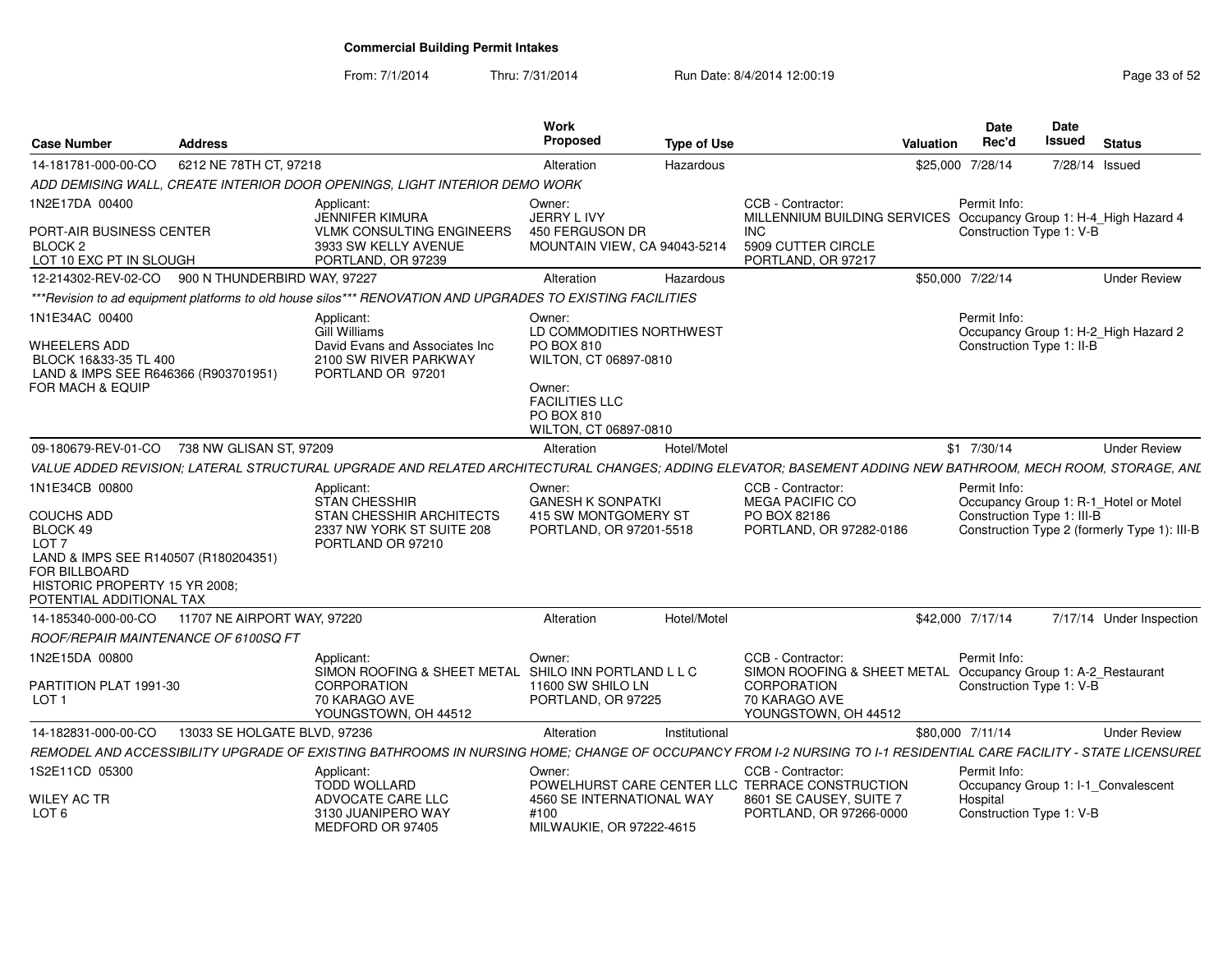# Commercial Building Permit Intakes

From: 7/1/2014 Thru: 7/31/2014 Run Date: 8/4/2014 12:00:19

| Case Number | Address | Work Proposed | Type of Use | Valuation | Date Rec'd | Date Issued | Status |
|---|---|---|---|---|---|---|---|
| 14-181781-000-00-CO | 6212 NE 78TH CT, 97218 | Alteration | Hazardous | $25,000 | 7/28/14 | 7/28/14 | Issued |

*ADD DEMISING WALL, CREATE INTERIOR DOOR OPENINGS, LIGHT INTERIOR DEMO WORK*

1N2E17DA 00400
PORT-AIR BUSINESS CENTER
BLOCK 2
LOT 10 EXC PT IN SLOUGH

Applicant:
JENNIFER KIMURA
VLMK CONSULTING ENGINEERS
3933 SW KELLY AVENUE
PORTLAND, OR 97239

Owner:
JERRY L IVY
450 FERGUSON DR
MOUNTAIN VIEW, CA 94043-5214

CCB - Contractor:
MILLENNIUM BUILDING SERVICES INC
5909 CUTTER CIRCLE
PORTLAND, OR 97217

Permit Info:
Occupancy Group 1: H-4_High Hazard 4
Construction Type 1: V-B

| Case Number | Address | Work Proposed | Type of Use | Valuation | Date Rec'd | Date Issued | Status |
|---|---|---|---|---|---|---|---|
| 12-214302-REV-02-CO | 900 N THUNDERBIRD WAY, 97227 | Alteration | Hazardous | $50,000 | 7/22/14 | | Under Review |

*\*\*\*Revision to ad equipment platforms to old house silos\*\*\* RENOVATION AND UPGRADES TO EXISTING FACILITIES*

1N1E34AC 00400
WHEELERS ADD
BLOCK 16&33-35 TL 400
LAND & IMPS SEE R646366 (R903701951)
FOR MACH & EQUIP

Applicant:
Gill Williams
David Evans and Associates Inc
2100 SW RIVER PARKWAY
PORTLAND OR 97201

Owner:
LD COMMODITIES NORTHWEST
PO BOX 810
WILTON, CT 06897-0810

Owner:
FACILITIES LLC
PO BOX 810
WILTON, CT 06897-0810

Permit Info:
Occupancy Group 1: H-2_High Hazard 2
Construction Type 1: II-B

| Case Number | Address | Work Proposed | Type of Use | Valuation | Date Rec'd | Date Issued | Status |
|---|---|---|---|---|---|---|---|
| 09-180679-REV-01-CO | 738 NW GLISAN ST, 97209 | Alteration | Hotel/Motel | $1 | 7/30/14 | | Under Review |

*VALUE ADDED REVISION; LATERAL STRUCTURAL UPGRADE AND RELATED ARCHITECTURAL CHANGES; ADDING ELEVATOR; BASEMENT ADDING NEW BATHROOM, MECH ROOM, STORAGE, AND*

1N1E34CB 00800
COUCHS ADD
BLOCK 49
LOT 7
LAND & IMPS SEE R140507 (R180204351)
FOR BILLBOARD
HISTORIC PROPERTY 15 YR 2008;
POTENTIAL ADDITIONAL TAX

Applicant:
STAN CHESSHIR
STAN CHESSHIR ARCHITECTS
2337 NW YORK ST SUITE 208
PORTLAND OR 97210

Owner:
GANESH K SONPATKI
415 SW MONTGOMERY ST
PORTLAND, OR 97201-5518

CCB - Contractor:
MEGA PACIFIC CO
PO BOX 82186
PORTLAND, OR 97282-0186

Permit Info:
Occupancy Group 1: R-1_Hotel or Motel
Construction Type 1: III-B
Construction Type 2 (formerly Type 1): III-B

| Case Number | Address | Work Proposed | Type of Use | Valuation | Date Rec'd | Date Issued | Status |
|---|---|---|---|---|---|---|---|
| 14-185340-000-00-CO | 11707 NE AIRPORT WAY, 97220 | Alteration | Hotel/Motel | $42,000 | 7/17/14 | 7/17/14 | Under Inspection |

*ROOF/REPAIR MAINTENANCE OF 6100SQ FT*

1N2E15DA 00800
PARTITION PLAT 1991-30
LOT 1

Applicant:
SIMON ROOFING & SHEET METAL CORPORATION
70 KARAGO AVE
YOUNGSTOWN, OH 44512

Owner:
SHILO INN PORTLAND L L C
11600 SW SHILO LN
PORTLAND, OR 97225

CCB - Contractor:
SIMON ROOFING & SHEET METAL CORPORATION
70 KARAGO AVE
YOUNGSTOWN, OH 44512

Permit Info:
Occupancy Group 1: A-2_Restaurant
Construction Type 1: V-B

| Case Number | Address | Work Proposed | Type of Use | Valuation | Date Rec'd | Date Issued | Status |
|---|---|---|---|---|---|---|---|
| 14-182831-000-00-CO | 13033 SE HOLGATE BLVD, 97236 | Alteration | Institutional | $80,000 | 7/11/14 | | Under Review |

*REMODEL AND ACCESSIBILITY UPGRADE OF EXISTING BATHROOMS IN NURSING HOME; CHANGE OF OCCUPANCY FROM I-2 NURSING TO I-1 RESIDENTIAL CARE FACILITY - STATE LICENSUREL*

1S2E11CD 05300
WILEY AC TR
LOT 6

Applicant:
TODD WOLLARD
ADVOCATE CARE LLC
3130 JUANIPERO WAY
MEDFORD OR 97405

Owner:
POWELHURST CARE CENTER LLC
4560 SE INTERNATIONAL WAY #100
MILWAUKIE, OR 97222-4615

CCB - Contractor:
TERRACE CONSTRUCTION
8601 SE CAUSEY, SUITE 7
PORTLAND, OR 97266-0000

Permit Info:
Occupancy Group 1: I-1_Convalescent Hospital
Construction Type 1: V-B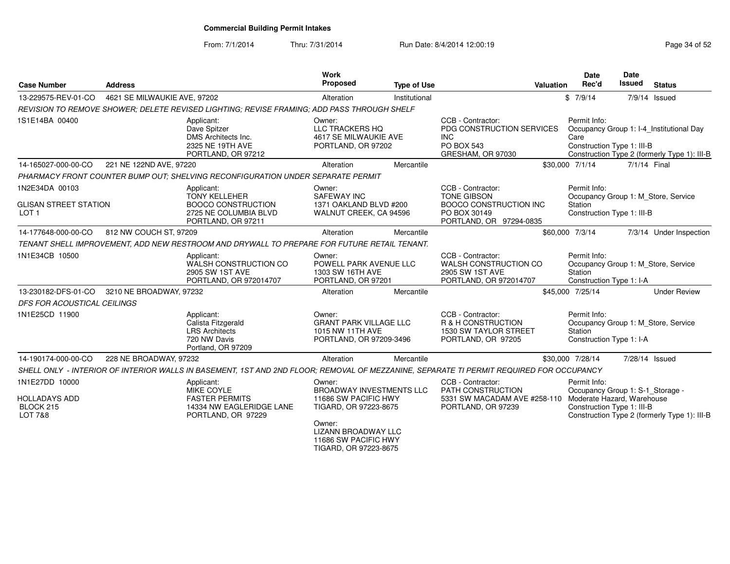**Commercial Building Permit Intakes**

From: 7/1/2014 Thru: 7/31/2014 Run Date: 8/4/2014 12:00:19

| Case Number | Address | Work Proposed | Type of Use | Valuation | Date Rec'd | Date Issued | Status |
|---|---|---|---|---|---|---|---|
| 13-229575-REV-01-CO | 4621 SE MILWAUKIE AVE, 97202 | Alteration | Institutional | $ | 7/9/14 | 7/9/14 | Issued |

*REVISION TO REMOVE SHOWER; DELETE REVISED LIGHTING; REVISE FRAMING; ADD PASS THROUGH SHELF*

1S1E14BA 00400

- Applicant: Dave Spitzer, DMS Architects Inc., 2325 NE 19TH AVE, PORTLAND, OR 97212
- Owner: LLC TRACKERS HQ, 4617 SE MILWAUKIE AVE, PORTLAND, OR 97202
- CCB - Contractor: PDG CONSTRUCTION SERVICES INC, PO BOX 543, GRESHAM, OR 97030
- Permit Info: Occupancy Group 1: I-4_Institutional Day Care; Construction Type 1: III-B; Construction Type 2 (formerly Type 1): III-B

| Case Number | Address | Work Proposed | Type of Use | Valuation | Date Rec'd | Date Issued | Status |
|---|---|---|---|---|---|---|---|
| 14-165027-000-00-CO | 221 NE 122ND AVE, 97220 | Alteration | Mercantile | $30,000 | 7/1/14 | 7/1/14 | Final |

*PHARMACY FRONT COUNTER BUMP OUT; SHELVING RECONFIGURATION UNDER SEPARATE PERMIT*

1N2E34DA 00103
GLISAN STREET STATION
LOT 1

- Applicant: TONY KELLEHER, BOOCO CONSTRUCTION, 2725 NE COLUMBIA BLVD, PORTLAND, OR 97211
- Owner: SAFEWAY INC, 1371 OAKLAND BLVD #200, WALNUT CREEK, CA 94596
- CCB - Contractor: TONE GIBSON, BOOCO CONSTRUCTION INC, PO BOX 30149, PORTLAND, OR 97294-0835
- Permit Info: Occupancy Group 1: M_Store, Service Station; Construction Type 1: III-B

| Case Number | Address | Work Proposed | Type of Use | Valuation | Date Rec'd | Date Issued | Status |
|---|---|---|---|---|---|---|---|
| 14-177648-000-00-CO | 812 NW COUCH ST, 97209 | Alteration | Mercantile | $60,000 | 7/3/14 | 7/3/14 | Under Inspection |

*TENANT SHELL IMPROVEMENT, ADD NEW RESTROOM AND DRYWALL TO PREPARE FOR FUTURE RETAIL TENANT.*

1N1E34CB 10500

- Applicant: WALSH CONSTRUCTION CO, 2905 SW 1ST AVE, PORTLAND, OR 972014707
- Owner: POWELL PARK AVENUE LLC, 1303 SW 16TH AVE, PORTLAND, OR 97201
- CCB - Contractor: WALSH CONSTRUCTION CO, 2905 SW 1ST AVE, PORTLAND, OR 972014707
- Permit Info: Occupancy Group 1: M_Store, Service Station; Construction Type 1: I-A

| Case Number | Address | Work Proposed | Type of Use | Valuation | Date Rec'd | Date Issued | Status |
|---|---|---|---|---|---|---|---|
| 13-230182-DFS-01-CO | 3210 NE BROADWAY, 97232 | Alteration | Mercantile | $45,000 | 7/25/14 | | Under Review |

*DFS FOR ACOUSTICAL CEILINGS*

1N1E25CD 11900

- Applicant: Calista Fitzgerald, LRS Architects, 720 NW Davis, Portland, OR 97209
- Owner: GRANT PARK VILLAGE LLC, 1015 NW 11TH AVE, PORTLAND, OR 97209-3496
- CCB - Contractor: R & H CONSTRUCTION, 1530 SW TAYLOR STREET, PORTLAND, OR 97205
- Permit Info: Occupancy Group 1: M_Store, Service Station; Construction Type 1: I-A

| Case Number | Address | Work Proposed | Type of Use | Valuation | Date Rec'd | Date Issued | Status |
|---|---|---|---|---|---|---|---|
| 14-190174-000-00-CO | 228 NE BROADWAY, 97232 | Alteration | Mercantile | $30,000 | 7/28/14 | 7/28/14 | Issued |

*SHELL ONLY - INTERIOR OF INTERIOR WALLS IN BASEMENT, 1ST AND 2ND FLOOR; REMOVAL OF MEZZANINE, SEPARATE TI PERMIT REQUIRED FOR OCCUPANCY*

1N1E27DD 10000
HOLLADAYS ADD
BLOCK 215
LOT 7&8

- Applicant: MIKE COYLE, FASTER PERMITS, 14334 NW EAGLERIDGE LANE, PORTLAND, OR 97229
- Owner: BROADWAY INVESTMENTS LLC, 11686 SW PACIFIC HWY, TIGARD, OR 97223-8675
- Owner: LIZANN BROADWAY LLC, 11686 SW PACIFIC HWY, TIGARD, OR 97223-8675
- CCB - Contractor: PATH CONSTRUCTION, 5331 SW MACADAM AVE #258-110, PORTLAND, OR 97239
- Permit Info: Occupancy Group 1: S-1_Storage - Moderate Hazard, Warehouse; Construction Type 1: III-B; Construction Type 2 (formerly Type 1): III-B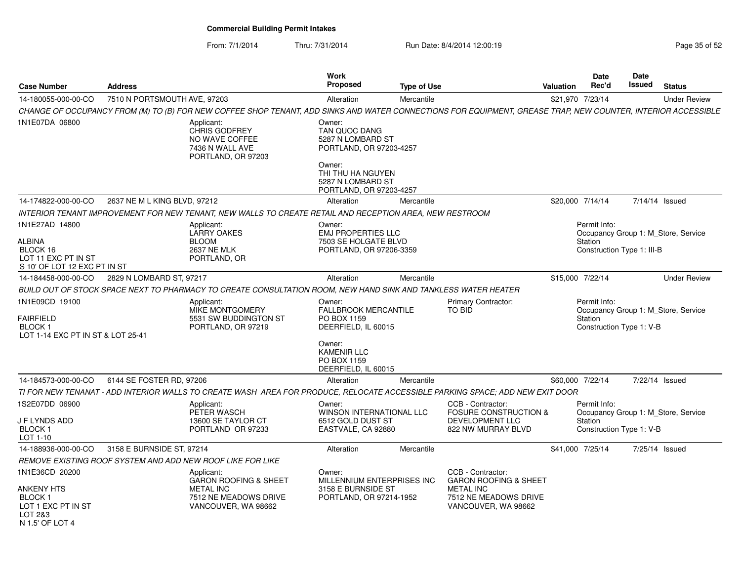# Commercial Building Permit Intakes

From: 7/1/2014 Thru: 7/31/2014 Run Date: 8/4/2014 12:00:19

| Case Number | Address | Work Proposed | Type of Use | Valuation | Date Rec'd | Date Issued | Status |
|---|---|---|---|---|---|---|---|
| 14-180055-000-00-CO | 7510 N PORTSMOUTH AVE, 97203 | Alteration | Mercantile | $21,970 | 7/23/14 | | Under Review |

*CHANGE OF OCCUPANCY FROM (M) TO (B) FOR NEW COFFEE SHOP TENANT, ADD SINKS AND WATER CONNECTIONS FOR EQUIPMENT, GREASE TRAP, NEW COUNTER, INTERIOR ACCESSIBLE*

1N1E07DA 06800

Applicant:
CHRIS GODFREY
NO WAVE COFFEE
7436 N WALL AVE
PORTLAND, OR 97203

Owner:
TAN QUOC DANG
5287 N LOMBARD ST
PORTLAND, OR 97203-4257

Owner:
THI THU HA NGUYEN
5287 N LOMBARD ST
PORTLAND, OR 97203-4257

| Case Number | Address | Work Proposed | Type of Use | Valuation | Date Rec'd | Date Issued | Status |
|---|---|---|---|---|---|---|---|
| 14-174822-000-00-CO | 2637 NE M L KING BLVD, 97212 | Alteration | Mercantile | $20,000 | 7/14/14 | 7/14/14 | Issued |

*INTERIOR TENANT IMPROVEMENT FOR NEW TENANT, NEW WALLS TO CREATE RETAIL AND RECEPTION AREA, NEW RESTROOM*

1N1E27AD 14800

ALBINA
BLOCK 16
LOT 11 EXC PT IN ST
S 10' OF LOT 12 EXC PT IN ST

Applicant:
LARRY OAKES
BLOOM
2637 NE MLK
PORTLAND, OR

Owner:
EMJ PROPERTIES LLC
7503 SE HOLGATE BLVD
PORTLAND, OR 97206-3359

Permit Info:
Occupancy Group 1: M_Store, Service Station
Construction Type 1: III-B

| Case Number | Address | Work Proposed | Type of Use | Valuation | Date Rec'd | Date Issued | Status |
|---|---|---|---|---|---|---|---|
| 14-184458-000-00-CO | 2829 N LOMBARD ST, 97217 | Alteration | Mercantile | $15,000 | 7/22/14 | | Under Review |

*BUILD OUT OF STOCK SPACE NEXT TO PHARMACY TO CREATE CONSULTATION ROOM, NEW HAND SINK AND TANKLESS WATER HEATER*

1N1E09CD 19100

FAIRFIELD
BLOCK 1
LOT 1-14 EXC PT IN ST & LOT 25-41

Applicant:
MIKE MONTGOMERY
5531 SW BUDDINGTON ST
PORTLAND, OR 97219

Owner:
FALLBROOK MERCANTILE
PO BOX 1159
DEERFIELD, IL 60015

Owner:
KAMENIR LLC
PO BOX 1159
DEERFIELD, IL 60015

Primary Contractor:
TO BID

Permit Info:
Occupancy Group 1: M_Store, Service Station
Construction Type 1: V-B

| Case Number | Address | Work Proposed | Type of Use | Valuation | Date Rec'd | Date Issued | Status |
|---|---|---|---|---|---|---|---|
| 14-184573-000-00-CO | 6144 SE FOSTER RD, 97206 | Alteration | Mercantile | $60,000 | 7/22/14 | 7/22/14 | Issued |

*TI FOR NEW TENANAT - ADD INTERIOR WALLS TO CREATE WASH AREA FOR PRODUCE, RELOCATE ACCESSIBLE PARKING SPACE; ADD NEW EXIT DOOR*

1S2E07DD 06900

J F LYNDS ADD
BLOCK 1
LOT 1-10

Applicant:
PETER WASCH
13600 SE TAYLOR CT
PORTLAND OR 97233

Owner:
WINSON INTERNATIONAL LLC
6512 GOLD DUST ST
EASTVALE, CA 92880

CCB - Contractor:
FOSURE CONSTRUCTION & DEVELOPMENT LLC
822 NW MURRAY BLVD

Permit Info:
Occupancy Group 1: M_Store, Service Station
Construction Type 1: V-B

| Case Number | Address | Work Proposed | Type of Use | Valuation | Date Rec'd | Date Issued | Status |
|---|---|---|---|---|---|---|---|
| 14-188936-000-00-CO | 3158 E BURNSIDE ST, 97214 | Alteration | Mercantile | $41,000 | 7/25/14 | 7/25/14 | Issued |

*REMOVE EXISTING ROOF SYSTEM AND ADD NEW ROOF LIKE FOR LIKE*

1N1E36CD 20200

ANKENY HTS
BLOCK 1
LOT 1 EXC PT IN ST
LOT 2&3
N 1.5' OF LOT 4

Applicant:
GARON ROOFING & SHEET METAL INC
7512 NE MEADOWS DRIVE
VANCOUVER, WA 98662

Owner:
MILLENNIUM ENTERPRISES INC
3158 E BURNSIDE ST
PORTLAND, OR 97214-1952

CCB - Contractor:
GARON ROOFING & SHEET METAL INC
7512 NE MEADOWS DRIVE
VANCOUVER, WA 98662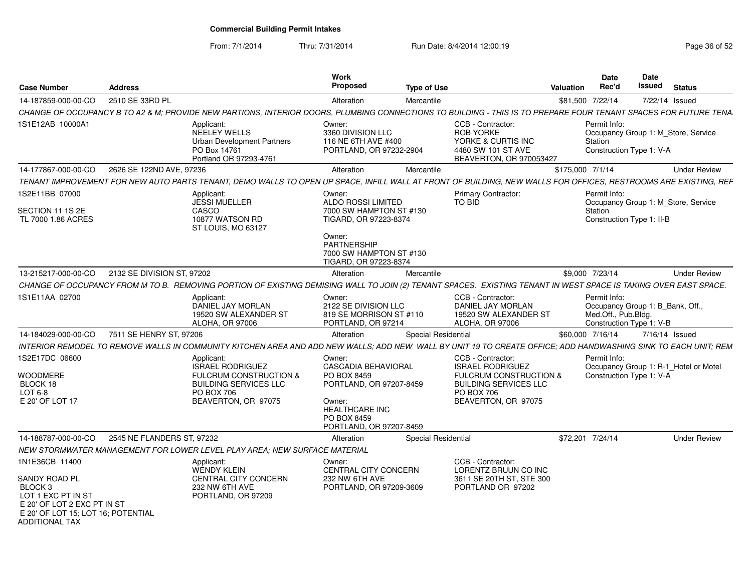# Commercial Building Permit Intakes

From: 7/1/2014 Thru: 7/31/2014 Run Date: 8/4/2014 12:00:19

| Case Number | Address | Work Proposed | Type of Use | Valuation | Date Rec'd | Date Issued | Status |
|---|---|---|---|---|---|---|---|
| 14-187859-000-00-CO | 2510 SE 33RD PL | Alteration | Mercantile | $81,500 | 7/22/14 | 7/22/14 | Issued |

CHANGE OF OCCUPANCY B TO A2 & M; PROVIDE NEW PARTIONS, INTERIOR DOORS, PLUMBING CONNECTIONS TO BUILDING - THIS IS TO PREPARE FOUR TENANT SPACES FOR FUTURE TENA

- 1S1E12AB 10000A1
- Applicant: NEELEY WELLS, Urban Development Partners, PO Box 14761, Portland OR 97293-4761
- Owner: 3360 DIVISION LLC, 116 NE 6TH AVE #400, PORTLAND, OR 97232-2904
- CCB - Contractor: ROB YORKE, YORKE & CURTIS INC, 4480 SW 101 ST AVE, BEAVERTON, OR 970053427
- Permit Info: Occupancy Group 1: M_Store, Service Station; Construction Type 1: V-A

| Case Number | Address | Work Proposed | Type of Use | Valuation | Date Rec'd | Date Issued | Status |
|---|---|---|---|---|---|---|---|
| 14-177867-000-00-CO | 2626 SE 122ND AVE, 97236 | Alteration | Mercantile | $175,000 | 7/1/14 | | Under Review |

TENANT IMPROVEMENT FOR NEW AUTO PARTS TENANT, DEMO WALLS TO OPEN UP SPACE, INFILL WALL AT FRONT OF BUILDING, NEW WALLS FOR OFFICES, RESTROOMS ARE EXISTING, REF

- 1S2E11BB 07000, SECTION 11 1S 2E, TL 7000 1.86 ACRES
- Applicant: JESSI MUELLER, CASCO, 10877 WATSON RD, ST LOUIS, MO 63127
- Owner: ALDO ROSSI LIMITED, 7000 SW HAMPTON ST #130, TIGARD, OR 97223-8374
- Owner: PARTNERSHIP, 7000 SW HAMPTON ST #130, TIGARD, OR 97223-8374
- Primary Contractor: TO BID
- Permit Info: Occupancy Group 1: M_Store, Service Station; Construction Type 1: II-B

| Case Number | Address | Work Proposed | Type of Use | Valuation | Date Rec'd | Date Issued | Status |
|---|---|---|---|---|---|---|---|
| 13-215217-000-00-CO | 2132 SE DIVISION ST, 97202 | Alteration | Mercantile | $9,000 | 7/23/14 | | Under Review |

CHANGE OF OCCUPANCY FROM M TO B. REMOVING PORTION OF EXISTING DEMISING WALL TO JOIN (2) TENANT SPACES. EXISTING TENANT IN WEST SPACE IS TAKING OVER EAST SPACE.

- 1S1E11AA 02700
- Applicant: DANIEL JAY MORLAN, 19520 SW ALEXANDER ST, ALOHA, OR 97006
- Owner: 2122 SE DIVISION LLC, 819 SE MORRISON ST #110, PORTLAND, OR 97214
- CCB - Contractor: DANIEL JAY MORLAN, 19520 SW ALEXANDER ST, ALOHA, OR 97006
- Permit Info: Occupancy Group 1: B_Bank, Off., Med.Off., Pub.Bldg.; Construction Type 1: V-B

| Case Number | Address | Work Proposed | Type of Use | Valuation | Date Rec'd | Date Issued | Status |
|---|---|---|---|---|---|---|---|
| 14-184029-000-00-CO | 7511 SE HENRY ST, 97206 | Alteration | Special Residential | $60,000 | 7/16/14 | 7/16/14 | Issued |

INTERIOR REMODEL TO REMOVE WALLS IN COMMUNITY KITCHEN AREA AND ADD NEW WALLS; ADD NEW WALL BY UNIT 19 TO CREATE OFFICE; ADD HANDWASHING SINK TO EACH UNIT; REM

- 1S2E17DC 06600, WOODMERE, BLOCK 18, LOT 6-8, E 20' OF LOT 17
- Applicant: ISRAEL RODRIGUEZ, FULCRUM CONSTRUCTION & BUILDING SERVICES LLC, PO BOX 706, BEAVERTON, OR 97075
- Owner: CASCADIA BEHAVIORAL, PO BOX 8459, PORTLAND, OR 97207-8459
- Owner: HEALTHCARE INC, PO BOX 8459, PORTLAND, OR 97207-8459
- CCB - Contractor: ISRAEL RODRIGUEZ, FULCRUM CONSTRUCTION & BUILDING SERVICES LLC, PO BOX 706, BEAVERTON, OR 97075
- Permit Info: Occupancy Group 1: R-1_Hotel or Motel; Construction Type 1: V-A

| Case Number | Address | Work Proposed | Type of Use | Valuation | Date Rec'd | Date Issued | Status |
|---|---|---|---|---|---|---|---|
| 14-188787-000-00-CO | 2545 NE FLANDERS ST, 97232 | Alteration | Special Residential | $72,201 | 7/24/14 | | Under Review |

NEW STORMWATER MANAGEMENT FOR LOWER LEVEL PLAY AREA; NEW SURFACE MATERIAL

- 1N1E36CB 11400, SANDY ROAD PL, BLOCK 3, LOT 1 EXC PT IN ST, E 20' OF LOT 2 EXC PT IN ST, E 20' OF LOT 15; LOT 16; POTENTIAL ADDITIONAL TAX
- Applicant: WENDY KLEIN, CENTRAL CITY CONCERN, 232 NW 6TH AVE, PORTLAND, OR 97209
- Owner: CENTRAL CITY CONCERN, 232 NW 6TH AVE, PORTLAND, OR 97209-3609
- CCB - Contractor: LORENTZ BRUUN CO INC, 3611 SE 20TH ST, STE 300, PORTLAND OR 97202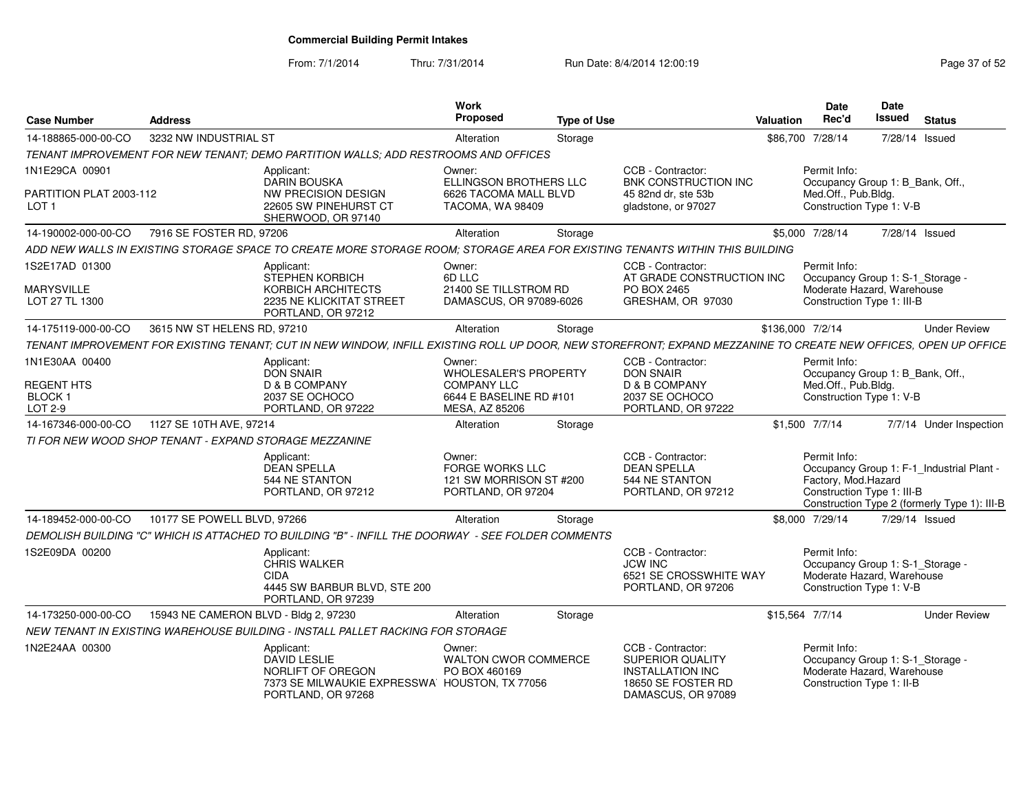# Commercial Building Permit Intakes

From: 7/1/2014 Thru: 7/31/2014 Run Date: 8/4/2014 12:00:19

| Case Number | Address | Work Proposed | Type of Use | Valuation | Date Rec'd | Date Issued | Status |
|---|---|---|---|---|---|---|---|
| 14-188865-000-00-CO | 3232 NW INDUSTRIAL ST | Alteration | Storage | $86,700 | 7/28/14 | 7/28/14 | Issued |

*TENANT IMPROVEMENT FOR NEW TENANT; DEMO PARTITION WALLS; ADD RESTROOMS AND OFFICES*

1N1E29CA 00901
PARTITION PLAT 2003-112
LOT 1

Applicant: DARIN BOUSKA, NW PRECISION DESIGN, 22605 SW PINEHURST CT, SHERWOOD, OR 97140

Owner: ELLINGSON BROTHERS LLC, 6626 TACOMA MALL BLVD, TACOMA, WA 98409

CCB - Contractor: BNK CONSTRUCTION INC, 45 82nd dr, ste 53b, gladstone, or 97027

Permit Info: Occupancy Group 1: B_Bank, Off., Med.Off., Pub.Bldg. Construction Type 1: V-B

---

| Case Number | Address | Work Proposed | Type of Use | Valuation | Date Rec'd | Date Issued | Status |
|---|---|---|---|---|---|---|---|
| 14-190002-000-00-CO | 7916 SE FOSTER RD, 97206 | Alteration | Storage | $5,000 | 7/28/14 | 7/28/14 | Issued |

*ADD NEW WALLS IN EXISTING STORAGE SPACE TO CREATE MORE STORAGE ROOM; STORAGE AREA FOR EXISTING TENANTS WITHIN THIS BUILDING*

1S2E17AD 01300
MARYSVILLE
LOT 27 TL 1300

Applicant: STEPHEN KORBICH, KORBICH ARCHITECTS, 2235 NE KLICKITAT STREET, PORTLAND, OR 97212

Owner: 6D LLC, 21400 SE TILLSTROM RD, DAMASCUS, OR 97089-6026

CCB - Contractor: AT GRADE CONSTRUCTION INC, PO BOX 2465, GRESHAM, OR 97030

Permit Info: Occupancy Group 1: S-1_Storage - Moderate Hazard, Warehouse Construction Type 1: III-B

---

| Case Number | Address | Work Proposed | Type of Use | Valuation | Date Rec'd | Date Issued | Status |
|---|---|---|---|---|---|---|---|
| 14-175119-000-00-CO | 3615 NW ST HELENS RD, 97210 | Alteration | Storage | $136,000 | 7/2/14 | | Under Review |

*TENANT IMPROVEMENT FOR EXISTING TENANT; CUT IN NEW WINDOW, INFILL EXISTING ROLL UP DOOR, NEW STOREFRONT; EXPAND MEZZANINE TO CREATE NEW OFFICES, OPEN UP OFFICE*

1N1E30AA 00400
REGENT HTS
BLOCK 1
LOT 2-9

Applicant: DON SNAIR, D & B COMPANY, 2037 SE OCHOCO, PORTLAND, OR 97222

Owner: WHOLESALER'S PROPERTY COMPANY LLC, 6644 E BASELINE RD #101, MESA, AZ 85206

CCB - Contractor: DON SNAIR, D & B COMPANY, 2037 SE OCHOCO, PORTLAND, OR 97222

Permit Info: Occupancy Group 1: B_Bank, Off., Med.Off., Pub.Bldg. Construction Type 1: V-B

---

| Case Number | Address | Work Proposed | Type of Use | Valuation | Date Rec'd | Date Issued | Status |
|---|---|---|---|---|---|---|---|
| 14-167346-000-00-CO | 1127 SE 10TH AVE, 97214 | Alteration | Storage | $1,500 | 7/7/14 | 7/7/14 | Under Inspection |

*TI FOR NEW WOOD SHOP TENANT - EXPAND STORAGE MEZZANINE*

Applicant: DEAN SPELLA, 544 NE STANTON, PORTLAND, OR 97212

Owner: FORGE WORKS LLC, 121 SW MORRISON ST #200, PORTLAND, OR 97204

CCB - Contractor: DEAN SPELLA, 544 NE STANTON, PORTLAND, OR 97212

Permit Info: Occupancy Group 1: F-1_Industrial Plant - Factory, Mod.Hazard Construction Type 1: III-B Construction Type 2 (formerly Type 1): III-B

---

| Case Number | Address | Work Proposed | Type of Use | Valuation | Date Rec'd | Date Issued | Status |
|---|---|---|---|---|---|---|---|
| 14-189452-000-00-CO | 10177 SE POWELL BLVD, 97266 | Alteration | Storage | $8,000 | 7/29/14 | 7/29/14 | Issued |

*DEMOLISH BUILDING "C" WHICH IS ATTACHED TO BUILDING "B" - INFILL THE DOORWAY - SEE FOLDER COMMENTS*

1S2E09DA 00200

Applicant: CHRIS WALKER, CIDA, 4445 SW BARBUR BLVD, STE 200, PORTLAND, OR 97239

CCB - Contractor: JCW INC, 6521 SE CROSSWHITE WAY, PORTLAND, OR 97206

Permit Info: Occupancy Group 1: S-1_Storage - Moderate Hazard, Warehouse Construction Type 1: V-B

---

| Case Number | Address | Work Proposed | Type of Use | Valuation | Date Rec'd | Date Issued | Status |
|---|---|---|---|---|---|---|---|
| 14-173250-000-00-CO | 15943 NE CAMERON BLVD - Bldg 2, 97230 | Alteration | Storage | $15,564 | 7/7/14 | | Under Review |

*NEW TENANT IN EXISTING WAREHOUSE BUILDING - INSTALL PALLET RACKING FOR STORAGE*

1N2E24AA 00300

Applicant: DAVID LESLIE, NORLIFT OF OREGON, 7373 SE MILWAUKIE EXPRESSWAY, PORTLAND, OR 97268

Owner: WALTON CWOR COMMERCE, PO BOX 460169, HOUSTON, TX 77056

CCB - Contractor: SUPERIOR QUALITY INSTALLATION INC, 18650 SE FOSTER RD, DAMASCUS, OR 97089

Permit Info: Occupancy Group 1: S-1_Storage - Moderate Hazard, Warehouse Construction Type 1: II-B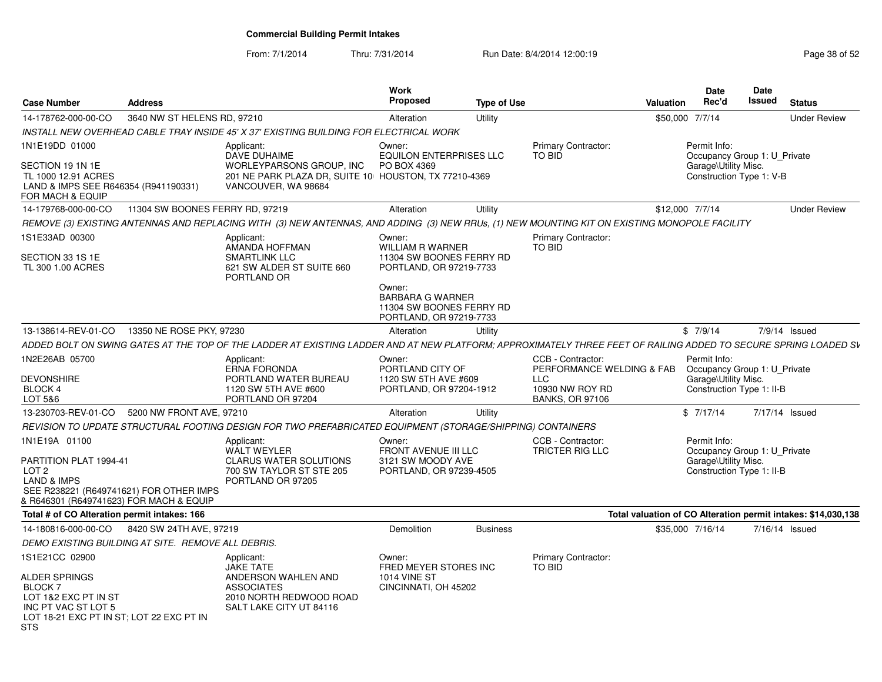# Commercial Building Permit Intakes

From: 7/1/2014 Thru: 7/31/2014 Run Date: 8/4/2014 12:00:19

| Case Number | Address | Work Proposed | Type of Use | Valuation | Date Rec'd | Date Issued | Status |
|---|---|---|---|---|---|---|---|
| 14-178762-000-00-CO | 3640 NW ST HELENS RD, 97210 | Alteration | Utility | $50,000 | 7/7/14 | | Under Review |

*INSTALL NEW OVERHEAD CABLE TRAY INSIDE 45' X 37' EXISTING BUILDING FOR ELECTRICAL WORK*

1N1E19DD 01000

SECTION 19 1N 1E
TL 1000 12.91 ACRES
LAND & IMPS SEE R646354 (R941190331) FOR MACH & EQUIP

Applicant:
DAVE DUHAIME
WORLEYPARSONS GROUP, INC
201 NE PARK PLAZA DR, SUITE 10
VANCOUVER, WA 98684

Owner:
EQUILON ENTERPRISES LLC
PO BOX 4369
HOUSTON, TX 77210-4369

Primary Contractor:
TO BID

Permit Info:
Occupancy Group 1: U_Private Garage\Utility Misc.
Construction Type 1: V-B

| Case Number | Address | Work Proposed | Type of Use | Valuation | Date Rec'd | Date Issued | Status |
|---|---|---|---|---|---|---|---|
| 14-179768-000-00-CO | 11304 SW BOONES FERRY RD, 97219 | Alteration | Utility | $12,000 | 7/7/14 | | Under Review |

*REMOVE (3) EXISTING ANTENNAS AND REPLACING WITH (3) NEW ANTENNAS, AND ADDING (3) NEW RRUs, (1) NEW MOUNTING KIT ON EXISTING MONOPOLE FACILITY*

1S1E33AD 00300

SECTION 33 1S 1E
TL 300 1.00 ACRES

Applicant:
AMANDA HOFFMAN
SMARTLINK LLC
621 SW ALDER ST SUITE 660
PORTLAND OR

Owner:
WILLIAM R WARNER
11304 SW BOONES FERRY RD
PORTLAND, OR 97219-7733

Owner:
BARBARA G WARNER
11304 SW BOONES FERRY RD
PORTLAND, OR 97219-7733

Primary Contractor:
TO BID

| Case Number | Address | Work Proposed | Type of Use | Valuation | Date Rec'd | Date Issued | Status |
|---|---|---|---|---|---|---|---|
| 13-138614-REV-01-CO | 13350 NE ROSE PKY, 97230 | Alteration | Utility | $ | 7/9/14 | 7/9/14 | Issued |

*ADDED BOLT ON SWING GATES AT THE TOP OF THE LADDER AT EXISTING LADDER AND AT NEW PLATFORM; APPROXIMATELY THREE FEET OF RAILING ADDED TO SECURE SPRING LOADED SV*

1N2E26AB 05700

DEVONSHIRE
BLOCK 4
LOT 5&6

Applicant:
ERNA FORONDA
PORTLAND WATER BUREAU
1120 SW 5TH AVE #600
PORTLAND OR 97204

Owner:
PORTLAND CITY OF
1120 SW 5TH AVE #609
PORTLAND, OR 97204-1912

CCB - Contractor:
PERFORMANCE WELDING & FAB LLC
10930 NW ROY RD
BANKS, OR 97106

Permit Info:
Occupancy Group 1: U_Private Garage\Utility Misc.
Construction Type 1: II-B

| Case Number | Address | Work Proposed | Type of Use | Valuation | Date Rec'd | Date Issued | Status |
|---|---|---|---|---|---|---|---|
| 13-230703-REV-01-CO | 5200 NW FRONT AVE, 97210 | Alteration | Utility | $ | 7/17/14 | 7/17/14 | Issued |

*REVISION TO UPDATE STRUCTURAL FOOTING DESIGN FOR TWO PREFABRICATED EQUIPMENT (STORAGE/SHIPPING) CONTAINERS*

1N1E19A 01100

PARTITION PLAT 1994-41
LOT 2
LAND & IMPS
SEE R238221 (R649741621) FOR OTHER IMPS & R646301 (R649741623) FOR MACH & EQUIP

Applicant:
WALT WEYLER
CLARUS WATER SOLUTIONS
700 SW TAYLOR ST STE 205
PORTLAND OR 97205

Owner:
FRONT AVENUE III LLC
3121 SW MOODY AVE
PORTLAND, OR 97239-4505

CCB - Contractor:
TRICTER RIG LLC

Permit Info:
Occupancy Group 1: U_Private Garage\Utility Misc.
Construction Type 1: II-B

**Total # of CO Alteration permit intakes: 166**

**Total valuation of CO Alteration permit intakes: $14,030,138**

| Case Number | Address | Work Proposed | Type of Use | Valuation | Date Rec'd | Date Issued | Status |
|---|---|---|---|---|---|---|---|
| 14-180816-000-00-CO | 8420 SW 24TH AVE, 97219 | Demolition | Business | $35,000 | 7/16/14 | 7/16/14 | Issued |

*DEMO EXISTING BUILDING AT SITE. REMOVE ALL DEBRIS.*

1S1E21CC 02900

ALDER SPRINGS
BLOCK 7
LOT 1&2 EXC PT IN ST
INC PT VAC ST LOT 5
LOT 18-21 EXC PT IN ST; LOT 22 EXC PT IN STS

Applicant:
JAKE TATE
ANDERSON WAHLEN AND ASSOCIATES
2010 NORTH REDWOOD ROAD
SALT LAKE CITY UT 84116

Owner:
FRED MEYER STORES INC
1014 VINE ST
CINCINNATI, OH 45202

Primary Contractor:
TO BID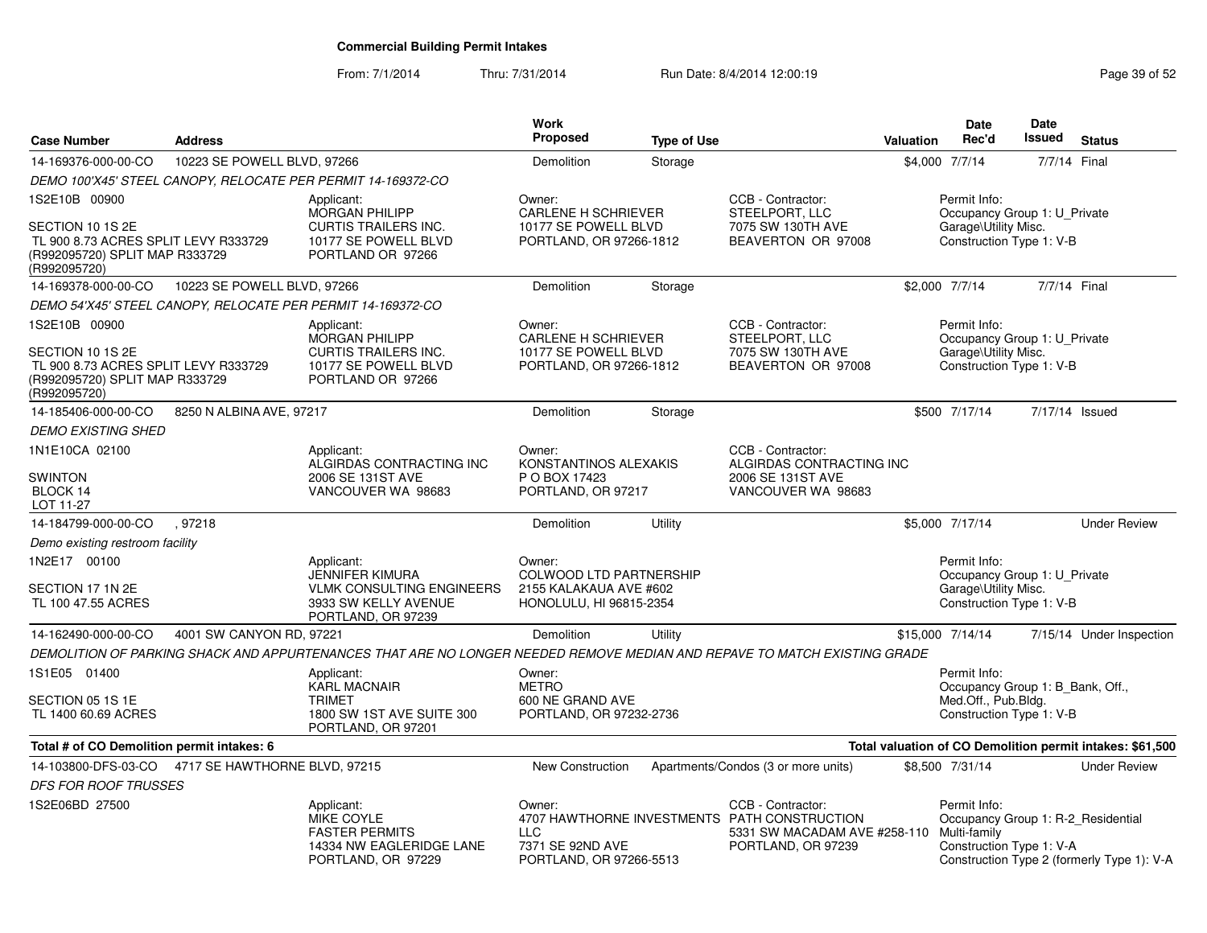**Commercial Building Permit Intakes**

From: 7/1/2014 Thru: 7/31/2014 Run Date: 8/4/2014 12:00:19

| Case Number | Address | | Work Proposed | Type of Use | | Valuation | Date Rec'd | Date Issued | Status |
|---|---|---|---|---|---|---|---|---|---|
| 14-169376-000-00-CO | 10223 SE POWELL BLVD, 97266 | | Demolition | Storage | | $4,000 | 7/7/14 | 7/7/14 | Final |
| *DEMO 100'X45' STEEL CANOPY, RELOCATE PER PERMIT 14-169372-CO* | | | | | | | | | |
| 1S2E10B 00900<br><br>SECTION 10 1S 2E<br>TL 900 8.73 ACRES SPLIT LEVY R333729 (R992095720) SPLIT MAP R333729 (R992095720) | | Applicant:<br>MORGAN PHILIPP<br>CURTIS TRAILERS INC.<br>10177 SE POWELL BLVD<br>PORTLAND OR 97266 | Owner:<br>CARLENE H SCHRIEVER<br>10177 SE POWELL BLVD<br>PORTLAND, OR 97266-1812 | | CCB - Contractor:<br>STEELPORT, LLC<br>7075 SW 130TH AVE<br>BEAVERTON OR 97008 | | Permit Info:<br>Occupancy Group 1: U_Private Garage\Utility Misc.<br>Construction Type 1: V-B | | |
| 14-169378-000-00-CO | 10223 SE POWELL BLVD, 97266 | | Demolition | Storage | | $2,000 | 7/7/14 | 7/7/14 | Final |
| *DEMO 54'X45' STEEL CANOPY, RELOCATE PER PERMIT 14-169372-CO* | | | | | | | | | |
| 1S2E10B 00900<br><br>SECTION 10 1S 2E<br>TL 900 8.73 ACRES SPLIT LEVY R333729 (R992095720) SPLIT MAP R333729 (R992095720) | | Applicant:<br>MORGAN PHILIPP<br>CURTIS TRAILERS INC.<br>10177 SE POWELL BLVD<br>PORTLAND OR 97266 | Owner:<br>CARLENE H SCHRIEVER<br>10177 SE POWELL BLVD<br>PORTLAND, OR 97266-1812 | | CCB - Contractor:<br>STEELPORT, LLC<br>7075 SW 130TH AVE<br>BEAVERTON OR 97008 | | Permit Info:<br>Occupancy Group 1: U_Private Garage\Utility Misc.<br>Construction Type 1: V-B | | |
| 14-185406-000-00-CO | 8250 N ALBINA AVE, 97217 | | Demolition | Storage | | $500 | 7/17/14 | 7/17/14 | Issued |
| *DEMO EXISTING SHED* | | | | | | | | | |
| 1N1E10CA 02100<br><br>SWINTON<br>BLOCK 14<br>LOT 11-27 | | Applicant:<br>ALGIRDAS CONTRACTING INC<br>2006 SE 131ST AVE<br>VANCOUVER WA 98683 | Owner:<br>KONSTANTINOS ALEXAKIS<br>P O BOX 17423<br>PORTLAND, OR 97217 | | CCB - Contractor:<br>ALGIRDAS CONTRACTING INC<br>2006 SE 131ST AVE<br>VANCOUVER WA 98683 | | | | |
| 14-184799-000-00-CO | , 97218 | | Demolition | Utility | | $5,000 | 7/17/14 | | Under Review |
| *Demo existing restroom facility* | | | | | | | | | |
| 1N2E17 00100<br><br>SECTION 17 1N 2E<br>TL 100 47.55 ACRES | | Applicant:<br>JENNIFER KIMURA<br>VLMK CONSULTING ENGINEERS<br>3933 SW KELLY AVENUE<br>PORTLAND, OR 97239 | Owner:<br>COLWOOD LTD PARTNERSHIP<br>2155 KALAKAUA AVE #602<br>HONOLULU, HI 96815-2354 | | | | Permit Info:<br>Occupancy Group 1: U_Private Garage\Utility Misc.<br>Construction Type 1: V-B | | |
| 14-162490-000-00-CO | 4001 SW CANYON RD, 97221 | | Demolition | Utility | | $15,000 | 7/14/14 | 7/15/14 | Under Inspection |
| *DEMOLITION OF PARKING SHACK AND APPURTENANCES THAT ARE NO LONGER NEEDED REMOVE MEDIAN AND REPAVE TO MATCH EXISTING GRADE* | | | | | | | | | |
| 1S1E05 01400<br><br>SECTION 05 1S 1E<br>TL 1400 60.69 ACRES | | Applicant:<br>KARL MACNAIR<br>TRIMET<br>1800 SW 1ST AVE SUITE 300<br>PORTLAND, OR 97201 | Owner:<br>METRO<br>600 NE GRAND AVE<br>PORTLAND, OR 97232-2736 | | | | Permit Info:<br>Occupancy Group 1: B_Bank, Off., Med.Off., Pub.Bldg.<br>Construction Type 1: V-B | | |
| **Total # of CO Demolition permit intakes: 6** | | | | | **Total valuation of CO Demolition permit intakes: $61,500** | | | | |
| 14-103800-DFS-03-CO | 4717 SE HAWTHORNE BLVD, 97215 | | New Construction | Apartments/Condos (3 or more units) | | $8,500 | 7/31/14 | | Under Review |
| *DFS FOR ROOF TRUSSES* | | | | | | | | | |
| 1S2E06BD 27500 | | Applicant:<br>MIKE COYLE<br>FASTER PERMITS<br>14334 NW EAGLERIDGE LANE<br>PORTLAND, OR 97229 | Owner:<br>4707 HAWTHORNE INVESTMENTS LLC<br>7371 SE 92ND AVE<br>PORTLAND, OR 97266-5513 | | CCB - Contractor:<br>PATH CONSTRUCTION<br>5331 SW MACADAM AVE #258-110<br>PORTLAND, OR 97239 | | Permit Info:<br>Occupancy Group 1: R-2_Residential Multi-family<br>Construction Type 1: V-A<br>Construction Type 2 (formerly Type 1): V-A | | |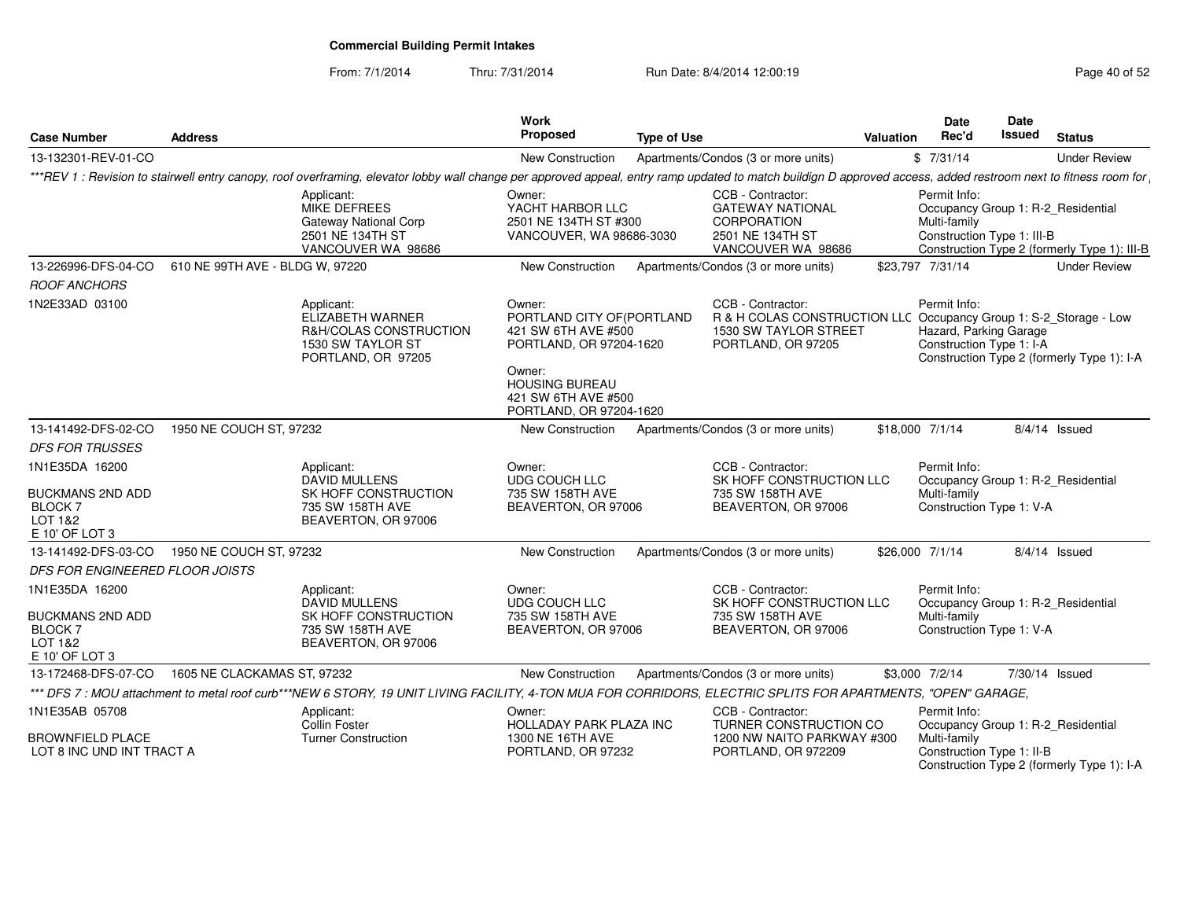**Commercial Building Permit Intakes**

From: 7/1/2014 Thru: 7/31/2014 Run Date: 8/4/2014 12:00:19

| Case Number | Address | Work Proposed | Type of Use | Valuation | Date Rec'd | Date Issued | Status |
|---|---|---|---|---|---|---|---|
| 13-132301-REV-01-CO | | New Construction | Apartments/Condos (3 or more units) | $ | 7/31/14 | | Under Review |

***REV 1 : Revision to stairwell entry canopy, roof overframing, elevator lobby wall change per approved appeal, entry ramp updated to match buildign D approved access, added restroom next to fitness room for

- Applicant: MIKE DEFREES, Gateway National Corp, 2501 NE 134TH ST, VANCOUVER WA 98686
- Owner: YACHT HARBOR LLC, 2501 NE 134TH ST #300, VANCOUVER, WA 98686-3030
- CCB - Contractor: GATEWAY NATIONAL CORPORATION, 2501 NE 134TH ST, VANCOUVER WA 98686
- Permit Info: Occupancy Group 1: R-2_Residential Multi-family; Construction Type 1: III-B; Construction Type 2 (formerly Type 1): III-B

| Case Number | Address | Work Proposed | Type of Use | Valuation | Date Rec'd | Date Issued | Status |
|---|---|---|---|---|---|---|---|
| 13-226996-DFS-04-CO | 610 NE 99TH AVE - BLDG W, 97220 | New Construction | Apartments/Condos (3 or more units) | $23,797 | 7/31/14 | | Under Review |

*ROOF ANCHORS*

1N2E33AD 03100

- Applicant: ELIZABETH WARNER, R&H/COLAS CONSTRUCTION, 1530 SW TAYLOR ST, PORTLAND, OR 97205
- Owner: PORTLAND CITY OF(PORTLAND, 421 SW 6TH AVE #500, PORTLAND, OR 97204-1620
- Owner: HOUSING BUREAU, 421 SW 6TH AVE #500, PORTLAND, OR 97204-1620
- CCB - Contractor: R & H COLAS CONSTRUCTION LLC, 1530 SW TAYLOR STREET, PORTLAND, OR 97205
- Permit Info: Occupancy Group 1: S-2_Storage - Low Hazard, Parking Garage; Construction Type 1: I-A; Construction Type 2 (formerly Type 1): I-A

| Case Number | Address | Work Proposed | Type of Use | Valuation | Date Rec'd | Date Issued | Status |
|---|---|---|---|---|---|---|---|
| 13-141492-DFS-02-CO | 1950 NE COUCH ST, 97232 | New Construction | Apartments/Condos (3 or more units) | $18,000 | 7/1/14 | 8/4/14 | Issued |

*DFS FOR TRUSSES*

1N1E35DA 16200

BUCKMANS 2ND ADD
BLOCK 7
LOT 1&2
E 10' OF LOT 3

- Applicant: DAVID MULLENS, SK HOFF CONSTRUCTION, 735 SW 158TH AVE, BEAVERTON, OR 97006
- Owner: UDG COUCH LLC, 735 SW 158TH AVE, BEAVERTON, OR 97006
- CCB - Contractor: SK HOFF CONSTRUCTION LLC, 735 SW 158TH AVE, BEAVERTON, OR 97006
- Permit Info: Occupancy Group 1: R-2_Residential Multi-family; Construction Type 1: V-A

| Case Number | Address | Work Proposed | Type of Use | Valuation | Date Rec'd | Date Issued | Status |
|---|---|---|---|---|---|---|---|
| 13-141492-DFS-03-CO | 1950 NE COUCH ST, 97232 | New Construction | Apartments/Condos (3 or more units) | $26,000 | 7/1/14 | 8/4/14 | Issued |

*DFS FOR ENGINEERED FLOOR JOISTS*

1N1E35DA 16200

BUCKMANS 2ND ADD
BLOCK 7
LOT 1&2
E 10' OF LOT 3

- Applicant: DAVID MULLENS, SK HOFF CONSTRUCTION, 735 SW 158TH AVE, BEAVERTON, OR 97006
- Owner: UDG COUCH LLC, 735 SW 158TH AVE, BEAVERTON, OR 97006
- CCB - Contractor: SK HOFF CONSTRUCTION LLC, 735 SW 158TH AVE, BEAVERTON, OR 97006
- Permit Info: Occupancy Group 1: R-2_Residential Multi-family; Construction Type 1: V-A

| Case Number | Address | Work Proposed | Type of Use | Valuation | Date Rec'd | Date Issued | Status |
|---|---|---|---|---|---|---|---|
| 13-172468-DFS-07-CO | 1605 NE CLACKAMAS ST, 97232 | New Construction | Apartments/Condos (3 or more units) | $3,000 | 7/2/14 | 7/30/14 | Issued |

*** DFS 7 : MOU attachment to metal roof curb***NEW 6 STORY, 19 UNIT LIVING FACILITY, 4-TON MUA FOR CORRIDORS, ELECTRIC SPLITS FOR APARTMENTS, "OPEN" GARAGE,

1N1E35AB 05708

BROWNFIELD PLACE
LOT 8 INC UND INT TRACT A

- Applicant: Collin Foster, Turner Construction
- Owner: HOLLADAY PARK PLAZA INC, 1300 NE 16TH AVE, PORTLAND, OR 97232
- CCB - Contractor: TURNER CONSTRUCTION CO, 1200 NW NAITO PARKWAY #300, PORTLAND, OR 972209
- Permit Info: Occupancy Group 1: R-2_Residential Multi-family; Construction Type 1: II-B; Construction Type 2 (formerly Type 1): I-A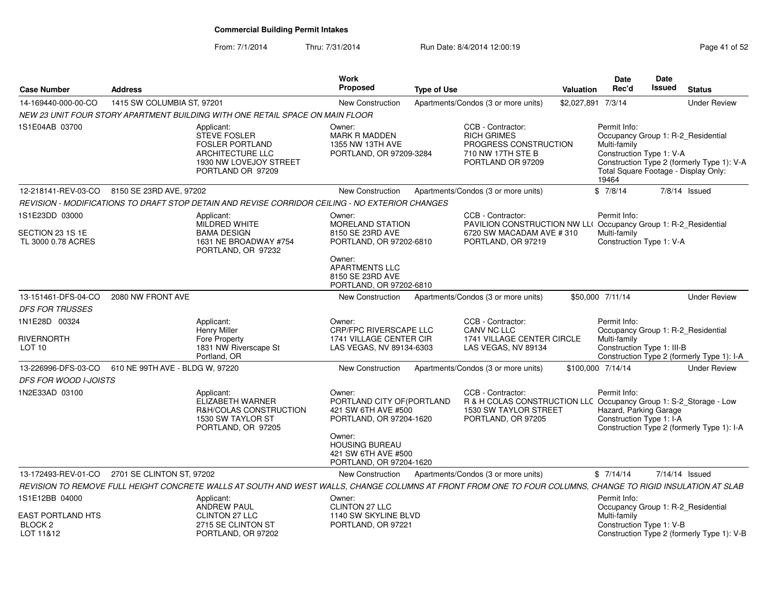# Commercial Building Permit Intakes

From: 7/1/2014 Thru: 7/31/2014 Run Date: 8/4/2014 12:00:19

| Case Number | Address | Work Proposed | Type of Use | Valuation | Date Rec'd | Date Issued | Status |
|---|---|---|---|---|---|---|---|
| 14-169440-000-00-CO | 1415 SW COLUMBIA ST, 97201 | New Construction | Apartments/Condos (3 or more units) | $2,027,891 | 7/3/14 | | Under Review |

*NEW 23 UNIT FOUR STORY APARTMENT BUILDING WITH ONE RETAIL SPACE ON MAIN FLOOR*

1S1E04AB 03700

Applicant: STEVE FOSLER, FOSLER PORTLAND ARCHITECTURE LLC, 1930 NW LOVEJOY STREET, PORTLAND OR 97209

Owner: MARK R MADDEN, 1355 NW 13TH AVE, PORTLAND, OR 97209-3284

CCB - Contractor: RICH GRIMES, PROGRESS CONSTRUCTION, 710 NW 17TH STE B, PORTLAND OR 97209

Permit Info: Occupancy Group 1: R-2_Residential Multi-family; Construction Type 1: V-A; Construction Type 2 (formerly Type 1): V-A; Total Square Footage - Display Only: 19464

| Case Number | Address | Work Proposed | Type of Use | Valuation | Date Rec'd | Date Issued | Status |
|---|---|---|---|---|---|---|---|
| 12-218141-REV-03-CO | 8150 SE 23RD AVE, 97202 | New Construction | Apartments/Condos (3 or more units) | $ | 7/8/14 | 7/8/14 | Issued |

*REVISION - MODIFICATIONS TO DRAFT STOP DETAIN AND REVISE CORRIDOR CEILING - NO EXTERIOR CHANGES*

1S1E23DD 03000

SECTION 23 1S 1E
TL 3000 0.78 ACRES

Applicant: MILDRED WHITE, BAMA DESIGN, 1631 NE BROADWAY #754, PORTLAND, OR 97232

Owner: MORELAND STATION, 8150 SE 23RD AVE, PORTLAND, OR 97202-6810

Owner: APARTMENTS LLC, 8150 SE 23RD AVE, PORTLAND, OR 97202-6810

CCB - Contractor: PAVILION CONSTRUCTION NW LL(, 6720 SW MACADAM AVE # 310, PORTLAND, OR 97219

Permit Info: Occupancy Group 1: R-2_Residential Multi-family; Construction Type 1: V-A

| Case Number | Address | Work Proposed | Type of Use | Valuation | Date Rec'd | Date Issued | Status |
|---|---|---|---|---|---|---|---|
| 13-151461-DFS-04-CO | 2080 NW FRONT AVE | New Construction | Apartments/Condos (3 or more units) | $50,000 | 7/11/14 | | Under Review |

*DFS FOR TRUSSES*

1N1E28D 00324

RIVERNORTH
LOT 10

Applicant: Henry Miller, Fore Property, 1831 NW Riverscape St, Portland, OR

Owner: CRP/FPC RIVERSCAPE LLC, 1741 VILLAGE CENTER CIR, LAS VEGAS, NV 89134-6303

CCB - Contractor: CANV NC LLC, 1741 VILLAGE CENTER CIRCLE, LAS VEGAS, NV 89134

Permit Info: Occupancy Group 1: R-2_Residential Multi-family; Construction Type 1: III-B; Construction Type 2 (formerly Type 1): I-A

| Case Number | Address | Work Proposed | Type of Use | Valuation | Date Rec'd | Date Issued | Status |
|---|---|---|---|---|---|---|---|
| 13-226996-DFS-03-CO | 610 NE 99TH AVE - BLDG W, 97220 | New Construction | Apartments/Condos (3 or more units) | $100,000 | 7/14/14 | | Under Review |

*DFS FOR WOOD I-JOISTS*

1N2E33AD 03100

Applicant: ELIZABETH WARNER, R&H/COLAS CONSTRUCTION, 1530 SW TAYLOR ST, PORTLAND, OR 97205

Owner: PORTLAND CITY OF(PORTLAND, 421 SW 6TH AVE #500, PORTLAND, OR 97204-1620

Owner: HOUSING BUREAU, 421 SW 6TH AVE #500, PORTLAND, OR 97204-1620

CCB - Contractor: R & H COLAS CONSTRUCTION LLC, 1530 SW TAYLOR STREET, PORTLAND, OR 97205

Permit Info: Occupancy Group 1: S-2_Storage - Low Hazard, Parking Garage; Construction Type 1: I-A; Construction Type 2 (formerly Type 1): I-A

| Case Number | Address | Work Proposed | Type of Use | Valuation | Date Rec'd | Date Issued | Status |
|---|---|---|---|---|---|---|---|
| 13-172493-REV-01-CO | 2701 SE CLINTON ST, 97202 | New Construction | Apartments/Condos (3 or more units) | $ | 7/14/14 | 7/14/14 | Issued |

*REVISION TO REMOVE FULL HEIGHT CONCRETE WALLS AT SOUTH AND WEST WALLS, CHANGE COLUMNS AT FRONT FROM ONE TO FOUR COLUMNS, CHANGE TO RIGID INSULATION AT SLAB*

1S1E12BB 04000

EAST PORTLAND HTS
BLOCK 2
LOT 11&12

Applicant: ANDREW PAUL, CLINTON 27 LLC, 2715 SE CLINTON ST, PORTLAND, OR 97202

Owner: CLINTON 27 LLC, 1140 SW SKYLINE BLVD, PORTLAND, OR 97221

Permit Info: Occupancy Group 1: R-2_Residential Multi-family; Construction Type 1: V-B; Construction Type 2 (formerly Type 1): V-B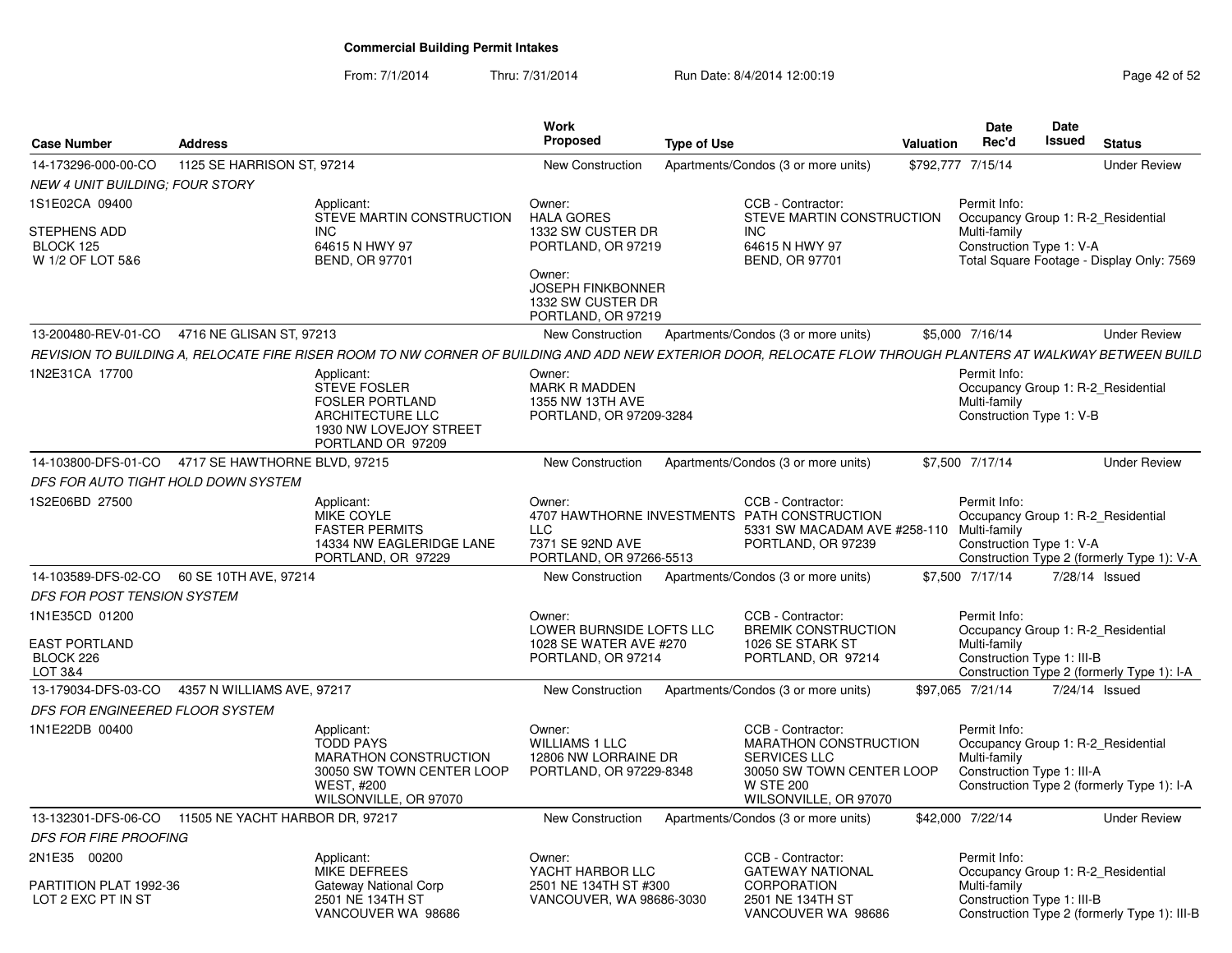**Commercial Building Permit Intakes**

From: 7/1/2014 Thru: 7/31/2014 Run Date: 8/4/2014 12:00:19

| Case Number | Address | Work Proposed | Type of Use | Valuation | Date Rec'd | Date Issued | Status |
|---|---|---|---|---|---|---|---|
| 14-173296-000-00-CO | 1125 SE HARRISON ST, 97214 | New Construction | Apartments/Condos (3 or more units) | $792,777 | 7/15/14 | | Under Review |
| *NEW 4 UNIT BUILDING; FOUR STORY* | | | | | | | |
| 1S1E02CA 09400<br>STEPHENS ADD<br>BLOCK 125<br>W 1/2 OF LOT 5&6 | Applicant:<br>STEVE MARTIN CONSTRUCTION INC<br>64615 N HWY 97<br>BEND, OR 97701 | Owner:<br>HALA GORES<br>1332 SW CUSTER DR<br>PORTLAND, OR 97219<br>Owner:<br>JOSEPH FINKBONNER<br>1332 SW CUSTER DR<br>PORTLAND, OR 97219 | CCB - Contractor:<br>STEVE MARTIN CONSTRUCTION INC<br>64615 N HWY 97<br>BEND, OR 97701 | | Permit Info:<br>Occupancy Group 1: R-2_Residential Multi-family<br>Construction Type 1: V-A<br>Total Square Footage - Display Only: 7569 | | |
| 13-200480-REV-01-CO | 4716 NE GLISAN ST, 97213 | New Construction | Apartments/Condos (3 or more units) | $5,000 | 7/16/14 | | Under Review |
| *REVISION TO BUILDING A, RELOCATE FIRE RISER ROOM TO NW CORNER OF BUILDING AND ADD NEW EXTERIOR DOOR, RELOCATE FLOW THROUGH PLANTERS AT WALKWAY BETWEEN BUILD* | | | | | | | |
| 1N2E31CA 17700 | Applicant:<br>STEVE FOSLER<br>FOSLER PORTLAND ARCHITECTURE LLC<br>1930 NW LOVEJOY STREET<br>PORTLAND OR 97209 | Owner:<br>MARK R MADDEN<br>1355 NW 13TH AVE<br>PORTLAND, OR 97209-3284 | | | Permit Info:<br>Occupancy Group 1: R-2_Residential Multi-family<br>Construction Type 1: V-B | | |
| 14-103800-DFS-01-CO | 4717 SE HAWTHORNE BLVD, 97215 | New Construction | Apartments/Condos (3 or more units) | $7,500 | 7/17/14 | | Under Review |
| *DFS FOR AUTO TIGHT HOLD DOWN SYSTEM* | | | | | | | |
| 1S2E06BD 27500 | Applicant:<br>MIKE COYLE<br>FASTER PERMITS<br>14334 NW EAGLERIDGE LANE<br>PORTLAND, OR 97229 | Owner:<br>4707 HAWTHORNE INVESTMENTS LLC<br>7371 SE 92ND AVE<br>PORTLAND, OR 97266-5513 | CCB - Contractor:<br>PATH CONSTRUCTION<br>5331 SW MACADAM AVE #258-110<br>PORTLAND, OR 97239 | | Permit Info:<br>Occupancy Group 1: R-2_Residential Multi-family<br>Construction Type 1: V-A<br>Construction Type 2 (formerly Type 1): V-A | | |
| 14-103589-DFS-02-CO | 60 SE 10TH AVE, 97214 | New Construction | Apartments/Condos (3 or more units) | $7,500 | 7/17/14 | 7/28/14 | Issued |
| *DFS FOR POST TENSION SYSTEM* | | | | | | | |
| 1N1E35CD 01200<br>EAST PORTLAND<br>BLOCK 226<br>LOT 3&4 | | Owner:<br>LOWER BURNSIDE LOFTS LLC<br>1028 SE WATER AVE #270<br>PORTLAND, OR 97214 | CCB - Contractor:<br>BREMIK CONSTRUCTION<br>1026 SE STARK ST<br>PORTLAND, OR 97214 | | Permit Info:<br>Occupancy Group 1: R-2_Residential Multi-family<br>Construction Type 1: III-B<br>Construction Type 2 (formerly Type 1): I-A | | |
| 13-179034-DFS-03-CO | 4357 N WILLIAMS AVE, 97217 | New Construction | Apartments/Condos (3 or more units) | $97,065 | 7/21/14 | 7/24/14 | Issued |
| *DFS FOR ENGINEERED FLOOR SYSTEM* | | | | | | | |
| 1N1E22DB 00400 | Applicant:<br>TODD PAYS<br>MARATHON CONSTRUCTION<br>30050 SW TOWN CENTER LOOP WEST, #200<br>WILSONVILLE, OR 97070 | Owner:<br>WILLIAMS 1 LLC<br>12806 NW LORRAINE DR<br>PORTLAND, OR 97229-8348 | CCB - Contractor:<br>MARATHON CONSTRUCTION SERVICES LLC<br>30050 SW TOWN CENTER LOOP W STE 200<br>WILSONVILLE, OR 97070 | | Permit Info:<br>Occupancy Group 1: R-2_Residential Multi-family<br>Construction Type 1: III-A<br>Construction Type 2 (formerly Type 1): I-A | | |
| 13-132301-DFS-06-CO | 11505 NE YACHT HARBOR DR, 97217 | New Construction | Apartments/Condos (3 or more units) | $42,000 | 7/22/14 | | Under Review |
| *DFS FOR FIRE PROOFING* | | | | | | | |
| 2N1E35 00200<br>PARTITION PLAT 1992-36<br>LOT 2 EXC PT IN ST | Applicant:<br>MIKE DEFREES<br>Gateway National Corp<br>2501 NE 134TH ST<br>VANCOUVER WA 98686 | Owner:<br>YACHT HARBOR LLC<br>2501 NE 134TH ST #300<br>VANCOUVER, WA 98686-3030 | CCB - Contractor:<br>GATEWAY NATIONAL CORPORATION<br>2501 NE 134TH ST<br>VANCOUVER WA 98686 | | Permit Info:<br>Occupancy Group 1: R-2_Residential Multi-family<br>Construction Type 1: III-B<br>Construction Type 2 (formerly Type 1): III-B | | |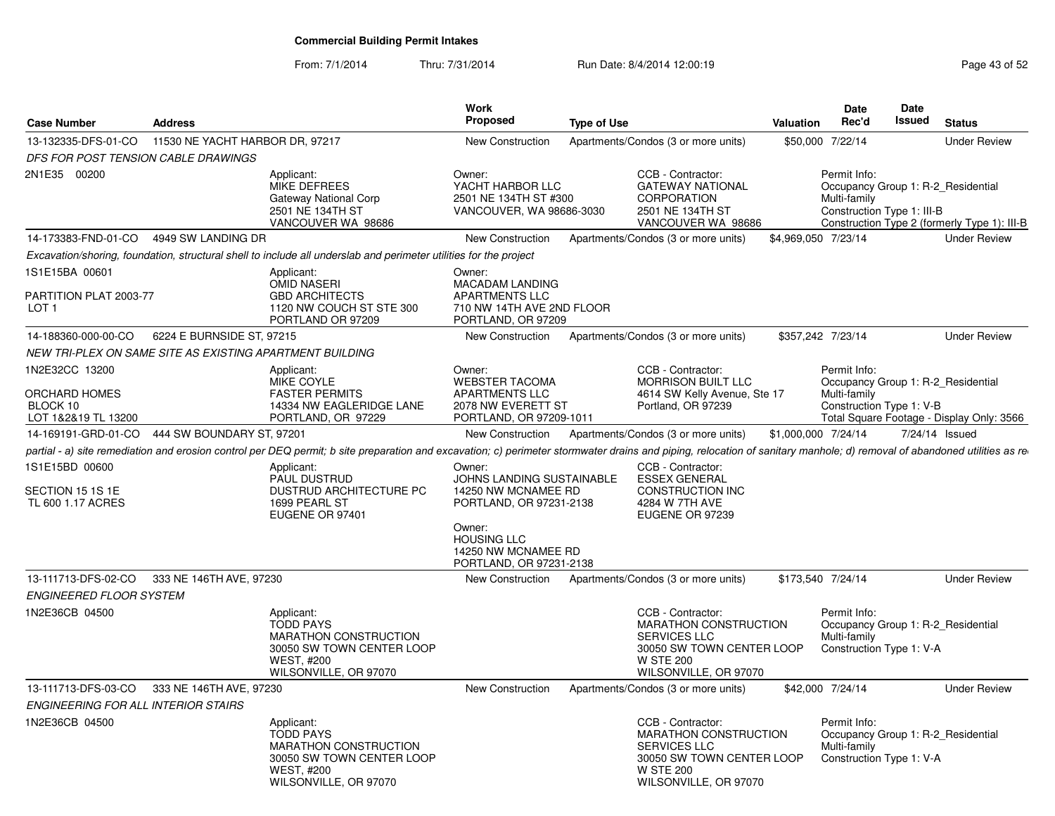**Commercial Building Permit Intakes**

From: 7/1/2014 Thru: 7/31/2014 Run Date: 8/4/2014 12:00:19

| Case Number | Address | Work Proposed | Type of Use | Valuation | Date Rec'd | Date Issued | Status |
|---|---|---|---|---|---|---|---|
| 13-132335-DFS-01-CO | 11530 NE YACHT HARBOR DR, 97217 | New Construction | Apartments/Condos (3 or more units) | $50,000 | 7/22/14 | | Under Review |

*DFS FOR POST TENSION CABLE DRAWINGS*

2N1E35 00200

Applicant: MIKE DEFREES, Gateway National Corp, 2501 NE 134TH ST, VANCOUVER WA 98686

Owner: YACHT HARBOR LLC, 2501 NE 134TH ST #300, VANCOUVER, WA 98686-3030

CCB - Contractor: GATEWAY NATIONAL CORPORATION, 2501 NE 134TH ST, VANCOUVER WA 98686

Permit Info: Occupancy Group 1: R-2_Residential Multi-family; Construction Type 1: III-B; Construction Type 2 (formerly Type 1): III-B

| Case Number | Address | Work Proposed | Type of Use | Valuation | Date Rec'd | Date Issued | Status |
|---|---|---|---|---|---|---|---|
| 14-173383-FND-01-CO | 4949 SW LANDING DR | New Construction | Apartments/Condos (3 or more units) | $4,969,050 | 7/23/14 | | Under Review |

*Excavation/shoring, foundation, structural shell to include all underslab and perimeter utilities for the project*

1S1E15BA 00601; PARTITION PLAT 2003-77; LOT 1

Applicant: OMID NASERI, GBD ARCHITECTS, 1120 NW COUCH ST STE 300, PORTLAND OR 97209

Owner: MACADAM LANDING APARTMENTS LLC, 710 NW 14TH AVE 2ND FLOOR, PORTLAND, OR 97209

| Case Number | Address | Work Proposed | Type of Use | Valuation | Date Rec'd | Date Issued | Status |
|---|---|---|---|---|---|---|---|
| 14-188360-000-00-CO | 6224 E BURNSIDE ST, 97215 | New Construction | Apartments/Condos (3 or more units) | $357,242 | 7/23/14 | | Under Review |

*NEW TRI-PLEX ON SAME SITE AS EXISTING APARTMENT BUILDING*

1N2E32CC 13200; ORCHARD HOMES; BLOCK 10; LOT 1&2&19 TL 13200

Applicant: MIKE COYLE, FASTER PERMITS, 14334 NW EAGLERIDGE LANE, PORTLAND, OR 97229

Owner: WEBSTER TACOMA APARTMENTS LLC, 2078 NW EVERETT ST, PORTLAND, OR 97209-1011

CCB - Contractor: MORRISON BUILT LLC, 4614 SW Kelly Avenue, Ste 17, Portland, OR 97239

Permit Info: Occupancy Group 1: R-2_Residential Multi-family; Construction Type 1: V-B; Total Square Footage - Display Only: 3566

| Case Number | Address | Work Proposed | Type of Use | Valuation | Date Rec'd | Date Issued | Status |
|---|---|---|---|---|---|---|---|
| 14-169191-GRD-01-CO | 444 SW BOUNDARY ST, 97201 | New Construction | Apartments/Condos (3 or more units) | $1,000,000 | 7/24/14 | 7/24/14 | Issued |

*partial - a) site remediation and erosion control per DEQ permit; b site preparation and excavation; c) perimeter stormwater drains and piping, relocation of sanitary manhole; d) removal of abandoned utilities as re*

1S1E15BD 00600; SECTION 15 1S 1E; TL 600 1.17 ACRES

Applicant: PAUL DUSTRUD, DUSTRUD ARCHITECTURE PC, 1699 PEARL ST, EUGENE OR 97401

Owner: JOHNS LANDING SUSTAINABLE, 14250 NW MCNAMEE RD, PORTLAND, OR 97231-2138

Owner: HOUSING LLC, 14250 NW MCNAMEE RD, PORTLAND, OR 97231-2138

CCB - Contractor: ESSEX GENERAL CONSTRUCTION INC, 4284 W 7TH AVE, EUGENE OR 97239

| Case Number | Address | Work Proposed | Type of Use | Valuation | Date Rec'd | Date Issued | Status |
|---|---|---|---|---|---|---|---|
| 13-111713-DFS-02-CO | 333 NE 146TH AVE, 97230 | New Construction | Apartments/Condos (3 or more units) | $173,540 | 7/24/14 | | Under Review |

*ENGINEERED FLOOR SYSTEM*

1N2E36CB 04500

Applicant: TODD PAYS, MARATHON CONSTRUCTION, 30050 SW TOWN CENTER LOOP WEST, #200, WILSONVILLE, OR 97070

CCB - Contractor: MARATHON CONSTRUCTION SERVICES LLC, 30050 SW TOWN CENTER LOOP W STE 200, WILSONVILLE, OR 97070

Permit Info: Occupancy Group 1: R-2_Residential Multi-family; Construction Type 1: V-A

| Case Number | Address | Work Proposed | Type of Use | Valuation | Date Rec'd | Date Issued | Status |
|---|---|---|---|---|---|---|---|
| 13-111713-DFS-03-CO | 333 NE 146TH AVE, 97230 | New Construction | Apartments/Condos (3 or more units) | $42,000 | 7/24/14 | | Under Review |

*ENGINEERING FOR ALL INTERIOR STAIRS*

1N2E36CB 04500

Applicant: TODD PAYS, MARATHON CONSTRUCTION, 30050 SW TOWN CENTER LOOP WEST, #200, WILSONVILLE, OR 97070

CCB - Contractor: MARATHON CONSTRUCTION SERVICES LLC, 30050 SW TOWN CENTER LOOP W STE 200, WILSONVILLE, OR 97070

Permit Info: Occupancy Group 1: R-2_Residential Multi-family; Construction Type 1: V-A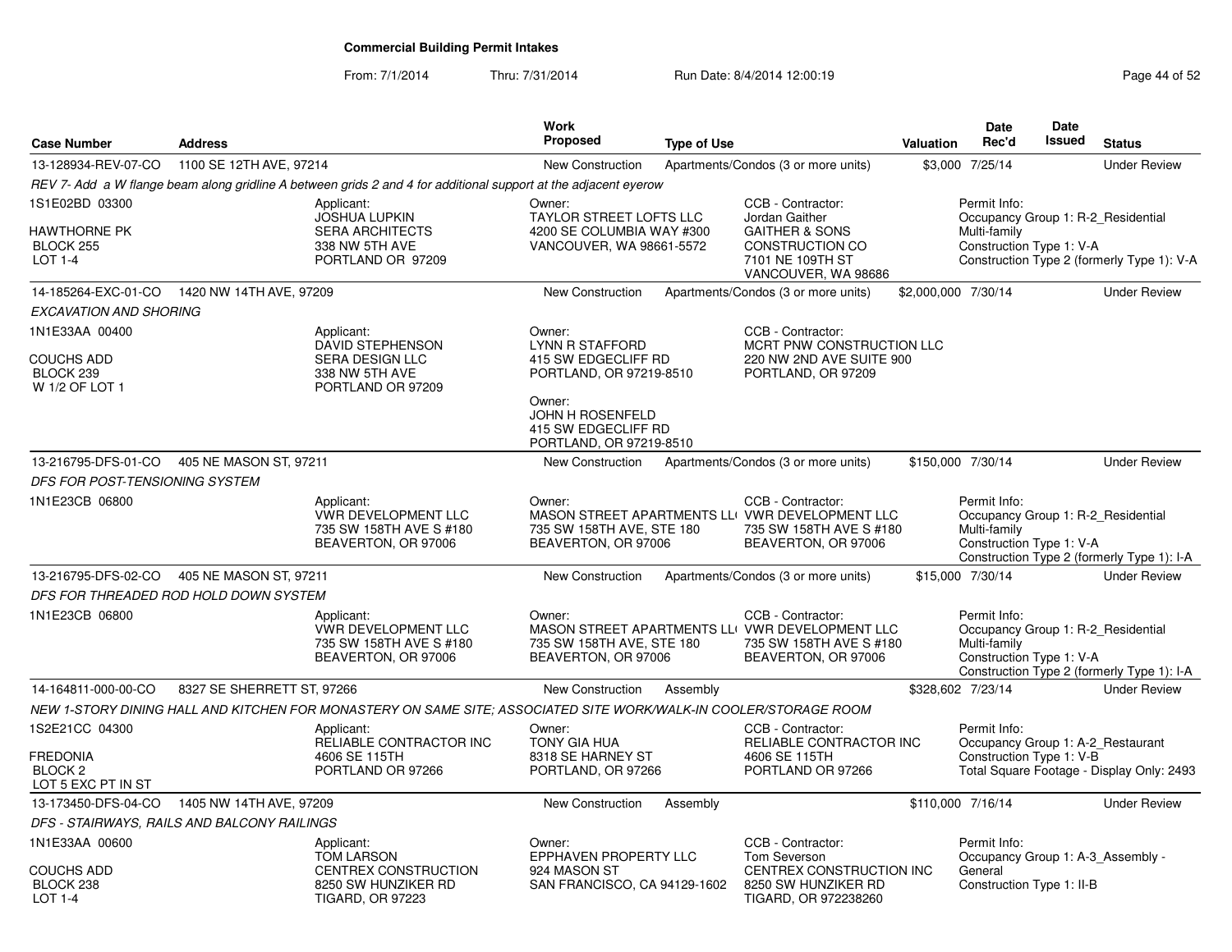# Commercial Building Permit Intakes

From: 7/1/2014 Thru: 7/31/2014 Run Date: 8/4/2014 12:00:19

| Case Number | Address | Work Proposed | Type of Use | Valuation | Date Rec'd | Date Issued | Status |
|---|---|---|---|---|---|---|---|
| 13-128934-REV-07-CO | 1100 SE 12TH AVE, 97214 | New Construction | Apartments/Condos (3 or more units) | $3,000 | 7/25/14 | | Under Review |

*REV 7- Add a W flange beam along gridline A between grids 2 and 4 for additional support at the adjacent eyerow*

1S1E02BD 03300
HAWTHORNE PK
BLOCK 255
LOT 1-4

Applicant: JOSHUA LUPKIN, SERA ARCHITECTS, 338 NW 5TH AVE, PORTLAND OR 97209

Owner: TAYLOR STREET LOFTS LLC, 4200 SE COLUMBIA WAY #300, VANCOUVER, WA 98661-5572

CCB - Contractor: Jordan Gaither, GAITHER & SONS CONSTRUCTION CO, 7101 NE 109TH ST, VANCOUVER, WA 98686

Permit Info: Occupancy Group 1: R-2_Residential Multi-family; Construction Type 1: V-A; Construction Type 2 (formerly Type 1): V-A

| Case Number | Address | Work Proposed | Type of Use | Valuation | Date Rec'd | Date Issued | Status |
|---|---|---|---|---|---|---|---|
| 14-185264-EXC-01-CO | 1420 NW 14TH AVE, 97209 | New Construction | Apartments/Condos (3 or more units) | $2,000,000 | 7/30/14 | | Under Review |

*EXCAVATION AND SHORING*

1N1E33AA 00400
COUCHS ADD
BLOCK 239
W 1/2 OF LOT 1

Applicant: DAVID STEPHENSON, SERA DESIGN LLC, 338 NW 5TH AVE, PORTLAND OR 97209

Owner: LYNN R STAFFORD, 415 SW EDGECLIFF RD, PORTLAND, OR 97219-8510

Owner: JOHN H ROSENFELD, 415 SW EDGECLIFF RD, PORTLAND, OR 97219-8510

CCB - Contractor: MCRT PNW CONSTRUCTION LLC, 220 NW 2ND AVE SUITE 900, PORTLAND, OR 97209

| Case Number | Address | Work Proposed | Type of Use | Valuation | Date Rec'd | Date Issued | Status |
|---|---|---|---|---|---|---|---|
| 13-216795-DFS-01-CO | 405 NE MASON ST, 97211 | New Construction | Apartments/Condos (3 or more units) | $150,000 | 7/30/14 | | Under Review |

*DFS FOR POST-TENSIONING SYSTEM*

1N1E23CB 06800

Applicant: VWR DEVELOPMENT LLC, 735 SW 158TH AVE S #180, BEAVERTON, OR 97006

Owner: MASON STREET APARTMENTS LL(, 735 SW 158TH AVE, STE 180, BEAVERTON, OR 97006

CCB - Contractor: VWR DEVELOPMENT LLC, 735 SW 158TH AVE S #180, BEAVERTON, OR 97006

Permit Info: Occupancy Group 1: R-2_Residential Multi-family; Construction Type 1: V-A; Construction Type 2 (formerly Type 1): I-A

| Case Number | Address | Work Proposed | Type of Use | Valuation | Date Rec'd | Date Issued | Status |
|---|---|---|---|---|---|---|---|
| 13-216795-DFS-02-CO | 405 NE MASON ST, 97211 | New Construction | Apartments/Condos (3 or more units) | $15,000 | 7/30/14 | | Under Review |

*DFS FOR THREADED ROD HOLD DOWN SYSTEM*

1N1E23CB 06800

Applicant: VWR DEVELOPMENT LLC, 735 SW 158TH AVE S #180, BEAVERTON, OR 97006

Owner: MASON STREET APARTMENTS LL(, 735 SW 158TH AVE, STE 180, BEAVERTON, OR 97006

CCB - Contractor: VWR DEVELOPMENT LLC, 735 SW 158TH AVE S #180, BEAVERTON, OR 97006

Permit Info: Occupancy Group 1: R-2_Residential Multi-family; Construction Type 1: V-A; Construction Type 2 (formerly Type 1): I-A

| Case Number | Address | Work Proposed | Type of Use | Valuation | Date Rec'd | Date Issued | Status |
|---|---|---|---|---|---|---|---|
| 14-164811-000-00-CO | 8327 SE SHERRETT ST, 97266 | New Construction | Assembly | $328,602 | 7/23/14 | | Under Review |

*NEW 1-STORY DINING HALL AND KITCHEN FOR MONASTERY ON SAME SITE; ASSOCIATED SITE WORK/WALK-IN COOLER/STORAGE ROOM*

1S2E21CC 04300
FREDONIA
BLOCK 2
LOT 5 EXC PT IN ST

Applicant: RELIABLE CONTRACTOR INC, 4606 SE 115TH, PORTLAND OR 97266

Owner: TONY GIA HUA, 8318 SE HARNEY ST, PORTLAND, OR 97266

CCB - Contractor: RELIABLE CONTRACTOR INC, 4606 SE 115TH, PORTLAND OR 97266

Permit Info: Occupancy Group 1: A-2_Restaurant; Construction Type 1: V-B; Total Square Footage - Display Only: 2493

| Case Number | Address | Work Proposed | Type of Use | Valuation | Date Rec'd | Date Issued | Status |
|---|---|---|---|---|---|---|---|
| 13-173450-DFS-04-CO | 1405 NW 14TH AVE, 97209 | New Construction | Assembly | $110,000 | 7/16/14 | | Under Review |

*DFS - STAIRWAYS, RAILS AND BALCONY RAILINGS*

1N1E33AA 00600
COUCHS ADD
BLOCK 238
LOT 1-4

Applicant: TOM LARSON, CENTREX CONSTRUCTION, 8250 SW HUNZIKER RD, TIGARD, OR 97223

Owner: EPPHAVEN PROPERTY LLC, 924 MASON ST, SAN FRANCISCO, CA 94129-1602

CCB - Contractor: Tom Severson, CENTREX CONSTRUCTION INC, 8250 SW HUNZIKER RD, TIGARD, OR 972238260

Permit Info: Occupancy Group 1: A-3_Assembly - General; Construction Type 1: II-B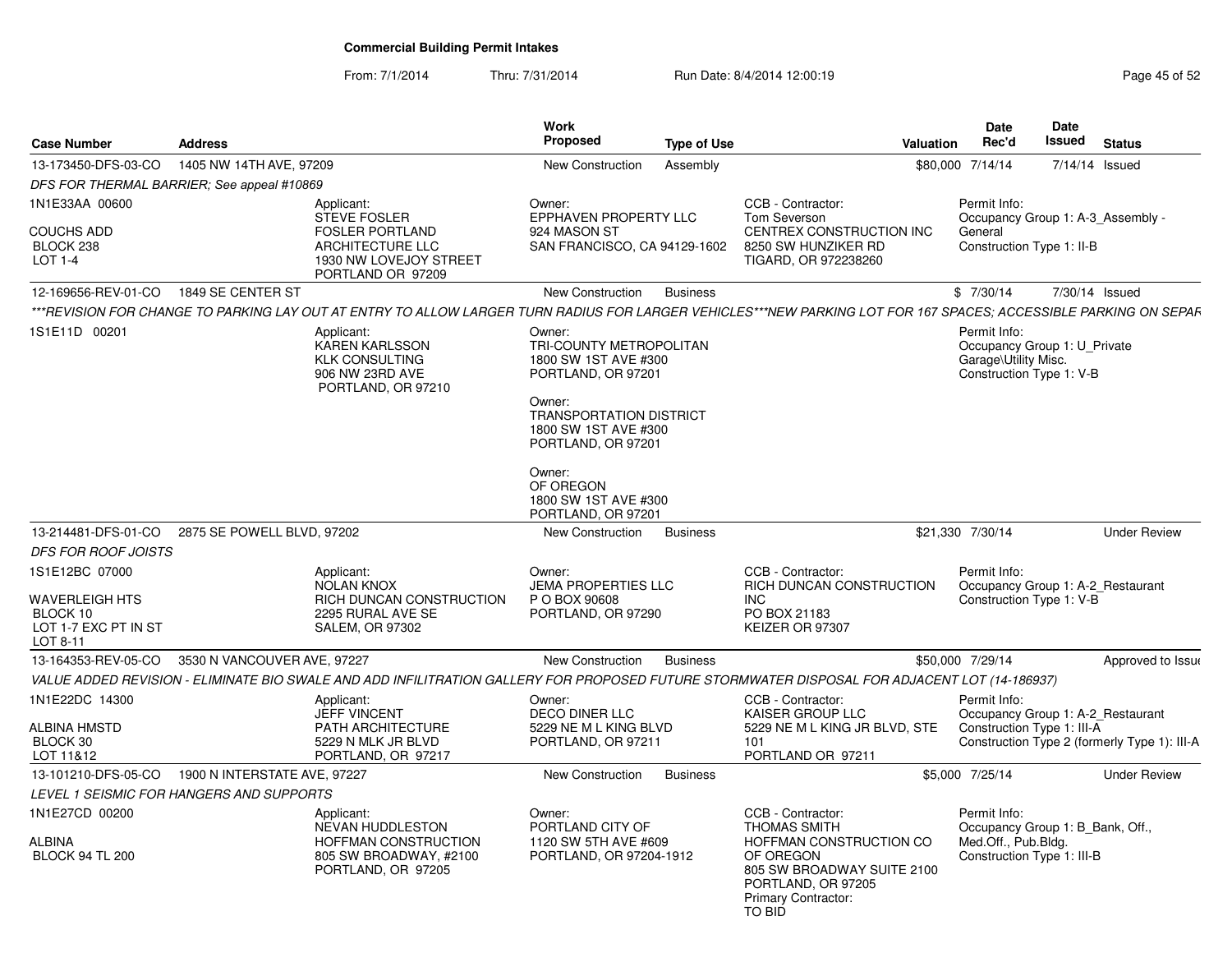# Commercial Building Permit Intakes

From: 7/1/2014 Thru: 7/31/2014 Run Date: 8/4/2014 12:00:19

| Case Number | Address | Work Proposed | Type of Use | Valuation | Date Rec'd | Date Issued | Status |
|---|---|---|---|---|---|---|---|
| 13-173450-DFS-03-CO | 1405 NW 14TH AVE, 97209 | New Construction | Assembly | $80,000 | 7/14/14 | 7/14/14 | Issued |

*DFS FOR THERMAL BARRIER; See appeal #10869*

1N1E33AA 00600
COUCHS ADD
BLOCK 238
LOT 1-4

Applicant:
STEVE FOSLER
FOSLER PORTLAND ARCHITECTURE LLC
1930 NW LOVEJOY STREET
PORTLAND OR 97209

Owner:
EPPHAVEN PROPERTY LLC
924 MASON ST
SAN FRANCISCO, CA 94129-1602

CCB - Contractor:
Tom Severson
CENTREX CONSTRUCTION INC
8250 SW HUNZIKER RD
TIGARD, OR 972238260

Permit Info:
Occupancy Group 1: A-3_Assembly - General
Construction Type 1: II-B

---

| Case Number | Address | Work Proposed | Type of Use | Valuation | Date Rec'd | Date Issued | Status |
|---|---|---|---|---|---|---|---|
| 12-169656-REV-01-CO | 1849 SE CENTER ST | New Construction | Business | $ | 7/30/14 | 7/30/14 | Issued |

*\*\*\*REVISION FOR CHANGE TO PARKING LAY OUT AT ENTRY TO ALLOW LARGER TURN RADIUS FOR LARGER VEHICLES\*\*\*NEW PARKING LOT FOR 167 SPACES; ACCESSIBLE PARKING ON SEPAR*

1S1E11D 00201

Applicant:
KAREN KARLSSON
KLK CONSULTING
906 NW 23RD AVE
PORTLAND, OR 97210

Owner:
TRI-COUNTY METROPOLITAN
1800 SW 1ST AVE #300
PORTLAND, OR 97201

Owner:
TRANSPORTATION DISTRICT
1800 SW 1ST AVE #300
PORTLAND, OR 97201

Owner:
OF OREGON
1800 SW 1ST AVE #300
PORTLAND, OR 97201

Permit Info:
Occupancy Group 1: U_Private Garage\Utility Misc.
Construction Type 1: V-B

---

| Case Number | Address | Work Proposed | Type of Use | Valuation | Date Rec'd | Date Issued | Status |
|---|---|---|---|---|---|---|---|
| 13-214481-DFS-01-CO | 2875 SE POWELL BLVD, 97202 | New Construction | Business | $21,330 | 7/30/14 | | Under Review |

*DFS FOR ROOF JOISTS*

1S1E12BC 07000
WAVERLEIGH HTS
BLOCK 10
LOT 1-7 EXC PT IN ST
LOT 8-11

Applicant:
NOLAN KNOX
RICH DUNCAN CONSTRUCTION
2295 RURAL AVE SE
SALEM, OR 97302

Owner:
JEMA PROPERTIES LLC
P O BOX 90608
PORTLAND, OR 97290

CCB - Contractor:
RICH DUNCAN CONSTRUCTION INC
PO BOX 21183
KEIZER OR 97307

Permit Info:
Occupancy Group 1: A-2_Restaurant
Construction Type 1: V-B

---

| Case Number | Address | Work Proposed | Type of Use | Valuation | Date Rec'd | Date Issued | Status |
|---|---|---|---|---|---|---|---|
| 13-164353-REV-05-CO | 3530 N VANCOUVER AVE, 97227 | New Construction | Business | $50,000 | 7/29/14 | | Approved to Issue |

*VALUE ADDED REVISION - ELIMINATE BIO SWALE AND ADD INFILTRATION GALLERY FOR PROPOSED FUTURE STORMWATER DISPOSAL FOR ADJACENT LOT (14-186937)*

1N1E22DC 14300
ALBINA HMSTD
BLOCK 30
LOT 11&12

Applicant:
JEFF VINCENT
PATH ARCHITECTURE
5229 N MLK JR BLVD
PORTLAND, OR 97217

Owner:
DECO DINER LLC
5229 NE M L KING BLVD
PORTLAND, OR 97211

CCB - Contractor:
KAISER GROUP LLC
5229 NE M L KING JR BLVD, STE 101
PORTLAND OR 97211

Permit Info:
Occupancy Group 1: A-2_Restaurant
Construction Type 1: III-A
Construction Type 2 (formerly Type 1): III-A

---

| Case Number | Address | Work Proposed | Type of Use | Valuation | Date Rec'd | Date Issued | Status |
|---|---|---|---|---|---|---|---|
| 13-101210-DFS-05-CO | 1900 N INTERSTATE AVE, 97227 | New Construction | Business | $5,000 | 7/25/14 | | Under Review |

*LEVEL 1 SEISMIC FOR HANGERS AND SUPPORTS*

1N1E27CD 00200
ALBINA
BLOCK 94 TL 200

Applicant:
NEVAN HUDDLESTON
HOFFMAN CONSTRUCTION
805 SW BROADWAY, #2100
PORTLAND, OR 97205

Owner:
PORTLAND CITY OF
1120 SW 5TH AVE #609
PORTLAND, OR 97204-1912

CCB - Contractor:
THOMAS SMITH
HOFFMAN CONSTRUCTION CO OF OREGON
805 SW BROADWAY SUITE 2100
PORTLAND, OR 97205
Primary Contractor:
TO BID

Permit Info:
Occupancy Group 1: B_Bank, Off., Med.Off., Pub.Bldg.
Construction Type 1: III-B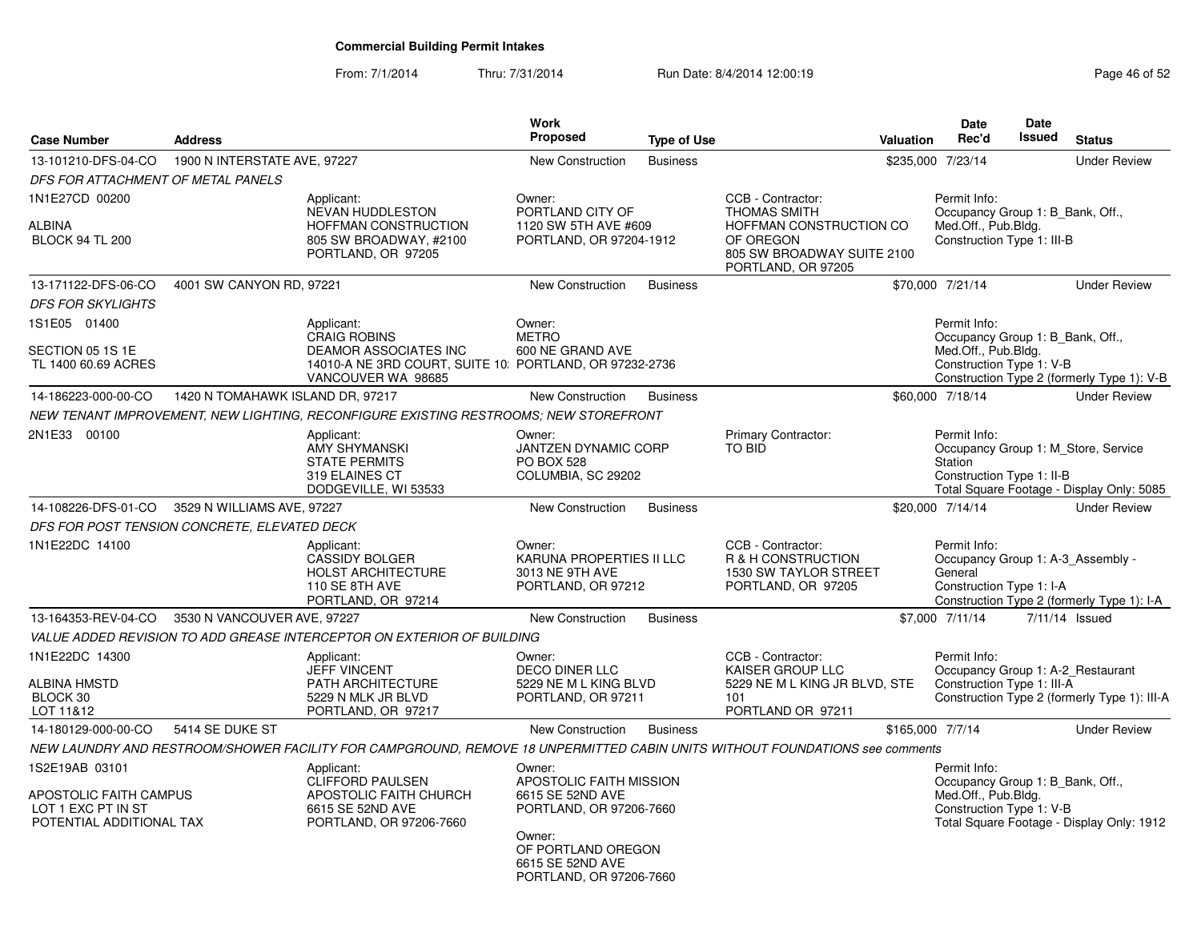# Commercial Building Permit Intakes

From: 7/1/2014 Thru: 7/31/2014 Run Date: 8/4/2014 12:00:19

| Case Number | Address | Work Proposed | Type of Use | Valuation | Date Rec'd | Date Issued | Status |
|---|---|---|---|---|---|---|---|
| 13-101210-DFS-04-CO | 1900 N INTERSTATE AVE, 97227 | New Construction | Business | $235,000 | 7/23/14 | | Under Review |
| 13-171122-DFS-06-CO | 4001 SW CANYON RD, 97221 | New Construction | Business | $70,000 | 7/21/14 | | Under Review |
| 14-186223-000-00-CO | 1420 N TOMAHAWK ISLAND DR, 97217 | New Construction | Business | $60,000 | 7/18/14 | | Under Review |
| 14-108226-DFS-01-CO | 3529 N WILLIAMS AVE, 97227 | New Construction | Business | $20,000 | 7/14/14 | | Under Review |
| 13-164353-REV-04-CO | 3530 N VANCOUVER AVE, 97227 | New Construction | Business | $7,000 | 7/11/14 | 7/11/14 | Issued |
| 14-180129-000-00-CO | 5414 SE DUKE ST | New Construction | Business | $165,000 | 7/7/14 | | Under Review |

**13-101210-DFS-04-CO** — 1900 N INTERSTATE AVE, 97227

*DFS FOR ATTACHMENT OF METAL PANELS*

1N1E27CD 00200
ALBINA
BLOCK 94 TL 200

Applicant:
NEVAN HUDDLESTON
HOFFMAN CONSTRUCTION
805 SW BROADWAY, #2100
PORTLAND, OR 97205

Owner:
PORTLAND CITY OF
1120 SW 5TH AVE #609
PORTLAND, OR 97204-1912

CCB - Contractor:
THOMAS SMITH
HOFFMAN CONSTRUCTION CO OF OREGON
805 SW BROADWAY SUITE 2100
PORTLAND, OR 97205

Permit Info:
Occupancy Group 1: B_Bank, Off., Med.Off., Pub.Bldg.
Construction Type 1: III-B

**13-171122-DFS-06-CO** — 4001 SW CANYON RD, 97221

*DFS FOR SKYLIGHTS*

1S1E05 01400
SECTION 05 1S 1E
TL 1400 60.69 ACRES

Applicant:
CRAIG ROBINS
DEAMOR ASSOCIATES INC
14010-A NE 3RD COURT, SUITE 10:
VANCOUVER WA 98685

Owner:
METRO
600 NE GRAND AVE
PORTLAND, OR 97232-2736

Permit Info:
Occupancy Group 1: B_Bank, Off., Med.Off., Pub.Bldg.
Construction Type 1: V-B
Construction Type 2 (formerly Type 1): V-B

**14-186223-000-00-CO** — 1420 N TOMAHAWK ISLAND DR, 97217

*NEW TENANT IMPROVEMENT, NEW LIGHTING, RECONFIGURE EXISTING RESTROOMS; NEW STOREFRONT*

2N1E33 00100

Applicant:
AMY SHYMANSKI
STATE PERMITS
319 ELAINES CT
DODGEVILLE, WI 53533

Owner:
JANTZEN DYNAMIC CORP
PO BOX 528
COLUMBIA, SC 29202

Primary Contractor:
TO BID

Permit Info:
Occupancy Group 1: M_Store, Service Station
Construction Type 1: II-B
Total Square Footage - Display Only: 5085

**14-108226-DFS-01-CO** — 3529 N WILLIAMS AVE, 97227

*DFS FOR POST TENSION CONCRETE, ELEVATED DECK*

1N1E22DC 14100

Applicant:
CASSIDY BOLGER
HOLST ARCHITECTURE
110 SE 8TH AVE
PORTLAND, OR 97214

Owner:
KARUNA PROPERTIES II LLC
3013 NE 9TH AVE
PORTLAND, OR 97212

CCB - Contractor:
R & H CONSTRUCTION
1530 SW TAYLOR STREET
PORTLAND, OR 97205

Permit Info:
Occupancy Group 1: A-3_Assembly - General
Construction Type 1: I-A
Construction Type 2 (formerly Type 1): I-A

**13-164353-REV-04-CO** — 3530 N VANCOUVER AVE, 97227

*VALUE ADDED REVISION TO ADD GREASE INTERCEPTOR ON EXTERIOR OF BUILDING*

1N1E22DC 14300
ALBINA HMSTD
BLOCK 30
LOT 11&12

Applicant:
JEFF VINCENT
PATH ARCHITECTURE
5229 N MLK JR BLVD
PORTLAND, OR 97217

Owner:
DECO DINER LLC
5229 NE M L KING BLVD
PORTLAND, OR 97211

CCB - Contractor:
KAISER GROUP LLC
5229 NE M L KING JR BLVD, STE 101
PORTLAND OR 97211

Permit Info:
Occupancy Group 1: A-2_Restaurant
Construction Type 1: III-A
Construction Type 2 (formerly Type 1): III-A

**14-180129-000-00-CO** — 5414 SE DUKE ST

*NEW LAUNDRY AND RESTROOM/SHOWER FACILITY FOR CAMPGROUND, REMOVE 18 UNPERMITTED CABIN UNITS WITHOUT FOUNDATIONS see comments*

1S2E19AB 03101
APOSTOLIC FAITH CAMPUS
LOT 1 EXC PT IN ST
POTENTIAL ADDITIONAL TAX

Applicant:
CLIFFORD PAULSEN
APOSTOLIC FAITH CHURCH
6615 SE 52ND AVE
PORTLAND, OR 97206-7660

Owner:
APOSTOLIC FAITH MISSION
6615 SE 52ND AVE
PORTLAND, OR 97206-7660

Owner:
OF PORTLAND OREGON
6615 SE 52ND AVE
PORTLAND, OR 97206-7660

Permit Info:
Occupancy Group 1: B_Bank, Off., Med.Off., Pub.Bldg.
Construction Type 1: V-B
Total Square Footage - Display Only: 1912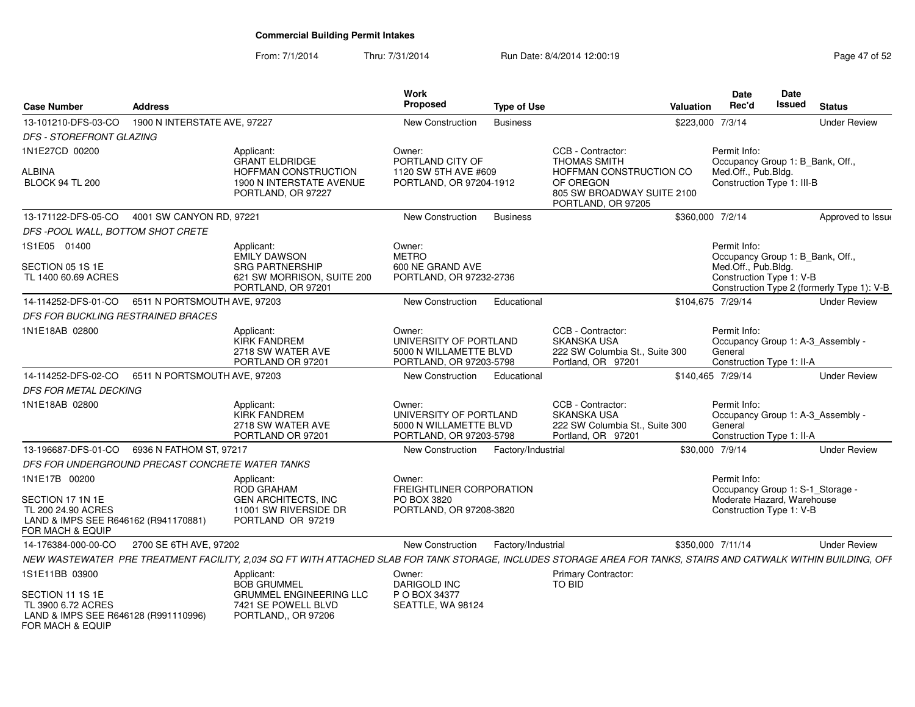# Commercial Building Permit Intakes

From: 7/1/2014 Thru: 7/31/2014 Run Date: 8/4/2014 12:00:19

| Case Number | Address | Work Proposed | Type of Use | Valuation | Date Rec'd | Date Issued | Status |
|---|---|---|---|---|---|---|---|
| 13-101210-DFS-03-CO | 1900 N INTERSTATE AVE, 97227 | New Construction | Business | $223,000 | 7/3/14 | | Under Review |
| *DFS - STOREFRONT GLAZING* | | | | | | | |
| 1N1E27CD 00200<br>ALBINA<br>BLOCK 94 TL 200 | Applicant:<br>GRANT ELDRIDGE<br>HOFFMAN CONSTRUCTION<br>1900 N INTERSTATE AVENUE<br>PORTLAND, OR 97227 | Owner:<br>PORTLAND CITY OF<br>1120 SW 5TH AVE #609<br>PORTLAND, OR 97204-1912 | CCB - Contractor:<br>THOMAS SMITH<br>HOFFMAN CONSTRUCTION CO OF OREGON<br>805 SW BROADWAY SUITE 2100<br>PORTLAND, OR 97205 | | Permit Info:<br>Occupancy Group 1: B_Bank, Off., Med.Off., Pub.Bldg.<br>Construction Type 1: III-B | | |
| 13-171122-DFS-05-CO | 4001 SW CANYON RD, 97221 | New Construction | Business | $360,000 | 7/2/14 | | Approved to Issue |
| *DFS -POOL WALL, BOTTOM SHOT CRETE* | | | | | | | |
| 1S1E05 01400<br>SECTION 05 1S 1E<br>TL 1400 60.69 ACRES | Applicant:<br>EMILY DAWSON<br>SRG PARTNERSHIP<br>621 SW MORRISON, SUITE 200<br>PORTLAND, OR 97201 | Owner:<br>METRO<br>600 NE GRAND AVE<br>PORTLAND, OR 97232-2736 | | | Permit Info:<br>Occupancy Group 1: B_Bank, Off., Med.Off., Pub.Bldg.<br>Construction Type 1: V-B<br>Construction Type 2 (formerly Type 1): V-B | | |
| 14-114252-DFS-01-CO | 6511 N PORTSMOUTH AVE, 97203 | New Construction | Educational | $104,675 | 7/29/14 | | Under Review |
| *DFS FOR BUCKLING RESTRAINED BRACES* | | | | | | | |
| 1N1E18AB 02800 | Applicant:<br>KIRK FANDREM<br>2718 SW WATER AVE<br>PORTLAND OR 97201 | Owner:<br>UNIVERSITY OF PORTLAND<br>5000 N WILLAMETTE BLVD<br>PORTLAND, OR 97203-5798 | CCB - Contractor:<br>SKANSKA USA<br>222 SW Columbia St., Suite 300<br>Portland, OR 97201 | | Permit Info:<br>Occupancy Group 1: A-3_Assembly - General<br>Construction Type 1: II-A | | |
| 14-114252-DFS-02-CO | 6511 N PORTSMOUTH AVE, 97203 | New Construction | Educational | $140,465 | 7/29/14 | | Under Review |
| *DFS FOR METAL DECKING* | | | | | | | |
| 1N1E18AB 02800 | Applicant:<br>KIRK FANDREM<br>2718 SW WATER AVE<br>PORTLAND OR 97201 | Owner:<br>UNIVERSITY OF PORTLAND<br>5000 N WILLAMETTE BLVD<br>PORTLAND, OR 97203-5798 | CCB - Contractor:<br>SKANSKA USA<br>222 SW Columbia St., Suite 300<br>Portland, OR 97201 | | Permit Info:<br>Occupancy Group 1: A-3_Assembly - General<br>Construction Type 1: II-A | | |
| 13-196687-DFS-01-CO | 6936 N FATHOM ST, 97217 | New Construction | Factory/Industrial | $30,000 | 7/9/14 | | Under Review |
| *DFS FOR UNDERGROUND PRECAST CONCRETE WATER TANKS* | | | | | | | |
| 1N1E17B 00200<br>SECTION 17 1N 1E<br>TL 200 24.90 ACRES<br>LAND & IMPS SEE R646162 (R941170881) FOR MACH & EQUIP | Applicant:<br>ROD GRAHAM<br>GEN ARCHITECTS, INC<br>11001 SW RIVERSIDE DR<br>PORTLAND OR 97219 | Owner:<br>FREIGHTLINER CORPORATION<br>PO BOX 3820<br>PORTLAND, OR 97208-3820 | | | Permit Info:<br>Occupancy Group 1: S-1_Storage - Moderate Hazard, Warehouse<br>Construction Type 1: V-B | | |
| 14-176384-000-00-CO | 2700 SE 6TH AVE, 97202 | New Construction | Factory/Industrial | $350,000 | 7/11/14 | | Under Review |
| *NEW WASTEWATER PRE TREATMENT FACILITY, 2,034 SQ FT WITH ATTACHED SLAB FOR TANK STORAGE, INCLUDES STORAGE AREA FOR TANKS, STAIRS AND CATWALK WITHIN BUILDING, OFF* | | | | | | | |
| 1S1E11BB 03900<br>SECTION 11 1S 1E<br>TL 3900 6.72 ACRES<br>LAND & IMPS SEE R646128 (R991110996) FOR MACH & EQUIP | Applicant:<br>BOB GRUMMEL<br>GRUMMEL ENGINEERING LLC<br>7421 SE POWELL BLVD<br>PORTLAND,, OR 97206 | Owner:<br>DARIGOLD INC<br>P O BOX 34377<br>SEATTLE, WA 98124 | Primary Contractor:<br>TO BID | | | | |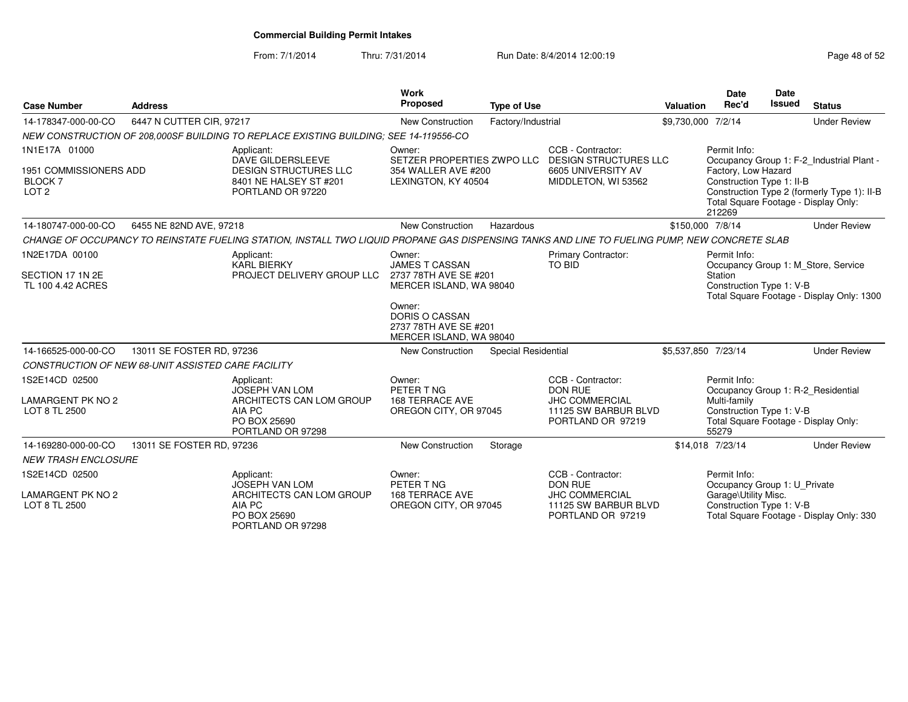# Commercial Building Permit Intakes

From: 7/1/2014 Thru: 7/31/2014 Run Date: 8/4/2014 12:00:19

| Case Number | Address | Work Proposed | Type of Use | Valuation | Date Rec'd | Date Issued | Status |
|---|---|---|---|---|---|---|---|
| 14-178347-000-00-CO | 6447 N CUTTER CIR, 97217 | New Construction | Factory/Industrial | $9,730,000 | 7/2/14 | | Under Review |

*NEW CONSTRUCTION OF 208,000SF BUILDING TO REPLACE EXISTING BUILDING; SEE 14-119556-CO*

1N1E17A 01000

1951 COMMISSIONERS ADD
BLOCK 7
LOT 2

Applicant:
DAVE GILDERSLEEVE
DESIGN STRUCTURES LLC
8401 NE HALSEY ST #201
PORTLAND OR 97220

Owner:
SETZER PROPERTIES ZWPO LLC
354 WALLER AVE #200
LEXINGTON, KY 40504

CCB - Contractor:
DESIGN STRUCTURES LLC
6605 UNIVERSITY AV
MIDDLETON, WI 53562

Permit Info:
Occupancy Group 1: F-2_Industrial Plant - Factory, Low Hazard
Construction Type 1: II-B
Construction Type 2 (formerly Type 1): II-B
Total Square Footage - Display Only: 212269

| Case Number | Address | Work Proposed | Type of Use | Valuation | Date Rec'd | Date Issued | Status |
|---|---|---|---|---|---|---|---|
| 14-180747-000-00-CO | 6455 NE 82ND AVE, 97218 | New Construction | Hazardous | $150,000 | 7/8/14 | | Under Review |

*CHANGE OF OCCUPANCY TO REINSTATE FUELING STATION, INSTALL TWO LIQUID PROPANE GAS DISPENSING TANKS AND LINE TO FUELING PUMP, NEW CONCRETE SLAB*

1N2E17DA 00100

SECTION 17 1N 2E
TL 100 4.42 ACRES

Applicant:
KARL BIERKY
PROJECT DELIVERY GROUP LLC

Owner:
JAMES T CASSAN
2737 78TH AVE SE #201
MERCER ISLAND, WA 98040

Owner:
DORIS O CASSAN
2737 78TH AVE SE #201
MERCER ISLAND, WA 98040

Primary Contractor:
TO BID

Permit Info:
Occupancy Group 1: M_Store, Service Station
Construction Type 1: V-B
Total Square Footage - Display Only: 1300

| Case Number | Address | Work Proposed | Type of Use | Valuation | Date Rec'd | Date Issued | Status |
|---|---|---|---|---|---|---|---|
| 14-166525-000-00-CO | 13011 SE FOSTER RD, 97236 | New Construction | Special Residential | $5,537,850 | 7/23/14 | | Under Review |

*CONSTRUCTION OF NEW 68-UNIT ASSISTED CARE FACILITY*

1S2E14CD 02500

LAMARGENT PK NO 2
LOT 8 TL 2500

Applicant:
JOSEPH VAN LOM
ARCHITECTS CAN LOM GROUP AIA PC
PO BOX 25690
PORTLAND OR 97298

Owner:
PETER T NG
168 TERRACE AVE
OREGON CITY, OR 97045

CCB - Contractor:
DON RUE
JHC COMMERCIAL
11125 SW BARBUR BLVD
PORTLAND OR 97219

Permit Info:
Occupancy Group 1: R-2_Residential Multi-family
Construction Type 1: V-B
Total Square Footage - Display Only: 55279

| Case Number | Address | Work Proposed | Type of Use | Valuation | Date Rec'd | Date Issued | Status |
|---|---|---|---|---|---|---|---|
| 14-169280-000-00-CO | 13011 SE FOSTER RD, 97236 | New Construction | Storage | $14,018 | 7/23/14 | | Under Review |

*NEW TRASH ENCLOSURE*

1S2E14CD 02500

LAMARGENT PK NO 2
LOT 8 TL 2500

Applicant:
JOSEPH VAN LOM
ARCHITECTS CAN LOM GROUP AIA PC
PO BOX 25690
PORTLAND OR 97298

Owner:
PETER T NG
168 TERRACE AVE
OREGON CITY, OR 97045

CCB - Contractor:
DON RUE
JHC COMMERCIAL
11125 SW BARBUR BLVD
PORTLAND OR 97219

Permit Info:
Occupancy Group 1: U_Private Garage\Utility Misc.
Construction Type 1: V-B
Total Square Footage - Display Only: 330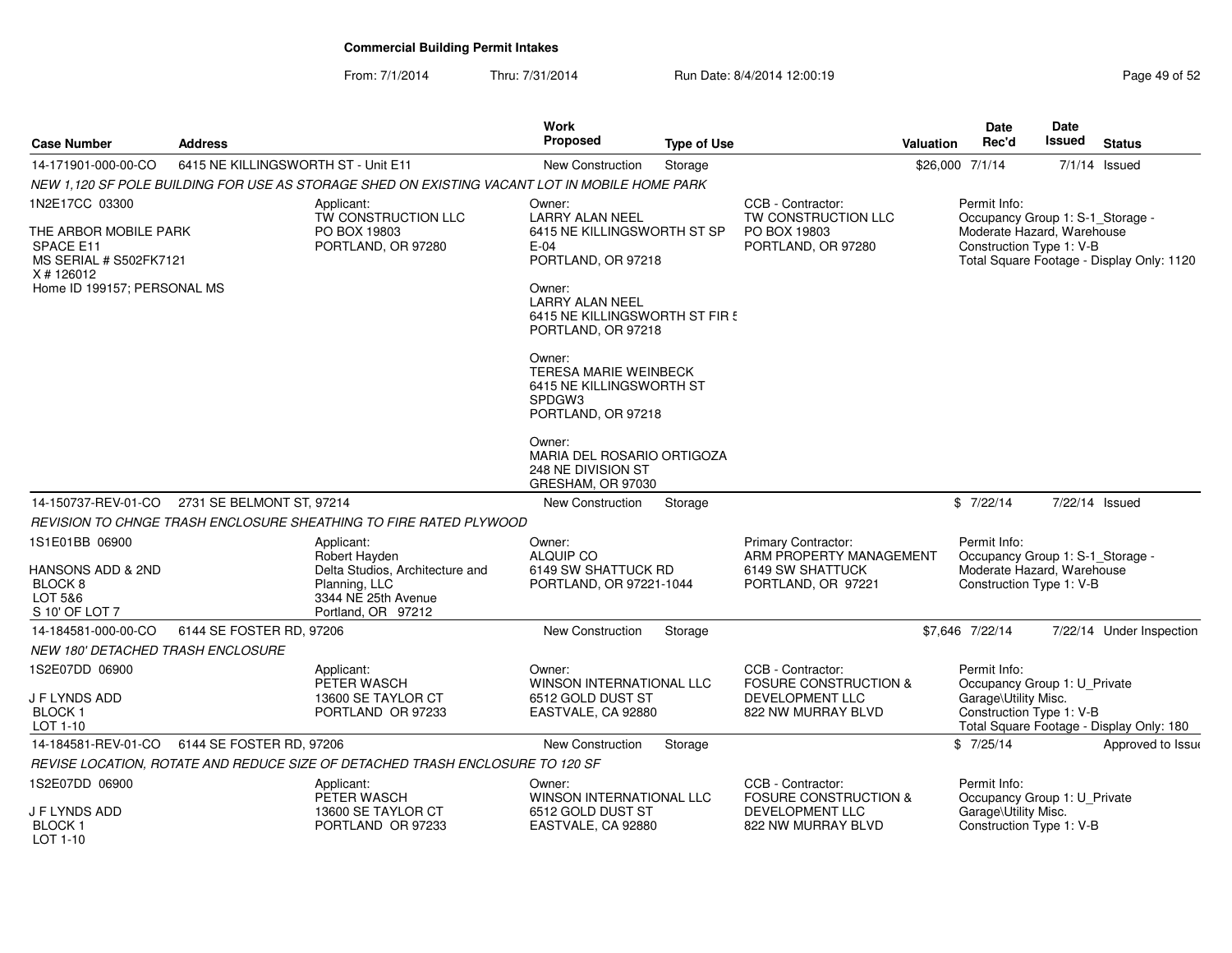# Commercial Building Permit Intakes

From: 7/1/2014 Thru: 7/31/2014 Run Date: 8/4/2014 12:00:19

| Case Number | Address | Work Proposed | Type of Use | Valuation | Date Rec'd | Date Issued | Status |
|---|---|---|---|---|---|---|---|
| 14-171901-000-00-CO | 6415 NE KILLINGSWORTH ST - Unit E11 | New Construction | Storage | $26,000 | 7/1/14 | 7/1/14 | Issued |

*NEW 1,120 SF POLE BUILDING FOR USE AS STORAGE SHED ON EXISTING VACANT LOT IN MOBILE HOME PARK*

1N2E17CC 03300

THE ARBOR MOBILE PARK
SPACE E11
MS SERIAL # S502FK7121
X # 126012
Home ID 199157; PERSONAL MS

Applicant:
TW CONSTRUCTION LLC
PO BOX 19803
PORTLAND, OR 97280

Owner:
LARRY ALAN NEEL
6415 NE KILLINGSWORTH ST SP E-04
PORTLAND, OR 97218

Owner:
LARRY ALAN NEEL
6415 NE KILLINGSWORTH ST FIR 5
PORTLAND, OR 97218

Owner:
TERESA MARIE WEINBECK
6415 NE KILLINGSWORTH ST SPDGW3
PORTLAND, OR 97218

Owner:
MARIA DEL ROSARIO ORTIGOZA
248 NE DIVISION ST
GRESHAM, OR 97030

CCB - Contractor:
TW CONSTRUCTION LLC
PO BOX 19803
PORTLAND, OR 97280

Permit Info:
Occupancy Group 1: S-1_Storage - Moderate Hazard, Warehouse
Construction Type 1: V-B
Total Square Footage - Display Only: 1120

| Case Number | Address | Work Proposed | Type of Use | Valuation | Date Rec'd | Date Issued | Status |
|---|---|---|---|---|---|---|---|
| 14-150737-REV-01-CO | 2731 SE BELMONT ST, 97214 | New Construction | Storage | $ | 7/22/14 | 7/22/14 | Issued |

*REVISION TO CHNGE TRASH ENCLOSURE SHEATHING TO FIRE RATED PLYWOOD*

1S1E01BB 06900

HANSONS ADD & 2ND
BLOCK 8
LOT 5&6
S 10' OF LOT 7

Applicant:
Robert Hayden
Delta Studios, Architecture and Planning, LLC
3344 NE 25th Avenue
Portland, OR 97212

Owner:
ALQUIP CO
6149 SW SHATTUCK RD
PORTLAND, OR 97221-1044

Primary Contractor:
ARM PROPERTY MANAGEMENT
6149 SW SHATTUCK
PORTLAND, OR 97221

Permit Info:
Occupancy Group 1: S-1_Storage - Moderate Hazard, Warehouse
Construction Type 1: V-B

| Case Number | Address | Work Proposed | Type of Use | Valuation | Date Rec'd | Date Issued | Status |
|---|---|---|---|---|---|---|---|
| 14-184581-000-00-CO | 6144 SE FOSTER RD, 97206 | New Construction | Storage | $7,646 | 7/22/14 | 7/22/14 | Under Inspection |

*NEW 180' DETACHED TRASH ENCLOSURE*

1S2E07DD 06900

J F LYNDS ADD
BLOCK 1
LOT 1-10

Applicant:
PETER WASCH
13600 SE TAYLOR CT
PORTLAND OR 97233

Owner:
WINSON INTERNATIONAL LLC
6512 GOLD DUST ST
EASTVALE, CA 92880

CCB - Contractor:
FOSURE CONSTRUCTION & DEVELOPMENT LLC
822 NW MURRAY BLVD

Permit Info:
Occupancy Group 1: U_Private Garage\Utility Misc.
Construction Type 1: V-B
Total Square Footage - Display Only: 180

| Case Number | Address | Work Proposed | Type of Use | Valuation | Date Rec'd | Date Issued | Status |
|---|---|---|---|---|---|---|---|
| 14-184581-REV-01-CO | 6144 SE FOSTER RD, 97206 | New Construction | Storage | $ | 7/25/14 | | Approved to Issue |

*REVISE LOCATION, ROTATE AND REDUCE SIZE OF DETACHED TRASH ENCLOSURE TO 120 SF*

1S2E07DD 06900

J F LYNDS ADD
BLOCK 1
LOT 1-10

Applicant:
PETER WASCH
13600 SE TAYLOR CT
PORTLAND OR 97233

Owner:
WINSON INTERNATIONAL LLC
6512 GOLD DUST ST
EASTVALE, CA 92880

CCB - Contractor:
FOSURE CONSTRUCTION & DEVELOPMENT LLC
822 NW MURRAY BLVD

Permit Info:
Occupancy Group 1: U_Private Garage\Utility Misc.
Construction Type 1: V-B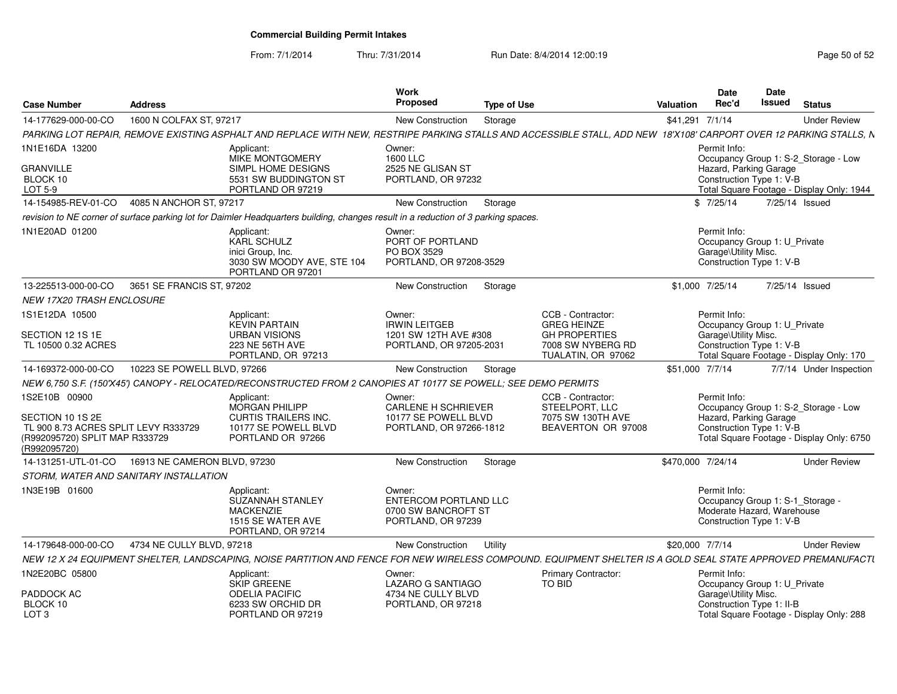# Commercial Building Permit Intakes

From: 7/1/2014 Thru: 7/31/2014 Run Date: 8/4/2014 12:00:19

| Case Number | Address | Work Proposed | Type of Use | Valuation | Date Rec'd | Date Issued | Status |
|---|---|---|---|---|---|---|---|
| 14-177629-000-00-CO | 1600 N COLFAX ST, 97217 | New Construction | Storage | $41,291 | 7/1/14 | | Under Review |
| 14-154985-REV-01-CO | 4085 N ANCHOR ST, 97217 | New Construction | Storage | $ | 7/25/14 | 7/25/14 | Issued |
| 13-225513-000-00-CO | 3651 SE FRANCIS ST, 97202 | New Construction | Storage | $1,000 | 7/25/14 | 7/25/14 | Issued |
| 14-169372-000-00-CO | 10223 SE POWELL BLVD, 97266 | New Construction | Storage | $51,000 | 7/7/14 | 7/7/14 | Under Inspection |
| 14-131251-UTL-01-CO | 16913 NE CAMERON BLVD, 97230 | New Construction | Storage | $470,000 | 7/24/14 | | Under Review |
| 14-179648-000-00-CO | 4734 NE CULLY BLVD, 97218 | New Construction | Utility | $20,000 | 7/7/14 | | Under Review |

**14-177629-000-00-CO** — 1600 N COLFAX ST, 97217

PARKING LOT REPAIR, REMOVE EXISTING ASPHALT AND REPLACE WITH NEW, RESTRIPE PARKING STALLS AND ACCESSIBLE STALL, ADD NEW 18'X108' CARPORT OVER 12 PARKING STALLS, N

1N1E16DA 13200
GRANVILLE
BLOCK 10
LOT 5-9

Applicant: MIKE MONTGOMERY, SIMPL HOME DESIGNS, 5531 SW BUDDINGTON ST, PORTLAND OR 97219

Owner: 1600 LLC, 2525 NE GLISAN ST, PORTLAND, OR 97232

Permit Info: Occupancy Group 1: S-2_Storage - Low Hazard, Parking Garage; Construction Type 1: V-B; Total Square Footage - Display Only: 1944

**14-154985-REV-01-CO** — 4085 N ANCHOR ST, 97217

revision to NE corner of surface parking lot for Daimler Headquarters building, changes result in a reduction of 3 parking spaces.

1N1E20AD 01200

Applicant: KARL SCHULZ, inici Group, Inc., 3030 SW MOODY AVE, STE 104, PORTLAND OR 97201

Owner: PORT OF PORTLAND, PO BOX 3529, PORTLAND, OR 97208-3529

Permit Info: Occupancy Group 1: U_Private Garage\Utility Misc.; Construction Type 1: V-B

**13-225513-000-00-CO** — 3651 SE FRANCIS ST, 97202

NEW 17X20 TRASH ENCLOSURE

1S1E12DA 10500
SECTION 12 1S 1E
TL 10500 0.32 ACRES

Applicant: KEVIN PARTAIN, URBAN VISIONS, 223 NE 56TH AVE, PORTLAND, OR 97213

Owner: IRWIN LEITGEB, 1201 SW 12TH AVE #308, PORTLAND, OR 97205-2031

CCB - Contractor: GREG HEINZE, GH PROPERTIES, 7008 SW NYBERG RD, TUALATIN, OR 97062

Permit Info: Occupancy Group 1: U_Private Garage\Utility Misc.; Construction Type 1: V-B; Total Square Footage - Display Only: 170

**14-169372-000-00-CO** — 10223 SE POWELL BLVD, 97266

NEW 6,750 S.F. (150'X45') CANOPY - RELOCATED/RECONSTRUCTED FROM 2 CANOPIES AT 10177 SE POWELL; SEE DEMO PERMITS

1S2E10B 00900
SECTION 10 1S 2E
TL 900 8.73 ACRES SPLIT LEVY R333729 (R992095720) SPLIT MAP R333729 (R992095720)

Applicant: MORGAN PHILIPP, CURTIS TRAILERS INC., 10177 SE POWELL BLVD, PORTLAND OR 97266

Owner: CARLENE H SCHRIEVER, 10177 SE POWELL BLVD, PORTLAND, OR 97266-1812

CCB - Contractor: STEELPORT, LLC, 7075 SW 130TH AVE, BEAVERTON OR 97008

Permit Info: Occupancy Group 1: S-2_Storage - Low Hazard, Parking Garage; Construction Type 1: V-B; Total Square Footage - Display Only: 6750

**14-131251-UTL-01-CO** — 16913 NE CAMERON BLVD, 97230

STORM, WATER AND SANITARY INSTALLATION

1N3E19B 01600

Applicant: SUZANNAH STANLEY, MACKENZIE, 1515 SE WATER AVE, PORTLAND, OR 97214

Owner: ENTERCOM PORTLAND LLC, 0700 SW BANCROFT ST, PORTLAND, OR 97239

Permit Info: Occupancy Group 1: S-1_Storage - Moderate Hazard, Warehouse; Construction Type 1: V-B

**14-179648-000-00-CO** — 4734 NE CULLY BLVD, 97218

NEW 12 X 24 EQUIPMENT SHELTER, LANDSCAPING, NOISE PARTITION AND FENCE FOR NEW WIRELESS COMPOUND. EQUIPMENT SHELTER IS A GOLD SEAL STATE APPROVED PREMANUFACTU

1N2E20BC 05800
PADDOCK AC
BLOCK 10
LOT 3

Applicant: SKIP GREENE, ODELIA PACIFIC, 6233 SW ORCHID DR, PORTLAND OR 97219

Owner: LAZARO G SANTIAGO, 4734 NE CULLY BLVD, PORTLAND, OR 97218

Primary Contractor: TO BID

Permit Info: Occupancy Group 1: U_Private Garage\Utility Misc.; Construction Type 1: II-B; Total Square Footage - Display Only: 288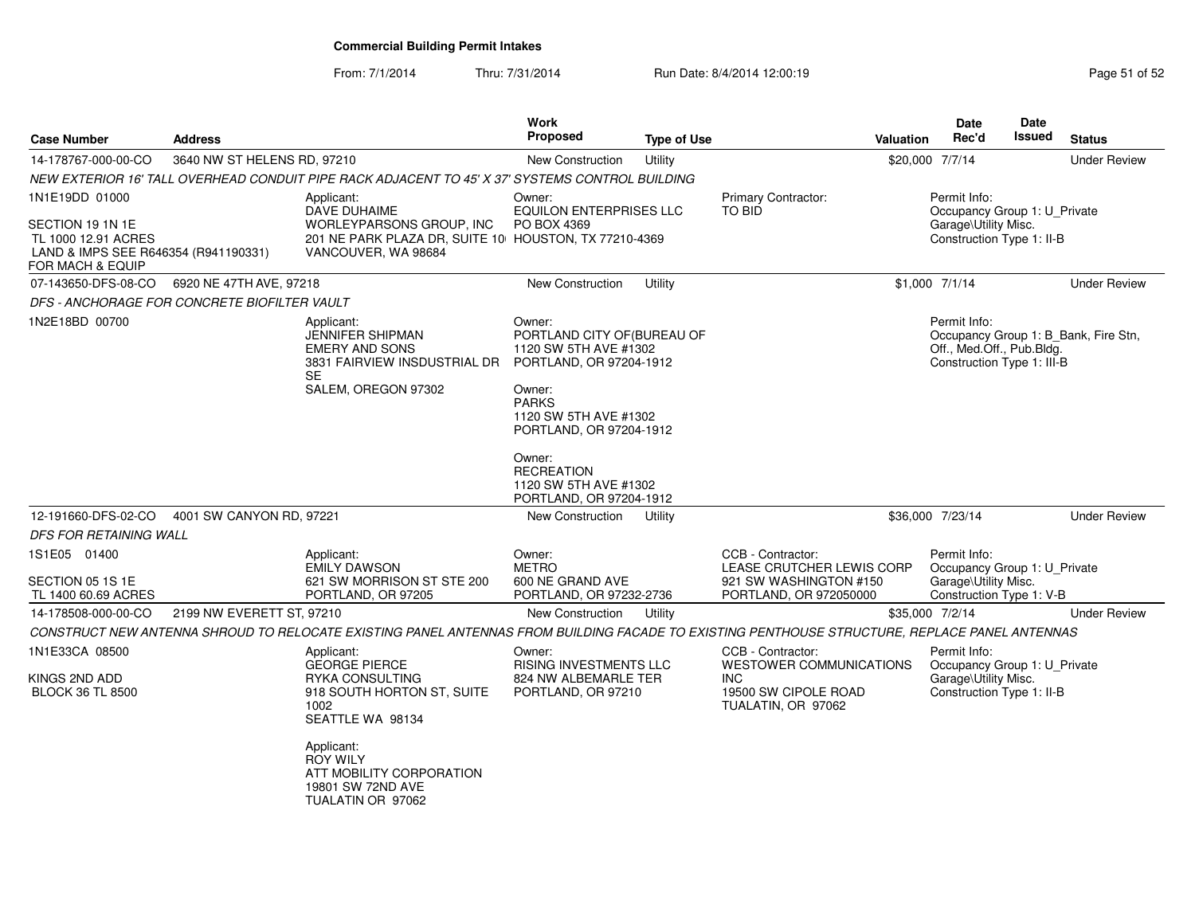**Commercial Building Permit Intakes**

From: 7/1/2014 Thru: 7/31/2014 Run Date: 8/4/2014 12:00:19

| Case Number | Address | | Work Proposed | Type of Use | | Valuation | Date Rec'd | Date Issued | Status |
|---|---|---|---|---|---|---|---|---|---|
| 14-178767-000-00-CO | 3640 NW ST HELENS RD, 97210 | | New Construction | Utility | | $20,000 | 7/7/14 | | Under Review |
| *NEW EXTERIOR 16' TALL OVERHEAD CONDUIT PIPE RACK ADJACENT TO 45' X 37' SYSTEMS CONTROL BUILDING* | | | | | | | | | |
| 1N1E19DD 01000<br><br>SECTION 19 1N 1E<br>TL 1000 12.91 ACRES<br>LAND & IMPS SEE R646354 (R941190331) FOR MACH & EQUIP | | Applicant:<br>DAVE DUHAIME<br>WORLEYPARSONS GROUP, INC<br>201 NE PARK PLAZA DR, SUITE 10<br>VANCOUVER, WA 98684 | Owner:<br>EQUILON ENTERPRISES LLC<br>PO BOX 4369<br>HOUSTON, TX 77210-4369 | | Primary Contractor:<br>TO BID | | Permit Info:<br>Occupancy Group 1: U_Private Garage\Utility Misc.<br>Construction Type 1: II-B | | |
| 07-143650-DFS-08-CO | 6920 NE 47TH AVE, 97218 | | New Construction | Utility | | $1,000 | 7/1/14 | | Under Review |
| *DFS - ANCHORAGE FOR CONCRETE BIOFILTER VAULT* | | | | | | | | | |
| 1N2E18BD 00700 | | Applicant:<br>JENNIFER SHIPMAN<br>EMERY AND SONS<br>3831 FAIRVIEW INSDUSTRIAL DR SE<br>SALEM, OREGON 97302 | Owner:<br>PORTLAND CITY OF(BUREAU OF<br>1120 SW 5TH AVE #1302<br>PORTLAND, OR 97204-1912<br><br>Owner:<br>PARKS<br>1120 SW 5TH AVE #1302<br>PORTLAND, OR 97204-1912<br><br>Owner:<br>RECREATION<br>1120 SW 5TH AVE #1302<br>PORTLAND, OR 97204-1912 | | | | Permit Info:<br>Occupancy Group 1: B_Bank, Fire Stn, Off., Med.Off., Pub.Bldg.<br>Construction Type 1: III-B | | |
| 12-191660-DFS-02-CO | 4001 SW CANYON RD, 97221 | | New Construction | Utility | | $36,000 | 7/23/14 | | Under Review |
| *DFS FOR RETAINING WALL* | | | | | | | | | |
| 1S1E05 01400<br><br>SECTION 05 1S 1E<br>TL 1400 60.69 ACRES | | Applicant:<br>EMILY DAWSON<br>621 SW MORRISON ST STE 200<br>PORTLAND, OR 97205 | Owner:<br>METRO<br>600 NE GRAND AVE<br>PORTLAND, OR 97232-2736 | | CCB - Contractor:<br>LEASE CRUTCHER LEWIS CORP<br>921 SW WASHINGTON #150<br>PORTLAND, OR 972050000 | | Permit Info:<br>Occupancy Group 1: U_Private Garage\Utility Misc.<br>Construction Type 1: V-B | | |
| 14-178508-000-00-CO | 2199 NW EVERETT ST, 97210 | | New Construction | Utility | | $35,000 | 7/2/14 | | Under Review |
| *CONSTRUCT NEW ANTENNA SHROUD TO RELOCATE EXISTING PANEL ANTENNAS FROM BUILDING FACADE TO EXISTING PENTHOUSE STRUCTURE, REPLACE PANEL ANTENNAS* | | | | | | | | | |
| 1N1E33CA 08500<br><br>KINGS 2ND ADD<br>BLOCK 36 TL 8500 | | Applicant:<br>GEORGE PIERCE<br>RYKA CONSULTING<br>918 SOUTH HORTON ST, SUITE 1002<br>SEATTLE WA 98134<br><br>Applicant:<br>ROY WILY<br>ATT MOBILITY CORPORATION<br>19801 SW 72ND AVE<br>TUALATIN OR 97062 | Owner:<br>RISING INVESTMENTS LLC<br>824 NW ALBEMARLE TER<br>PORTLAND, OR 97210 | | CCB - Contractor:<br>WESTOWER COMMUNICATIONS INC<br>19500 SW CIPOLE ROAD<br>TUALATIN, OR 97062 | | Permit Info:<br>Occupancy Group 1: U_Private Garage\Utility Misc.<br>Construction Type 1: II-B | | |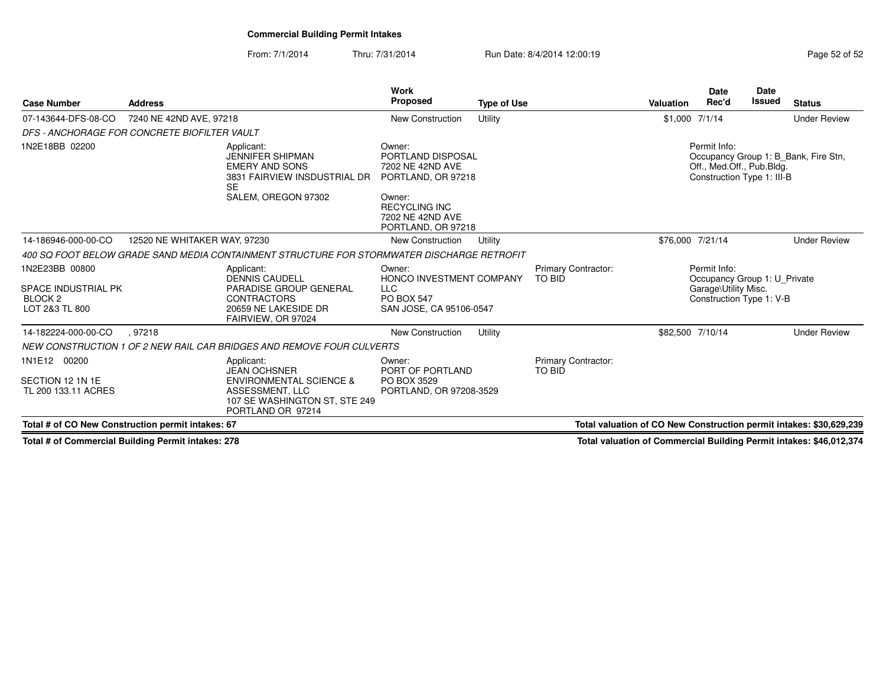**Commercial Building Permit Intakes**

From: 7/1/2014 Thru: 7/31/2014 Run Date: 8/4/2014 12:00:19

| Case Number | Address | | Work Proposed | Type of Use | | Valuation | Date Rec'd | Date Issued | Status |
|---|---|---|---|---|---|---|---|---|---|
| 07-143644-DFS-08-CO | 7240 NE 42ND AVE, 97218 | | New Construction | Utility | | $1,000 | 7/1/14 | | Under Review |
| *DFS - ANCHORAGE FOR CONCRETE BIOFILTER VAULT* | | | | | | | | | |
| 1N2E18BB 02200 | | Applicant: JENNIFER SHIPMAN EMERY AND SONS 3831 FAIRVIEW INSDUSTRIAL DR SE SALEM, OREGON 97302 | Owner: PORTLAND DISPOSAL 7202 NE 42ND AVE PORTLAND, OR 97218 Owner: RECYCLING INC 7202 NE 42ND AVE PORTLAND, OR 97218 | | | | Permit Info: Occupancy Group 1: B_Bank, Fire Stn, Off., Med.Off., Pub.Bldg. Construction Type 1: III-B | | |
| 14-186946-000-00-CO | 12520 NE WHITAKER WAY, 97230 | | New Construction | Utility | | $76,000 | 7/21/14 | | Under Review |
| *400 SQ FOOT BELOW GRADE SAND MEDIA CONTAINMENT STRUCTURE FOR STORMWATER DISCHARGE RETROFIT* | | | | | | | | | |
| 1N2E23BB 00800 SPACE INDUSTRIAL PK BLOCK 2 LOT 2&3 TL 800 | | Applicant: DENNIS CAUDELL PARADISE GROUP GENERAL CONTRACTORS 20659 NE LAKESIDE DR FAIRVIEW, OR 97024 | Owner: HONCO INVESTMENT COMPANY LLC PO BOX 547 SAN JOSE, CA 95106-0547 | | Primary Contractor: TO BID | | Permit Info: Occupancy Group 1: U_Private Garage\Utility Misc. Construction Type 1: V-B | | |
| 14-182224-000-00-CO | , 97218 | | New Construction | Utility | | $82,500 | 7/10/14 | | Under Review |
| *NEW CONSTRUCTION 1 OF 2 NEW RAIL CAR BRIDGES AND REMOVE FOUR CULVERTS* | | | | | | | | | |
| 1N1E12 00200 SECTION 12 1N 1E TL 200 133.11 ACRES | | Applicant: JEAN OCHSNER ENVIRONMENTAL SCIENCE & ASSESSMENT, LLC 107 SE WASHINGTON ST, STE 249 PORTLAND OR 97214 | Owner: PORT OF PORTLAND PO BOX 3529 PORTLAND, OR 97208-3529 | | Primary Contractor: TO BID | | | | |

**Total # of CO New Construction permit intakes: 67** — **Total valuation of CO New Construction permit intakes: $30,629,239**

**Total # of Commercial Building Permit intakes: 278** — **Total valuation of Commercial Building Permit intakes: $46,012,374**